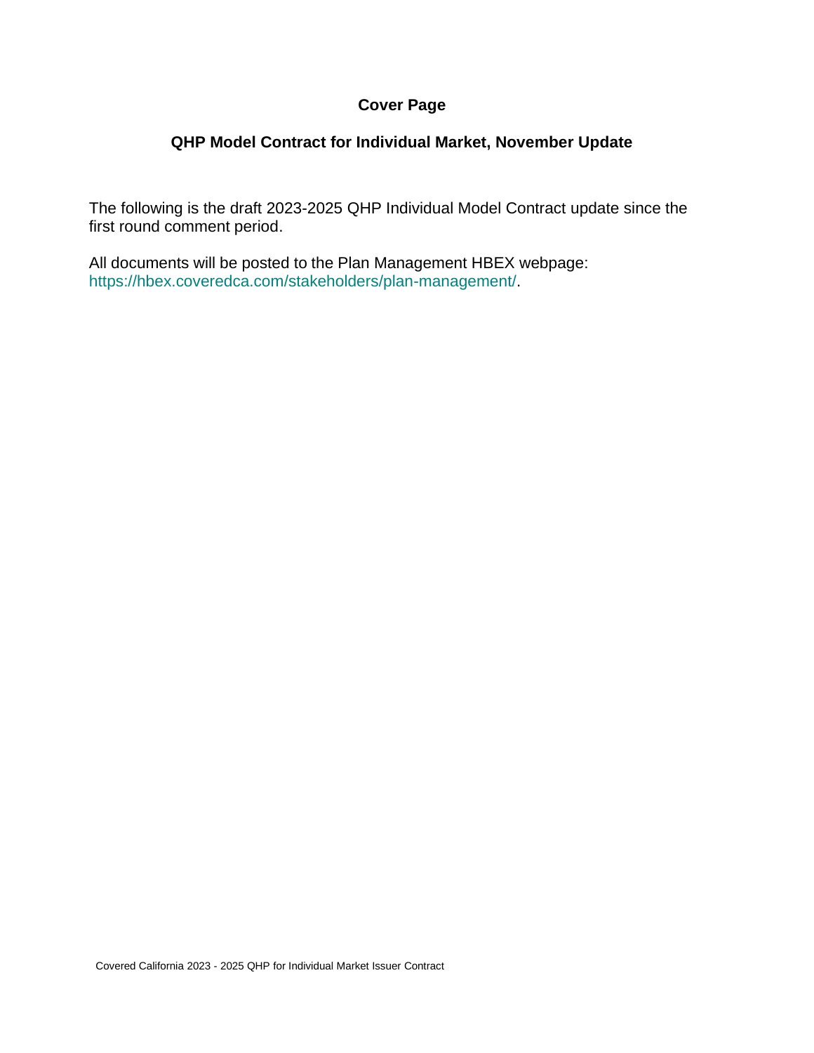# Cover Page

## QHP Model Contract for Individual Market, November Update

The following is the draft 2023-2025 QHP Individual Model Contract update since the first round comment period.

All documents will be posted to the Plan Management HBEX webpage: https://hbex.coveredca.com/stakeholders/plan-management/.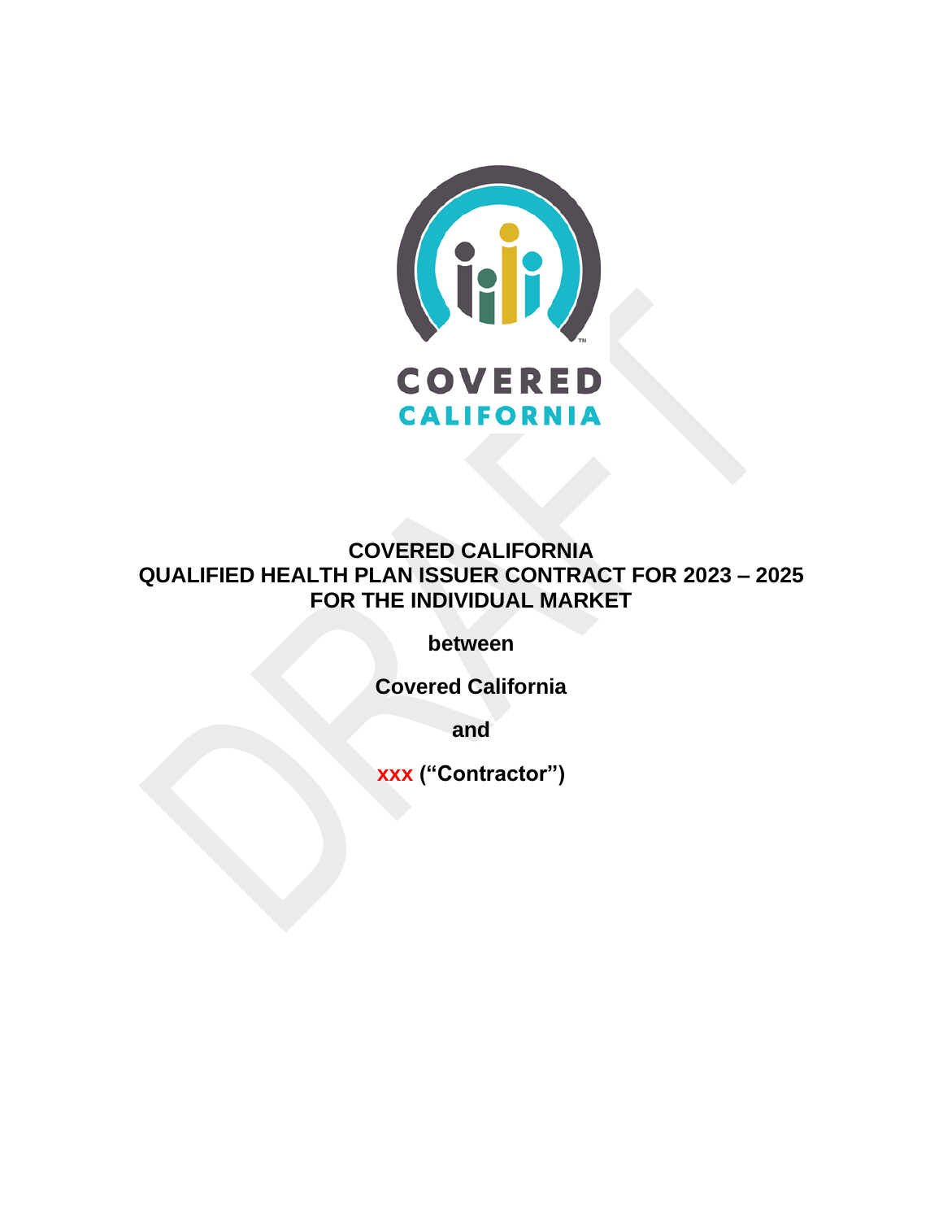# COVERED CALIFORNIA
# QUALIFIED HEALTH PLAN ISSUER CONTRACT FOR 2023 – 2025
# FOR THE INDIVIDUAL MARKET

**between**

**Covered California**

**and**

**xxx ("Contractor")**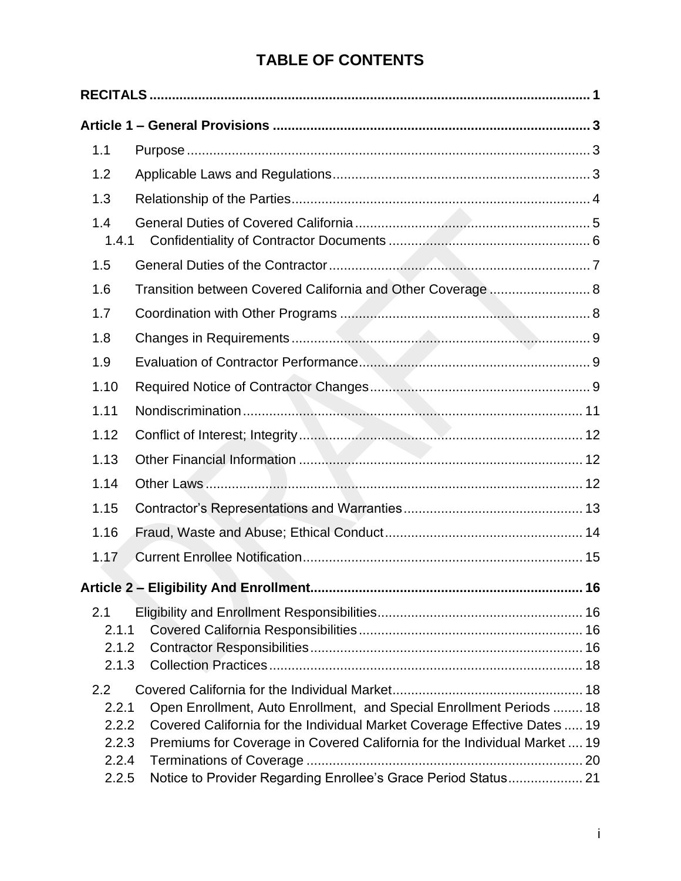# TABLE OF CONTENTS

**RECITALS** ..... 1

**Article 1 – General Provisions** ..... 3

- 1.1 Purpose ..... 3
- 1.2 Applicable Laws and Regulations ..... 3
- 1.3 Relationship of the Parties ..... 4
- 1.4 General Duties of Covered California ..... 5
  - 1.4.1 Confidentiality of Contractor Documents ..... 6
- 1.5 General Duties of the Contractor ..... 7
- 1.6 Transition between Covered California and Other Coverage ..... 8
- 1.7 Coordination with Other Programs ..... 8
- 1.8 Changes in Requirements ..... 9
- 1.9 Evaluation of Contractor Performance ..... 9
- 1.10 Required Notice of Contractor Changes ..... 9
- 1.11 Nondiscrimination ..... 11
- 1.12 Conflict of Interest; Integrity ..... 12
- 1.13 Other Financial Information ..... 12
- 1.14 Other Laws ..... 12
- 1.15 Contractor's Representations and Warranties ..... 13
- 1.16 Fraud, Waste and Abuse; Ethical Conduct ..... 14
- 1.17 Current Enrollee Notification ..... 15

**Article 2 – Eligibility And Enrollment** ..... 16

- 2.1 Eligibility and Enrollment Responsibilities ..... 16
  - 2.1.1 Covered California Responsibilities ..... 16
  - 2.1.2 Contractor Responsibilities ..... 16
  - 2.1.3 Collection Practices ..... 18
- 2.2 Covered California for the Individual Market ..... 18
  - 2.2.1 Open Enrollment, Auto Enrollment, and Special Enrollment Periods ..... 18
  - 2.2.2 Covered California for the Individual Market Coverage Effective Dates ..... 19
  - 2.2.3 Premiums for Coverage in Covered California for the Individual Market ..... 19
  - 2.2.4 Terminations of Coverage ..... 20
  - 2.2.5 Notice to Provider Regarding Enrollee's Grace Period Status ..... 21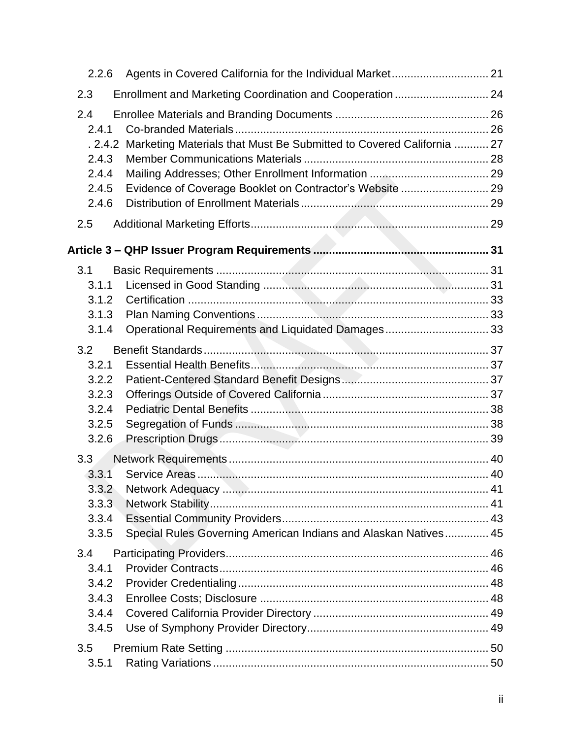2.2.6 Agents in Covered California for the Individual Market .............................. 21

2.3 Enrollment and Marketing Coordination and Cooperation .............................. 24

2.4 Enrollee Materials and Branding Documents ................................................ 26

2.4.1 Co-branded Materials ................................................................................ 26

. 2.4.2 Marketing Materials that Must Be Submitted to Covered California ........... 27

2.4.3 Member Communications Materials .......................................................... 28

2.4.4 Mailing Addresses; Other Enrollment Information ...................................... 29

2.4.5 Evidence of Coverage Booklet on Contractor's Website ............................ 29

2.4.6 Distribution of Enrollment Materials ........................................................... 29

2.5 Additional Marketing Efforts ........................................................................... 29

**Article 3 – QHP Issuer Program Requirements ...................................................... 31**

3.1 Basic Requirements ...................................................................................... 31

3.1.1 Licensed in Good Standing ....................................................................... 31

3.1.2 Certification ............................................................................................... 33

3.1.3 Plan Naming Conventions ......................................................................... 33

3.1.4 Operational Requirements and Liquidated Damages ................................. 33

3.2 Benefit Standards .......................................................................................... 37

3.2.1 Essential Health Benefits ........................................................................... 37

3.2.2 Patient-Centered Standard Benefit Designs .............................................. 37

3.2.3 Offerings Outside of Covered California .................................................... 37

3.2.4 Pediatric Dental Benefits ........................................................................... 38

3.2.5 Segregation of Funds ................................................................................ 38

3.2.6 Prescription Drugs ..................................................................................... 39

3.3 Network Requirements .................................................................................. 40

3.3.1 Service Areas ............................................................................................ 40

3.3.2 Network Adequacy .................................................................................... 41

3.3.3 Network Stability ........................................................................................ 41

3.3.4 Essential Community Providers ................................................................. 43

3.3.5 Special Rules Governing American Indians and Alaskan Natives ............. 45

3.4 Participating Providers ................................................................................... 46

3.4.1 Provider Contracts ..................................................................................... 46

3.4.2 Provider Credentialing ............................................................................... 48

3.4.3 Enrollee Costs; Disclosure ........................................................................ 48

3.4.4 Covered California Provider Directory ....................................................... 49

3.4.5 Use of Symphony Provider Directory ......................................................... 49

3.5 Premium Rate Setting ................................................................................... 50

3.5.1 Rating Variations ....................................................................................... 50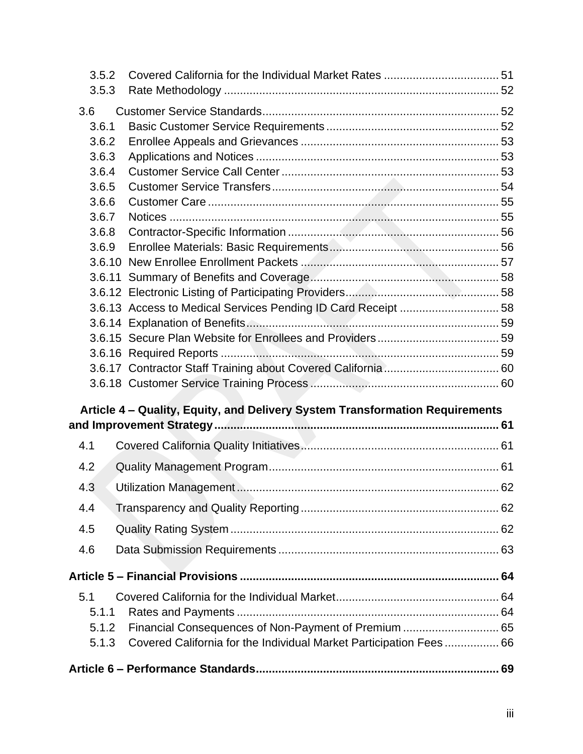3.5.2 Covered California for the Individual Market Rates ... 51
3.5.3 Rate Methodology ... 52

3.6 Customer Service Standards ... 52
3.6.1 Basic Customer Service Requirements ... 52
3.6.2 Enrollee Appeals and Grievances ... 53
3.6.3 Applications and Notices ... 53
3.6.4 Customer Service Call Center ... 53
3.6.5 Customer Service Transfers ... 54
3.6.6 Customer Care ... 55
3.6.7 Notices ... 55
3.6.8 Contractor-Specific Information ... 56
3.6.9 Enrollee Materials: Basic Requirements ... 56
3.6.10 New Enrollee Enrollment Packets ... 57
3.6.11 Summary of Benefits and Coverage ... 58
3.6.12 Electronic Listing of Participating Providers ... 58
3.6.13 Access to Medical Services Pending ID Card Receipt ... 58
3.6.14 Explanation of Benefits ... 59
3.6.15 Secure Plan Website for Enrollees and Providers ... 59
3.6.16 Required Reports ... 59
3.6.17 Contractor Staff Training about Covered California ... 60
3.6.18 Customer Service Training Process ... 60

**Article 4 – Quality, Equity, and Delivery System Transformation Requirements and Improvement Strategy ... 61**

4.1 Covered California Quality Initiatives ... 61

4.2 Quality Management Program ... 61

4.3 Utilization Management ... 62

4.4 Transparency and Quality Reporting ... 62

4.5 Quality Rating System ... 62

4.6 Data Submission Requirements ... 63

**Article 5 – Financial Provisions ... 64**

5.1 Covered California for the Individual Market ... 64
5.1.1 Rates and Payments ... 64
5.1.2 Financial Consequences of Non-Payment of Premium ... 65
5.1.3 Covered California for the Individual Market Participation Fees ... 66

**Article 6 – Performance Standards ... 69**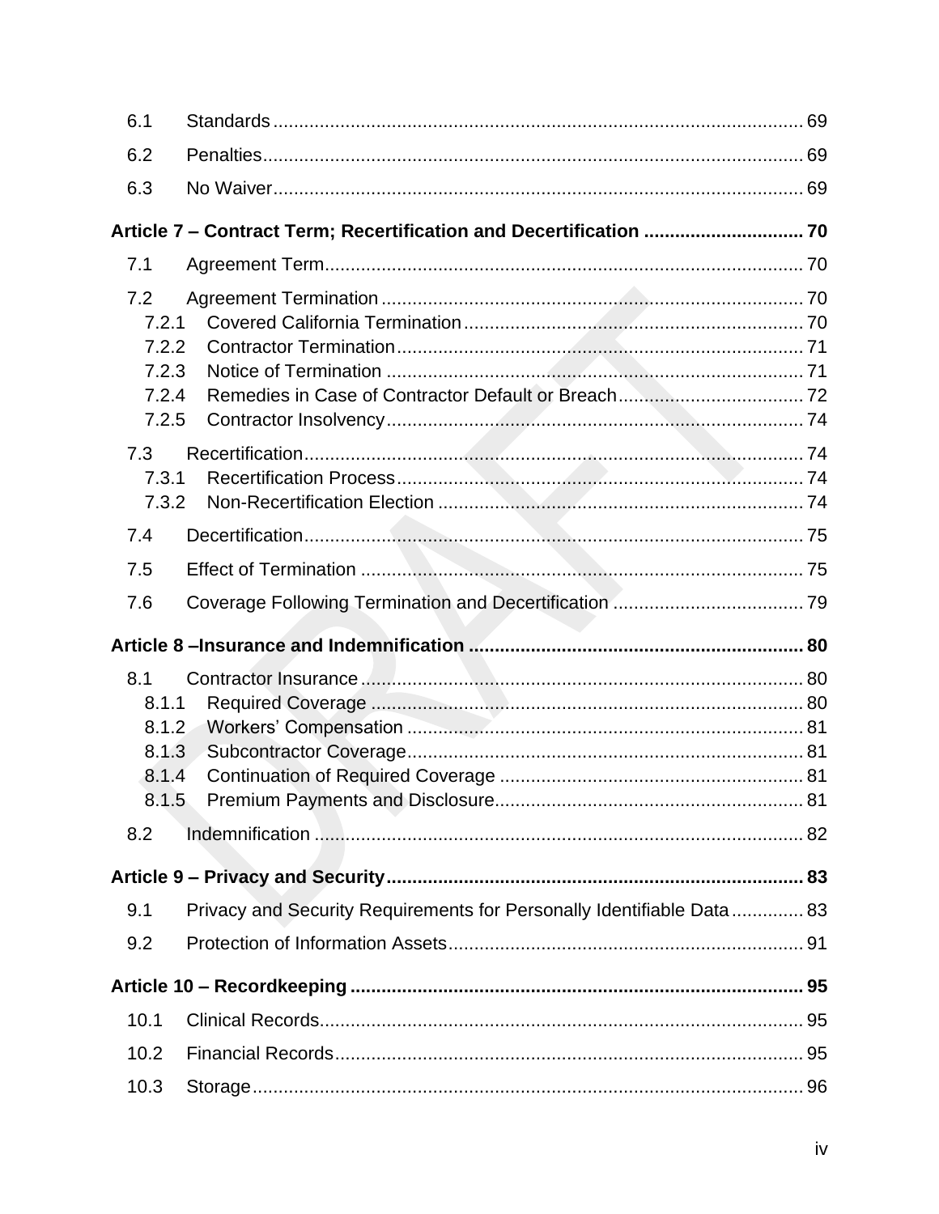6.1 Standards ... 69

6.2 Penalties ... 69

6.3 No Waiver ... 69

**Article 7 – Contract Term; Recertification and Decertification ... 70**

7.1 Agreement Term ... 70

7.2 Agreement Termination ... 70
- 7.2.1 Covered California Termination ... 70
- 7.2.2 Contractor Termination ... 71
- 7.2.3 Notice of Termination ... 71
- 7.2.4 Remedies in Case of Contractor Default or Breach ... 72
- 7.2.5 Contractor Insolvency ... 74

7.3 Recertification ... 74
- 7.3.1 Recertification Process ... 74
- 7.3.2 Non-Recertification Election ... 74

7.4 Decertification ... 75

7.5 Effect of Termination ... 75

7.6 Coverage Following Termination and Decertification ... 79

**Article 8 –Insurance and Indemnification ... 80**

8.1 Contractor Insurance ... 80
- 8.1.1 Required Coverage ... 80
- 8.1.2 Workers' Compensation ... 81
- 8.1.3 Subcontractor Coverage ... 81
- 8.1.4 Continuation of Required Coverage ... 81
- 8.1.5 Premium Payments and Disclosure ... 81

8.2 Indemnification ... 82

**Article 9 – Privacy and Security ... 83**

9.1 Privacy and Security Requirements for Personally Identifiable Data ... 83

9.2 Protection of Information Assets ... 91

**Article 10 – Recordkeeping ... 95**

10.1 Clinical Records ... 95

10.2 Financial Records ... 95

10.3 Storage ... 96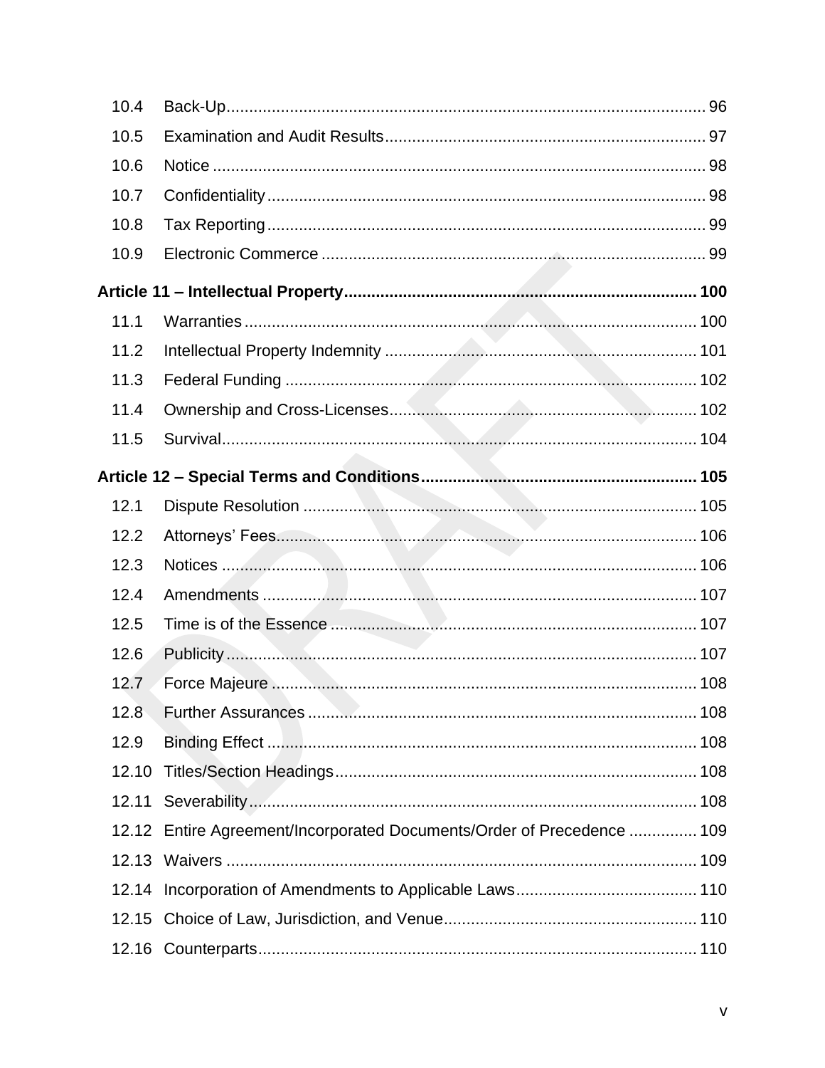10.4 Back-Up ........................................................................................................ 96
10.5 Examination and Audit Results ...................................................................... 97
10.6 Notice ........................................................................................................... 98
10.7 Confidentiality ................................................................................................ 98
10.8 Tax Reporting ................................................................................................ 99
10.9 Electronic Commerce .................................................................................... 99

**Article 11 – Intellectual Property ............................................................................. 100**

11.1 Warranties .................................................................................................... 100
11.2 Intellectual Property Indemnity ..................................................................... 101
11.3 Federal Funding ........................................................................................... 102
11.4 Ownership and Cross-Licenses .................................................................... 102
11.5 Survival ........................................................................................................ 104

**Article 12 – Special Terms and Conditions ............................................................. 105**

12.1 Dispute Resolution ....................................................................................... 105
12.2 Attorneys' Fees ............................................................................................ 106
12.3 Notices ......................................................................................................... 106
12.4 Amendments ................................................................................................ 107
12.5 Time is of the Essence ................................................................................. 107
12.6 Publicity ....................................................................................................... 107
12.7 Force Majeure .............................................................................................. 108
12.8 Further Assurances ...................................................................................... 108
12.9 Binding Effect ............................................................................................... 108
12.10 Titles/Section Headings ............................................................................... 108
12.11 Severability ................................................................................................. 108
12.12 Entire Agreement/Incorporated Documents/Order of Precedence ............... 109
12.13 Waivers ....................................................................................................... 109
12.14 Incorporation of Amendments to Applicable Laws ........................................ 110
12.15 Choice of Law, Jurisdiction, and Venue ........................................................ 110
12.16 Counterparts ................................................................................................ 110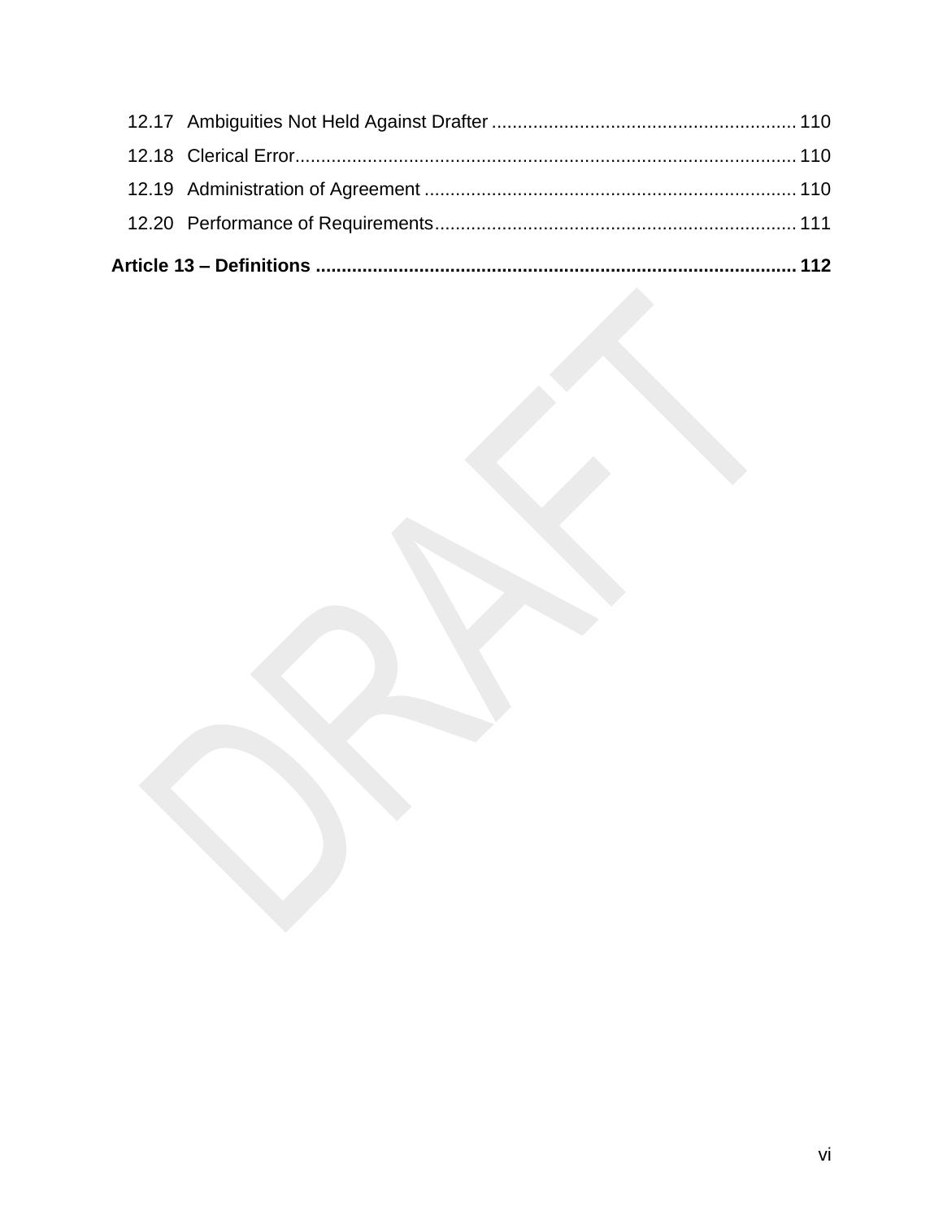12.17 Ambiguities Not Held Against Drafter ........................................................ 110

12.18 Clerical Error........................................................................................... 110

12.19 Administration of Agreement ................................................................... 110

12.20 Performance of Requirements.................................................................. 111

**Article 13 – Definitions ........................................................................................ 112**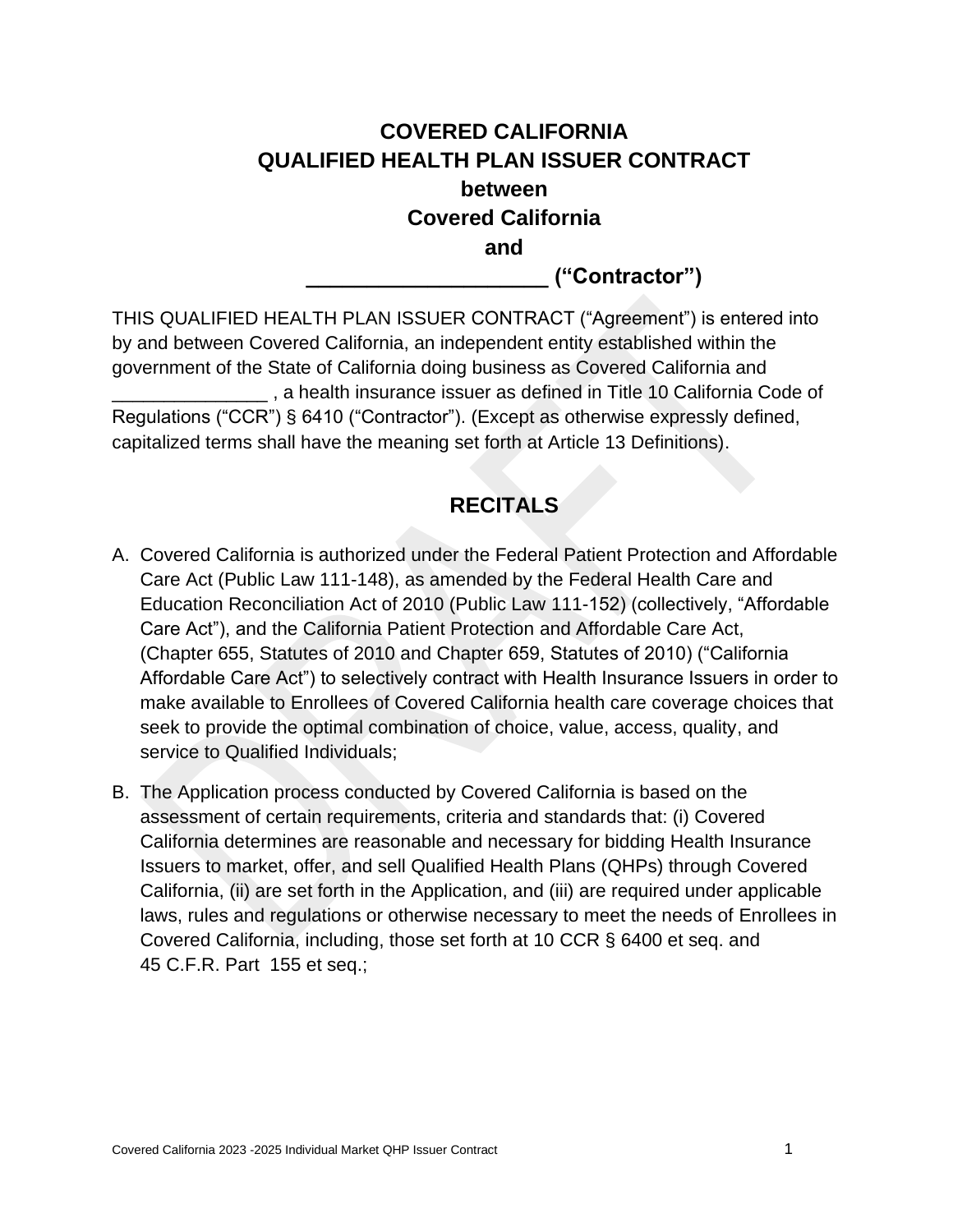# COVERED CALIFORNIA
# QUALIFIED HEALTH PLAN ISSUER CONTRACT
# between
# Covered California
# and
# ____________________ ("Contractor")

THIS QUALIFIED HEALTH PLAN ISSUER CONTRACT ("Agreement") is entered into by and between Covered California, an independent entity established within the government of the State of California doing business as Covered California and _______________ , a health insurance issuer as defined in Title 10 California Code of Regulations ("CCR") § 6410 ("Contractor"). (Except as otherwise expressly defined, capitalized terms shall have the meaning set forth at Article 13 Definitions).

## RECITALS

A. Covered California is authorized under the Federal Patient Protection and Affordable Care Act (Public Law 111-148), as amended by the Federal Health Care and Education Reconciliation Act of 2010 (Public Law 111-152) (collectively, "Affordable Care Act"), and the California Patient Protection and Affordable Care Act, (Chapter 655, Statutes of 2010 and Chapter 659, Statutes of 2010) ("California Affordable Care Act") to selectively contract with Health Insurance Issuers in order to make available to Enrollees of Covered California health care coverage choices that seek to provide the optimal combination of choice, value, access, quality, and service to Qualified Individuals;

B. The Application process conducted by Covered California is based on the assessment of certain requirements, criteria and standards that: (i) Covered California determines are reasonable and necessary for bidding Health Insurance Issuers to market, offer, and sell Qualified Health Plans (QHPs) through Covered California, (ii) are set forth in the Application, and (iii) are required under applicable laws, rules and regulations or otherwise necessary to meet the needs of Enrollees in Covered California, including, those set forth at 10 CCR § 6400 et seq. and 45 C.F.R. Part 155 et seq.;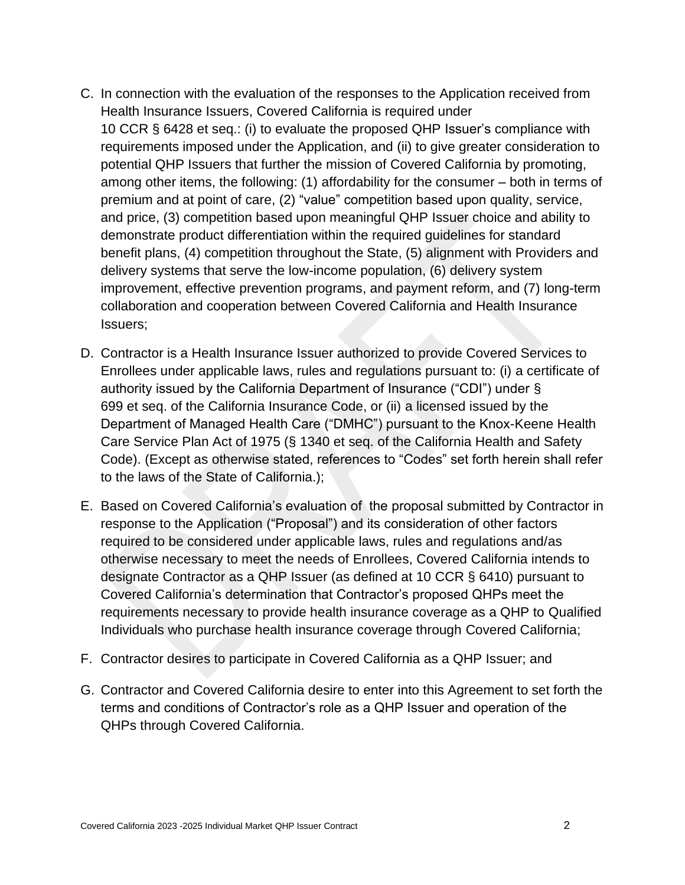C. In connection with the evaluation of the responses to the Application received from Health Insurance Issuers, Covered California is required under 10 CCR § 6428 et seq.: (i) to evaluate the proposed QHP Issuer's compliance with requirements imposed under the Application, and (ii) to give greater consideration to potential QHP Issuers that further the mission of Covered California by promoting, among other items, the following: (1) affordability for the consumer – both in terms of premium and at point of care, (2) "value" competition based upon quality, service, and price, (3) competition based upon meaningful QHP Issuer choice and ability to demonstrate product differentiation within the required guidelines for standard benefit plans, (4) competition throughout the State, (5) alignment with Providers and delivery systems that serve the low-income population, (6) delivery system improvement, effective prevention programs, and payment reform, and (7) long-term collaboration and cooperation between Covered California and Health Insurance Issuers;

D. Contractor is a Health Insurance Issuer authorized to provide Covered Services to Enrollees under applicable laws, rules and regulations pursuant to: (i) a certificate of authority issued by the California Department of Insurance ("CDI") under § 699 et seq. of the California Insurance Code, or (ii) a licensed issued by the Department of Managed Health Care ("DMHC") pursuant to the Knox-Keene Health Care Service Plan Act of 1975 (§ 1340 et seq. of the California Health and Safety Code). (Except as otherwise stated, references to "Codes" set forth herein shall refer to the laws of the State of California.);

E. Based on Covered California's evaluation of the proposal submitted by Contractor in response to the Application ("Proposal") and its consideration of other factors required to be considered under applicable laws, rules and regulations and/as otherwise necessary to meet the needs of Enrollees, Covered California intends to designate Contractor as a QHP Issuer (as defined at 10 CCR § 6410) pursuant to Covered California's determination that Contractor's proposed QHPs meet the requirements necessary to provide health insurance coverage as a QHP to Qualified Individuals who purchase health insurance coverage through Covered California;

F. Contractor desires to participate in Covered California as a QHP Issuer; and

G. Contractor and Covered California desire to enter into this Agreement to set forth the terms and conditions of Contractor's role as a QHP Issuer and operation of the QHPs through Covered California.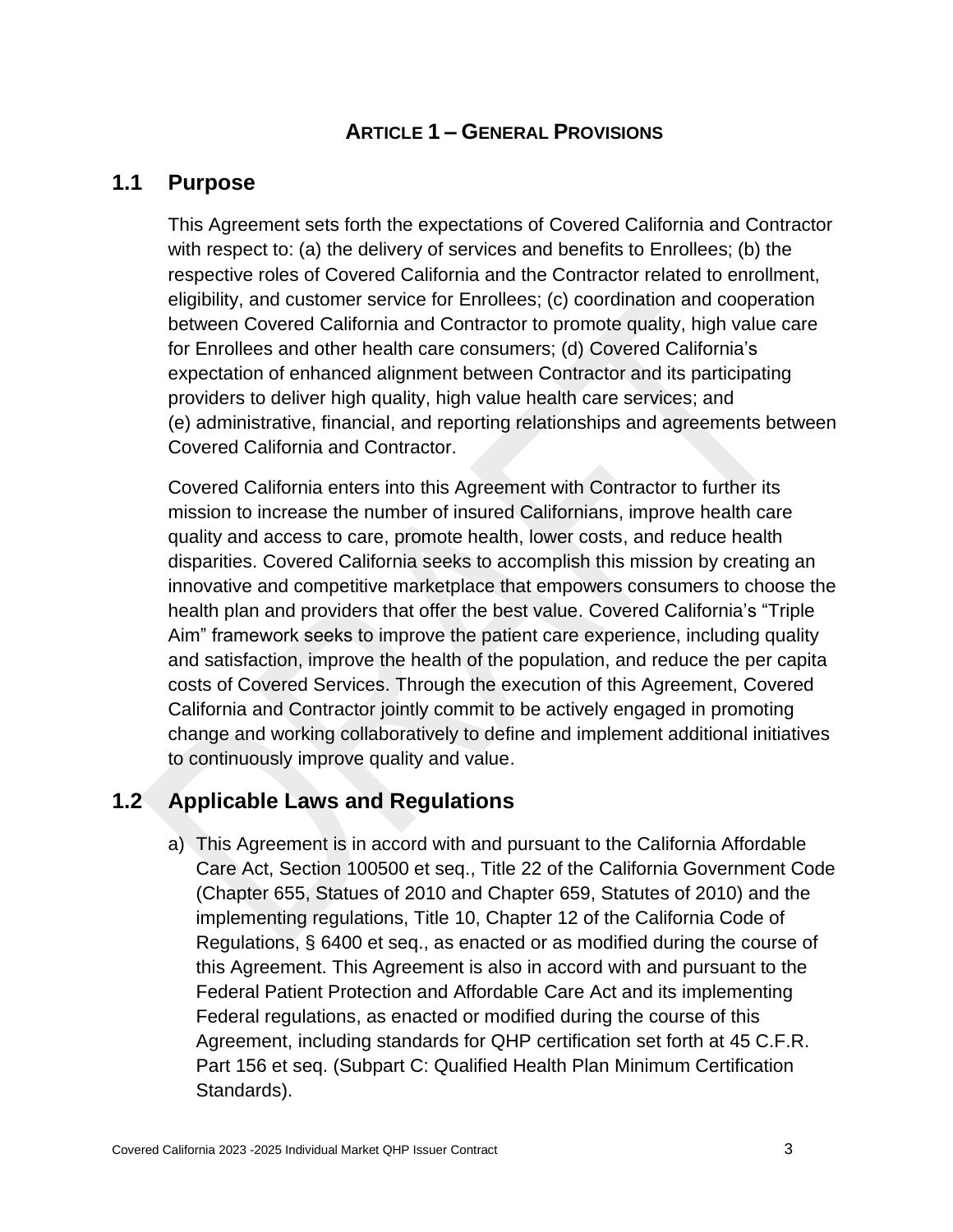# ARTICLE 1 – GENERAL PROVISIONS

## 1.1 Purpose

This Agreement sets forth the expectations of Covered California and Contractor with respect to: (a) the delivery of services and benefits to Enrollees; (b) the respective roles of Covered California and the Contractor related to enrollment, eligibility, and customer service for Enrollees; (c) coordination and cooperation between Covered California and Contractor to promote quality, high value care for Enrollees and other health care consumers; (d) Covered California's expectation of enhanced alignment between Contractor and its participating providers to deliver high quality, high value health care services; and (e) administrative, financial, and reporting relationships and agreements between Covered California and Contractor.

Covered California enters into this Agreement with Contractor to further its mission to increase the number of insured Californians, improve health care quality and access to care, promote health, lower costs, and reduce health disparities. Covered California seeks to accomplish this mission by creating an innovative and competitive marketplace that empowers consumers to choose the health plan and providers that offer the best value. Covered California's "Triple Aim" framework seeks to improve the patient care experience, including quality and satisfaction, improve the health of the population, and reduce the per capita costs of Covered Services. Through the execution of this Agreement, Covered California and Contractor jointly commit to be actively engaged in promoting change and working collaboratively to define and implement additional initiatives to continuously improve quality and value.

## 1.2 Applicable Laws and Regulations

a) This Agreement is in accord with and pursuant to the California Affordable Care Act, Section 100500 et seq., Title 22 of the California Government Code (Chapter 655, Statues of 2010 and Chapter 659, Statutes of 2010) and the implementing regulations, Title 10, Chapter 12 of the California Code of Regulations, § 6400 et seq., as enacted or as modified during the course of this Agreement. This Agreement is also in accord with and pursuant to the Federal Patient Protection and Affordable Care Act and its implementing Federal regulations, as enacted or modified during the course of this Agreement, including standards for QHP certification set forth at 45 C.F.R. Part 156 et seq. (Subpart C: Qualified Health Plan Minimum Certification Standards).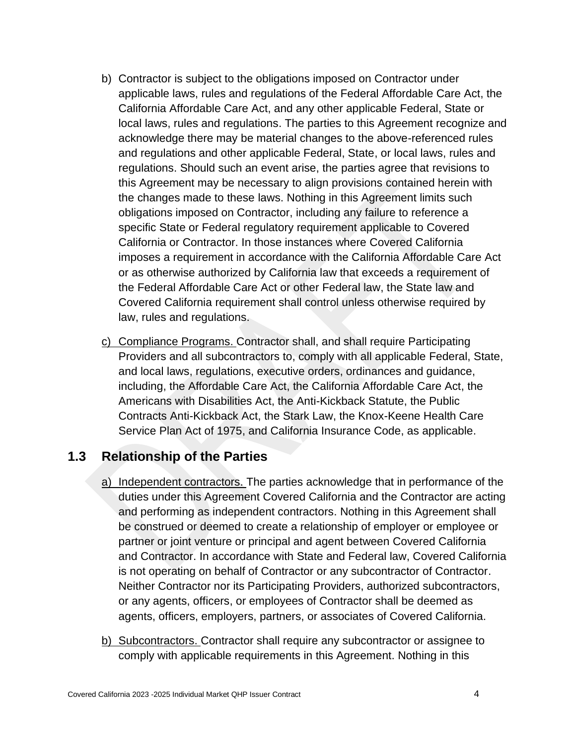b) Contractor is subject to the obligations imposed on Contractor under applicable laws, rules and regulations of the Federal Affordable Care Act, the California Affordable Care Act, and any other applicable Federal, State or local laws, rules and regulations. The parties to this Agreement recognize and acknowledge there may be material changes to the above-referenced rules and regulations and other applicable Federal, State, or local laws, rules and regulations. Should such an event arise, the parties agree that revisions to this Agreement may be necessary to align provisions contained herein with the changes made to these laws. Nothing in this Agreement limits such obligations imposed on Contractor, including any failure to reference a specific State or Federal regulatory requirement applicable to Covered California or Contractor. In those instances where Covered California imposes a requirement in accordance with the California Affordable Care Act or as otherwise authorized by California law that exceeds a requirement of the Federal Affordable Care Act or other Federal law, the State law and Covered California requirement shall control unless otherwise required by law, rules and regulations.

c) Compliance Programs. Contractor shall, and shall require Participating Providers and all subcontractors to, comply with all applicable Federal, State, and local laws, regulations, executive orders, ordinances and guidance, including, the Affordable Care Act, the California Affordable Care Act, the Americans with Disabilities Act, the Anti-Kickback Statute, the Public Contracts Anti-Kickback Act, the Stark Law, the Knox-Keene Health Care Service Plan Act of 1975, and California Insurance Code, as applicable.

## 1.3 Relationship of the Parties

a) Independent contractors. The parties acknowledge that in performance of the duties under this Agreement Covered California and the Contractor are acting and performing as independent contractors. Nothing in this Agreement shall be construed or deemed to create a relationship of employer or employee or partner or joint venture or principal and agent between Covered California and Contractor. In accordance with State and Federal law, Covered California is not operating on behalf of Contractor or any subcontractor of Contractor. Neither Contractor nor its Participating Providers, authorized subcontractors, or any agents, officers, or employees of Contractor shall be deemed as agents, officers, employers, partners, or associates of Covered California.

b) Subcontractors. Contractor shall require any subcontractor or assignee to comply with applicable requirements in this Agreement. Nothing in this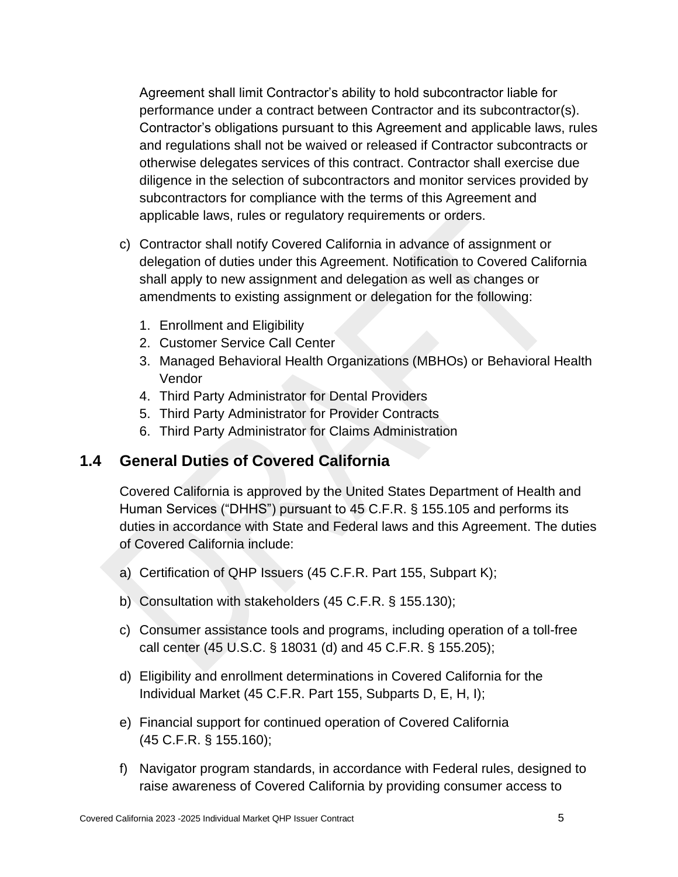Agreement shall limit Contractor's ability to hold subcontractor liable for performance under a contract between Contractor and its subcontractor(s). Contractor's obligations pursuant to this Agreement and applicable laws, rules and regulations shall not be waived or released if Contractor subcontracts or otherwise delegates services of this contract. Contractor shall exercise due diligence in the selection of subcontractors and monitor services provided by subcontractors for compliance with the terms of this Agreement and applicable laws, rules or regulatory requirements or orders.

c) Contractor shall notify Covered California in advance of assignment or delegation of duties under this Agreement. Notification to Covered California shall apply to new assignment and delegation as well as changes or amendments to existing assignment or delegation for the following:

   1. Enrollment and Eligibility
   2. Customer Service Call Center
   3. Managed Behavioral Health Organizations (MBHOs) or Behavioral Health Vendor
   4. Third Party Administrator for Dental Providers
   5. Third Party Administrator for Provider Contracts
   6. Third Party Administrator for Claims Administration

## 1.4 General Duties of Covered California

Covered California is approved by the United States Department of Health and Human Services ("DHHS") pursuant to 45 C.F.R. § 155.105 and performs its duties in accordance with State and Federal laws and this Agreement. The duties of Covered California include:

a) Certification of QHP Issuers (45 C.F.R. Part 155, Subpart K);

b) Consultation with stakeholders (45 C.F.R. § 155.130);

c) Consumer assistance tools and programs, including operation of a toll-free call center (45 U.S.C. § 18031 (d) and 45 C.F.R. § 155.205);

d) Eligibility and enrollment determinations in Covered California for the Individual Market (45 C.F.R. Part 155, Subparts D, E, H, I);

e) Financial support for continued operation of Covered California (45 C.F.R. § 155.160);

f) Navigator program standards, in accordance with Federal rules, designed to raise awareness of Covered California by providing consumer access to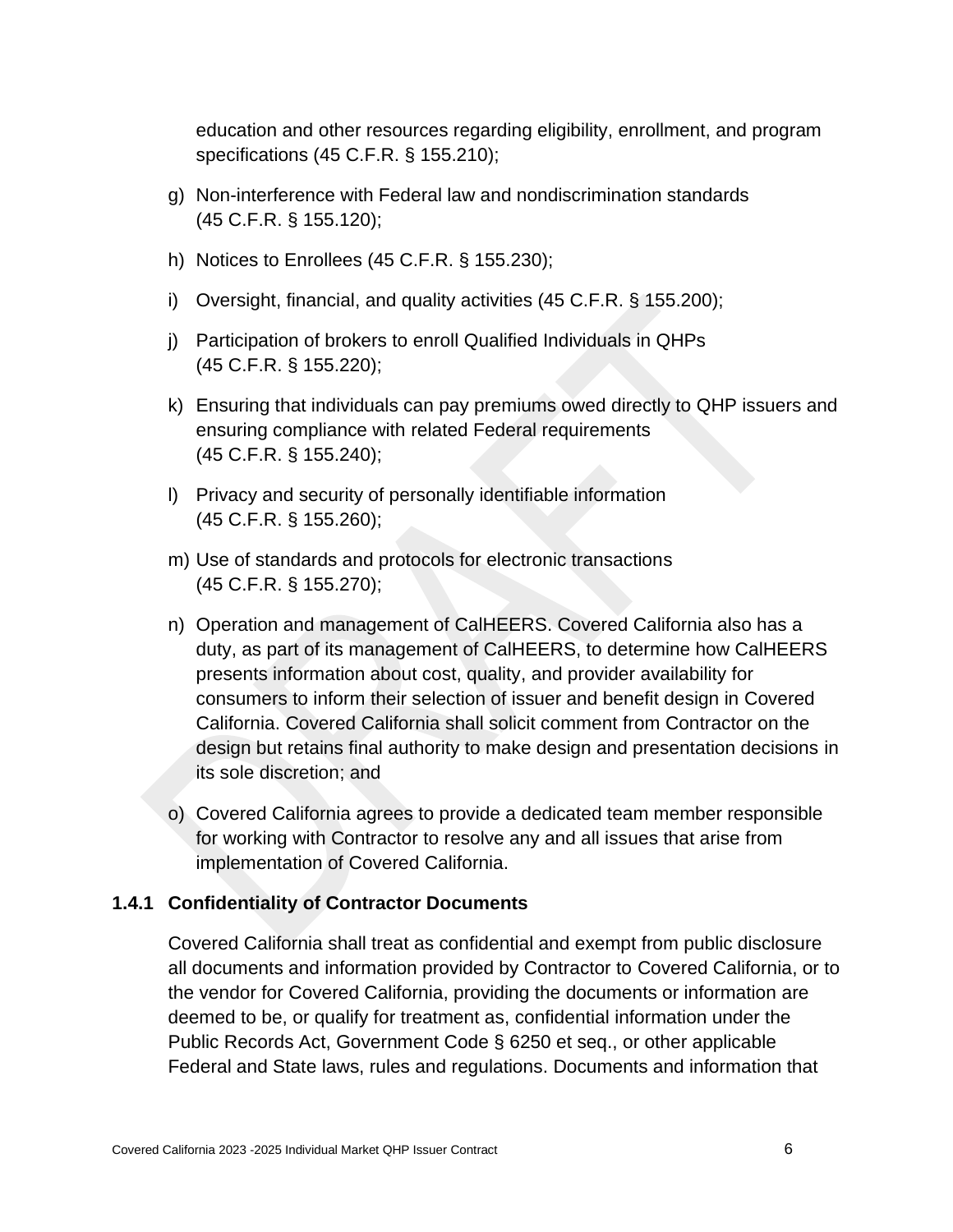education and other resources regarding eligibility, enrollment, and program specifications (45 C.F.R. § 155.210);

g) Non-interference with Federal law and nondiscrimination standards (45 C.F.R. § 155.120);

h) Notices to Enrollees (45 C.F.R. § 155.230);

i) Oversight, financial, and quality activities (45 C.F.R. § 155.200);

j) Participation of brokers to enroll Qualified Individuals in QHPs (45 C.F.R. § 155.220);

k) Ensuring that individuals can pay premiums owed directly to QHP issuers and ensuring compliance with related Federal requirements (45 C.F.R. § 155.240);

l) Privacy and security of personally identifiable information (45 C.F.R. § 155.260);

m) Use of standards and protocols for electronic transactions (45 C.F.R. § 155.270);

n) Operation and management of CalHEERS. Covered California also has a duty, as part of its management of CalHEERS, to determine how CalHEERS presents information about cost, quality, and provider availability for consumers to inform their selection of issuer and benefit design in Covered California. Covered California shall solicit comment from Contractor on the design but retains final authority to make design and presentation decisions in its sole discretion; and

o) Covered California agrees to provide a dedicated team member responsible for working with Contractor to resolve any and all issues that arise from implementation of Covered California.

### 1.4.1 Confidentiality of Contractor Documents

Covered California shall treat as confidential and exempt from public disclosure all documents and information provided by Contractor to Covered California, or to the vendor for Covered California, providing the documents or information are deemed to be, or qualify for treatment as, confidential information under the Public Records Act, Government Code § 6250 et seq., or other applicable Federal and State laws, rules and regulations. Documents and information that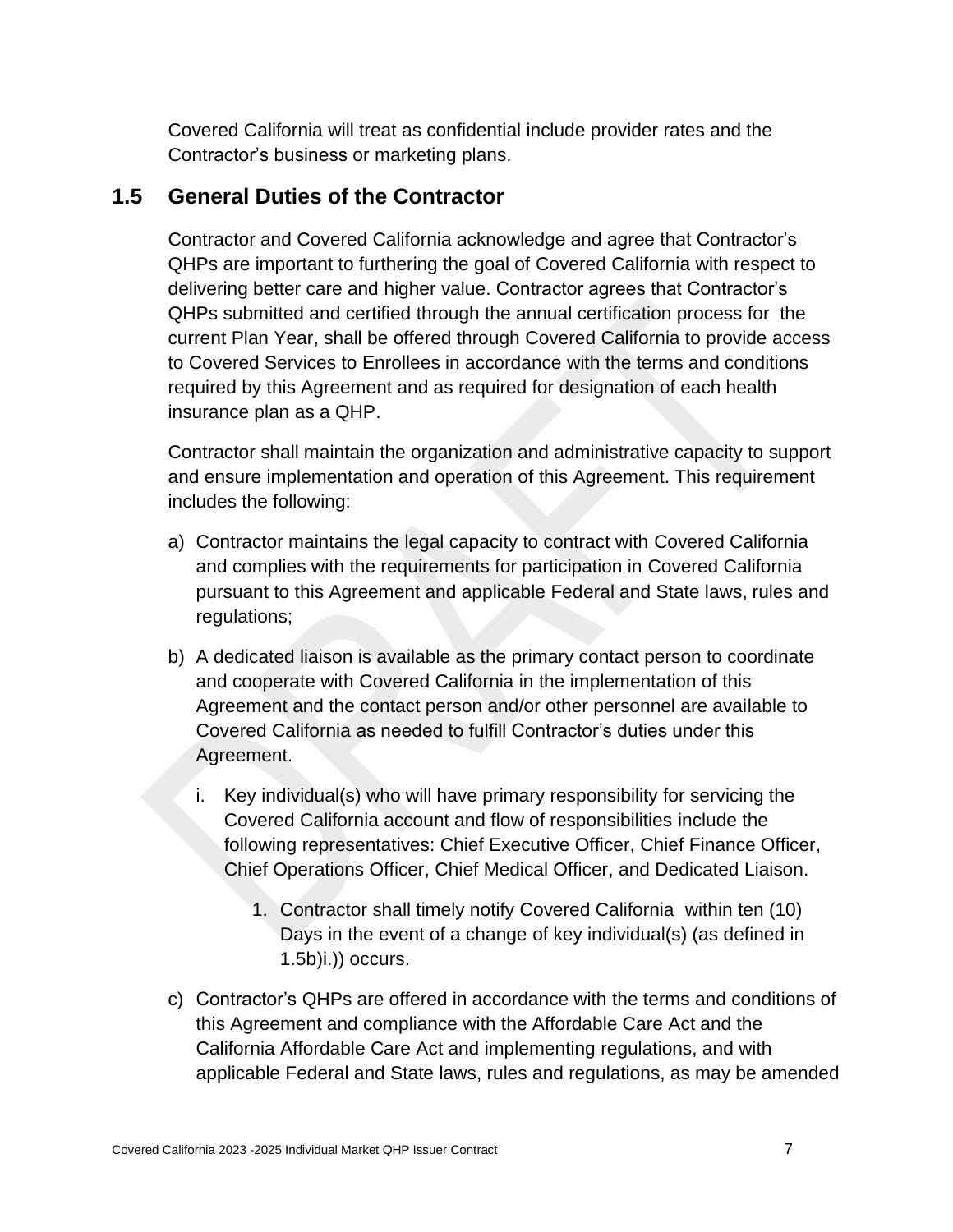Covered California will treat as confidential include provider rates and the Contractor's business or marketing plans.

## 1.5 General Duties of the Contractor

Contractor and Covered California acknowledge and agree that Contractor's QHPs are important to furthering the goal of Covered California with respect to delivering better care and higher value. Contractor agrees that Contractor's QHPs submitted and certified through the annual certification process for the current Plan Year, shall be offered through Covered California to provide access to Covered Services to Enrollees in accordance with the terms and conditions required by this Agreement and as required for designation of each health insurance plan as a QHP.

Contractor shall maintain the organization and administrative capacity to support and ensure implementation and operation of this Agreement. This requirement includes the following:

a) Contractor maintains the legal capacity to contract with Covered California and complies with the requirements for participation in Covered California pursuant to this Agreement and applicable Federal and State laws, rules and regulations;

b) A dedicated liaison is available as the primary contact person to coordinate and cooperate with Covered California in the implementation of this Agreement and the contact person and/or other personnel are available to Covered California as needed to fulfill Contractor's duties under this Agreement.

   i. Key individual(s) who will have primary responsibility for servicing the Covered California account and flow of responsibilities include the following representatives: Chief Executive Officer, Chief Finance Officer, Chief Operations Officer, Chief Medical Officer, and Dedicated Liaison.

      1. Contractor shall timely notify Covered California within ten (10) Days in the event of a change of key individual(s) (as defined in 1.5b)i.)) occurs.

c) Contractor's QHPs are offered in accordance with the terms and conditions of this Agreement and compliance with the Affordable Care Act and the California Affordable Care Act and implementing regulations, and with applicable Federal and State laws, rules and regulations, as may be amended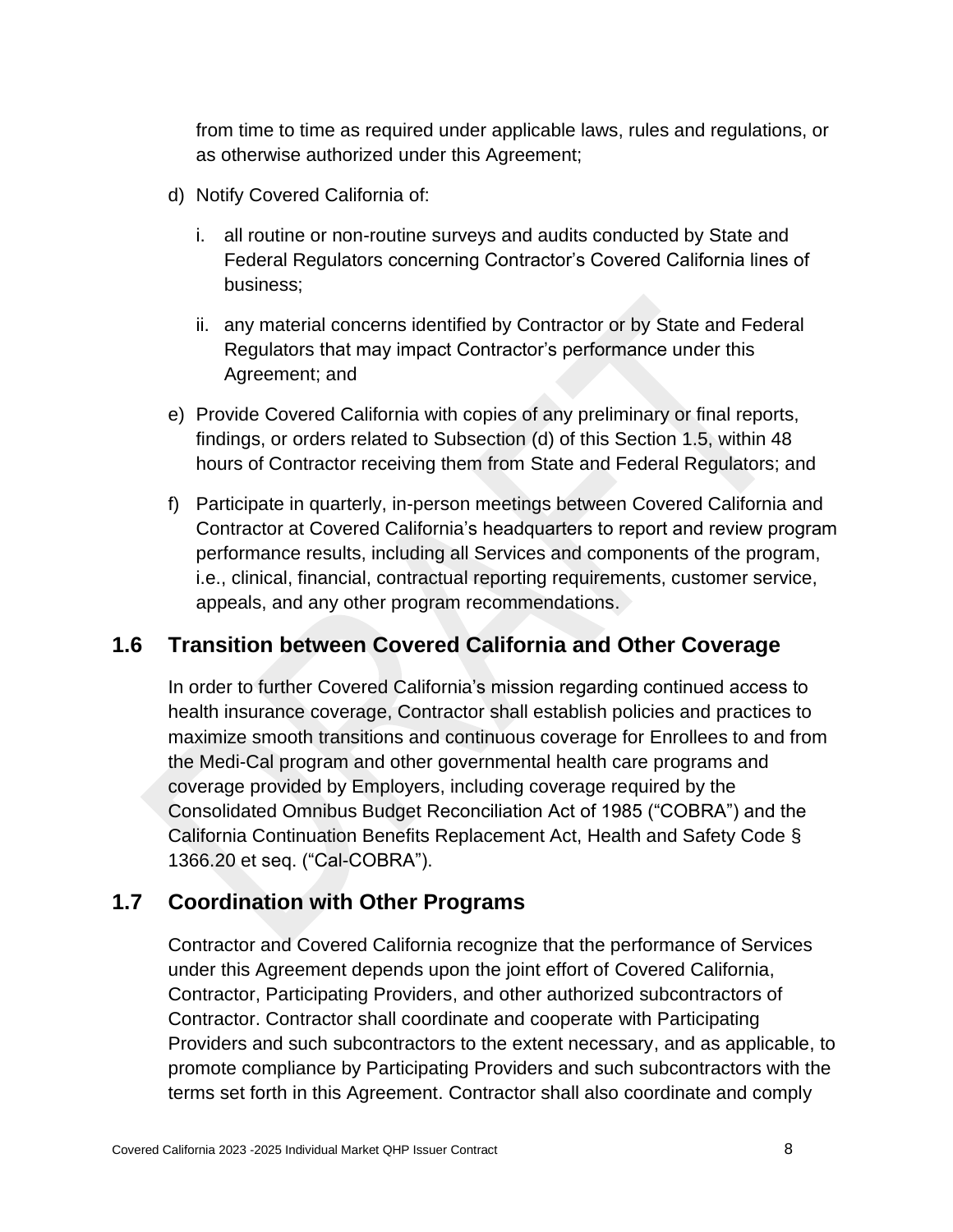from time to time as required under applicable laws, rules and regulations, or as otherwise authorized under this Agreement;

d) Notify Covered California of:

   i. all routine or non-routine surveys and audits conducted by State and Federal Regulators concerning Contractor's Covered California lines of business;

   ii. any material concerns identified by Contractor or by State and Federal Regulators that may impact Contractor's performance under this Agreement; and

e) Provide Covered California with copies of any preliminary or final reports, findings, or orders related to Subsection (d) of this Section 1.5, within 48 hours of Contractor receiving them from State and Federal Regulators; and

f) Participate in quarterly, in-person meetings between Covered California and Contractor at Covered California's headquarters to report and review program performance results, including all Services and components of the program, i.e., clinical, financial, contractual reporting requirements, customer service, appeals, and any other program recommendations.

## 1.6 Transition between Covered California and Other Coverage

In order to further Covered California's mission regarding continued access to health insurance coverage, Contractor shall establish policies and practices to maximize smooth transitions and continuous coverage for Enrollees to and from the Medi-Cal program and other governmental health care programs and coverage provided by Employers, including coverage required by the Consolidated Omnibus Budget Reconciliation Act of 1985 ("COBRA") and the California Continuation Benefits Replacement Act, Health and Safety Code § 1366.20 et seq. ("Cal-COBRA").

## 1.7 Coordination with Other Programs

Contractor and Covered California recognize that the performance of Services under this Agreement depends upon the joint effort of Covered California, Contractor, Participating Providers, and other authorized subcontractors of Contractor. Contractor shall coordinate and cooperate with Participating Providers and such subcontractors to the extent necessary, and as applicable, to promote compliance by Participating Providers and such subcontractors with the terms set forth in this Agreement. Contractor shall also coordinate and comply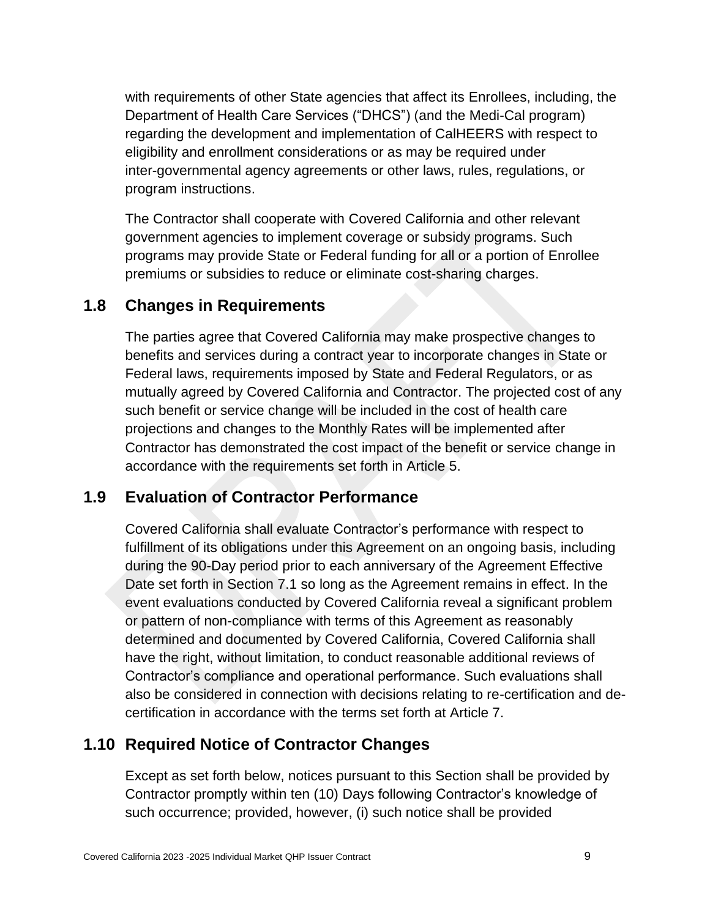with requirements of other State agencies that affect its Enrollees, including, the Department of Health Care Services ("DHCS") (and the Medi-Cal program) regarding the development and implementation of CalHEERS with respect to eligibility and enrollment considerations or as may be required under inter-governmental agency agreements or other laws, rules, regulations, or program instructions.

The Contractor shall cooperate with Covered California and other relevant government agencies to implement coverage or subsidy programs. Such programs may provide State or Federal funding for all or a portion of Enrollee premiums or subsidies to reduce or eliminate cost-sharing charges.

## 1.8 Changes in Requirements

The parties agree that Covered California may make prospective changes to benefits and services during a contract year to incorporate changes in State or Federal laws, requirements imposed by State and Federal Regulators, or as mutually agreed by Covered California and Contractor. The projected cost of any such benefit or service change will be included in the cost of health care projections and changes to the Monthly Rates will be implemented after Contractor has demonstrated the cost impact of the benefit or service change in accordance with the requirements set forth in Article 5.

## 1.9 Evaluation of Contractor Performance

Covered California shall evaluate Contractor's performance with respect to fulfillment of its obligations under this Agreement on an ongoing basis, including during the 90-Day period prior to each anniversary of the Agreement Effective Date set forth in Section 7.1 so long as the Agreement remains in effect. In the event evaluations conducted by Covered California reveal a significant problem or pattern of non-compliance with terms of this Agreement as reasonably determined and documented by Covered California, Covered California shall have the right, without limitation, to conduct reasonable additional reviews of Contractor's compliance and operational performance. Such evaluations shall also be considered in connection with decisions relating to re-certification and de-certification in accordance with the terms set forth at Article 7.

## 1.10 Required Notice of Contractor Changes

Except as set forth below, notices pursuant to this Section shall be provided by Contractor promptly within ten (10) Days following Contractor's knowledge of such occurrence; provided, however, (i) such notice shall be provided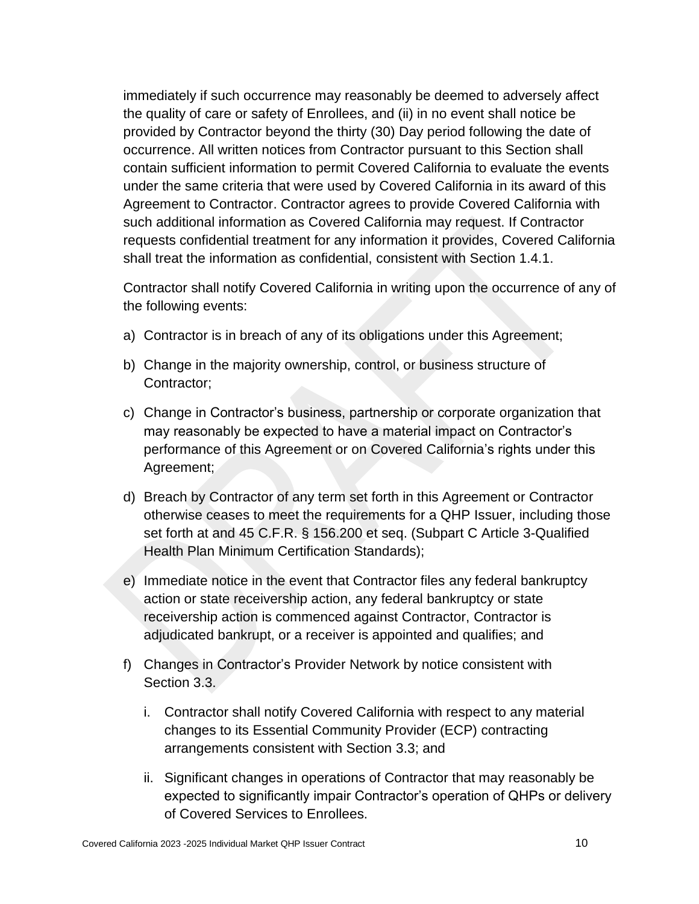immediately if such occurrence may reasonably be deemed to adversely affect the quality of care or safety of Enrollees, and (ii) in no event shall notice be provided by Contractor beyond the thirty (30) Day period following the date of occurrence. All written notices from Contractor pursuant to this Section shall contain sufficient information to permit Covered California to evaluate the events under the same criteria that were used by Covered California in its award of this Agreement to Contractor. Contractor agrees to provide Covered California with such additional information as Covered California may request. If Contractor requests confidential treatment for any information it provides, Covered California shall treat the information as confidential, consistent with Section 1.4.1.

Contractor shall notify Covered California in writing upon the occurrence of any of the following events:

a) Contractor is in breach of any of its obligations under this Agreement;

b) Change in the majority ownership, control, or business structure of Contractor;

c) Change in Contractor's business, partnership or corporate organization that may reasonably be expected to have a material impact on Contractor's performance of this Agreement or on Covered California's rights under this Agreement;

d) Breach by Contractor of any term set forth in this Agreement or Contractor otherwise ceases to meet the requirements for a QHP Issuer, including those set forth at and 45 C.F.R. § 156.200 et seq. (Subpart C Article 3-Qualified Health Plan Minimum Certification Standards);

e) Immediate notice in the event that Contractor files any federal bankruptcy action or state receivership action, any federal bankruptcy or state receivership action is commenced against Contractor, Contractor is adjudicated bankrupt, or a receiver is appointed and qualifies; and

f) Changes in Contractor's Provider Network by notice consistent with Section 3.3.

   i. Contractor shall notify Covered California with respect to any material changes to its Essential Community Provider (ECP) contracting arrangements consistent with Section 3.3; and

   ii. Significant changes in operations of Contractor that may reasonably be expected to significantly impair Contractor's operation of QHPs or delivery of Covered Services to Enrollees.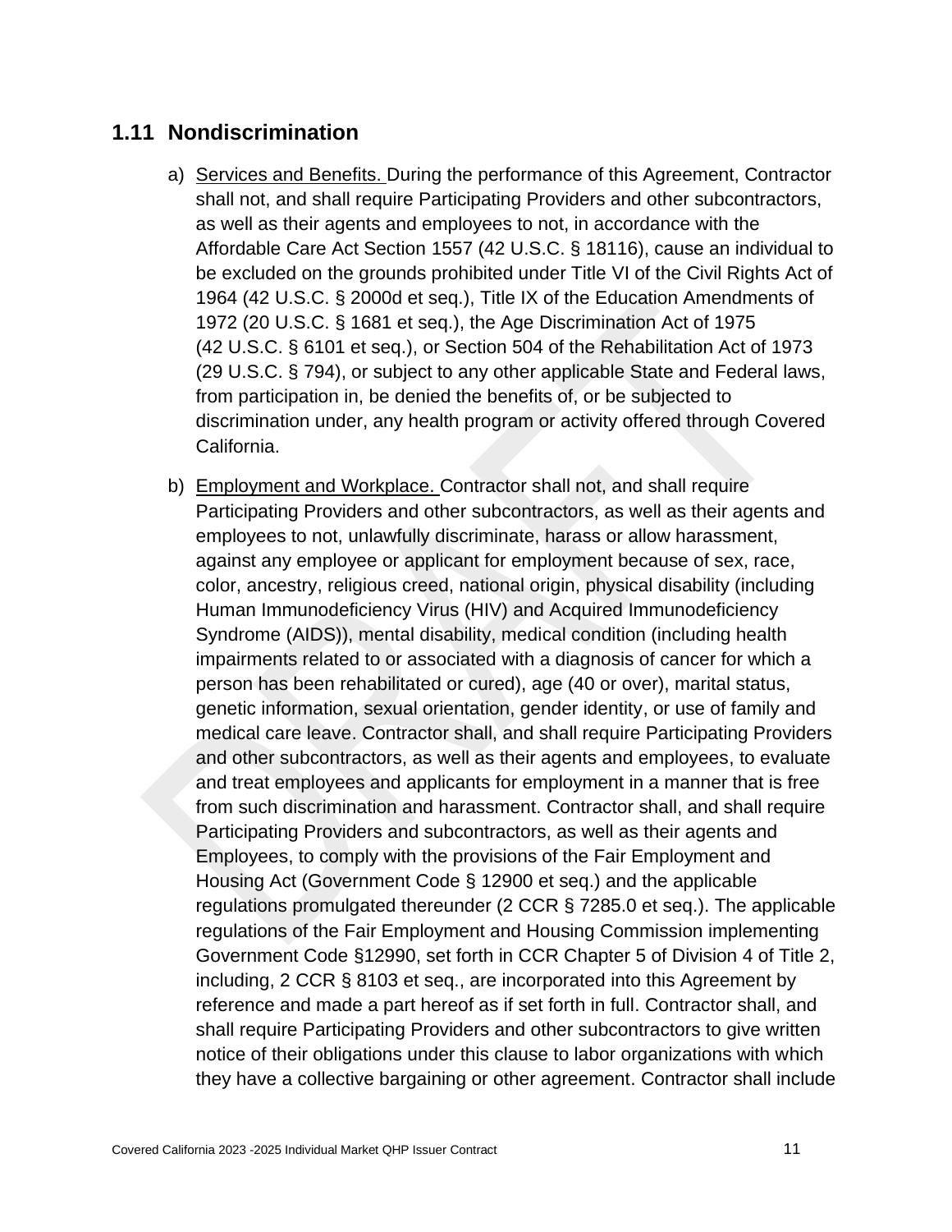## 1.11 Nondiscrimination

a) Services and Benefits. During the performance of this Agreement, Contractor shall not, and shall require Participating Providers and other subcontractors, as well as their agents and employees to not, in accordance with the Affordable Care Act Section 1557 (42 U.S.C. § 18116), cause an individual to be excluded on the grounds prohibited under Title VI of the Civil Rights Act of 1964 (42 U.S.C. § 2000d et seq.), Title IX of the Education Amendments of 1972 (20 U.S.C. § 1681 et seq.), the Age Discrimination Act of 1975 (42 U.S.C. § 6101 et seq.), or Section 504 of the Rehabilitation Act of 1973 (29 U.S.C. § 794), or subject to any other applicable State and Federal laws, from participation in, be denied the benefits of, or be subjected to discrimination under, any health program or activity offered through Covered California.

b) Employment and Workplace. Contractor shall not, and shall require Participating Providers and other subcontractors, as well as their agents and employees to not, unlawfully discriminate, harass or allow harassment, against any employee or applicant for employment because of sex, race, color, ancestry, religious creed, national origin, physical disability (including Human Immunodeficiency Virus (HIV) and Acquired Immunodeficiency Syndrome (AIDS)), mental disability, medical condition (including health impairments related to or associated with a diagnosis of cancer for which a person has been rehabilitated or cured), age (40 or over), marital status, genetic information, sexual orientation, gender identity, or use of family and medical care leave. Contractor shall, and shall require Participating Providers and other subcontractors, as well as their agents and employees, to evaluate and treat employees and applicants for employment in a manner that is free from such discrimination and harassment. Contractor shall, and shall require Participating Providers and subcontractors, as well as their agents and Employees, to comply with the provisions of the Fair Employment and Housing Act (Government Code § 12900 et seq.) and the applicable regulations promulgated thereunder (2 CCR § 7285.0 et seq.). The applicable regulations of the Fair Employment and Housing Commission implementing Government Code §12990, set forth in CCR Chapter 5 of Division 4 of Title 2, including, 2 CCR § 8103 et seq., are incorporated into this Agreement by reference and made a part hereof as if set forth in full. Contractor shall, and shall require Participating Providers and other subcontractors to give written notice of their obligations under this clause to labor organizations with which they have a collective bargaining or other agreement. Contractor shall include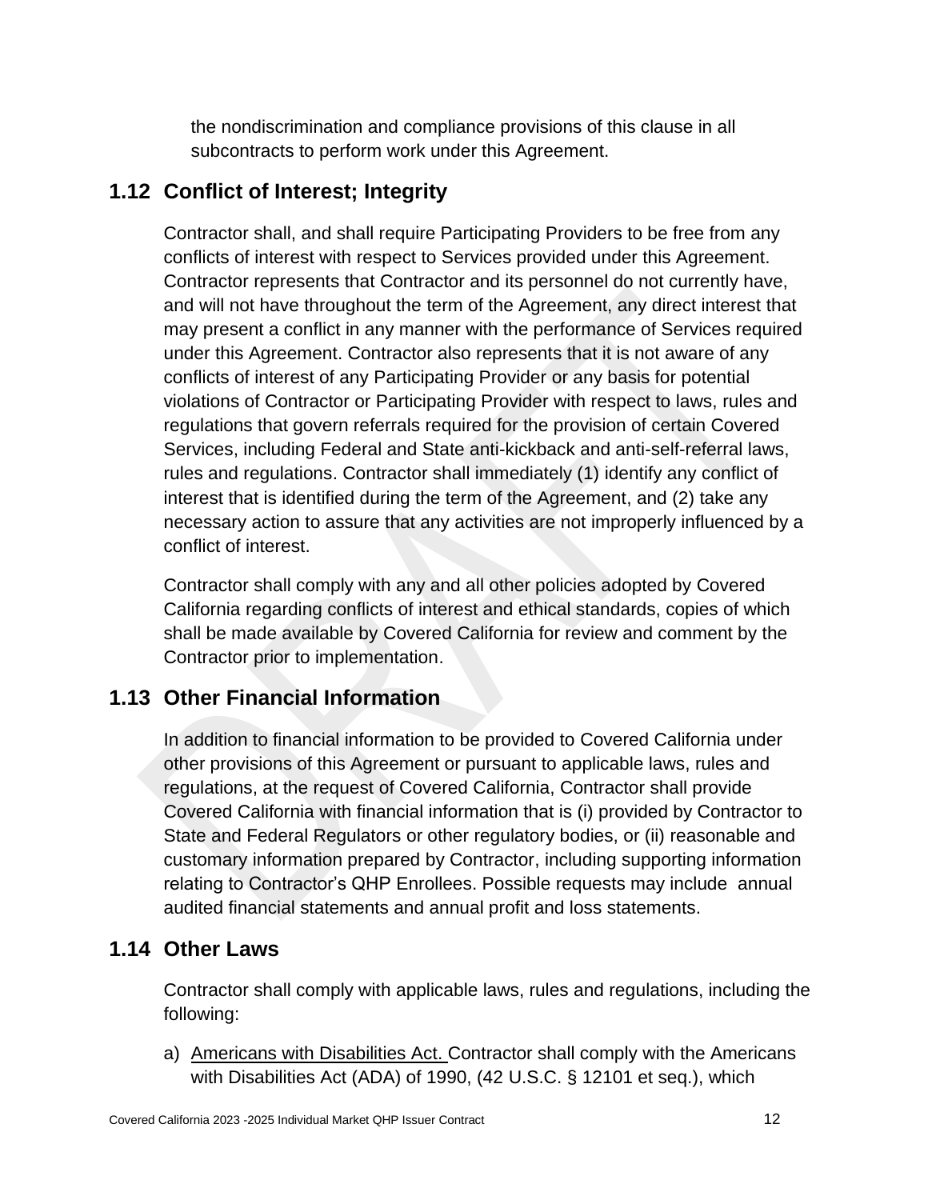the nondiscrimination and compliance provisions of this clause in all subcontracts to perform work under this Agreement.

## 1.12 Conflict of Interest; Integrity

Contractor shall, and shall require Participating Providers to be free from any conflicts of interest with respect to Services provided under this Agreement. Contractor represents that Contractor and its personnel do not currently have, and will not have throughout the term of the Agreement, any direct interest that may present a conflict in any manner with the performance of Services required under this Agreement. Contractor also represents that it is not aware of any conflicts of interest of any Participating Provider or any basis for potential violations of Contractor or Participating Provider with respect to laws, rules and regulations that govern referrals required for the provision of certain Covered Services, including Federal and State anti-kickback and anti-self-referral laws, rules and regulations. Contractor shall immediately (1) identify any conflict of interest that is identified during the term of the Agreement, and (2) take any necessary action to assure that any activities are not improperly influenced by a conflict of interest.

Contractor shall comply with any and all other policies adopted by Covered California regarding conflicts of interest and ethical standards, copies of which shall be made available by Covered California for review and comment by the Contractor prior to implementation.

## 1.13 Other Financial Information

In addition to financial information to be provided to Covered California under other provisions of this Agreement or pursuant to applicable laws, rules and regulations, at the request of Covered California, Contractor shall provide Covered California with financial information that is (i) provided by Contractor to State and Federal Regulators or other regulatory bodies, or (ii) reasonable and customary information prepared by Contractor, including supporting information relating to Contractor's QHP Enrollees. Possible requests may include annual audited financial statements and annual profit and loss statements.

## 1.14 Other Laws

Contractor shall comply with applicable laws, rules and regulations, including the following:

a) Americans with Disabilities Act. Contractor shall comply with the Americans with Disabilities Act (ADA) of 1990, (42 U.S.C. § 12101 et seq.), which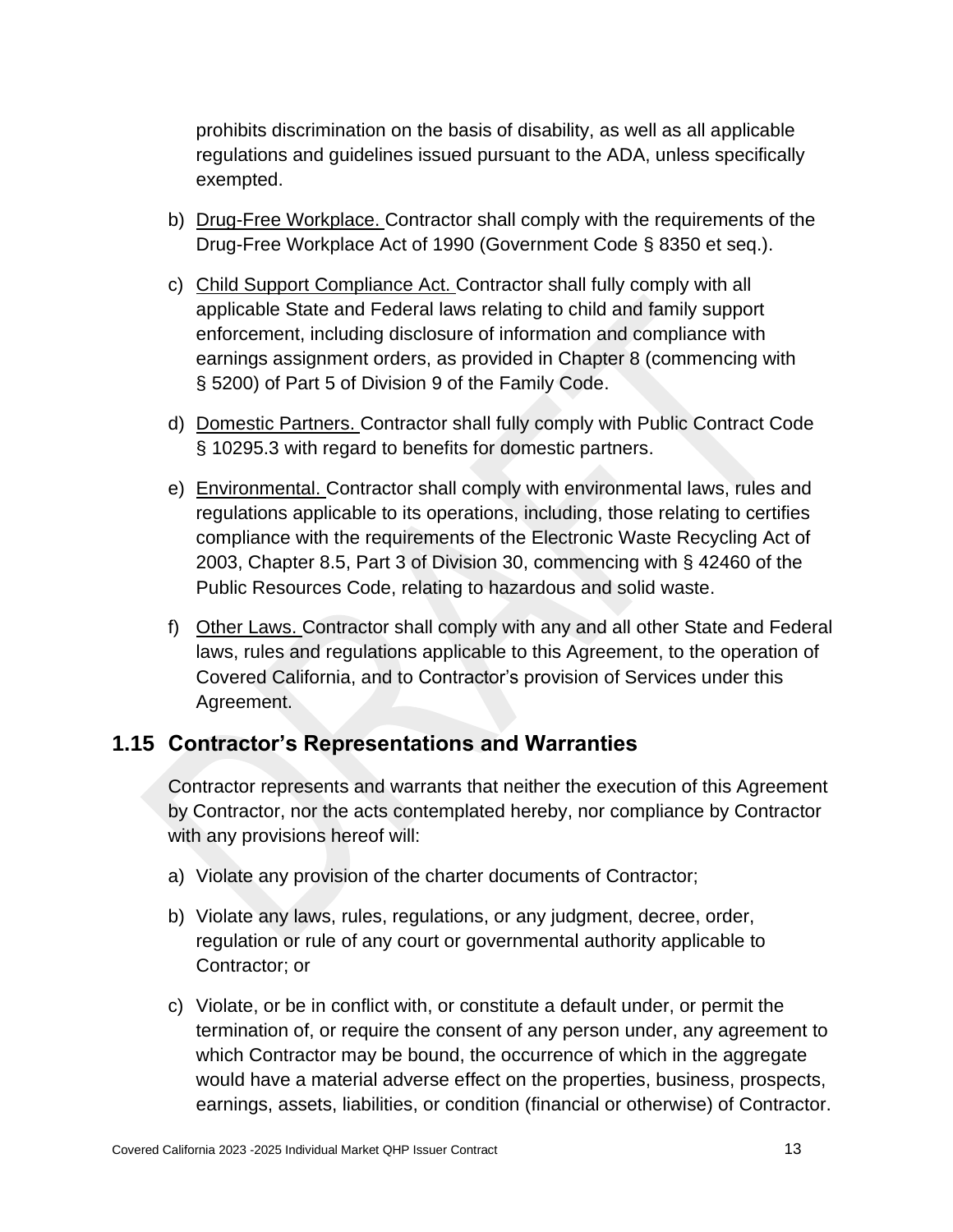prohibits discrimination on the basis of disability, as well as all applicable regulations and guidelines issued pursuant to the ADA, unless specifically exempted.

b) <u>Drug-Free Workplace.</u> Contractor shall comply with the requirements of the Drug-Free Workplace Act of 1990 (Government Code § 8350 et seq.).

c) <u>Child Support Compliance Act.</u> Contractor shall fully comply with all applicable State and Federal laws relating to child and family support enforcement, including disclosure of information and compliance with earnings assignment orders, as provided in Chapter 8 (commencing with § 5200) of Part 5 of Division 9 of the Family Code.

d) <u>Domestic Partners.</u> Contractor shall fully comply with Public Contract Code § 10295.3 with regard to benefits for domestic partners.

e) <u>Environmental.</u> Contractor shall comply with environmental laws, rules and regulations applicable to its operations, including, those relating to certifies compliance with the requirements of the Electronic Waste Recycling Act of 2003, Chapter 8.5, Part 3 of Division 30, commencing with § 42460 of the Public Resources Code, relating to hazardous and solid waste.

f) <u>Other Laws.</u> Contractor shall comply with any and all other State and Federal laws, rules and regulations applicable to this Agreement, to the operation of Covered California, and to Contractor's provision of Services under this Agreement.

## 1.15 Contractor's Representations and Warranties

Contractor represents and warrants that neither the execution of this Agreement by Contractor, nor the acts contemplated hereby, nor compliance by Contractor with any provisions hereof will:

a) Violate any provision of the charter documents of Contractor;

b) Violate any laws, rules, regulations, or any judgment, decree, order, regulation or rule of any court or governmental authority applicable to Contractor; or

c) Violate, or be in conflict with, or constitute a default under, or permit the termination of, or require the consent of any person under, any agreement to which Contractor may be bound, the occurrence of which in the aggregate would have a material adverse effect on the properties, business, prospects, earnings, assets, liabilities, or condition (financial or otherwise) of Contractor.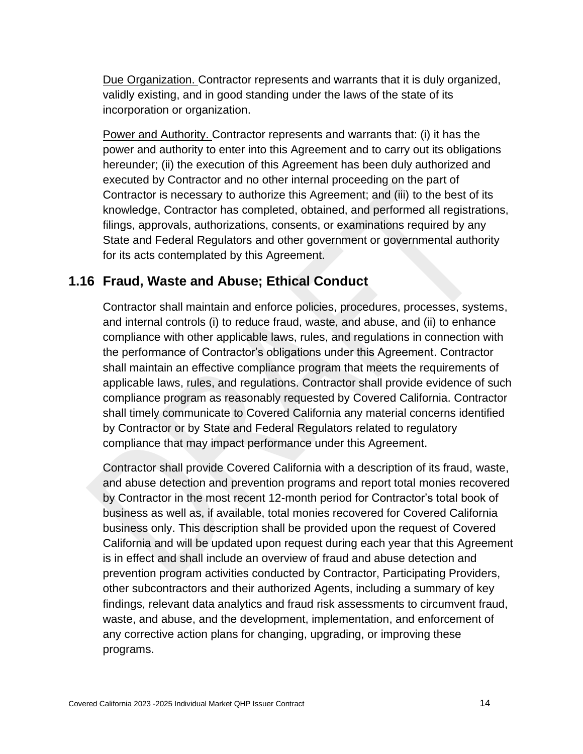Due Organization. Contractor represents and warrants that it is duly organized, validly existing, and in good standing under the laws of the state of its incorporation or organization.

Power and Authority. Contractor represents and warrants that: (i) it has the power and authority to enter into this Agreement and to carry out its obligations hereunder; (ii) the execution of this Agreement has been duly authorized and executed by Contractor and no other internal proceeding on the part of Contractor is necessary to authorize this Agreement; and (iii) to the best of its knowledge, Contractor has completed, obtained, and performed all registrations, filings, approvals, authorizations, consents, or examinations required by any State and Federal Regulators and other government or governmental authority for its acts contemplated by this Agreement.

## 1.16 Fraud, Waste and Abuse; Ethical Conduct

Contractor shall maintain and enforce policies, procedures, processes, systems, and internal controls (i) to reduce fraud, waste, and abuse, and (ii) to enhance compliance with other applicable laws, rules, and regulations in connection with the performance of Contractor's obligations under this Agreement. Contractor shall maintain an effective compliance program that meets the requirements of applicable laws, rules, and regulations. Contractor shall provide evidence of such compliance program as reasonably requested by Covered California. Contractor shall timely communicate to Covered California any material concerns identified by Contractor or by State and Federal Regulators related to regulatory compliance that may impact performance under this Agreement.

Contractor shall provide Covered California with a description of its fraud, waste, and abuse detection and prevention programs and report total monies recovered by Contractor in the most recent 12-month period for Contractor's total book of business as well as, if available, total monies recovered for Covered California business only. This description shall be provided upon the request of Covered California and will be updated upon request during each year that this Agreement is in effect and shall include an overview of fraud and abuse detection and prevention program activities conducted by Contractor, Participating Providers, other subcontractors and their authorized Agents, including a summary of key findings, relevant data analytics and fraud risk assessments to circumvent fraud, waste, and abuse, and the development, implementation, and enforcement of any corrective action plans for changing, upgrading, or improving these programs.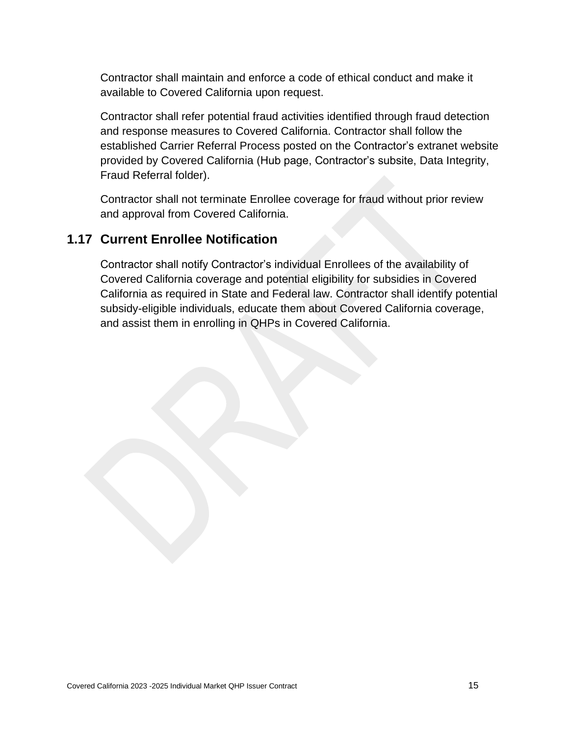Contractor shall maintain and enforce a code of ethical conduct and make it available to Covered California upon request.

Contractor shall refer potential fraud activities identified through fraud detection and response measures to Covered California. Contractor shall follow the established Carrier Referral Process posted on the Contractor's extranet website provided by Covered California (Hub page, Contractor's subsite, Data Integrity, Fraud Referral folder).

Contractor shall not terminate Enrollee coverage for fraud without prior review and approval from Covered California.

## 1.17 Current Enrollee Notification

Contractor shall notify Contractor's individual Enrollees of the availability of Covered California coverage and potential eligibility for subsidies in Covered California as required in State and Federal law. Contractor shall identify potential subsidy-eligible individuals, educate them about Covered California coverage, and assist them in enrolling in QHPs in Covered California.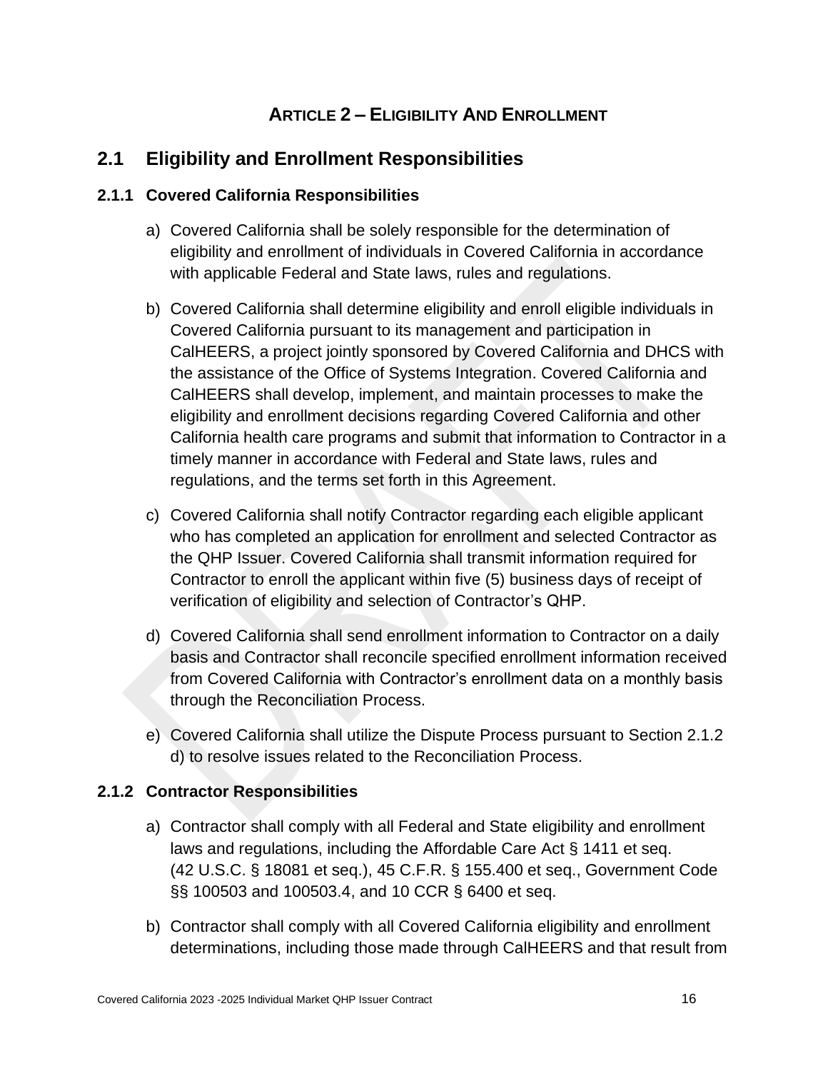# ARTICLE 2 – ELIGIBILITY AND ENROLLMENT

## 2.1 Eligibility and Enrollment Responsibilities

### 2.1.1 Covered California Responsibilities

a) Covered California shall be solely responsible for the determination of eligibility and enrollment of individuals in Covered California in accordance with applicable Federal and State laws, rules and regulations.

b) Covered California shall determine eligibility and enroll eligible individuals in Covered California pursuant to its management and participation in CalHEERS, a project jointly sponsored by Covered California and DHCS with the assistance of the Office of Systems Integration. Covered California and CalHEERS shall develop, implement, and maintain processes to make the eligibility and enrollment decisions regarding Covered California and other California health care programs and submit that information to Contractor in a timely manner in accordance with Federal and State laws, rules and regulations, and the terms set forth in this Agreement.

c) Covered California shall notify Contractor regarding each eligible applicant who has completed an application for enrollment and selected Contractor as the QHP Issuer. Covered California shall transmit information required for Contractor to enroll the applicant within five (5) business days of receipt of verification of eligibility and selection of Contractor's QHP.

d) Covered California shall send enrollment information to Contractor on a daily basis and Contractor shall reconcile specified enrollment information received from Covered California with Contractor's enrollment data on a monthly basis through the Reconciliation Process.

e) Covered California shall utilize the Dispute Process pursuant to Section 2.1.2 d) to resolve issues related to the Reconciliation Process.

### 2.1.2 Contractor Responsibilities

a) Contractor shall comply with all Federal and State eligibility and enrollment laws and regulations, including the Affordable Care Act § 1411 et seq. (42 U.S.C. § 18081 et seq.), 45 C.F.R. § 155.400 et seq., Government Code §§ 100503 and 100503.4, and 10 CCR § 6400 et seq.

b) Contractor shall comply with all Covered California eligibility and enrollment determinations, including those made through CalHEERS and that result from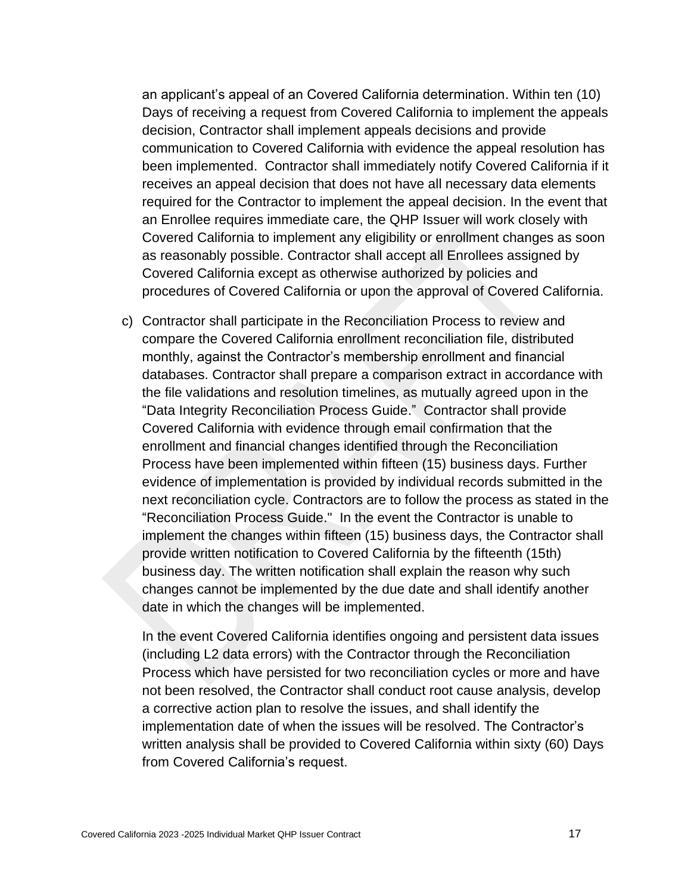an applicant's appeal of an Covered California determination. Within ten (10) Days of receiving a request from Covered California to implement the appeals decision, Contractor shall implement appeals decisions and provide communication to Covered California with evidence the appeal resolution has been implemented. Contractor shall immediately notify Covered California if it receives an appeal decision that does not have all necessary data elements required for the Contractor to implement the appeal decision. In the event that an Enrollee requires immediate care, the QHP Issuer will work closely with Covered California to implement any eligibility or enrollment changes as soon as reasonably possible. Contractor shall accept all Enrollees assigned by Covered California except as otherwise authorized by policies and procedures of Covered California or upon the approval of Covered California.

c) Contractor shall participate in the Reconciliation Process to review and compare the Covered California enrollment reconciliation file, distributed monthly, against the Contractor's membership enrollment and financial databases. Contractor shall prepare a comparison extract in accordance with the file validations and resolution timelines, as mutually agreed upon in the "Data Integrity Reconciliation Process Guide." Contractor shall provide Covered California with evidence through email confirmation that the enrollment and financial changes identified through the Reconciliation Process have been implemented within fifteen (15) business days. Further evidence of implementation is provided by individual records submitted in the next reconciliation cycle. Contractors are to follow the process as stated in the "Reconciliation Process Guide." In the event the Contractor is unable to implement the changes within fifteen (15) business days, the Contractor shall provide written notification to Covered California by the fifteenth (15th) business day. The written notification shall explain the reason why such changes cannot be implemented by the due date and shall identify another date in which the changes will be implemented.

   In the event Covered California identifies ongoing and persistent data issues (including L2 data errors) with the Contractor through the Reconciliation Process which have persisted for two reconciliation cycles or more and have not been resolved, the Contractor shall conduct root cause analysis, develop a corrective action plan to resolve the issues, and shall identify the implementation date of when the issues will be resolved. The Contractor's written analysis shall be provided to Covered California within sixty (60) Days from Covered California's request.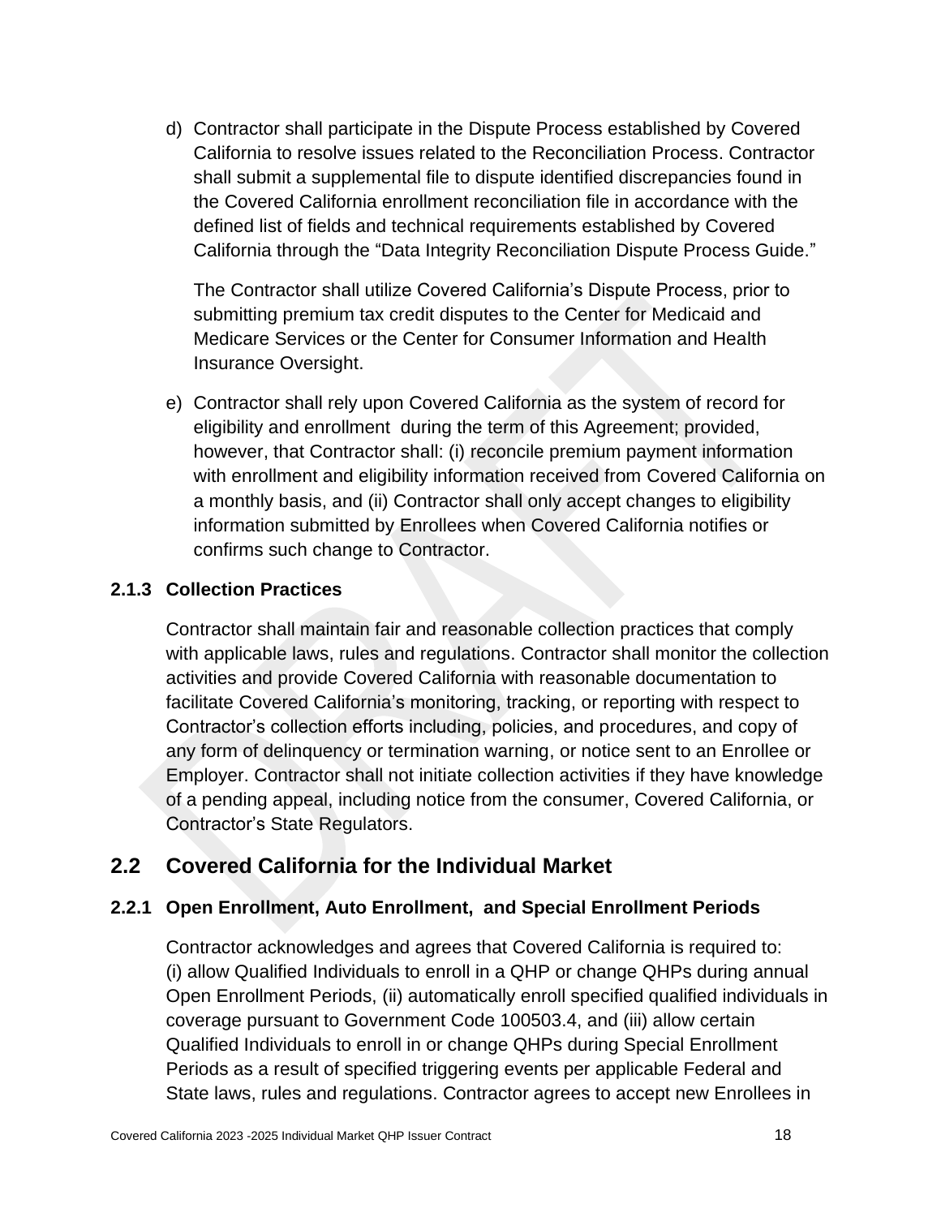d) Contractor shall participate in the Dispute Process established by Covered California to resolve issues related to the Reconciliation Process. Contractor shall submit a supplemental file to dispute identified discrepancies found in the Covered California enrollment reconciliation file in accordance with the defined list of fields and technical requirements established by Covered California through the "Data Integrity Reconciliation Dispute Process Guide."

   The Contractor shall utilize Covered California's Dispute Process, prior to submitting premium tax credit disputes to the Center for Medicaid and Medicare Services or the Center for Consumer Information and Health Insurance Oversight.

e) Contractor shall rely upon Covered California as the system of record for eligibility and enrollment during the term of this Agreement; provided, however, that Contractor shall: (i) reconcile premium payment information with enrollment and eligibility information received from Covered California on a monthly basis, and (ii) Contractor shall only accept changes to eligibility information submitted by Enrollees when Covered California notifies or confirms such change to Contractor.

### 2.1.3 Collection Practices

Contractor shall maintain fair and reasonable collection practices that comply with applicable laws, rules and regulations. Contractor shall monitor the collection activities and provide Covered California with reasonable documentation to facilitate Covered California's monitoring, tracking, or reporting with respect to Contractor's collection efforts including, policies, and procedures, and copy of any form of delinquency or termination warning, or notice sent to an Enrollee or Employer. Contractor shall not initiate collection activities if they have knowledge of a pending appeal, including notice from the consumer, Covered California, or Contractor's State Regulators.

## 2.2 Covered California for the Individual Market

### 2.2.1 Open Enrollment, Auto Enrollment, and Special Enrollment Periods

Contractor acknowledges and agrees that Covered California is required to: (i) allow Qualified Individuals to enroll in a QHP or change QHPs during annual Open Enrollment Periods, (ii) automatically enroll specified qualified individuals in coverage pursuant to Government Code 100503.4, and (iii) allow certain Qualified Individuals to enroll in or change QHPs during Special Enrollment Periods as a result of specified triggering events per applicable Federal and State laws, rules and regulations. Contractor agrees to accept new Enrollees in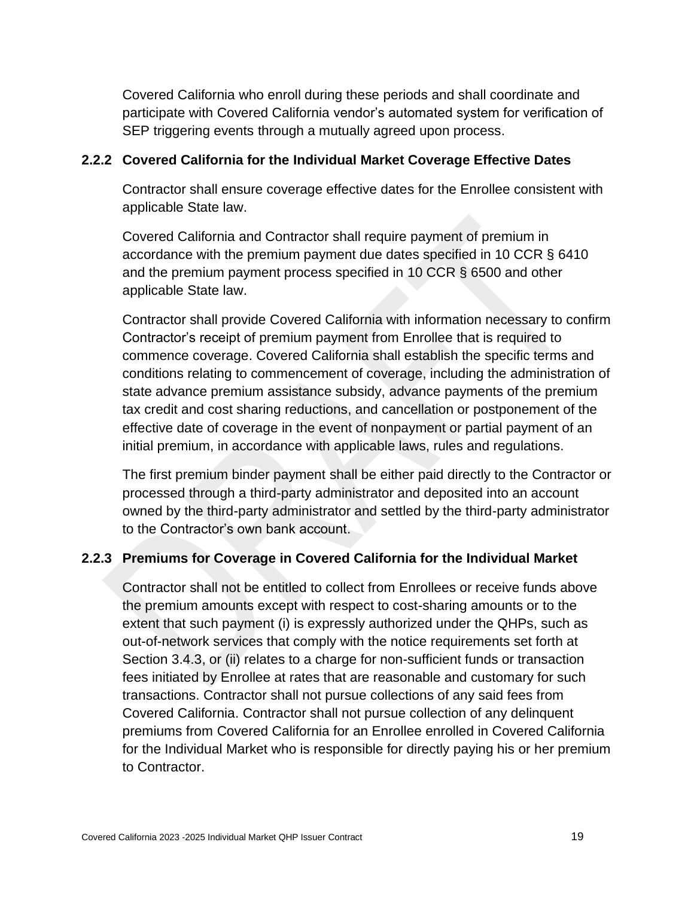Covered California who enroll during these periods and shall coordinate and participate with Covered California vendor's automated system for verification of SEP triggering events through a mutually agreed upon process.

### 2.2.2 Covered California for the Individual Market Coverage Effective Dates

Contractor shall ensure coverage effective dates for the Enrollee consistent with applicable State law.

Covered California and Contractor shall require payment of premium in accordance with the premium payment due dates specified in 10 CCR § 6410 and the premium payment process specified in 10 CCR § 6500 and other applicable State law.

Contractor shall provide Covered California with information necessary to confirm Contractor's receipt of premium payment from Enrollee that is required to commence coverage. Covered California shall establish the specific terms and conditions relating to commencement of coverage, including the administration of state advance premium assistance subsidy, advance payments of the premium tax credit and cost sharing reductions, and cancellation or postponement of the effective date of coverage in the event of nonpayment or partial payment of an initial premium, in accordance with applicable laws, rules and regulations.

The first premium binder payment shall be either paid directly to the Contractor or processed through a third-party administrator and deposited into an account owned by the third-party administrator and settled by the third-party administrator to the Contractor's own bank account.

### 2.2.3 Premiums for Coverage in Covered California for the Individual Market

Contractor shall not be entitled to collect from Enrollees or receive funds above the premium amounts except with respect to cost-sharing amounts or to the extent that such payment (i) is expressly authorized under the QHPs, such as out-of-network services that comply with the notice requirements set forth at Section 3.4.3, or (ii) relates to a charge for non-sufficient funds or transaction fees initiated by Enrollee at rates that are reasonable and customary for such transactions. Contractor shall not pursue collections of any said fees from Covered California. Contractor shall not pursue collection of any delinquent premiums from Covered California for an Enrollee enrolled in Covered California for the Individual Market who is responsible for directly paying his or her premium to Contractor.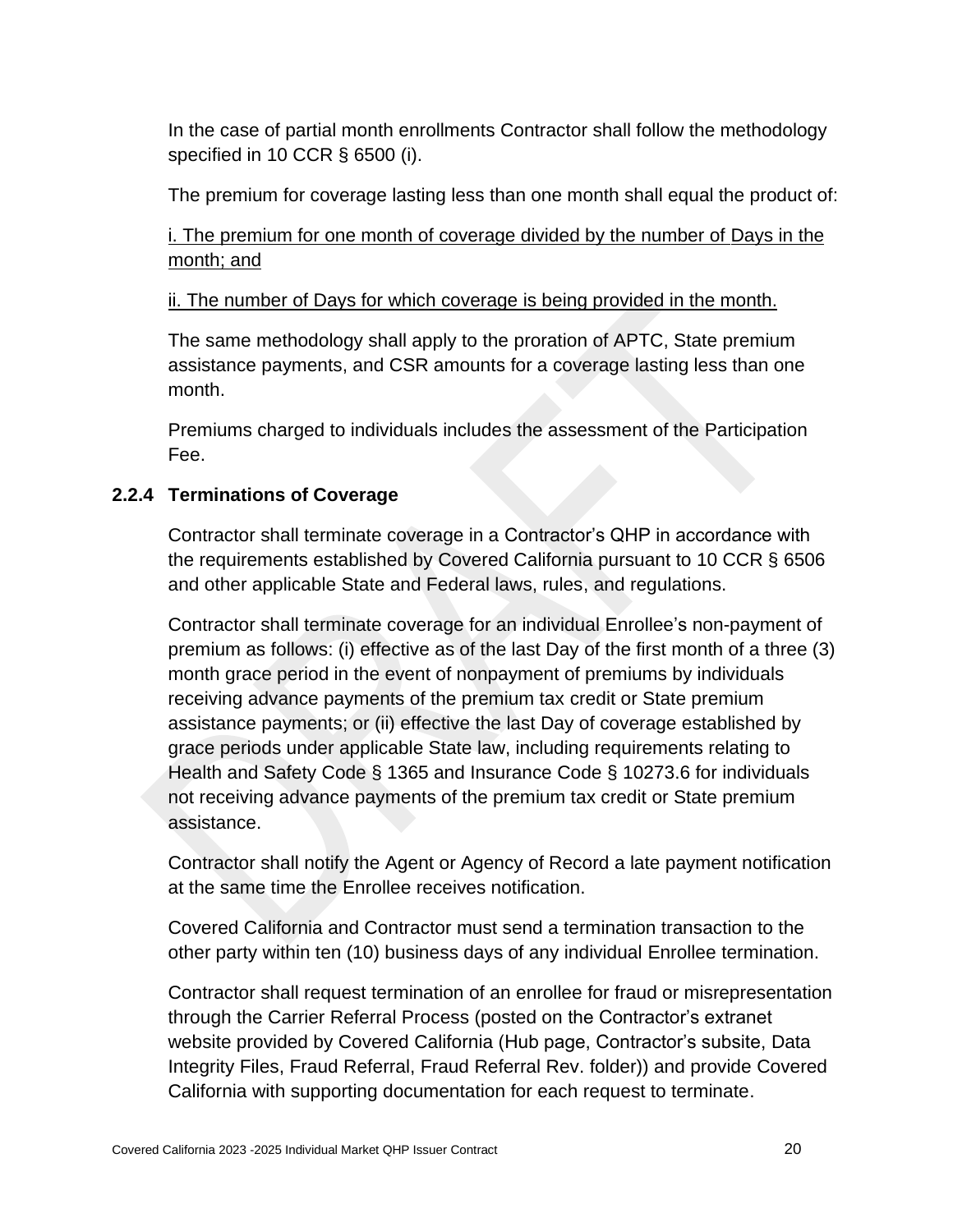In the case of partial month enrollments Contractor shall follow the methodology specified in 10 CCR § 6500 (i).

The premium for coverage lasting less than one month shall equal the product of:

i. The premium for one month of coverage divided by the number of Days in the month; and

ii. The number of Days for which coverage is being provided in the month.

The same methodology shall apply to the proration of APTC, State premium assistance payments, and CSR amounts for a coverage lasting less than one month.

Premiums charged to individuals includes the assessment of the Participation Fee.

### 2.2.4 Terminations of Coverage

Contractor shall terminate coverage in a Contractor's QHP in accordance with the requirements established by Covered California pursuant to 10 CCR § 6506 and other applicable State and Federal laws, rules, and regulations.

Contractor shall terminate coverage for an individual Enrollee's non-payment of premium as follows: (i) effective as of the last Day of the first month of a three (3) month grace period in the event of nonpayment of premiums by individuals receiving advance payments of the premium tax credit or State premium assistance payments; or (ii) effective the last Day of coverage established by grace periods under applicable State law, including requirements relating to Health and Safety Code § 1365 and Insurance Code § 10273.6 for individuals not receiving advance payments of the premium tax credit or State premium assistance.

Contractor shall notify the Agent or Agency of Record a late payment notification at the same time the Enrollee receives notification.

Covered California and Contractor must send a termination transaction to the other party within ten (10) business days of any individual Enrollee termination.

Contractor shall request termination of an enrollee for fraud or misrepresentation through the Carrier Referral Process (posted on the Contractor's extranet website provided by Covered California (Hub page, Contractor's subsite, Data Integrity Files, Fraud Referral, Fraud Referral Rev. folder)) and provide Covered California with supporting documentation for each request to terminate.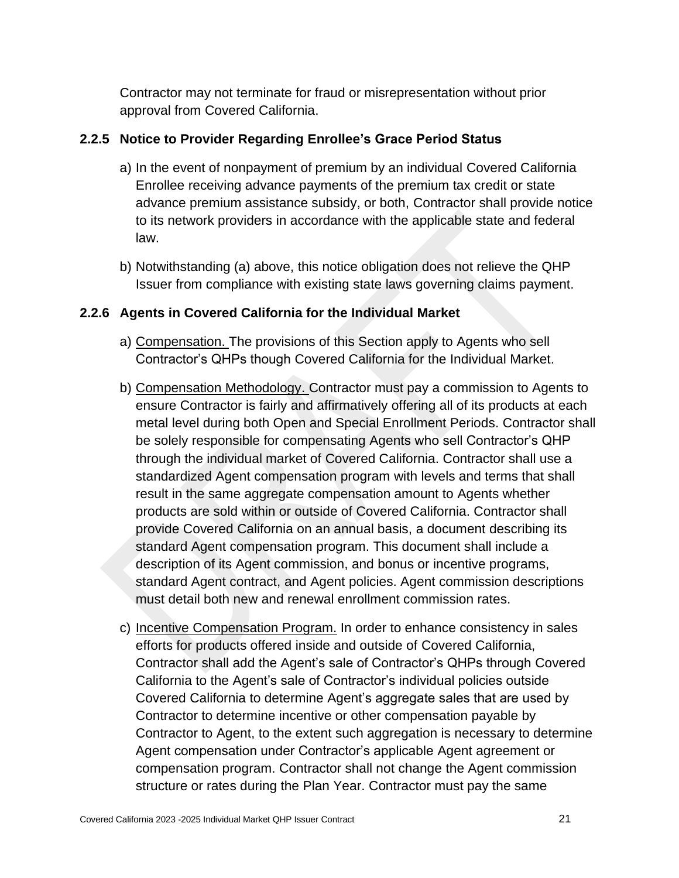Contractor may not terminate for fraud or misrepresentation without prior approval from Covered California.

### 2.2.5 Notice to Provider Regarding Enrollee's Grace Period Status

a) In the event of nonpayment of premium by an individual Covered California Enrollee receiving advance payments of the premium tax credit or state advance premium assistance subsidy, or both, Contractor shall provide notice to its network providers in accordance with the applicable state and federal law.

b) Notwithstanding (a) above, this notice obligation does not relieve the QHP Issuer from compliance with existing state laws governing claims payment.

### 2.2.6 Agents in Covered California for the Individual Market

a) Compensation. The provisions of this Section apply to Agents who sell Contractor's QHPs though Covered California for the Individual Market.

b) Compensation Methodology. Contractor must pay a commission to Agents to ensure Contractor is fairly and affirmatively offering all of its products at each metal level during both Open and Special Enrollment Periods. Contractor shall be solely responsible for compensating Agents who sell Contractor's QHP through the individual market of Covered California. Contractor shall use a standardized Agent compensation program with levels and terms that shall result in the same aggregate compensation amount to Agents whether products are sold within or outside of Covered California. Contractor shall provide Covered California on an annual basis, a document describing its standard Agent compensation program. This document shall include a description of its Agent commission, and bonus or incentive programs, standard Agent contract, and Agent policies. Agent commission descriptions must detail both new and renewal enrollment commission rates.

c) Incentive Compensation Program. In order to enhance consistency in sales efforts for products offered inside and outside of Covered California, Contractor shall add the Agent's sale of Contractor's QHPs through Covered California to the Agent's sale of Contractor's individual policies outside Covered California to determine Agent's aggregate sales that are used by Contractor to determine incentive or other compensation payable by Contractor to Agent, to the extent such aggregation is necessary to determine Agent compensation under Contractor's applicable Agent agreement or compensation program. Contractor shall not change the Agent commission structure or rates during the Plan Year. Contractor must pay the same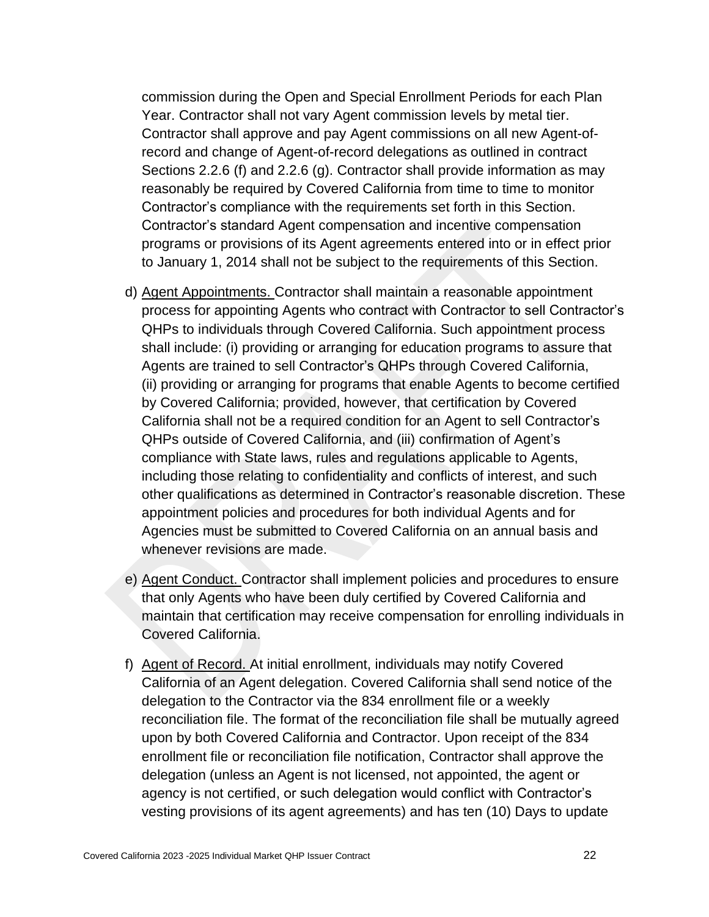commission during the Open and Special Enrollment Periods for each Plan Year. Contractor shall not vary Agent commission levels by metal tier. Contractor shall approve and pay Agent commissions on all new Agent-of-record and change of Agent-of-record delegations as outlined in contract Sections 2.2.6 (f) and 2.2.6 (g). Contractor shall provide information as may reasonably be required by Covered California from time to time to monitor Contractor's compliance with the requirements set forth in this Section. Contractor's standard Agent compensation and incentive compensation programs or provisions of its Agent agreements entered into or in effect prior to January 1, 2014 shall not be subject to the requirements of this Section.

d) Agent Appointments. Contractor shall maintain a reasonable appointment process for appointing Agents who contract with Contractor to sell Contractor's QHPs to individuals through Covered California. Such appointment process shall include: (i) providing or arranging for education programs to assure that Agents are trained to sell Contractor's QHPs through Covered California, (ii) providing or arranging for programs that enable Agents to become certified by Covered California; provided, however, that certification by Covered California shall not be a required condition for an Agent to sell Contractor's QHPs outside of Covered California, and (iii) confirmation of Agent's compliance with State laws, rules and regulations applicable to Agents, including those relating to confidentiality and conflicts of interest, and such other qualifications as determined in Contractor's reasonable discretion. These appointment policies and procedures for both individual Agents and for Agencies must be submitted to Covered California on an annual basis and whenever revisions are made.

e) Agent Conduct. Contractor shall implement policies and procedures to ensure that only Agents who have been duly certified by Covered California and maintain that certification may receive compensation for enrolling individuals in Covered California.

f) Agent of Record. At initial enrollment, individuals may notify Covered California of an Agent delegation. Covered California shall send notice of the delegation to the Contractor via the 834 enrollment file or a weekly reconciliation file. The format of the reconciliation file shall be mutually agreed upon by both Covered California and Contractor. Upon receipt of the 834 enrollment file or reconciliation file notification, Contractor shall approve the delegation (unless an Agent is not licensed, not appointed, the agent or agency is not certified, or such delegation would conflict with Contractor's vesting provisions of its agent agreements) and has ten (10) Days to update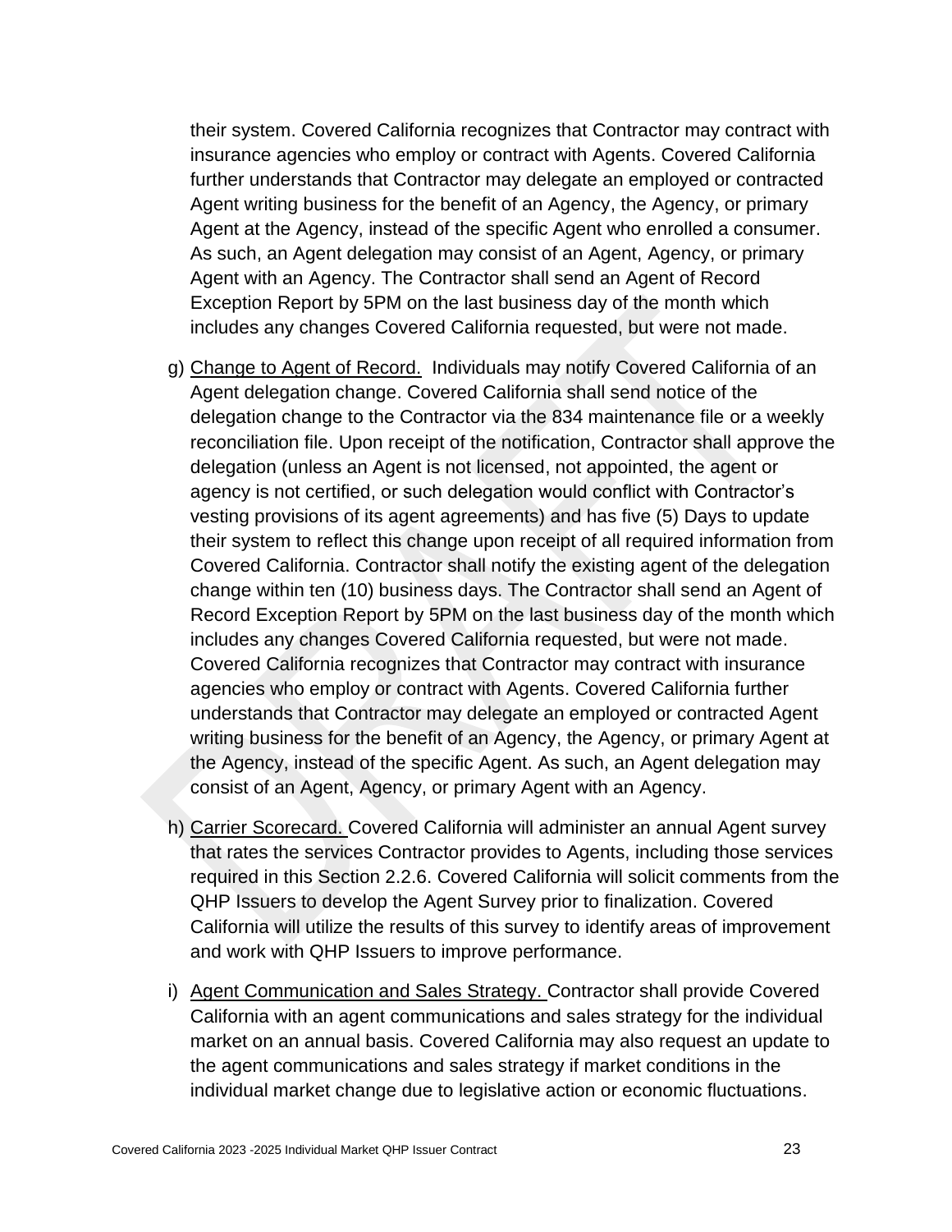their system. Covered California recognizes that Contractor may contract with insurance agencies who employ or contract with Agents. Covered California further understands that Contractor may delegate an employed or contracted Agent writing business for the benefit of an Agency, the Agency, or primary Agent at the Agency, instead of the specific Agent who enrolled a consumer. As such, an Agent delegation may consist of an Agent, Agency, or primary Agent with an Agency. The Contractor shall send an Agent of Record Exception Report by 5PM on the last business day of the month which includes any changes Covered California requested, but were not made.

g) Change to Agent of Record. Individuals may notify Covered California of an Agent delegation change. Covered California shall send notice of the delegation change to the Contractor via the 834 maintenance file or a weekly reconciliation file. Upon receipt of the notification, Contractor shall approve the delegation (unless an Agent is not licensed, not appointed, the agent or agency is not certified, or such delegation would conflict with Contractor's vesting provisions of its agent agreements) and has five (5) Days to update their system to reflect this change upon receipt of all required information from Covered California. Contractor shall notify the existing agent of the delegation change within ten (10) business days. The Contractor shall send an Agent of Record Exception Report by 5PM on the last business day of the month which includes any changes Covered California requested, but were not made. Covered California recognizes that Contractor may contract with insurance agencies who employ or contract with Agents. Covered California further understands that Contractor may delegate an employed or contracted Agent writing business for the benefit of an Agency, the Agency, or primary Agent at the Agency, instead of the specific Agent. As such, an Agent delegation may consist of an Agent, Agency, or primary Agent with an Agency.

h) Carrier Scorecard. Covered California will administer an annual Agent survey that rates the services Contractor provides to Agents, including those services required in this Section 2.2.6. Covered California will solicit comments from the QHP Issuers to develop the Agent Survey prior to finalization. Covered California will utilize the results of this survey to identify areas of improvement and work with QHP Issuers to improve performance.

i) Agent Communication and Sales Strategy. Contractor shall provide Covered California with an agent communications and sales strategy for the individual market on an annual basis. Covered California may also request an update to the agent communications and sales strategy if market conditions in the individual market change due to legislative action or economic fluctuations.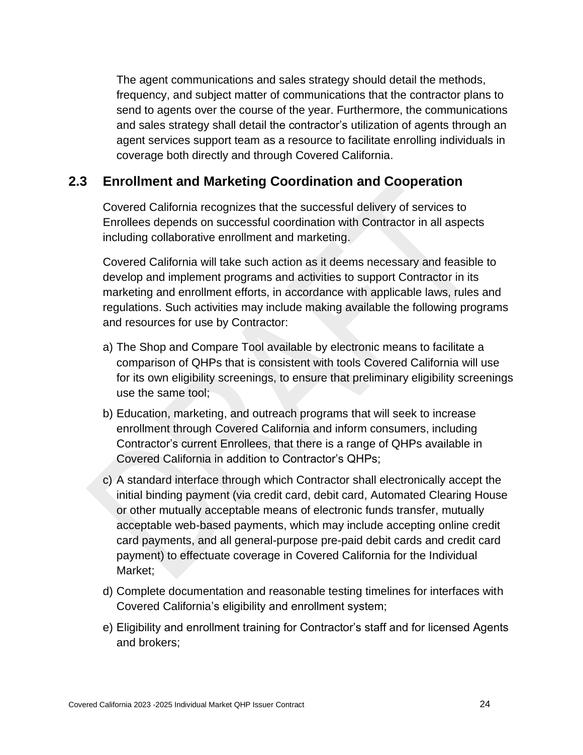The agent communications and sales strategy should detail the methods, frequency, and subject matter of communications that the contractor plans to send to agents over the course of the year. Furthermore, the communications and sales strategy shall detail the contractor's utilization of agents through an agent services support team as a resource to facilitate enrolling individuals in coverage both directly and through Covered California.

## 2.3 Enrollment and Marketing Coordination and Cooperation

Covered California recognizes that the successful delivery of services to Enrollees depends on successful coordination with Contractor in all aspects including collaborative enrollment and marketing.

Covered California will take such action as it deems necessary and feasible to develop and implement programs and activities to support Contractor in its marketing and enrollment efforts, in accordance with applicable laws, rules and regulations. Such activities may include making available the following programs and resources for use by Contractor:

a) The Shop and Compare Tool available by electronic means to facilitate a comparison of QHPs that is consistent with tools Covered California will use for its own eligibility screenings, to ensure that preliminary eligibility screenings use the same tool;

b) Education, marketing, and outreach programs that will seek to increase enrollment through Covered California and inform consumers, including Contractor's current Enrollees, that there is a range of QHPs available in Covered California in addition to Contractor's QHPs;

c) A standard interface through which Contractor shall electronically accept the initial binding payment (via credit card, debit card, Automated Clearing House or other mutually acceptable means of electronic funds transfer, mutually acceptable web-based payments, which may include accepting online credit card payments, and all general-purpose pre-paid debit cards and credit card payment) to effectuate coverage in Covered California for the Individual Market;

d) Complete documentation and reasonable testing timelines for interfaces with Covered California's eligibility and enrollment system;

e) Eligibility and enrollment training for Contractor's staff and for licensed Agents and brokers;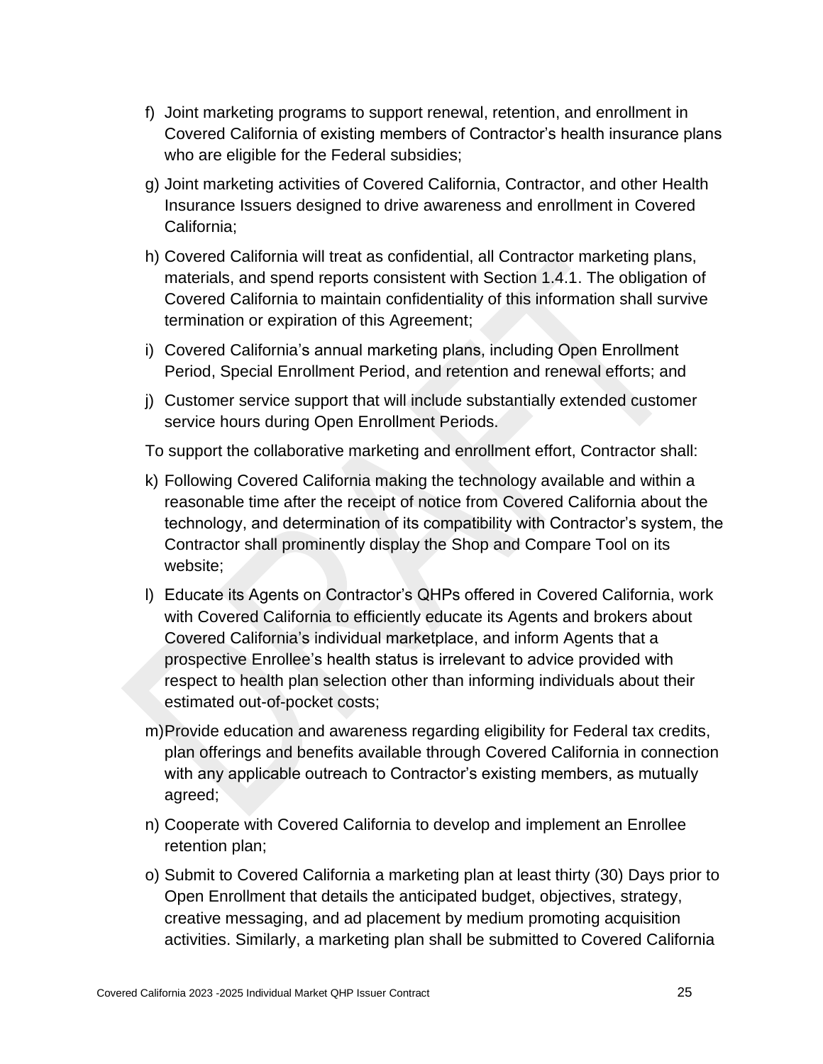f) Joint marketing programs to support renewal, retention, and enrollment in Covered California of existing members of Contractor's health insurance plans who are eligible for the Federal subsidies;

g) Joint marketing activities of Covered California, Contractor, and other Health Insurance Issuers designed to drive awareness and enrollment in Covered California;

h) Covered California will treat as confidential, all Contractor marketing plans, materials, and spend reports consistent with Section 1.4.1. The obligation of Covered California to maintain confidentiality of this information shall survive termination or expiration of this Agreement;

i) Covered California's annual marketing plans, including Open Enrollment Period, Special Enrollment Period, and retention and renewal efforts; and

j) Customer service support that will include substantially extended customer service hours during Open Enrollment Periods.

To support the collaborative marketing and enrollment effort, Contractor shall:

k) Following Covered California making the technology available and within a reasonable time after the receipt of notice from Covered California about the technology, and determination of its compatibility with Contractor's system, the Contractor shall prominently display the Shop and Compare Tool on its website;

l) Educate its Agents on Contractor's QHPs offered in Covered California, work with Covered California to efficiently educate its Agents and brokers about Covered California's individual marketplace, and inform Agents that a prospective Enrollee's health status is irrelevant to advice provided with respect to health plan selection other than informing individuals about their estimated out-of-pocket costs;

m) Provide education and awareness regarding eligibility for Federal tax credits, plan offerings and benefits available through Covered California in connection with any applicable outreach to Contractor's existing members, as mutually agreed;

n) Cooperate with Covered California to develop and implement an Enrollee retention plan;

o) Submit to Covered California a marketing plan at least thirty (30) Days prior to Open Enrollment that details the anticipated budget, objectives, strategy, creative messaging, and ad placement by medium promoting acquisition activities. Similarly, a marketing plan shall be submitted to Covered California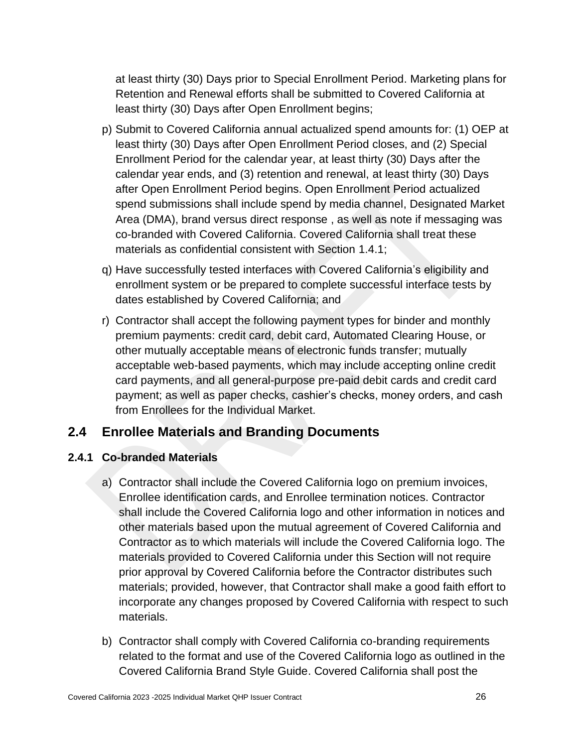at least thirty (30) Days prior to Special Enrollment Period. Marketing plans for Retention and Renewal efforts shall be submitted to Covered California at least thirty (30) Days after Open Enrollment begins;

p) Submit to Covered California annual actualized spend amounts for: (1) OEP at least thirty (30) Days after Open Enrollment Period closes, and (2) Special Enrollment Period for the calendar year, at least thirty (30) Days after the calendar year ends, and (3) retention and renewal, at least thirty (30) Days after Open Enrollment Period begins. Open Enrollment Period actualized spend submissions shall include spend by media channel, Designated Market Area (DMA), brand versus direct response , as well as note if messaging was co-branded with Covered California. Covered California shall treat these materials as confidential consistent with Section 1.4.1;

q) Have successfully tested interfaces with Covered California's eligibility and enrollment system or be prepared to complete successful interface tests by dates established by Covered California; and

r) Contractor shall accept the following payment types for binder and monthly premium payments: credit card, debit card, Automated Clearing House, or other mutually acceptable means of electronic funds transfer; mutually acceptable web-based payments, which may include accepting online credit card payments, and all general-purpose pre-paid debit cards and credit card payment; as well as paper checks, cashier's checks, money orders, and cash from Enrollees for the Individual Market.

## 2.4 Enrollee Materials and Branding Documents

### 2.4.1 Co-branded Materials

a) Contractor shall include the Covered California logo on premium invoices, Enrollee identification cards, and Enrollee termination notices. Contractor shall include the Covered California logo and other information in notices and other materials based upon the mutual agreement of Covered California and Contractor as to which materials will include the Covered California logo. The materials provided to Covered California under this Section will not require prior approval by Covered California before the Contractor distributes such materials; provided, however, that Contractor shall make a good faith effort to incorporate any changes proposed by Covered California with respect to such materials.

b) Contractor shall comply with Covered California co-branding requirements related to the format and use of the Covered California logo as outlined in the Covered California Brand Style Guide. Covered California shall post the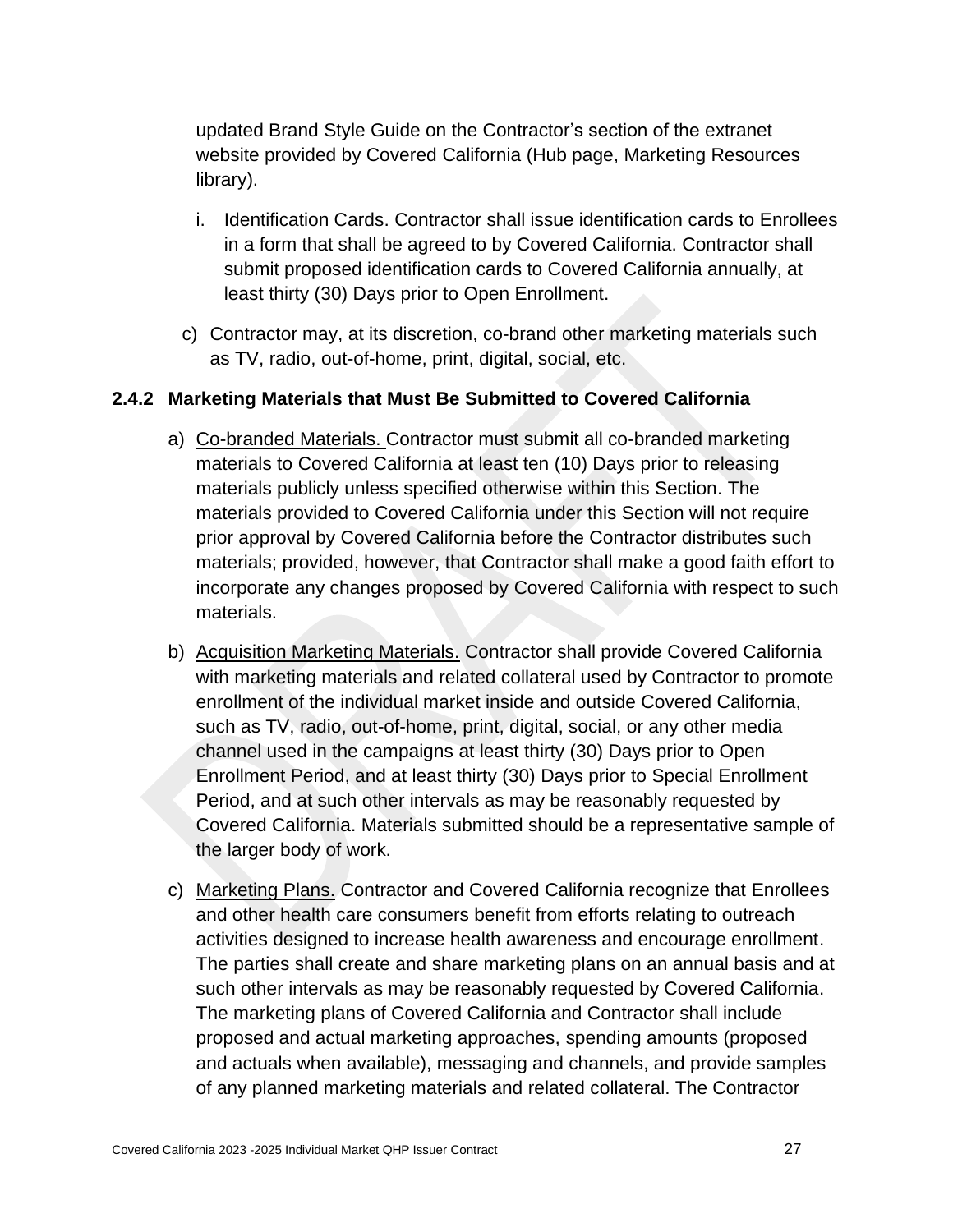updated Brand Style Guide on the Contractor's section of the extranet website provided by Covered California (Hub page, Marketing Resources library).

i. Identification Cards. Contractor shall issue identification cards to Enrollees in a form that shall be agreed to by Covered California. Contractor shall submit proposed identification cards to Covered California annually, at least thirty (30) Days prior to Open Enrollment.

c) Contractor may, at its discretion, co-brand other marketing materials such as TV, radio, out-of-home, print, digital, social, etc.

### 2.4.2 Marketing Materials that Must Be Submitted to Covered California

a) Co-branded Materials. Contractor must submit all co-branded marketing materials to Covered California at least ten (10) Days prior to releasing materials publicly unless specified otherwise within this Section. The materials provided to Covered California under this Section will not require prior approval by Covered California before the Contractor distributes such materials; provided, however, that Contractor shall make a good faith effort to incorporate any changes proposed by Covered California with respect to such materials.

b) Acquisition Marketing Materials. Contractor shall provide Covered California with marketing materials and related collateral used by Contractor to promote enrollment of the individual market inside and outside Covered California, such as TV, radio, out-of-home, print, digital, social, or any other media channel used in the campaigns at least thirty (30) Days prior to Open Enrollment Period, and at least thirty (30) Days prior to Special Enrollment Period, and at such other intervals as may be reasonably requested by Covered California. Materials submitted should be a representative sample of the larger body of work.

c) Marketing Plans. Contractor and Covered California recognize that Enrollees and other health care consumers benefit from efforts relating to outreach activities designed to increase health awareness and encourage enrollment. The parties shall create and share marketing plans on an annual basis and at such other intervals as may be reasonably requested by Covered California. The marketing plans of Covered California and Contractor shall include proposed and actual marketing approaches, spending amounts (proposed and actuals when available), messaging and channels, and provide samples of any planned marketing materials and related collateral. The Contractor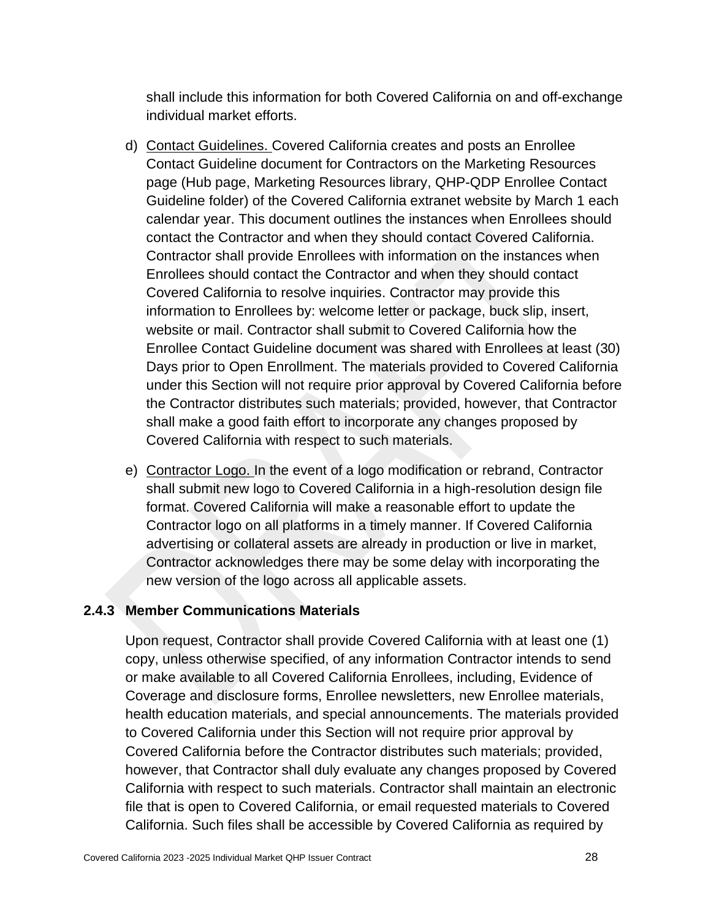shall include this information for both Covered California on and off-exchange individual market efforts.

d) Contact Guidelines. Covered California creates and posts an Enrollee Contact Guideline document for Contractors on the Marketing Resources page (Hub page, Marketing Resources library, QHP-QDP Enrollee Contact Guideline folder) of the Covered California extranet website by March 1 each calendar year. This document outlines the instances when Enrollees should contact the Contractor and when they should contact Covered California. Contractor shall provide Enrollees with information on the instances when Enrollees should contact the Contractor and when they should contact Covered California to resolve inquiries. Contractor may provide this information to Enrollees by: welcome letter or package, buck slip, insert, website or mail. Contractor shall submit to Covered California how the Enrollee Contact Guideline document was shared with Enrollees at least (30) Days prior to Open Enrollment. The materials provided to Covered California under this Section will not require prior approval by Covered California before the Contractor distributes such materials; provided, however, that Contractor shall make a good faith effort to incorporate any changes proposed by Covered California with respect to such materials.

e) Contractor Logo. In the event of a logo modification or rebrand, Contractor shall submit new logo to Covered California in a high-resolution design file format. Covered California will make a reasonable effort to update the Contractor logo on all platforms in a timely manner. If Covered California advertising or collateral assets are already in production or live in market, Contractor acknowledges there may be some delay with incorporating the new version of the logo across all applicable assets.

### 2.4.3 Member Communications Materials

Upon request, Contractor shall provide Covered California with at least one (1) copy, unless otherwise specified, of any information Contractor intends to send or make available to all Covered California Enrollees, including, Evidence of Coverage and disclosure forms, Enrollee newsletters, new Enrollee materials, health education materials, and special announcements. The materials provided to Covered California under this Section will not require prior approval by Covered California before the Contractor distributes such materials; provided, however, that Contractor shall duly evaluate any changes proposed by Covered California with respect to such materials. Contractor shall maintain an electronic file that is open to Covered California, or email requested materials to Covered California. Such files shall be accessible by Covered California as required by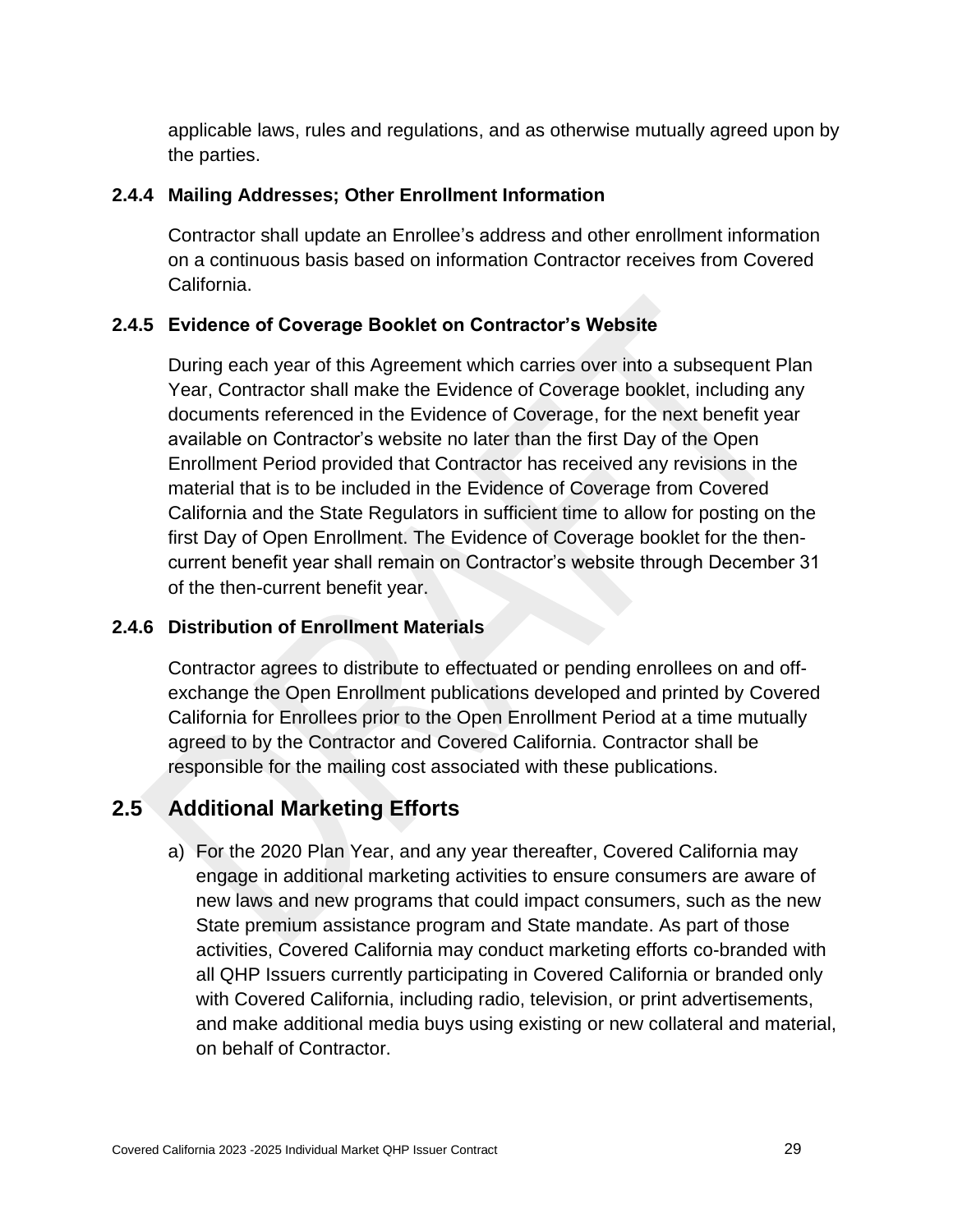applicable laws, rules and regulations, and as otherwise mutually agreed upon by the parties.

### 2.4.4 Mailing Addresses; Other Enrollment Information

Contractor shall update an Enrollee's address and other enrollment information on a continuous basis based on information Contractor receives from Covered California.

### 2.4.5 Evidence of Coverage Booklet on Contractor's Website

During each year of this Agreement which carries over into a subsequent Plan Year, Contractor shall make the Evidence of Coverage booklet, including any documents referenced in the Evidence of Coverage, for the next benefit year available on Contractor's website no later than the first Day of the Open Enrollment Period provided that Contractor has received any revisions in the material that is to be included in the Evidence of Coverage from Covered California and the State Regulators in sufficient time to allow for posting on the first Day of Open Enrollment. The Evidence of Coverage booklet for the then-current benefit year shall remain on Contractor's website through December 31 of the then-current benefit year.

### 2.4.6 Distribution of Enrollment Materials

Contractor agrees to distribute to effectuated or pending enrollees on and off-exchange the Open Enrollment publications developed and printed by Covered California for Enrollees prior to the Open Enrollment Period at a time mutually agreed to by the Contractor and Covered California. Contractor shall be responsible for the mailing cost associated with these publications.

## 2.5 Additional Marketing Efforts

a) For the 2020 Plan Year, and any year thereafter, Covered California may engage in additional marketing activities to ensure consumers are aware of new laws and new programs that could impact consumers, such as the new State premium assistance program and State mandate. As part of those activities, Covered California may conduct marketing efforts co-branded with all QHP Issuers currently participating in Covered California or branded only with Covered California, including radio, television, or print advertisements, and make additional media buys using existing or new collateral and material, on behalf of Contractor.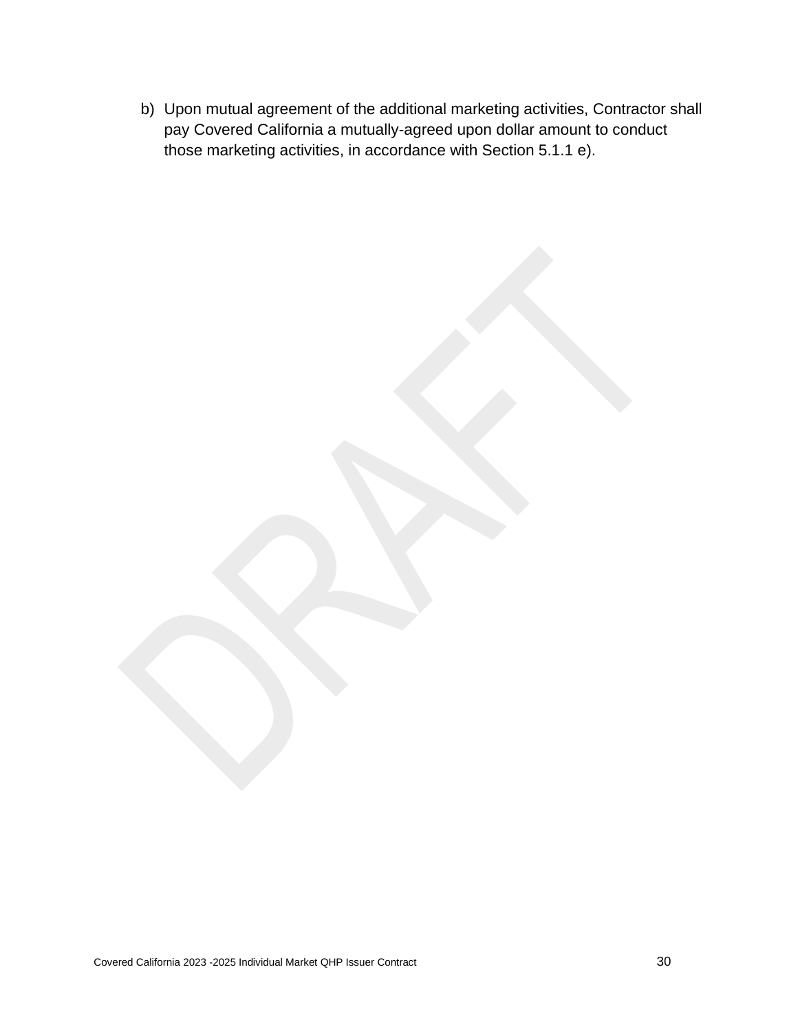b) Upon mutual agreement of the additional marketing activities, Contractor shall pay Covered California a mutually-agreed upon dollar amount to conduct those marketing activities, in accordance with Section 5.1.1 e).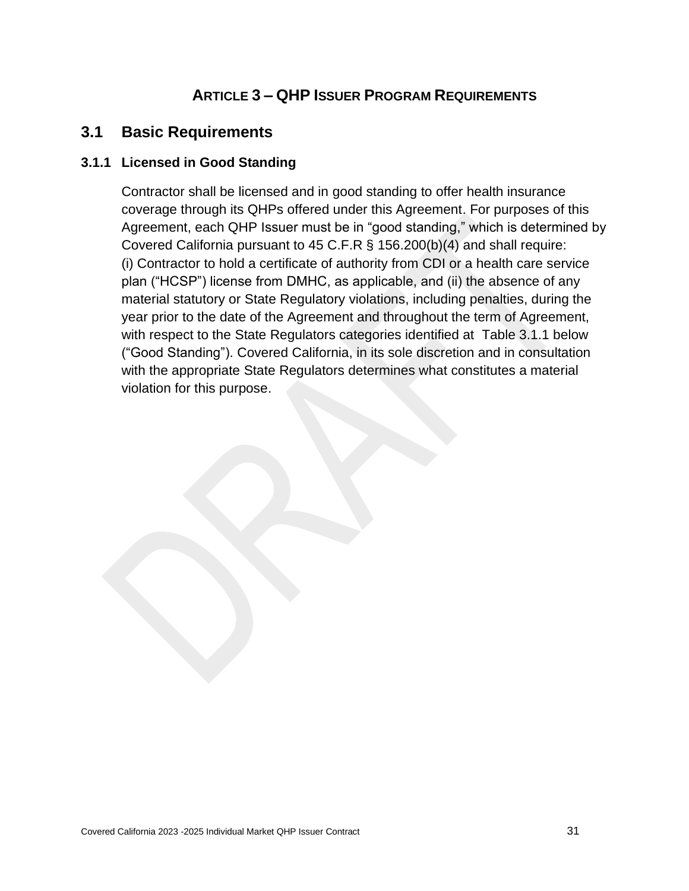# ARTICLE 3 – QHP ISSUER PROGRAM REQUIREMENTS

## 3.1 Basic Requirements

### 3.1.1 Licensed in Good Standing

Contractor shall be licensed and in good standing to offer health insurance coverage through its QHPs offered under this Agreement. For purposes of this Agreement, each QHP Issuer must be in "good standing," which is determined by Covered California pursuant to 45 C.F.R § 156.200(b)(4) and shall require: (i) Contractor to hold a certificate of authority from CDI or a health care service plan ("HCSP") license from DMHC, as applicable, and (ii) the absence of any material statutory or State Regulatory violations, including penalties, during the year prior to the date of the Agreement and throughout the term of Agreement, with respect to the State Regulators categories identified at Table 3.1.1 below ("Good Standing"). Covered California, in its sole discretion and in consultation with the appropriate State Regulators determines what constitutes a material violation for this purpose.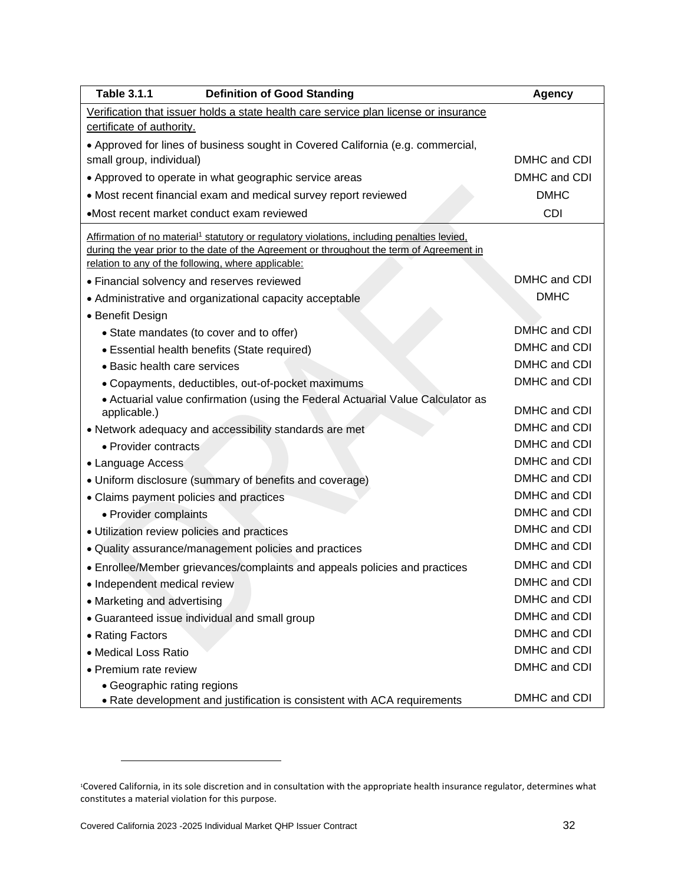| Table 3.1.1 Definition of Good Standing | Agency |
|---|---|
| Verification that issuer holds a state health care service plan license or insurance certificate of authority. | |
| • Approved for lines of business sought in Covered California (e.g. commercial, small group, individual) | DMHC and CDI |
| • Approved to operate in what geographic service areas | DMHC and CDI |
| • Most recent financial exam and medical survey report reviewed | DMHC |
| • Most recent market conduct exam reviewed | CDI |
| Affirmation of no material[1] statutory or regulatory violations, including penalties levied, during the year prior to the date of the Agreement or throughout the term of Agreement in relation to any of the following, where applicable: | |
| • Financial solvency and reserves reviewed | DMHC and CDI |
| • Administrative and organizational capacity acceptable | DMHC |
| • Benefit Design | |
| • State mandates (to cover and to offer) | DMHC and CDI |
| • Essential health benefits (State required) | DMHC and CDI |
| • Basic health care services | DMHC and CDI |
| • Copayments, deductibles, out-of-pocket maximums | DMHC and CDI |
| • Actuarial value confirmation (using the Federal Actuarial Value Calculator as applicable.) | DMHC and CDI |
| • Network adequacy and accessibility standards are met | DMHC and CDI |
| • Provider contracts | DMHC and CDI |
| • Language Access | DMHC and CDI |
| • Uniform disclosure (summary of benefits and coverage) | DMHC and CDI |
| • Claims payment policies and practices | DMHC and CDI |
| • Provider complaints | DMHC and CDI |
| • Utilization review policies and practices | DMHC and CDI |
| • Quality assurance/management policies and practices | DMHC and CDI |
| • Enrollee/Member grievances/complaints and appeals policies and practices | DMHC and CDI |
| • Independent medical review | DMHC and CDI |
| • Marketing and advertising | DMHC and CDI |
| • Guaranteed issue individual and small group | DMHC and CDI |
| • Rating Factors | DMHC and CDI |
| • Medical Loss Ratio | DMHC and CDI |
| • Premium rate review | DMHC and CDI |
| • Geographic rating regions<br>• Rate development and justification is consistent with ACA requirements | DMHC and CDI |

[1] Covered California, in its sole discretion and in consultation with the appropriate health insurance regulator, determines what constitutes a material violation for this purpose.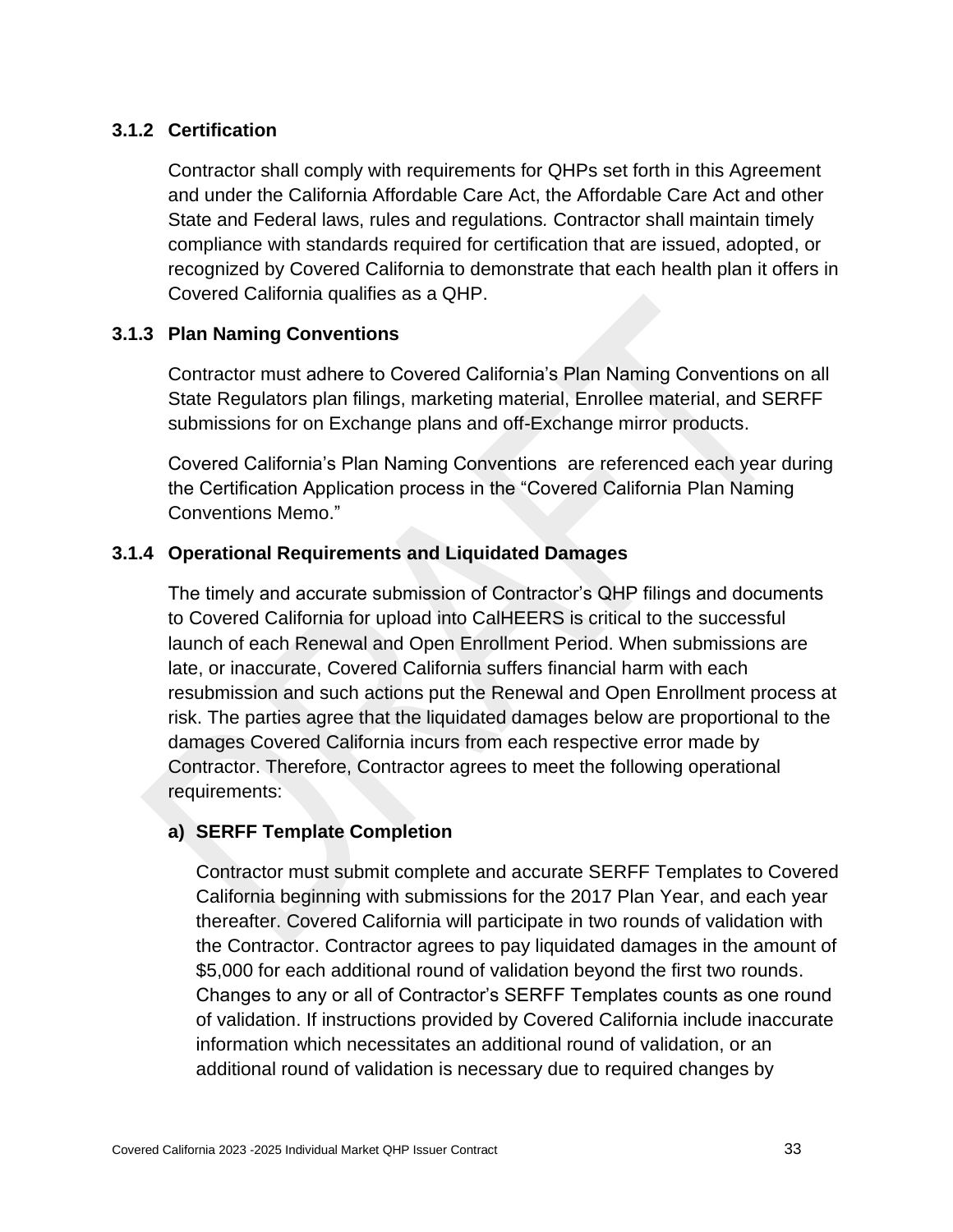### 3.1.2 Certification

Contractor shall comply with requirements for QHPs set forth in this Agreement and under the California Affordable Care Act, the Affordable Care Act and other State and Federal laws, rules and regulations. Contractor shall maintain timely compliance with standards required for certification that are issued, adopted, or recognized by Covered California to demonstrate that each health plan it offers in Covered California qualifies as a QHP.

### 3.1.3 Plan Naming Conventions

Contractor must adhere to Covered California's Plan Naming Conventions on all State Regulators plan filings, marketing material, Enrollee material, and SERFF submissions for on Exchange plans and off-Exchange mirror products.

Covered California's Plan Naming Conventions are referenced each year during the Certification Application process in the "Covered California Plan Naming Conventions Memo."

### 3.1.4 Operational Requirements and Liquidated Damages

The timely and accurate submission of Contractor's QHP filings and documents to Covered California for upload into CalHEERS is critical to the successful launch of each Renewal and Open Enrollment Period. When submissions are late, or inaccurate, Covered California suffers financial harm with each resubmission and such actions put the Renewal and Open Enrollment process at risk. The parties agree that the liquidated damages below are proportional to the damages Covered California incurs from each respective error made by Contractor. Therefore, Contractor agrees to meet the following operational requirements:

#### a) SERFF Template Completion

Contractor must submit complete and accurate SERFF Templates to Covered California beginning with submissions for the 2017 Plan Year, and each year thereafter. Covered California will participate in two rounds of validation with the Contractor. Contractor agrees to pay liquidated damages in the amount of $5,000 for each additional round of validation beyond the first two rounds. Changes to any or all of Contractor's SERFF Templates counts as one round of validation. If instructions provided by Covered California include inaccurate information which necessitates an additional round of validation, or an additional round of validation is necessary due to required changes by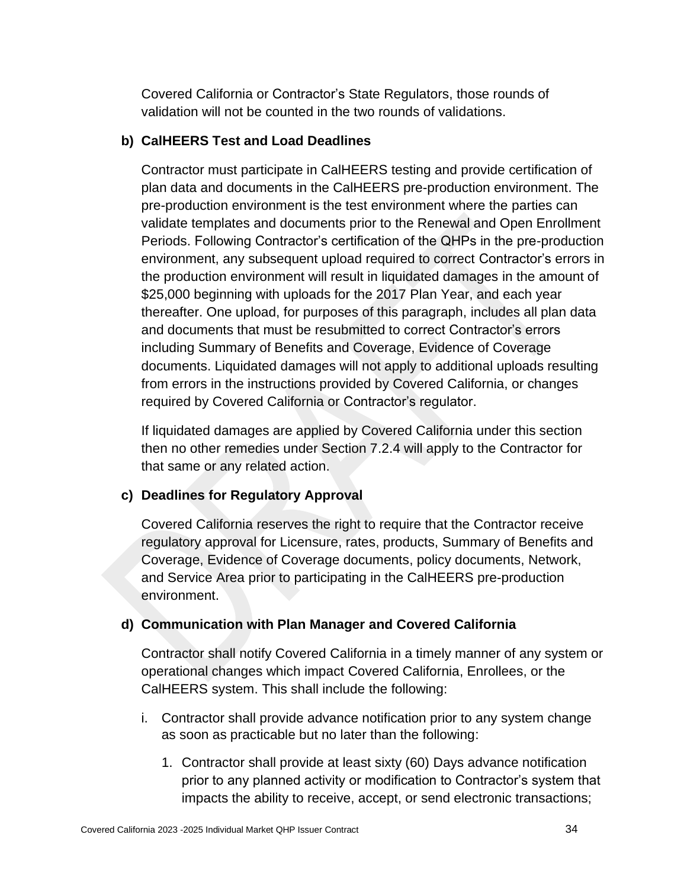Covered California or Contractor's State Regulators, those rounds of validation will not be counted in the two rounds of validations.

**b) CalHEERS Test and Load Deadlines**

Contractor must participate in CalHEERS testing and provide certification of plan data and documents in the CalHEERS pre-production environment. The pre-production environment is the test environment where the parties can validate templates and documents prior to the Renewal and Open Enrollment Periods. Following Contractor's certification of the QHPs in the pre-production environment, any subsequent upload required to correct Contractor's errors in the production environment will result in liquidated damages in the amount of $25,000 beginning with uploads for the 2017 Plan Year, and each year thereafter. One upload, for purposes of this paragraph, includes all plan data and documents that must be resubmitted to correct Contractor's errors including Summary of Benefits and Coverage, Evidence of Coverage documents. Liquidated damages will not apply to additional uploads resulting from errors in the instructions provided by Covered California, or changes required by Covered California or Contractor's regulator.

If liquidated damages are applied by Covered California under this section then no other remedies under Section 7.2.4 will apply to the Contractor for that same or any related action.

**c) Deadlines for Regulatory Approval**

Covered California reserves the right to require that the Contractor receive regulatory approval for Licensure, rates, products, Summary of Benefits and Coverage, Evidence of Coverage documents, policy documents, Network, and Service Area prior to participating in the CalHEERS pre-production environment.

**d) Communication with Plan Manager and Covered California**

Contractor shall notify Covered California in a timely manner of any system or operational changes which impact Covered California, Enrollees, or the CalHEERS system. This shall include the following:

i. Contractor shall provide advance notification prior to any system change as soon as practicable but no later than the following:

   1. Contractor shall provide at least sixty (60) Days advance notification prior to any planned activity or modification to Contractor's system that impacts the ability to receive, accept, or send electronic transactions;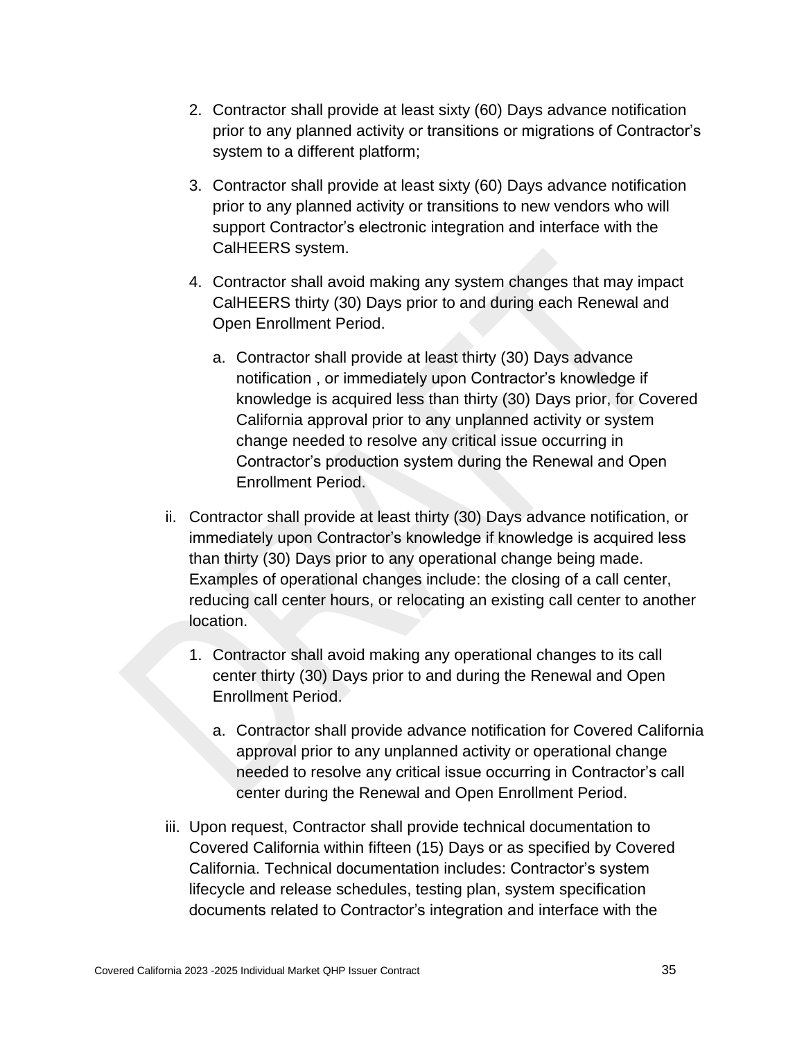2. Contractor shall provide at least sixty (60) Days advance notification prior to any planned activity or transitions or migrations of Contractor's system to a different platform;

3. Contractor shall provide at least sixty (60) Days advance notification prior to any planned activity or transitions to new vendors who will support Contractor's electronic integration and interface with the CalHEERS system.

4. Contractor shall avoid making any system changes that may impact CalHEERS thirty (30) Days prior to and during each Renewal and Open Enrollment Period.

   a. Contractor shall provide at least thirty (30) Days advance notification , or immediately upon Contractor's knowledge if knowledge is acquired less than thirty (30) Days prior, for Covered California approval prior to any unplanned activity or system change needed to resolve any critical issue occurring in Contractor's production system during the Renewal and Open Enrollment Period.

ii. Contractor shall provide at least thirty (30) Days advance notification, or immediately upon Contractor's knowledge if knowledge is acquired less than thirty (30) Days prior to any operational change being made. Examples of operational changes include: the closing of a call center, reducing call center hours, or relocating an existing call center to another location.

   1. Contractor shall avoid making any operational changes to its call center thirty (30) Days prior to and during the Renewal and Open Enrollment Period.

      a. Contractor shall provide advance notification for Covered California approval prior to any unplanned activity or operational change needed to resolve any critical issue occurring in Contractor's call center during the Renewal and Open Enrollment Period.

iii. Upon request, Contractor shall provide technical documentation to Covered California within fifteen (15) Days or as specified by Covered California. Technical documentation includes: Contractor's system lifecycle and release schedules, testing plan, system specification documents related to Contractor's integration and interface with the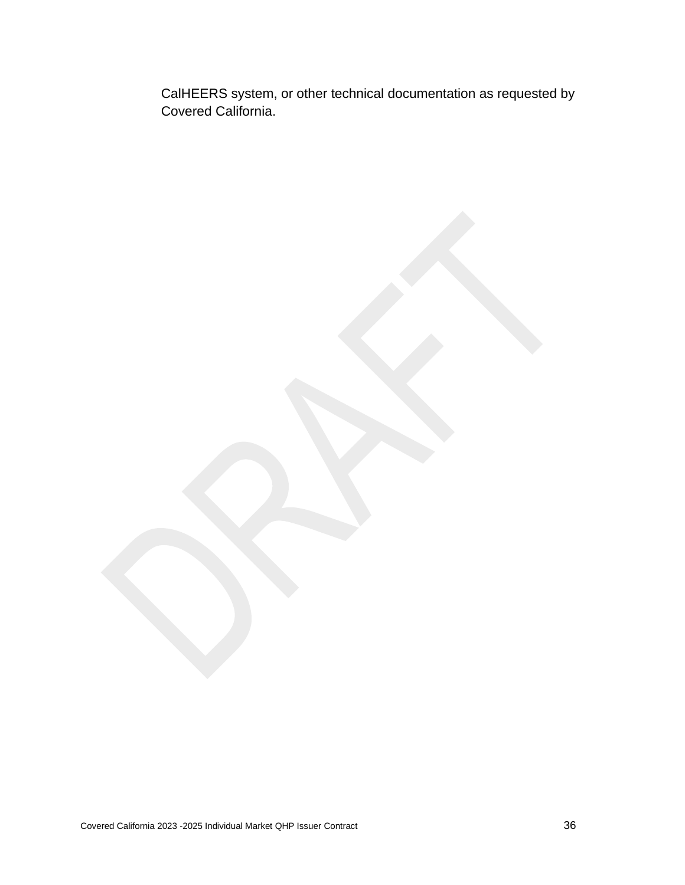CalHEERS system, or other technical documentation as requested by Covered California.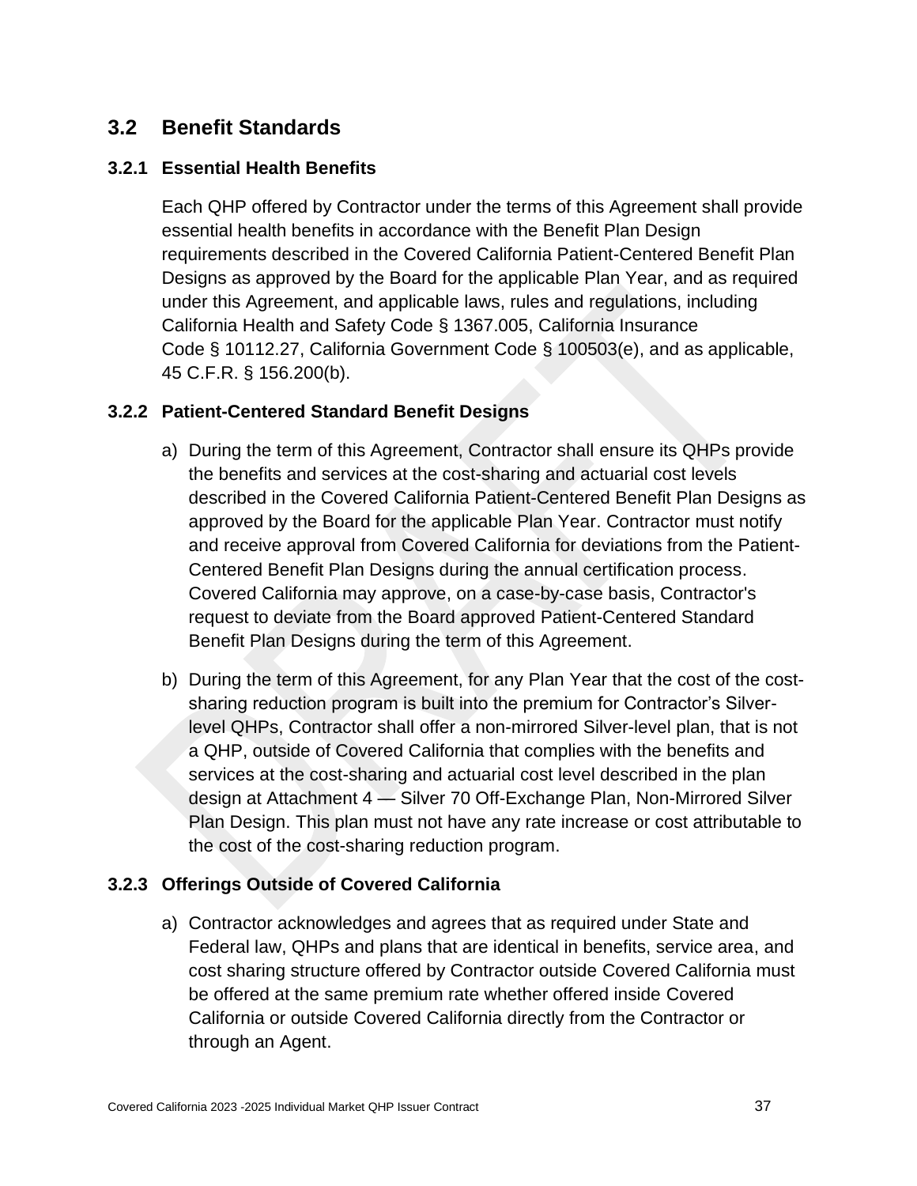## 3.2 Benefit Standards

### 3.2.1 Essential Health Benefits

Each QHP offered by Contractor under the terms of this Agreement shall provide essential health benefits in accordance with the Benefit Plan Design requirements described in the Covered California Patient-Centered Benefit Plan Designs as approved by the Board for the applicable Plan Year, and as required under this Agreement, and applicable laws, rules and regulations, including California Health and Safety Code § 1367.005, California Insurance Code § 10112.27, California Government Code § 100503(e), and as applicable, 45 C.F.R. § 156.200(b).

### 3.2.2 Patient-Centered Standard Benefit Designs

a) During the term of this Agreement, Contractor shall ensure its QHPs provide the benefits and services at the cost-sharing and actuarial cost levels described in the Covered California Patient-Centered Benefit Plan Designs as approved by the Board for the applicable Plan Year. Contractor must notify and receive approval from Covered California for deviations from the Patient-Centered Benefit Plan Designs during the annual certification process. Covered California may approve, on a case-by-case basis, Contractor's request to deviate from the Board approved Patient-Centered Standard Benefit Plan Designs during the term of this Agreement.

b) During the term of this Agreement, for any Plan Year that the cost of the cost-sharing reduction program is built into the premium for Contractor's Silver-level QHPs, Contractor shall offer a non-mirrored Silver-level plan, that is not a QHP, outside of Covered California that complies with the benefits and services at the cost-sharing and actuarial cost level described in the plan design at Attachment 4 — Silver 70 Off-Exchange Plan, Non-Mirrored Silver Plan Design. This plan must not have any rate increase or cost attributable to the cost of the cost-sharing reduction program.

### 3.2.3 Offerings Outside of Covered California

a) Contractor acknowledges and agrees that as required under State and Federal law, QHPs and plans that are identical in benefits, service area, and cost sharing structure offered by Contractor outside Covered California must be offered at the same premium rate whether offered inside Covered California or outside Covered California directly from the Contractor or through an Agent.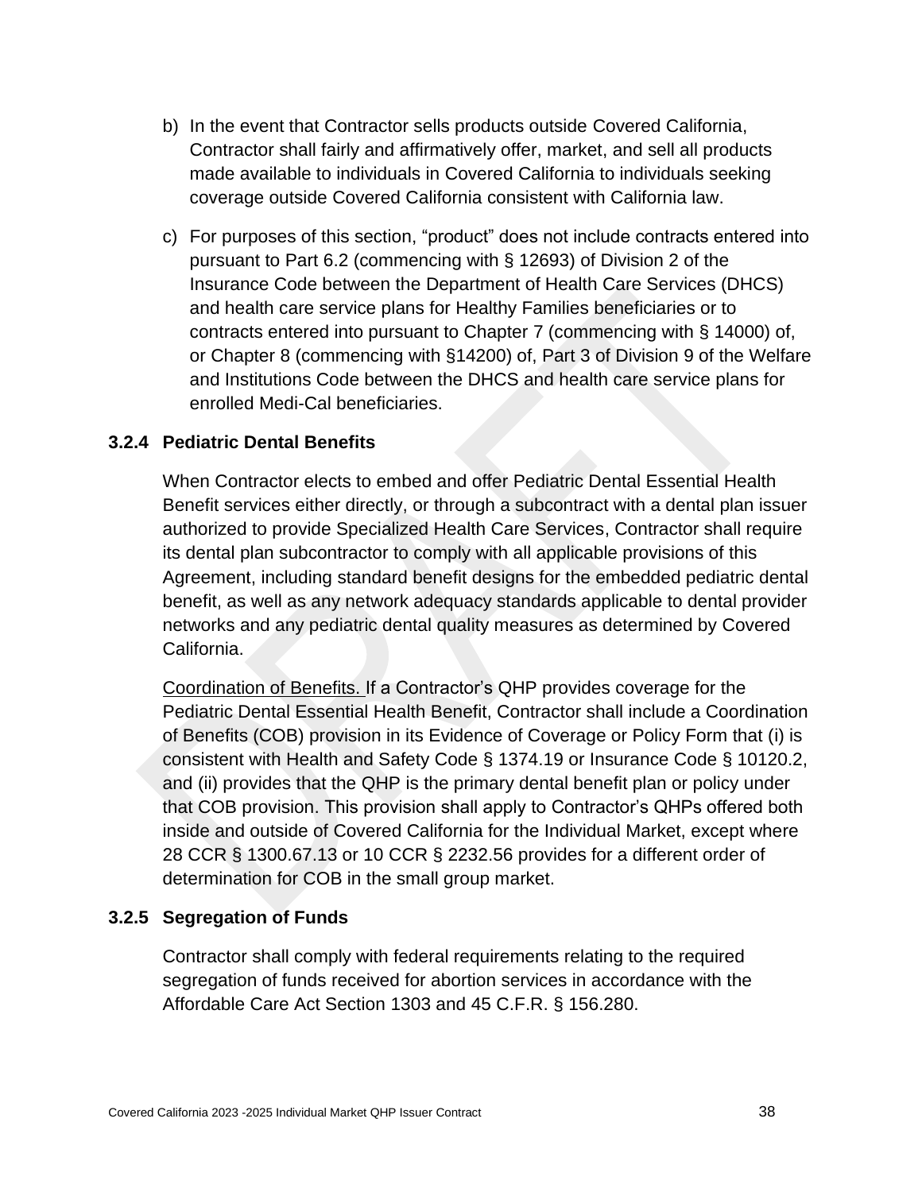b) In the event that Contractor sells products outside Covered California, Contractor shall fairly and affirmatively offer, market, and sell all products made available to individuals in Covered California to individuals seeking coverage outside Covered California consistent with California law.

c) For purposes of this section, "product" does not include contracts entered into pursuant to Part 6.2 (commencing with § 12693) of Division 2 of the Insurance Code between the Department of Health Care Services (DHCS) and health care service plans for Healthy Families beneficiaries or to contracts entered into pursuant to Chapter 7 (commencing with § 14000) of, or Chapter 8 (commencing with §14200) of, Part 3 of Division 9 of the Welfare and Institutions Code between the DHCS and health care service plans for enrolled Medi-Cal beneficiaries.

### 3.2.4 Pediatric Dental Benefits

When Contractor elects to embed and offer Pediatric Dental Essential Health Benefit services either directly, or through a subcontract with a dental plan issuer authorized to provide Specialized Health Care Services, Contractor shall require its dental plan subcontractor to comply with all applicable provisions of this Agreement, including standard benefit designs for the embedded pediatric dental benefit, as well as any network adequacy standards applicable to dental provider networks and any pediatric dental quality measures as determined by Covered California.

<u>Coordination of Benefits.</u> If a Contractor's QHP provides coverage for the Pediatric Dental Essential Health Benefit, Contractor shall include a Coordination of Benefits (COB) provision in its Evidence of Coverage or Policy Form that (i) is consistent with Health and Safety Code § 1374.19 or Insurance Code § 10120.2, and (ii) provides that the QHP is the primary dental benefit plan or policy under that COB provision. This provision shall apply to Contractor's QHPs offered both inside and outside of Covered California for the Individual Market, except where 28 CCR § 1300.67.13 or 10 CCR § 2232.56 provides for a different order of determination for COB in the small group market.

### 3.2.5 Segregation of Funds

Contractor shall comply with federal requirements relating to the required segregation of funds received for abortion services in accordance with the Affordable Care Act Section 1303 and 45 C.F.R. § 156.280.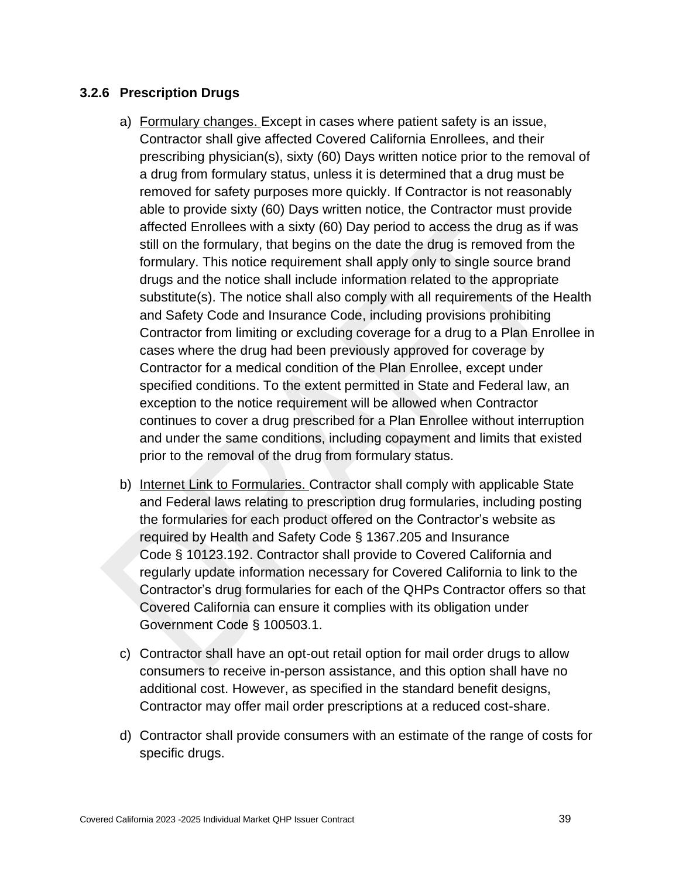### 3.2.6 Prescription Drugs

a) Formulary changes. Except in cases where patient safety is an issue, Contractor shall give affected Covered California Enrollees, and their prescribing physician(s), sixty (60) Days written notice prior to the removal of a drug from formulary status, unless it is determined that a drug must be removed for safety purposes more quickly. If Contractor is not reasonably able to provide sixty (60) Days written notice, the Contractor must provide affected Enrollees with a sixty (60) Day period to access the drug as if was still on the formulary, that begins on the date the drug is removed from the formulary. This notice requirement shall apply only to single source brand drugs and the notice shall include information related to the appropriate substitute(s). The notice shall also comply with all requirements of the Health and Safety Code and Insurance Code, including provisions prohibiting Contractor from limiting or excluding coverage for a drug to a Plan Enrollee in cases where the drug had been previously approved for coverage by Contractor for a medical condition of the Plan Enrollee, except under specified conditions. To the extent permitted in State and Federal law, an exception to the notice requirement will be allowed when Contractor continues to cover a drug prescribed for a Plan Enrollee without interruption and under the same conditions, including copayment and limits that existed prior to the removal of the drug from formulary status.

b) Internet Link to Formularies. Contractor shall comply with applicable State and Federal laws relating to prescription drug formularies, including posting the formularies for each product offered on the Contractor's website as required by Health and Safety Code § 1367.205 and Insurance Code § 10123.192. Contractor shall provide to Covered California and regularly update information necessary for Covered California to link to the Contractor's drug formularies for each of the QHPs Contractor offers so that Covered California can ensure it complies with its obligation under Government Code § 100503.1.

c) Contractor shall have an opt-out retail option for mail order drugs to allow consumers to receive in-person assistance, and this option shall have no additional cost. However, as specified in the standard benefit designs, Contractor may offer mail order prescriptions at a reduced cost-share.

d) Contractor shall provide consumers with an estimate of the range of costs for specific drugs.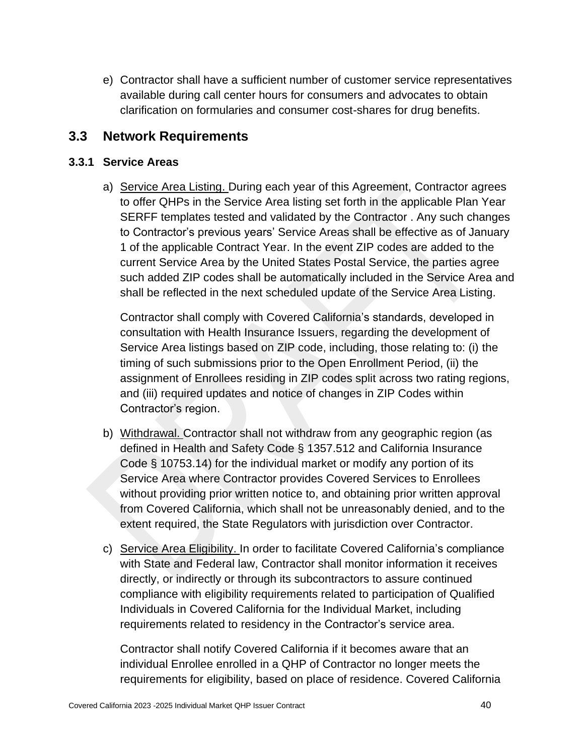e) Contractor shall have a sufficient number of customer service representatives available during call center hours for consumers and advocates to obtain clarification on formularies and consumer cost-shares for drug benefits.

## 3.3 Network Requirements

### 3.3.1 Service Areas

a) Service Area Listing. During each year of this Agreement, Contractor agrees to offer QHPs in the Service Area listing set forth in the applicable Plan Year SERFF templates tested and validated by the Contractor . Any such changes to Contractor's previous years' Service Areas shall be effective as of January 1 of the applicable Contract Year. In the event ZIP codes are added to the current Service Area by the United States Postal Service, the parties agree such added ZIP codes shall be automatically included in the Service Area and shall be reflected in the next scheduled update of the Service Area Listing.

   Contractor shall comply with Covered California's standards, developed in consultation with Health Insurance Issuers, regarding the development of Service Area listings based on ZIP code, including, those relating to: (i) the timing of such submissions prior to the Open Enrollment Period, (ii) the assignment of Enrollees residing in ZIP codes split across two rating regions, and (iii) required updates and notice of changes in ZIP Codes within Contractor's region.

b) Withdrawal. Contractor shall not withdraw from any geographic region (as defined in Health and Safety Code § 1357.512 and California Insurance Code § 10753.14) for the individual market or modify any portion of its Service Area where Contractor provides Covered Services to Enrollees without providing prior written notice to, and obtaining prior written approval from Covered California, which shall not be unreasonably denied, and to the extent required, the State Regulators with jurisdiction over Contractor.

c) Service Area Eligibility. In order to facilitate Covered California's compliance with State and Federal law, Contractor shall monitor information it receives directly, or indirectly or through its subcontractors to assure continued compliance with eligibility requirements related to participation of Qualified Individuals in Covered California for the Individual Market, including requirements related to residency in the Contractor's service area.

   Contractor shall notify Covered California if it becomes aware that an individual Enrollee enrolled in a QHP of Contractor no longer meets the requirements for eligibility, based on place of residence. Covered California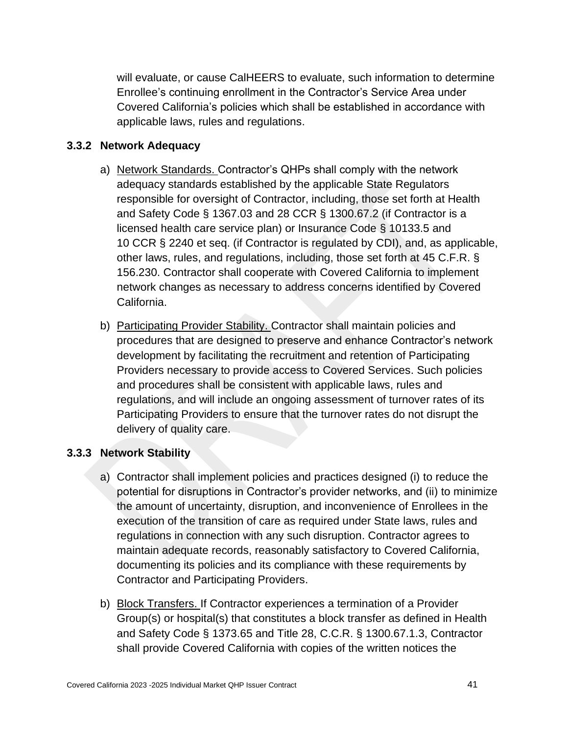will evaluate, or cause CalHEERS to evaluate, such information to determine Enrollee's continuing enrollment in the Contractor's Service Area under Covered California's policies which shall be established in accordance with applicable laws, rules and regulations.

### 3.3.2 Network Adequacy

a) Network Standards. Contractor's QHPs shall comply with the network adequacy standards established by the applicable State Regulators responsible for oversight of Contractor, including, those set forth at Health and Safety Code § 1367.03 and 28 CCR § 1300.67.2 (if Contractor is a licensed health care service plan) or Insurance Code § 10133.5 and 10 CCR § 2240 et seq. (if Contractor is regulated by CDI), and, as applicable, other laws, rules, and regulations, including, those set forth at 45 C.F.R. § 156.230. Contractor shall cooperate with Covered California to implement network changes as necessary to address concerns identified by Covered California.

b) Participating Provider Stability. Contractor shall maintain policies and procedures that are designed to preserve and enhance Contractor's network development by facilitating the recruitment and retention of Participating Providers necessary to provide access to Covered Services. Such policies and procedures shall be consistent with applicable laws, rules and regulations, and will include an ongoing assessment of turnover rates of its Participating Providers to ensure that the turnover rates do not disrupt the delivery of quality care.

### 3.3.3 Network Stability

a) Contractor shall implement policies and practices designed (i) to reduce the potential for disruptions in Contractor's provider networks, and (ii) to minimize the amount of uncertainty, disruption, and inconvenience of Enrollees in the execution of the transition of care as required under State laws, rules and regulations in connection with any such disruption. Contractor agrees to maintain adequate records, reasonably satisfactory to Covered California, documenting its policies and its compliance with these requirements by Contractor and Participating Providers.

b) Block Transfers. If Contractor experiences a termination of a Provider Group(s) or hospital(s) that constitutes a block transfer as defined in Health and Safety Code § 1373.65 and Title 28, C.C.R. § 1300.67.1.3, Contractor shall provide Covered California with copies of the written notices the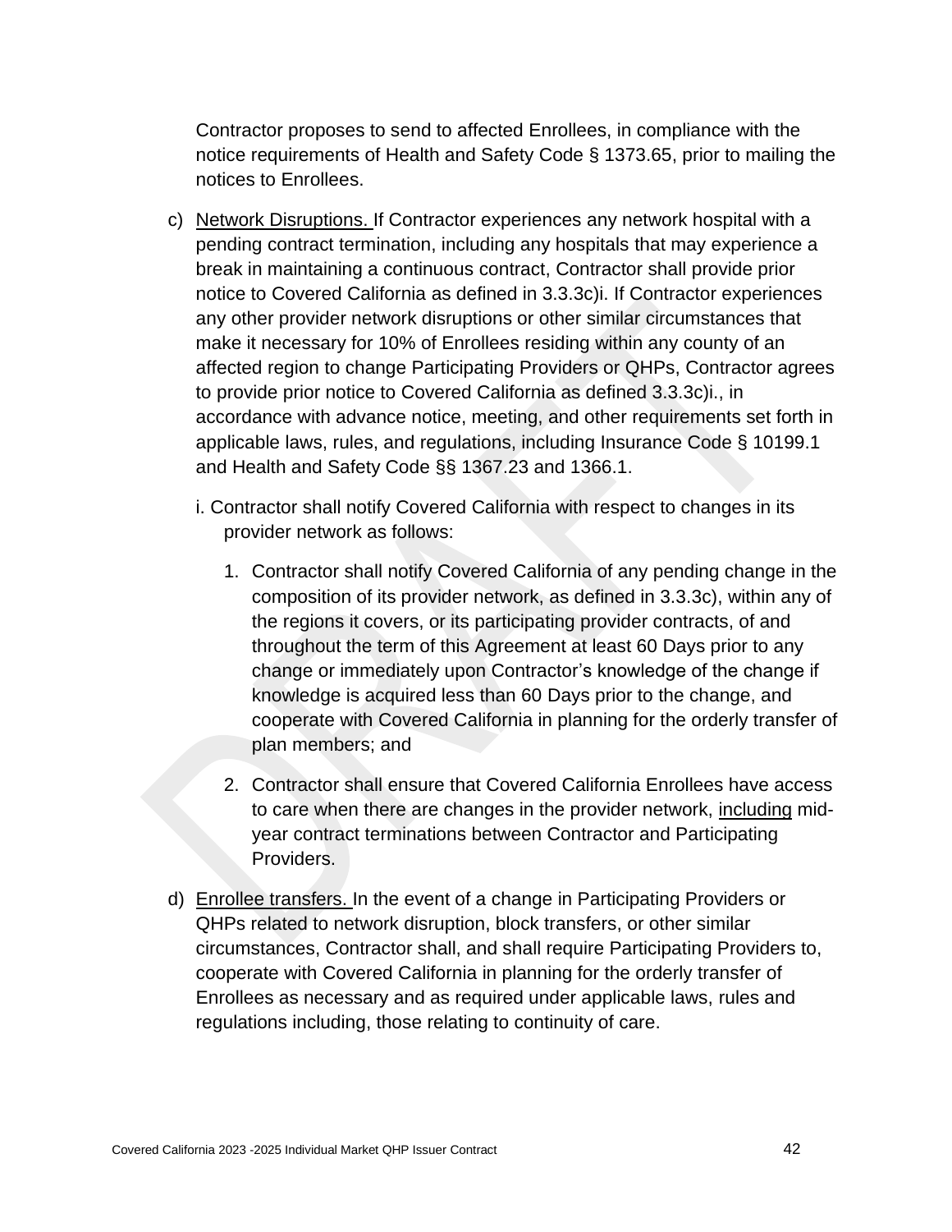Contractor proposes to send to affected Enrollees, in compliance with the notice requirements of Health and Safety Code § 1373.65, prior to mailing the notices to Enrollees.

c) <u>Network Disruptions.</u> If Contractor experiences any network hospital with a pending contract termination, including any hospitals that may experience a break in maintaining a continuous contract, Contractor shall provide prior notice to Covered California as defined in 3.3.3c)i. If Contractor experiences any other provider network disruptions or other similar circumstances that make it necessary for 10% of Enrollees residing within any county of an affected region to change Participating Providers or QHPs, Contractor agrees to provide prior notice to Covered California as defined 3.3.3c)i., in accordance with advance notice, meeting, and other requirements set forth in applicable laws, rules, and regulations, including Insurance Code § 10199.1 and Health and Safety Code §§ 1367.23 and 1366.1.

   i. Contractor shall notify Covered California with respect to changes in its provider network as follows:

      1. Contractor shall notify Covered California of any pending change in the composition of its provider network, as defined in 3.3.3c), within any of the regions it covers, or its participating provider contracts, of and throughout the term of this Agreement at least 60 Days prior to any change or immediately upon Contractor's knowledge of the change if knowledge is acquired less than 60 Days prior to the change, and cooperate with Covered California in planning for the orderly transfer of plan members; and

      2. Contractor shall ensure that Covered California Enrollees have access to care when there are changes in the provider network, <u>including</u> mid-year contract terminations between Contractor and Participating Providers.

d) <u>Enrollee transfers.</u> In the event of a change in Participating Providers or QHPs related to network disruption, block transfers, or other similar circumstances, Contractor shall, and shall require Participating Providers to, cooperate with Covered California in planning for the orderly transfer of Enrollees as necessary and as required under applicable laws, rules and regulations including, those relating to continuity of care.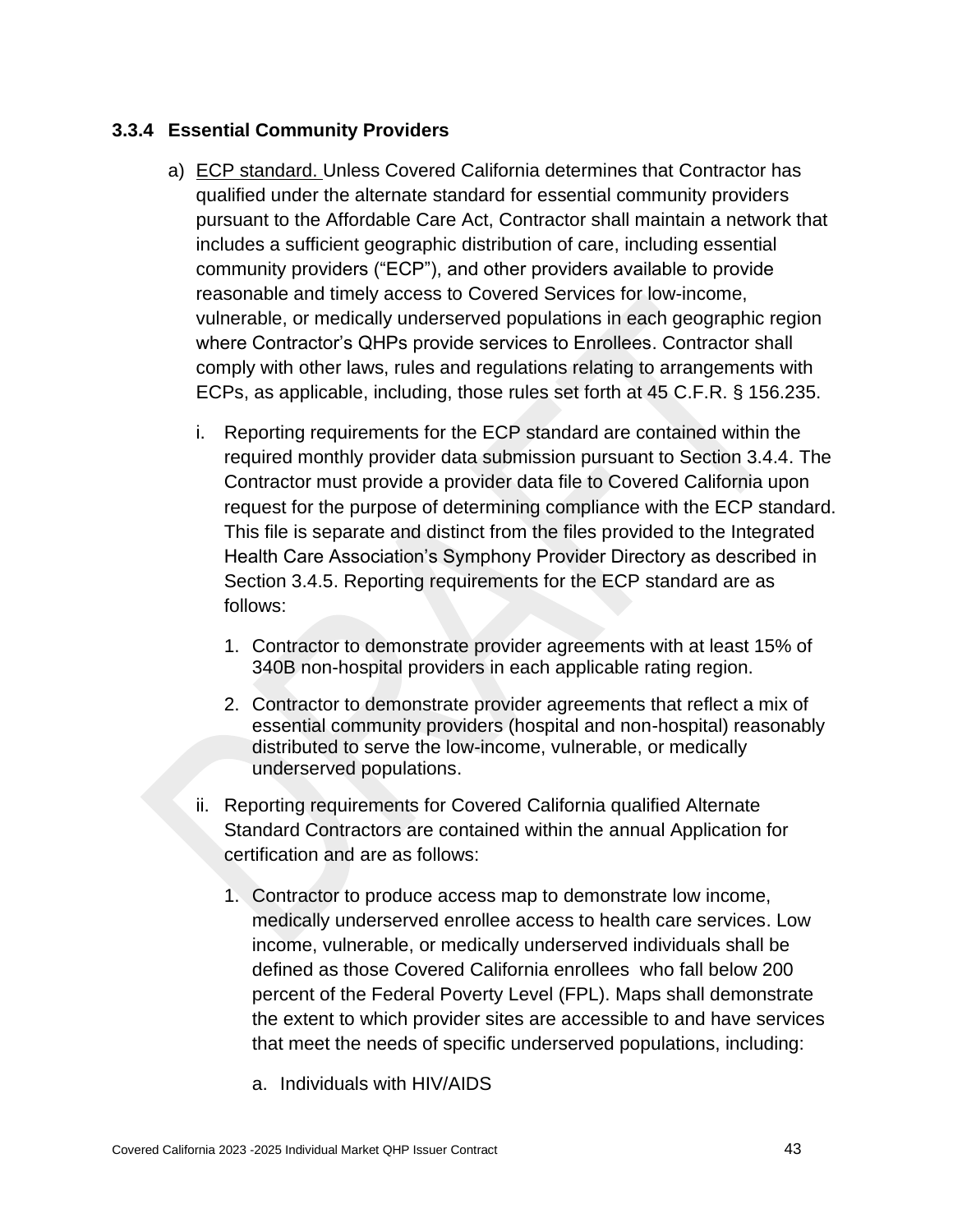### 3.3.4 Essential Community Providers

a) <u>ECP standard.</u> Unless Covered California determines that Contractor has qualified under the alternate standard for essential community providers pursuant to the Affordable Care Act, Contractor shall maintain a network that includes a sufficient geographic distribution of care, including essential community providers ("ECP"), and other providers available to provide reasonable and timely access to Covered Services for low-income, vulnerable, or medically underserved populations in each geographic region where Contractor's QHPs provide services to Enrollees. Contractor shall comply with other laws, rules and regulations relating to arrangements with ECPs, as applicable, including, those rules set forth at 45 C.F.R. § 156.235.

   i. Reporting requirements for the ECP standard are contained within the required monthly provider data submission pursuant to Section 3.4.4. The Contractor must provide a provider data file to Covered California upon request for the purpose of determining compliance with the ECP standard. This file is separate and distinct from the files provided to the Integrated Health Care Association's Symphony Provider Directory as described in Section 3.4.5. Reporting requirements for the ECP standard are as follows:

      1. Contractor to demonstrate provider agreements with at least 15% of 340B non-hospital providers in each applicable rating region.

      2. Contractor to demonstrate provider agreements that reflect a mix of essential community providers (hospital and non-hospital) reasonably distributed to serve the low-income, vulnerable, or medically underserved populations.

   ii. Reporting requirements for Covered California qualified Alternate Standard Contractors are contained within the annual Application for certification and are as follows:

      1. Contractor to produce access map to demonstrate low income, medically underserved enrollee access to health care services. Low income, vulnerable, or medically underserved individuals shall be defined as those Covered California enrollees who fall below 200 percent of the Federal Poverty Level (FPL). Maps shall demonstrate the extent to which provider sites are accessible to and have services that meet the needs of specific underserved populations, including:

         a. Individuals with HIV/AIDS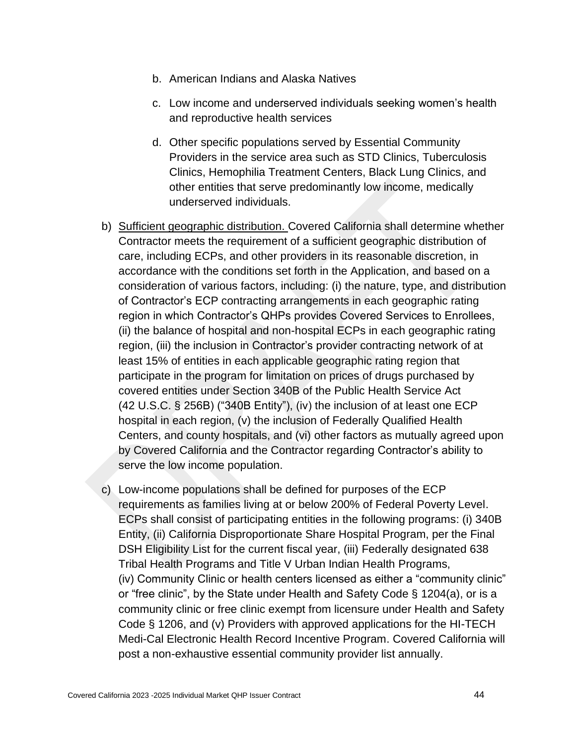b. American Indians and Alaska Natives

c. Low income and underserved individuals seeking women's health and reproductive health services

d. Other specific populations served by Essential Community Providers in the service area such as STD Clinics, Tuberculosis Clinics, Hemophilia Treatment Centers, Black Lung Clinics, and other entities that serve predominantly low income, medically underserved individuals.

b) Sufficient geographic distribution. Covered California shall determine whether Contractor meets the requirement of a sufficient geographic distribution of care, including ECPs, and other providers in its reasonable discretion, in accordance with the conditions set forth in the Application, and based on a consideration of various factors, including: (i) the nature, type, and distribution of Contractor's ECP contracting arrangements in each geographic rating region in which Contractor's QHPs provides Covered Services to Enrollees, (ii) the balance of hospital and non-hospital ECPs in each geographic rating region, (iii) the inclusion in Contractor's provider contracting network of at least 15% of entities in each applicable geographic rating region that participate in the program for limitation on prices of drugs purchased by covered entities under Section 340B of the Public Health Service Act (42 U.S.C. § 256B) ("340B Entity"), (iv) the inclusion of at least one ECP hospital in each region, (v) the inclusion of Federally Qualified Health Centers, and county hospitals, and (vi) other factors as mutually agreed upon by Covered California and the Contractor regarding Contractor's ability to serve the low income population.

c) Low-income populations shall be defined for purposes of the ECP requirements as families living at or below 200% of Federal Poverty Level. ECPs shall consist of participating entities in the following programs: (i) 340B Entity, (ii) California Disproportionate Share Hospital Program, per the Final DSH Eligibility List for the current fiscal year, (iii) Federally designated 638 Tribal Health Programs and Title V Urban Indian Health Programs, (iv) Community Clinic or health centers licensed as either a "community clinic" or "free clinic", by the State under Health and Safety Code § 1204(a), or is a community clinic or free clinic exempt from licensure under Health and Safety Code § 1206, and (v) Providers with approved applications for the HI-TECH Medi-Cal Electronic Health Record Incentive Program. Covered California will post a non-exhaustive essential community provider list annually.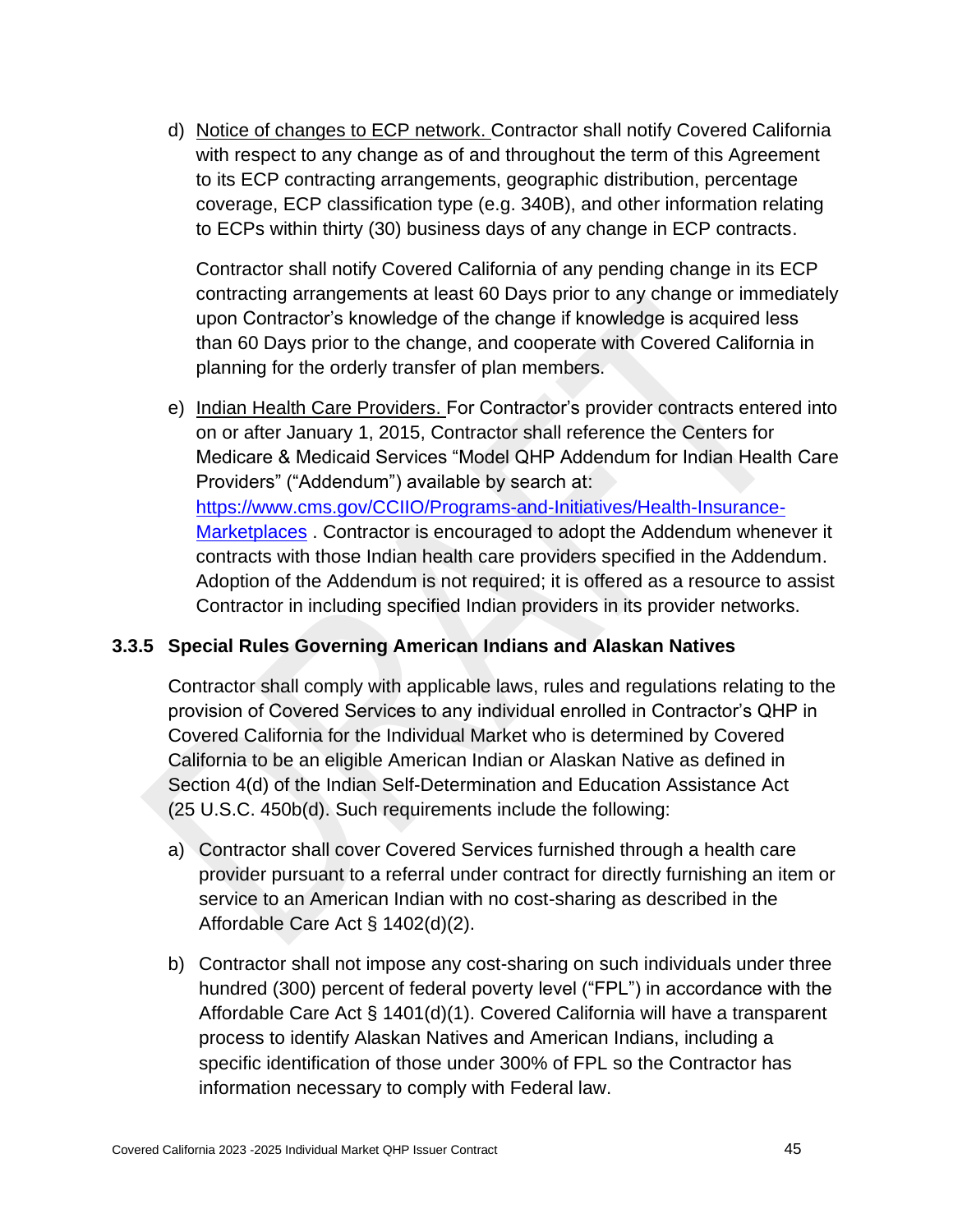d) Notice of changes to ECP network. Contractor shall notify Covered California with respect to any change as of and throughout the term of this Agreement to its ECP contracting arrangements, geographic distribution, percentage coverage, ECP classification type (e.g. 340B), and other information relating to ECPs within thirty (30) business days of any change in ECP contracts.

   Contractor shall notify Covered California of any pending change in its ECP contracting arrangements at least 60 Days prior to any change or immediately upon Contractor's knowledge of the change if knowledge is acquired less than 60 Days prior to the change, and cooperate with Covered California in planning for the orderly transfer of plan members.

e) Indian Health Care Providers. For Contractor's provider contracts entered into on or after January 1, 2015, Contractor shall reference the Centers for Medicare & Medicaid Services "Model QHP Addendum for Indian Health Care Providers" ("Addendum") available by search at: [https://www.cms.gov/CCIIO/Programs-and-Initiatives/Health-Insurance-Marketplaces](https://www.cms.gov/CCIIO/Programs-and-Initiatives/Health-Insurance-Marketplaces) . Contractor is encouraged to adopt the Addendum whenever it contracts with those Indian health care providers specified in the Addendum. Adoption of the Addendum is not required; it is offered as a resource to assist Contractor in including specified Indian providers in its provider networks.

### 3.3.5 Special Rules Governing American Indians and Alaskan Natives

Contractor shall comply with applicable laws, rules and regulations relating to the provision of Covered Services to any individual enrolled in Contractor's QHP in Covered California for the Individual Market who is determined by Covered California to be an eligible American Indian or Alaskan Native as defined in Section 4(d) of the Indian Self-Determination and Education Assistance Act (25 U.S.C. 450b(d). Such requirements include the following:

a) Contractor shall cover Covered Services furnished through a health care provider pursuant to a referral under contract for directly furnishing an item or service to an American Indian with no cost-sharing as described in the Affordable Care Act § 1402(d)(2).

b) Contractor shall not impose any cost-sharing on such individuals under three hundred (300) percent of federal poverty level ("FPL") in accordance with the Affordable Care Act § 1401(d)(1). Covered California will have a transparent process to identify Alaskan Natives and American Indians, including a specific identification of those under 300% of FPL so the Contractor has information necessary to comply with Federal law.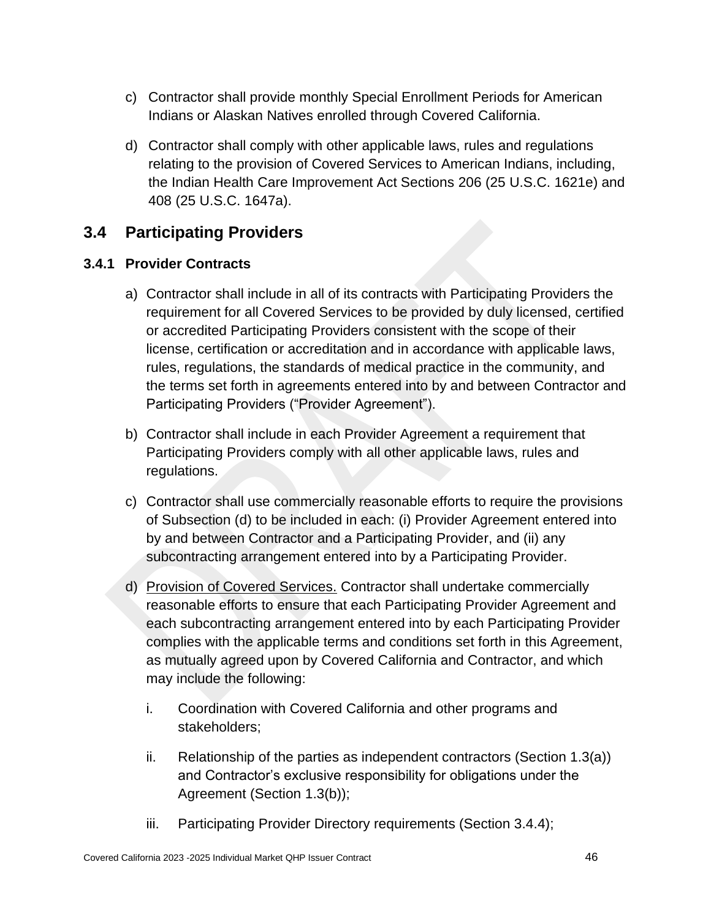c) Contractor shall provide monthly Special Enrollment Periods for American Indians or Alaskan Natives enrolled through Covered California.

d) Contractor shall comply with other applicable laws, rules and regulations relating to the provision of Covered Services to American Indians, including, the Indian Health Care Improvement Act Sections 206 (25 U.S.C. 1621e) and 408 (25 U.S.C. 1647a).

## 3.4 Participating Providers

### 3.4.1 Provider Contracts

a) Contractor shall include in all of its contracts with Participating Providers the requirement for all Covered Services to be provided by duly licensed, certified or accredited Participating Providers consistent with the scope of their license, certification or accreditation and in accordance with applicable laws, rules, regulations, the standards of medical practice in the community, and the terms set forth in agreements entered into by and between Contractor and Participating Providers ("Provider Agreement").

b) Contractor shall include in each Provider Agreement a requirement that Participating Providers comply with all other applicable laws, rules and regulations.

c) Contractor shall use commercially reasonable efforts to require the provisions of Subsection (d) to be included in each: (i) Provider Agreement entered into by and between Contractor and a Participating Provider, and (ii) any subcontracting arrangement entered into by a Participating Provider.

d) Provision of Covered Services. Contractor shall undertake commercially reasonable efforts to ensure that each Participating Provider Agreement and each subcontracting arrangement entered into by each Participating Provider complies with the applicable terms and conditions set forth in this Agreement, as mutually agreed upon by Covered California and Contractor, and which may include the following:

   i. Coordination with Covered California and other programs and stakeholders;

   ii. Relationship of the parties as independent contractors (Section 1.3(a)) and Contractor's exclusive responsibility for obligations under the Agreement (Section 1.3(b));

   iii. Participating Provider Directory requirements (Section 3.4.4);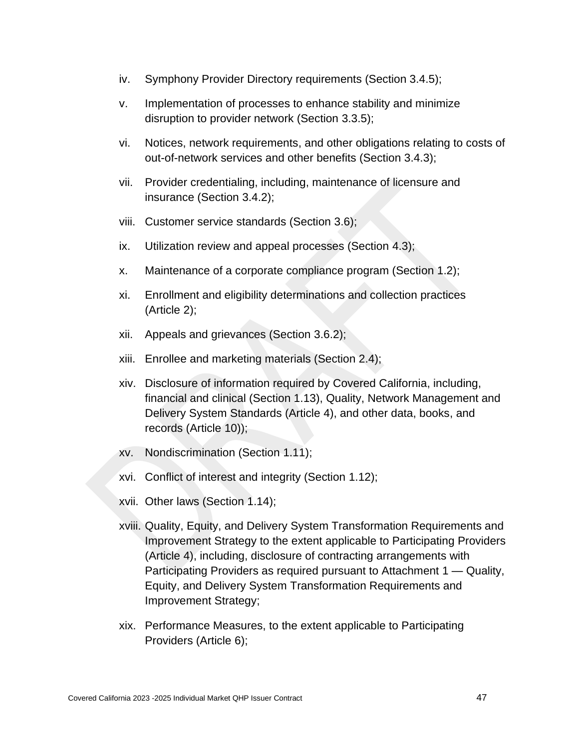iv. Symphony Provider Directory requirements (Section 3.4.5);

v. Implementation of processes to enhance stability and minimize disruption to provider network (Section 3.3.5);

vi. Notices, network requirements, and other obligations relating to costs of out-of-network services and other benefits (Section 3.4.3);

vii. Provider credentialing, including, maintenance of licensure and insurance (Section 3.4.2);

viii. Customer service standards (Section 3.6);

ix. Utilization review and appeal processes (Section 4.3);

x. Maintenance of a corporate compliance program (Section 1.2);

xi. Enrollment and eligibility determinations and collection practices (Article 2);

xii. Appeals and grievances (Section 3.6.2);

xiii. Enrollee and marketing materials (Section 2.4);

xiv. Disclosure of information required by Covered California, including, financial and clinical (Section 1.13), Quality, Network Management and Delivery System Standards (Article 4), and other data, books, and records (Article 10));

xv. Nondiscrimination (Section 1.11);

xvi. Conflict of interest and integrity (Section 1.12);

xvii. Other laws (Section 1.14);

xviii. Quality, Equity, and Delivery System Transformation Requirements and Improvement Strategy to the extent applicable to Participating Providers (Article 4), including, disclosure of contracting arrangements with Participating Providers as required pursuant to Attachment 1 — Quality, Equity, and Delivery System Transformation Requirements and Improvement Strategy;

xix. Performance Measures, to the extent applicable to Participating Providers (Article 6);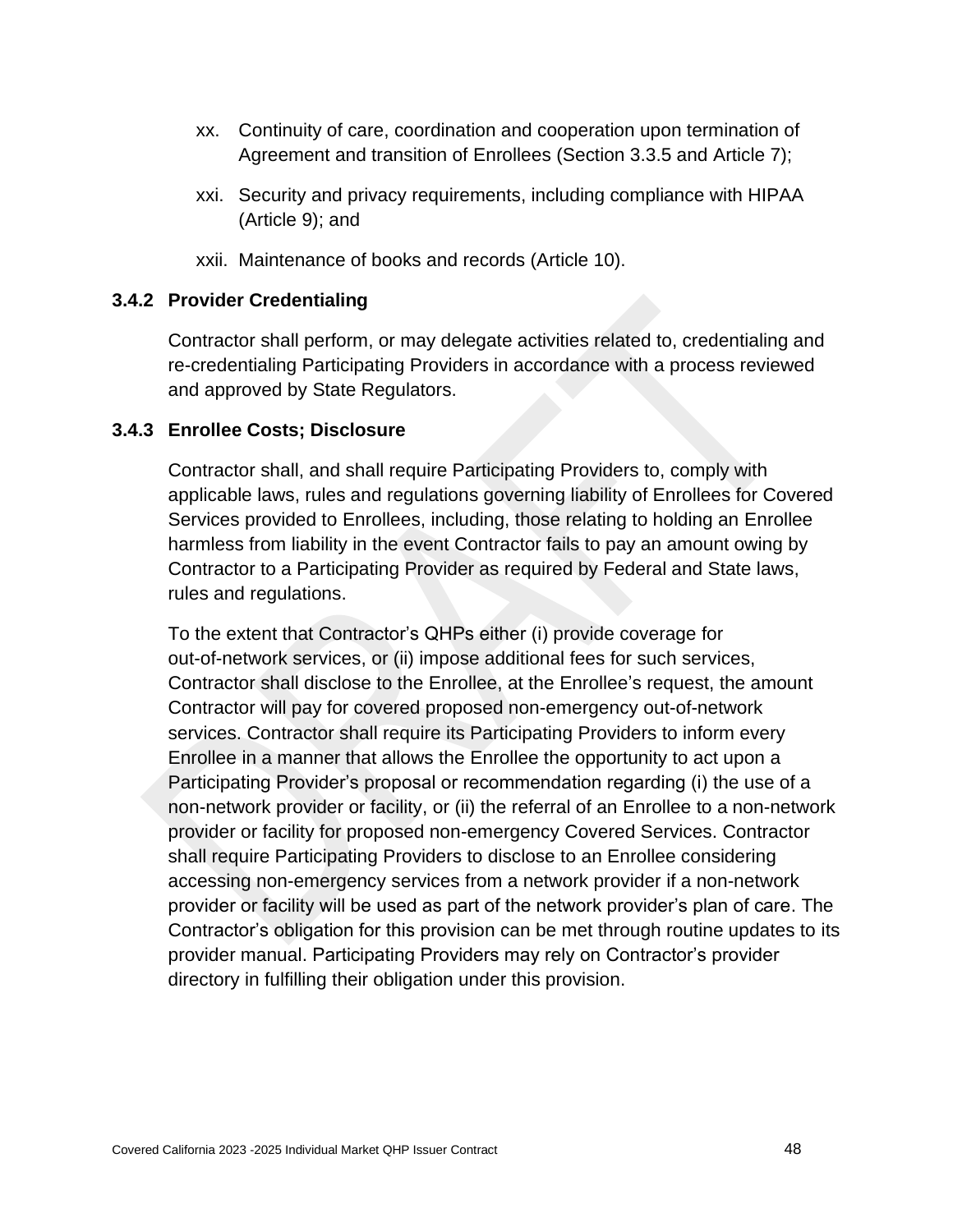xx. Continuity of care, coordination and cooperation upon termination of Agreement and transition of Enrollees (Section 3.3.5 and Article 7);

xxi. Security and privacy requirements, including compliance with HIPAA (Article 9); and

xxii. Maintenance of books and records (Article 10).

### 3.4.2 Provider Credentialing

Contractor shall perform, or may delegate activities related to, credentialing and re-credentialing Participating Providers in accordance with a process reviewed and approved by State Regulators.

### 3.4.3 Enrollee Costs; Disclosure

Contractor shall, and shall require Participating Providers to, comply with applicable laws, rules and regulations governing liability of Enrollees for Covered Services provided to Enrollees, including, those relating to holding an Enrollee harmless from liability in the event Contractor fails to pay an amount owing by Contractor to a Participating Provider as required by Federal and State laws, rules and regulations.

To the extent that Contractor's QHPs either (i) provide coverage for out-of-network services, or (ii) impose additional fees for such services, Contractor shall disclose to the Enrollee, at the Enrollee's request, the amount Contractor will pay for covered proposed non-emergency out-of-network services. Contractor shall require its Participating Providers to inform every Enrollee in a manner that allows the Enrollee the opportunity to act upon a Participating Provider's proposal or recommendation regarding (i) the use of a non-network provider or facility, or (ii) the referral of an Enrollee to a non-network provider or facility for proposed non-emergency Covered Services. Contractor shall require Participating Providers to disclose to an Enrollee considering accessing non-emergency services from a network provider if a non-network provider or facility will be used as part of the network provider's plan of care. The Contractor's obligation for this provision can be met through routine updates to its provider manual. Participating Providers may rely on Contractor's provider directory in fulfilling their obligation under this provision.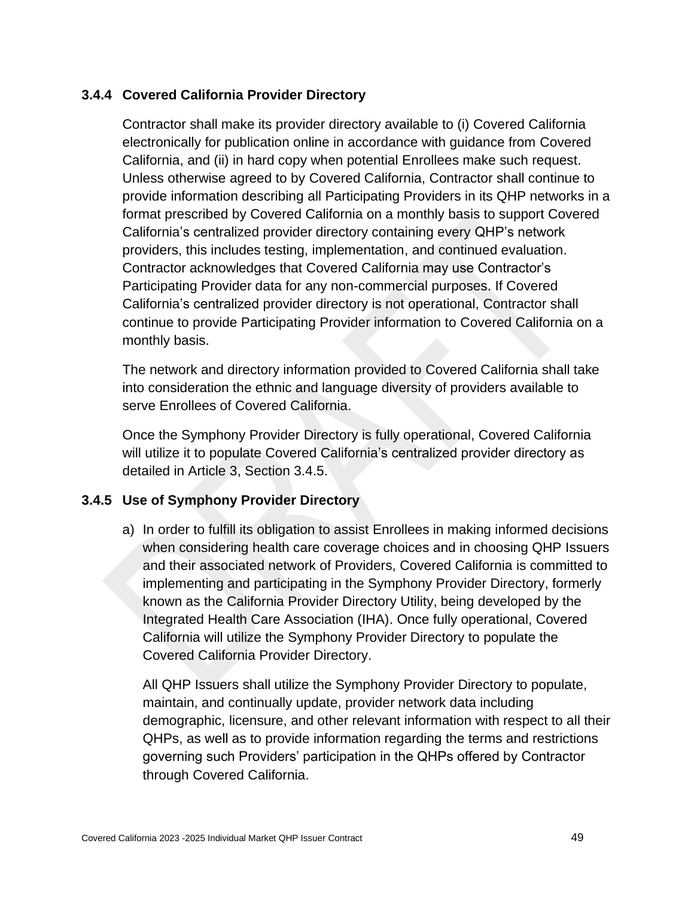### 3.4.4 Covered California Provider Directory

Contractor shall make its provider directory available to (i) Covered California electronically for publication online in accordance with guidance from Covered California, and (ii) in hard copy when potential Enrollees make such request. Unless otherwise agreed to by Covered California, Contractor shall continue to provide information describing all Participating Providers in its QHP networks in a format prescribed by Covered California on a monthly basis to support Covered California's centralized provider directory containing every QHP's network providers, this includes testing, implementation, and continued evaluation. Contractor acknowledges that Covered California may use Contractor's Participating Provider data for any non-commercial purposes. If Covered California's centralized provider directory is not operational, Contractor shall continue to provide Participating Provider information to Covered California on a monthly basis.

The network and directory information provided to Covered California shall take into consideration the ethnic and language diversity of providers available to serve Enrollees of Covered California.

Once the Symphony Provider Directory is fully operational, Covered California will utilize it to populate Covered California's centralized provider directory as detailed in Article 3, Section 3.4.5.

### 3.4.5 Use of Symphony Provider Directory

a) In order to fulfill its obligation to assist Enrollees in making informed decisions when considering health care coverage choices and in choosing QHP Issuers and their associated network of Providers, Covered California is committed to implementing and participating in the Symphony Provider Directory, formerly known as the California Provider Directory Utility, being developed by the Integrated Health Care Association (IHA). Once fully operational, Covered California will utilize the Symphony Provider Directory to populate the Covered California Provider Directory.

   All QHP Issuers shall utilize the Symphony Provider Directory to populate, maintain, and continually update, provider network data including demographic, licensure, and other relevant information with respect to all their QHPs, as well as to provide information regarding the terms and restrictions governing such Providers' participation in the QHPs offered by Contractor through Covered California.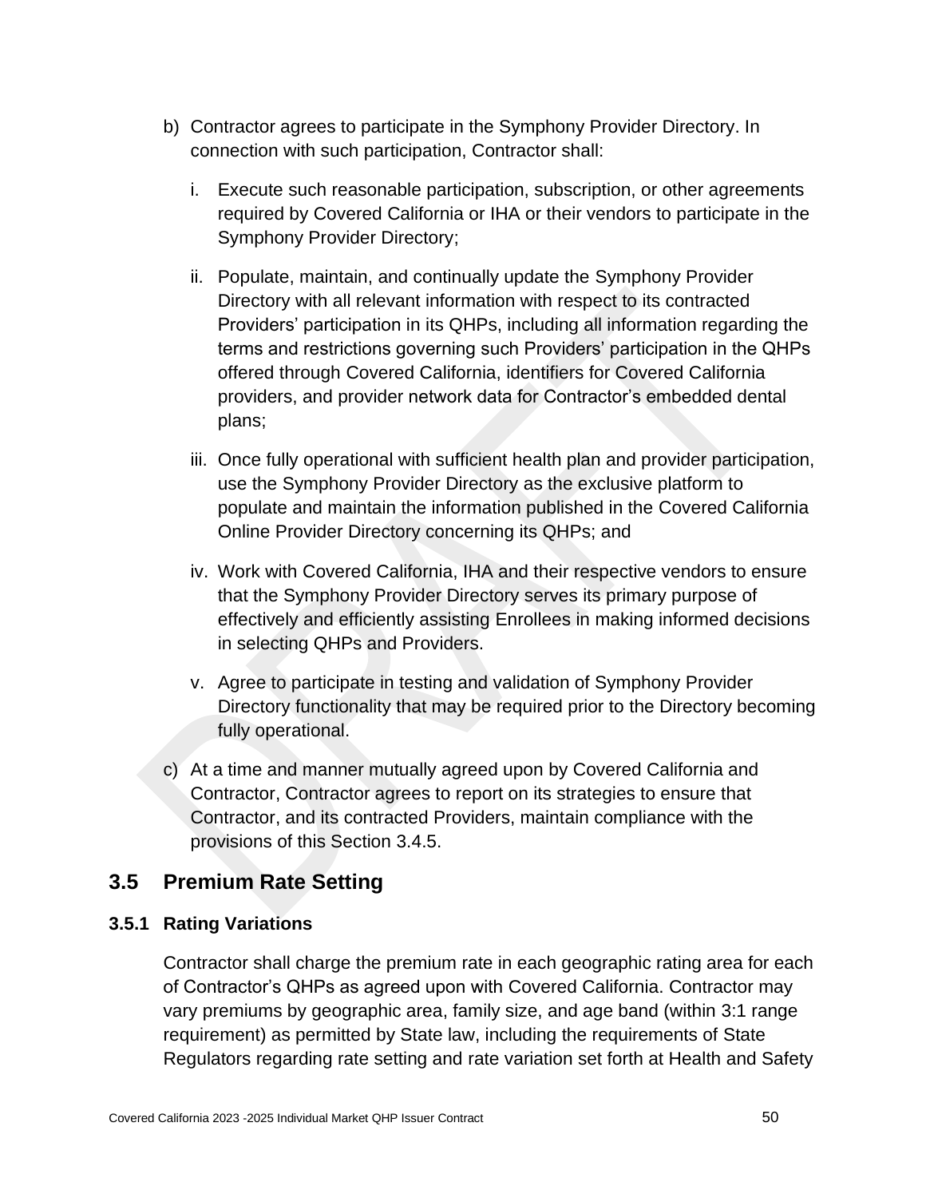b) Contractor agrees to participate in the Symphony Provider Directory. In connection with such participation, Contractor shall:

   i. Execute such reasonable participation, subscription, or other agreements required by Covered California or IHA or their vendors to participate in the Symphony Provider Directory;

   ii. Populate, maintain, and continually update the Symphony Provider Directory with all relevant information with respect to its contracted Providers' participation in its QHPs, including all information regarding the terms and restrictions governing such Providers' participation in the QHPs offered through Covered California, identifiers for Covered California providers, and provider network data for Contractor's embedded dental plans;

   iii. Once fully operational with sufficient health plan and provider participation, use the Symphony Provider Directory as the exclusive platform to populate and maintain the information published in the Covered California Online Provider Directory concerning its QHPs; and

   iv. Work with Covered California, IHA and their respective vendors to ensure that the Symphony Provider Directory serves its primary purpose of effectively and efficiently assisting Enrollees in making informed decisions in selecting QHPs and Providers.

   v. Agree to participate in testing and validation of Symphony Provider Directory functionality that may be required prior to the Directory becoming fully operational.

c) At a time and manner mutually agreed upon by Covered California and Contractor, Contractor agrees to report on its strategies to ensure that Contractor, and its contracted Providers, maintain compliance with the provisions of this Section 3.4.5.

## 3.5 Premium Rate Setting

### 3.5.1 Rating Variations

Contractor shall charge the premium rate in each geographic rating area for each of Contractor's QHPs as agreed upon with Covered California. Contractor may vary premiums by geographic area, family size, and age band (within 3:1 range requirement) as permitted by State law, including the requirements of State Regulators regarding rate setting and rate variation set forth at Health and Safety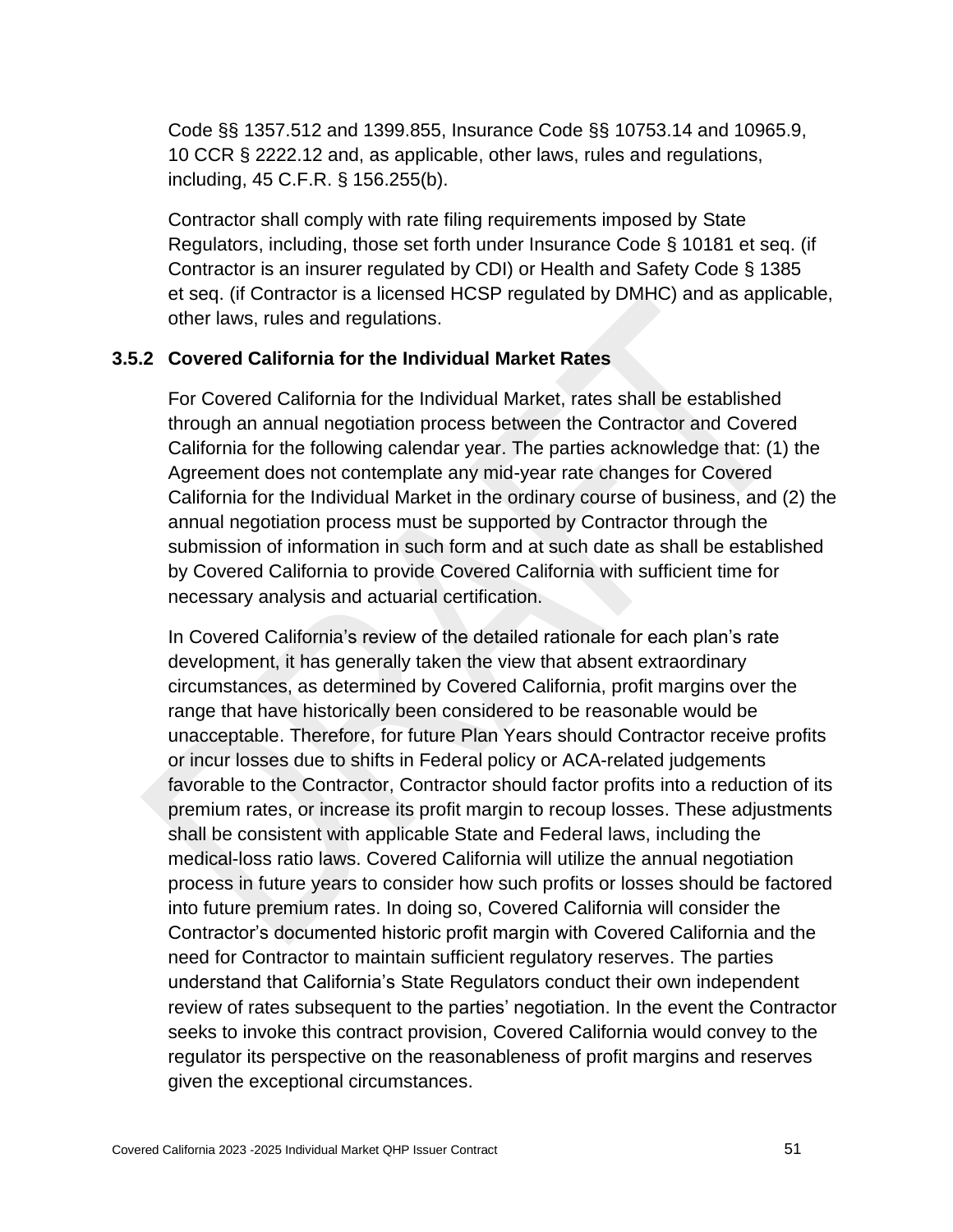Code §§ 1357.512 and 1399.855, Insurance Code §§ 10753.14 and 10965.9, 10 CCR § 2222.12 and, as applicable, other laws, rules and regulations, including, 45 C.F.R. § 156.255(b).

Contractor shall comply with rate filing requirements imposed by State Regulators, including, those set forth under Insurance Code § 10181 et seq. (if Contractor is an insurer regulated by CDI) or Health and Safety Code § 1385 et seq. (if Contractor is a licensed HCSP regulated by DMHC) and as applicable, other laws, rules and regulations.

### 3.5.2 Covered California for the Individual Market Rates

For Covered California for the Individual Market, rates shall be established through an annual negotiation process between the Contractor and Covered California for the following calendar year. The parties acknowledge that: (1) the Agreement does not contemplate any mid-year rate changes for Covered California for the Individual Market in the ordinary course of business, and (2) the annual negotiation process must be supported by Contractor through the submission of information in such form and at such date as shall be established by Covered California to provide Covered California with sufficient time for necessary analysis and actuarial certification.

In Covered California's review of the detailed rationale for each plan's rate development, it has generally taken the view that absent extraordinary circumstances, as determined by Covered California, profit margins over the range that have historically been considered to be reasonable would be unacceptable. Therefore, for future Plan Years should Contractor receive profits or incur losses due to shifts in Federal policy or ACA-related judgements favorable to the Contractor, Contractor should factor profits into a reduction of its premium rates, or increase its profit margin to recoup losses. These adjustments shall be consistent with applicable State and Federal laws, including the medical-loss ratio laws. Covered California will utilize the annual negotiation process in future years to consider how such profits or losses should be factored into future premium rates. In doing so, Covered California will consider the Contractor's documented historic profit margin with Covered California and the need for Contractor to maintain sufficient regulatory reserves. The parties understand that California's State Regulators conduct their own independent review of rates subsequent to the parties' negotiation. In the event the Contractor seeks to invoke this contract provision, Covered California would convey to the regulator its perspective on the reasonableness of profit margins and reserves given the exceptional circumstances.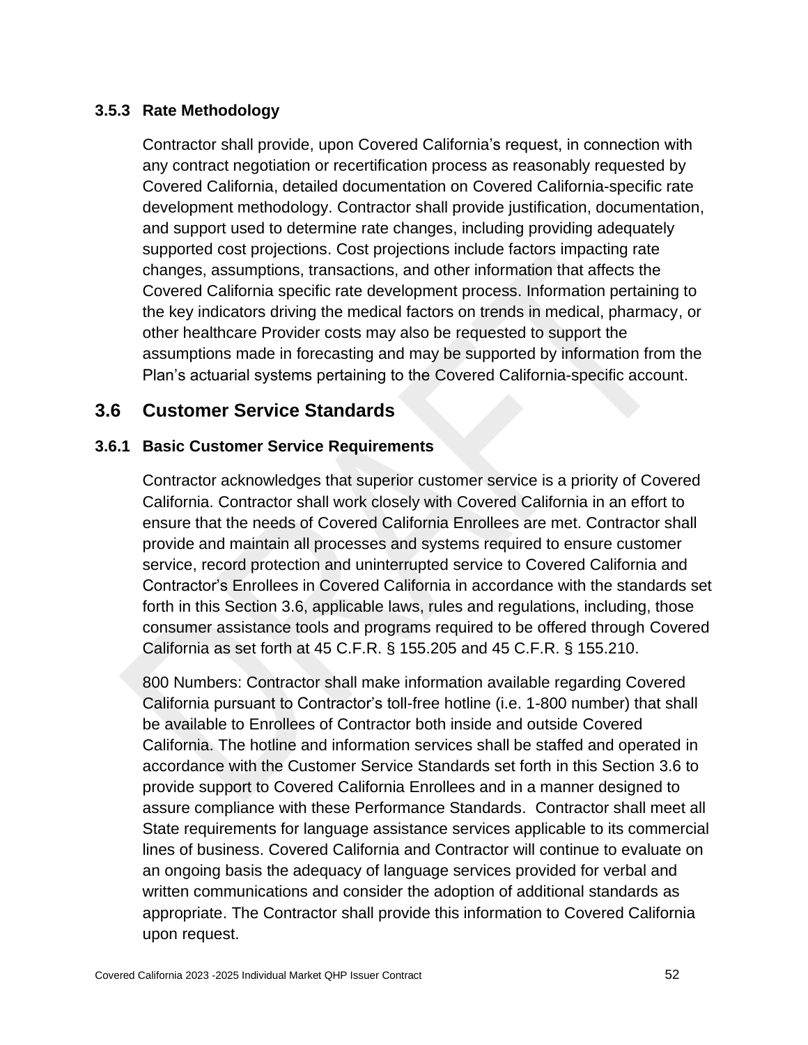### 3.5.3 Rate Methodology

Contractor shall provide, upon Covered California's request, in connection with any contract negotiation or recertification process as reasonably requested by Covered California, detailed documentation on Covered California-specific rate development methodology. Contractor shall provide justification, documentation, and support used to determine rate changes, including providing adequately supported cost projections. Cost projections include factors impacting rate changes, assumptions, transactions, and other information that affects the Covered California specific rate development process. Information pertaining to the key indicators driving the medical factors on trends in medical, pharmacy, or other healthcare Provider costs may also be requested to support the assumptions made in forecasting and may be supported by information from the Plan's actuarial systems pertaining to the Covered California-specific account.

## 3.6 Customer Service Standards

### 3.6.1 Basic Customer Service Requirements

Contractor acknowledges that superior customer service is a priority of Covered California. Contractor shall work closely with Covered California in an effort to ensure that the needs of Covered California Enrollees are met. Contractor shall provide and maintain all processes and systems required to ensure customer service, record protection and uninterrupted service to Covered California and Contractor's Enrollees in Covered California in accordance with the standards set forth in this Section 3.6, applicable laws, rules and regulations, including, those consumer assistance tools and programs required to be offered through Covered California as set forth at 45 C.F.R. § 155.205 and 45 C.F.R. § 155.210.

800 Numbers: Contractor shall make information available regarding Covered California pursuant to Contractor's toll-free hotline (i.e. 1-800 number) that shall be available to Enrollees of Contractor both inside and outside Covered California. The hotline and information services shall be staffed and operated in accordance with the Customer Service Standards set forth in this Section 3.6 to provide support to Covered California Enrollees and in a manner designed to assure compliance with these Performance Standards. Contractor shall meet all State requirements for language assistance services applicable to its commercial lines of business. Covered California and Contractor will continue to evaluate on an ongoing basis the adequacy of language services provided for verbal and written communications and consider the adoption of additional standards as appropriate. The Contractor shall provide this information to Covered California upon request.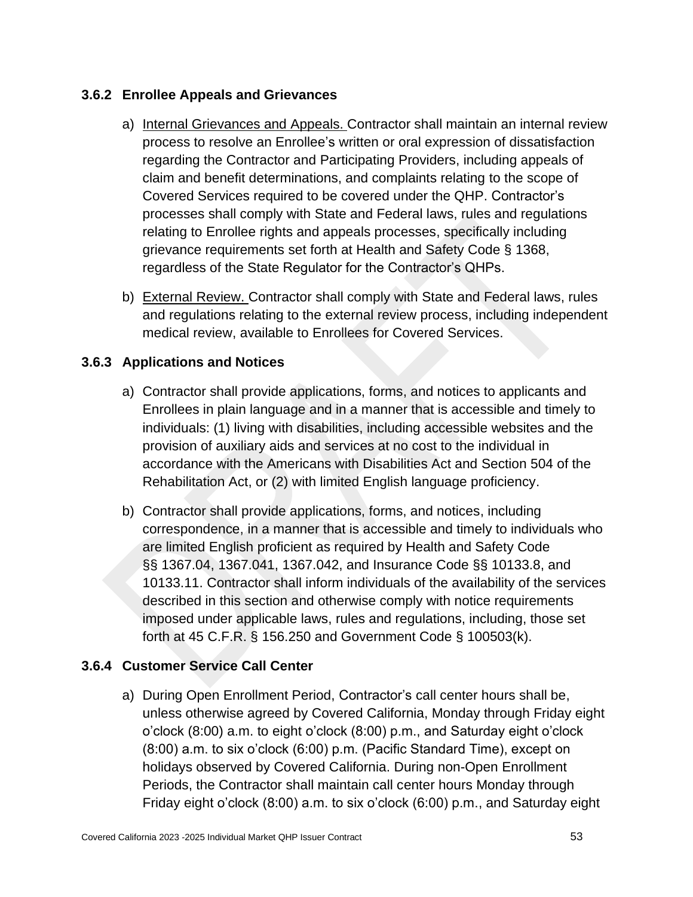### 3.6.2 Enrollee Appeals and Grievances

a) Internal Grievances and Appeals. Contractor shall maintain an internal review process to resolve an Enrollee's written or oral expression of dissatisfaction regarding the Contractor and Participating Providers, including appeals of claim and benefit determinations, and complaints relating to the scope of Covered Services required to be covered under the QHP. Contractor's processes shall comply with State and Federal laws, rules and regulations relating to Enrollee rights and appeals processes, specifically including grievance requirements set forth at Health and Safety Code § 1368, regardless of the State Regulator for the Contractor's QHPs.

b) External Review. Contractor shall comply with State and Federal laws, rules and regulations relating to the external review process, including independent medical review, available to Enrollees for Covered Services.

### 3.6.3 Applications and Notices

a) Contractor shall provide applications, forms, and notices to applicants and Enrollees in plain language and in a manner that is accessible and timely to individuals: (1) living with disabilities, including accessible websites and the provision of auxiliary aids and services at no cost to the individual in accordance with the Americans with Disabilities Act and Section 504 of the Rehabilitation Act, or (2) with limited English language proficiency.

b) Contractor shall provide applications, forms, and notices, including correspondence, in a manner that is accessible and timely to individuals who are limited English proficient as required by Health and Safety Code §§ 1367.04, 1367.041, 1367.042, and Insurance Code §§ 10133.8, and 10133.11. Contractor shall inform individuals of the availability of the services described in this section and otherwise comply with notice requirements imposed under applicable laws, rules and regulations, including, those set forth at 45 C.F.R. § 156.250 and Government Code § 100503(k).

### 3.6.4 Customer Service Call Center

a) During Open Enrollment Period, Contractor's call center hours shall be, unless otherwise agreed by Covered California, Monday through Friday eight o'clock (8:00) a.m. to eight o'clock (8:00) p.m., and Saturday eight o'clock (8:00) a.m. to six o'clock (6:00) p.m. (Pacific Standard Time), except on holidays observed by Covered California. During non-Open Enrollment Periods, the Contractor shall maintain call center hours Monday through Friday eight o'clock (8:00) a.m. to six o'clock (6:00) p.m., and Saturday eight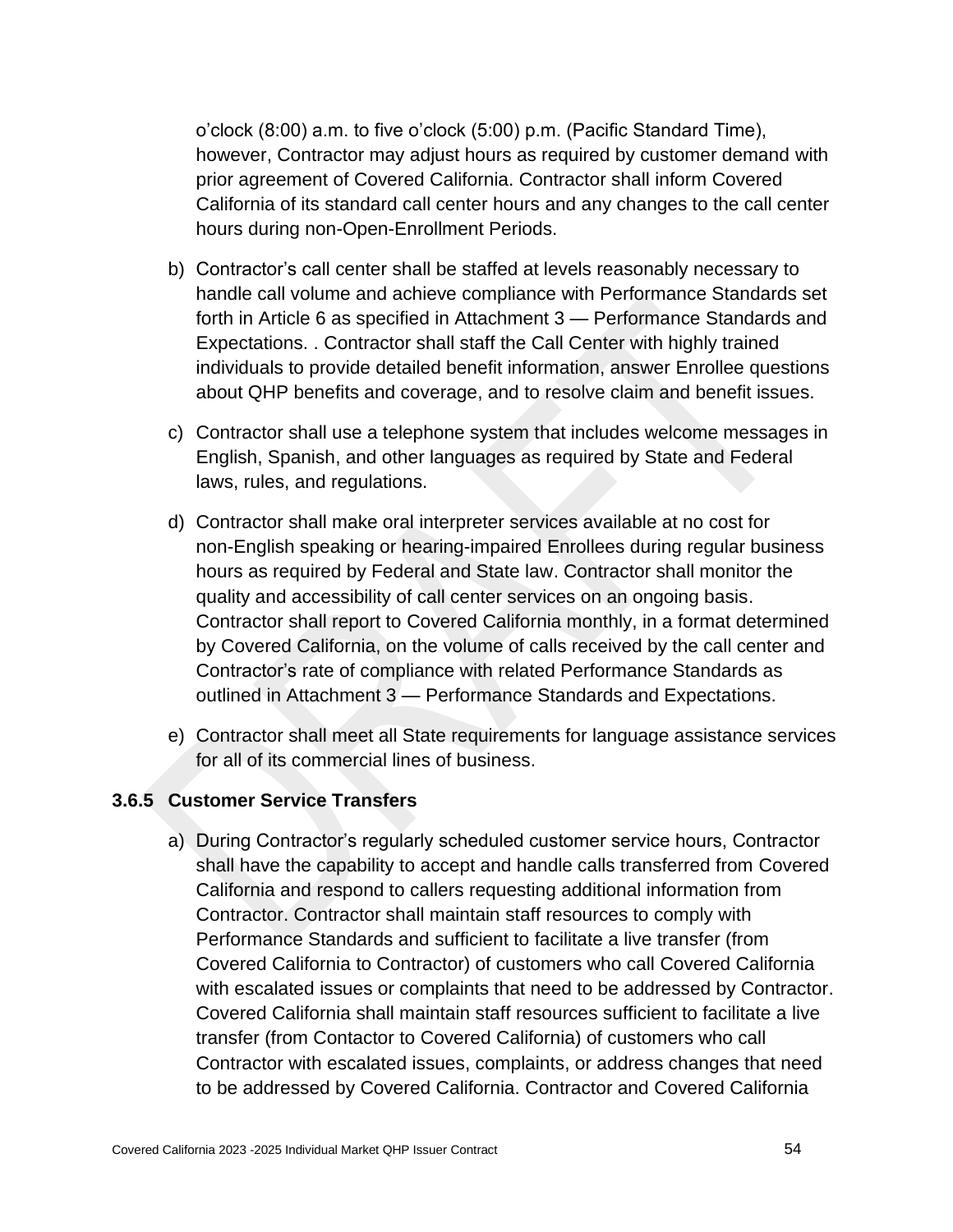o'clock (8:00) a.m. to five o'clock (5:00) p.m. (Pacific Standard Time), however, Contractor may adjust hours as required by customer demand with prior agreement of Covered California. Contractor shall inform Covered California of its standard call center hours and any changes to the call center hours during non-Open-Enrollment Periods.

b) Contractor's call center shall be staffed at levels reasonably necessary to handle call volume and achieve compliance with Performance Standards set forth in Article 6 as specified in Attachment 3 — Performance Standards and Expectations. . Contractor shall staff the Call Center with highly trained individuals to provide detailed benefit information, answer Enrollee questions about QHP benefits and coverage, and to resolve claim and benefit issues.

c) Contractor shall use a telephone system that includes welcome messages in English, Spanish, and other languages as required by State and Federal laws, rules, and regulations.

d) Contractor shall make oral interpreter services available at no cost for non-English speaking or hearing-impaired Enrollees during regular business hours as required by Federal and State law. Contractor shall monitor the quality and accessibility of call center services on an ongoing basis. Contractor shall report to Covered California monthly, in a format determined by Covered California, on the volume of calls received by the call center and Contractor's rate of compliance with related Performance Standards as outlined in Attachment 3 — Performance Standards and Expectations.

e) Contractor shall meet all State requirements for language assistance services for all of its commercial lines of business.

### 3.6.5 Customer Service Transfers

a) During Contractor's regularly scheduled customer service hours, Contractor shall have the capability to accept and handle calls transferred from Covered California and respond to callers requesting additional information from Contractor. Contractor shall maintain staff resources to comply with Performance Standards and sufficient to facilitate a live transfer (from Covered California to Contractor) of customers who call Covered California with escalated issues or complaints that need to be addressed by Contractor. Covered California shall maintain staff resources sufficient to facilitate a live transfer (from Contactor to Covered California) of customers who call Contractor with escalated issues, complaints, or address changes that need to be addressed by Covered California. Contractor and Covered California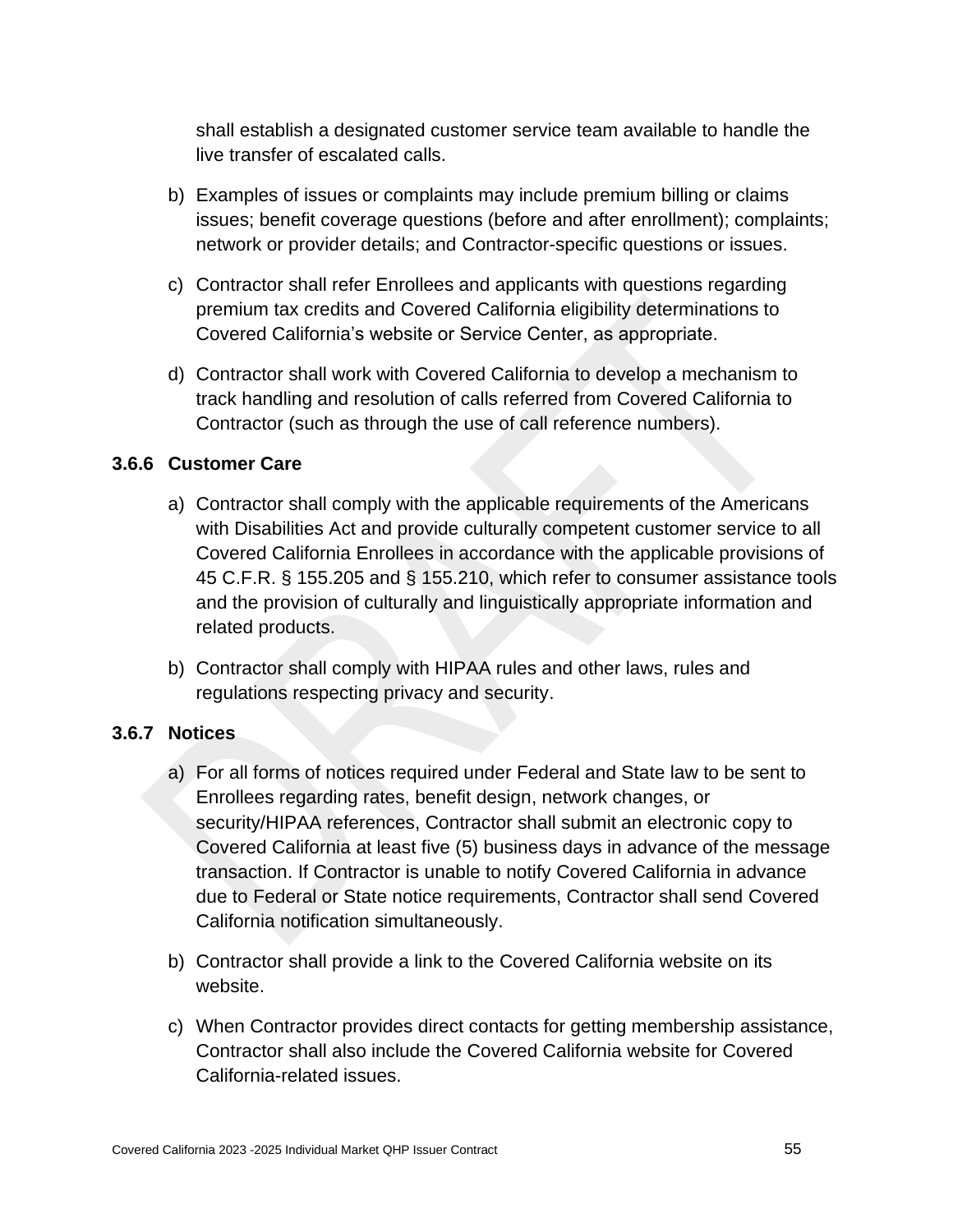shall establish a designated customer service team available to handle the live transfer of escalated calls.

b) Examples of issues or complaints may include premium billing or claims issues; benefit coverage questions (before and after enrollment); complaints; network or provider details; and Contractor-specific questions or issues.

c) Contractor shall refer Enrollees and applicants with questions regarding premium tax credits and Covered California eligibility determinations to Covered California's website or Service Center, as appropriate.

d) Contractor shall work with Covered California to develop a mechanism to track handling and resolution of calls referred from Covered California to Contractor (such as through the use of call reference numbers).

### 3.6.6 Customer Care

a) Contractor shall comply with the applicable requirements of the Americans with Disabilities Act and provide culturally competent customer service to all Covered California Enrollees in accordance with the applicable provisions of 45 C.F.R. § 155.205 and § 155.210, which refer to consumer assistance tools and the provision of culturally and linguistically appropriate information and related products.

b) Contractor shall comply with HIPAA rules and other laws, rules and regulations respecting privacy and security.

### 3.6.7 Notices

a) For all forms of notices required under Federal and State law to be sent to Enrollees regarding rates, benefit design, network changes, or security/HIPAA references, Contractor shall submit an electronic copy to Covered California at least five (5) business days in advance of the message transaction. If Contractor is unable to notify Covered California in advance due to Federal or State notice requirements, Contractor shall send Covered California notification simultaneously.

b) Contractor shall provide a link to the Covered California website on its website.

c) When Contractor provides direct contacts for getting membership assistance, Contractor shall also include the Covered California website for Covered California-related issues.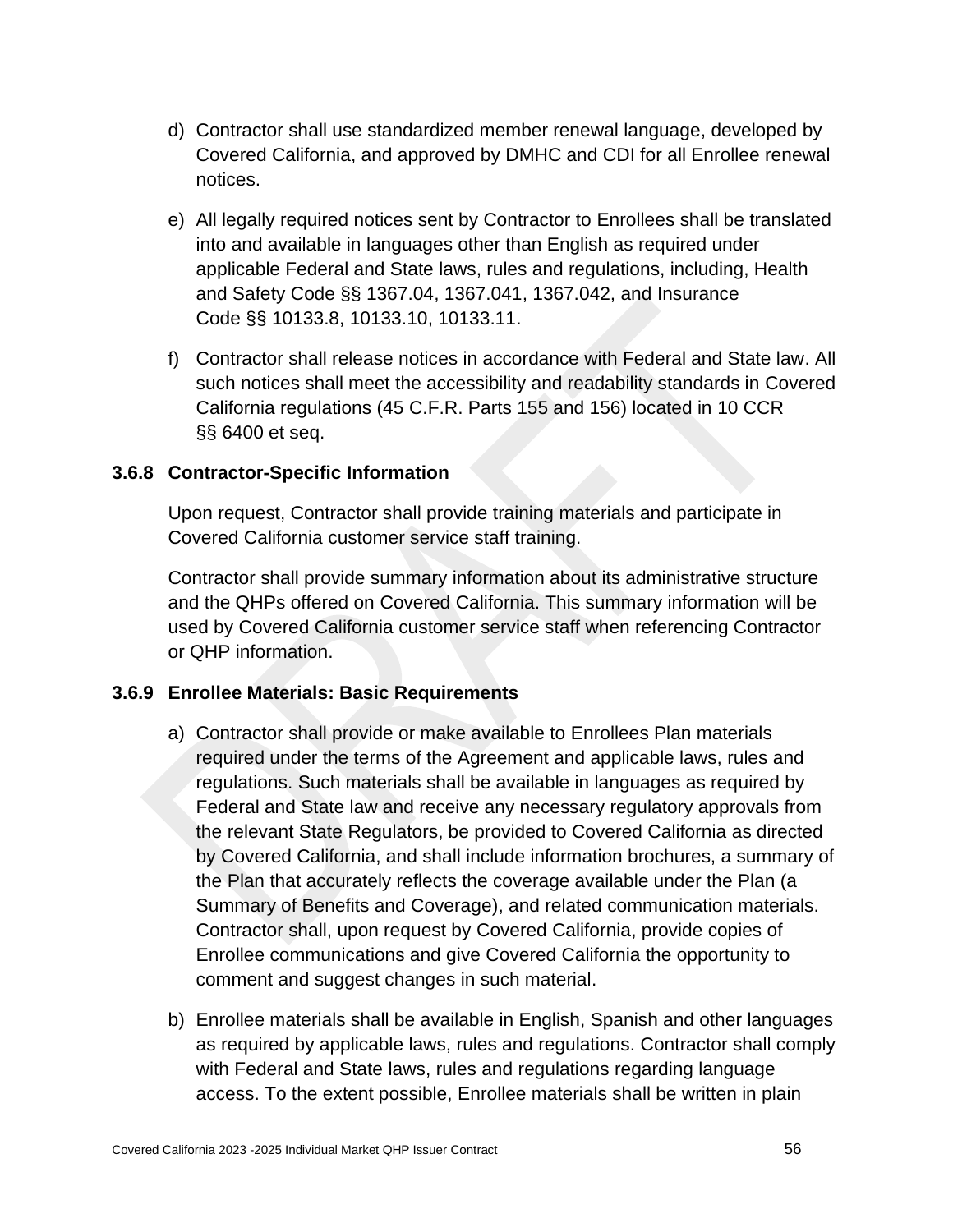d) Contractor shall use standardized member renewal language, developed by Covered California, and approved by DMHC and CDI for all Enrollee renewal notices.

e) All legally required notices sent by Contractor to Enrollees shall be translated into and available in languages other than English as required under applicable Federal and State laws, rules and regulations, including, Health and Safety Code §§ 1367.04, 1367.041, 1367.042, and Insurance Code §§ 10133.8, 10133.10, 10133.11.

f) Contractor shall release notices in accordance with Federal and State law. All such notices shall meet the accessibility and readability standards in Covered California regulations (45 C.F.R. Parts 155 and 156) located in 10 CCR §§ 6400 et seq.

### 3.6.8 Contractor-Specific Information

Upon request, Contractor shall provide training materials and participate in Covered California customer service staff training.

Contractor shall provide summary information about its administrative structure and the QHPs offered on Covered California. This summary information will be used by Covered California customer service staff when referencing Contractor or QHP information.

### 3.6.9 Enrollee Materials: Basic Requirements

a) Contractor shall provide or make available to Enrollees Plan materials required under the terms of the Agreement and applicable laws, rules and regulations. Such materials shall be available in languages as required by Federal and State law and receive any necessary regulatory approvals from the relevant State Regulators, be provided to Covered California as directed by Covered California, and shall include information brochures, a summary of the Plan that accurately reflects the coverage available under the Plan (a Summary of Benefits and Coverage), and related communication materials. Contractor shall, upon request by Covered California, provide copies of Enrollee communications and give Covered California the opportunity to comment and suggest changes in such material.

b) Enrollee materials shall be available in English, Spanish and other languages as required by applicable laws, rules and regulations. Contractor shall comply with Federal and State laws, rules and regulations regarding language access. To the extent possible, Enrollee materials shall be written in plain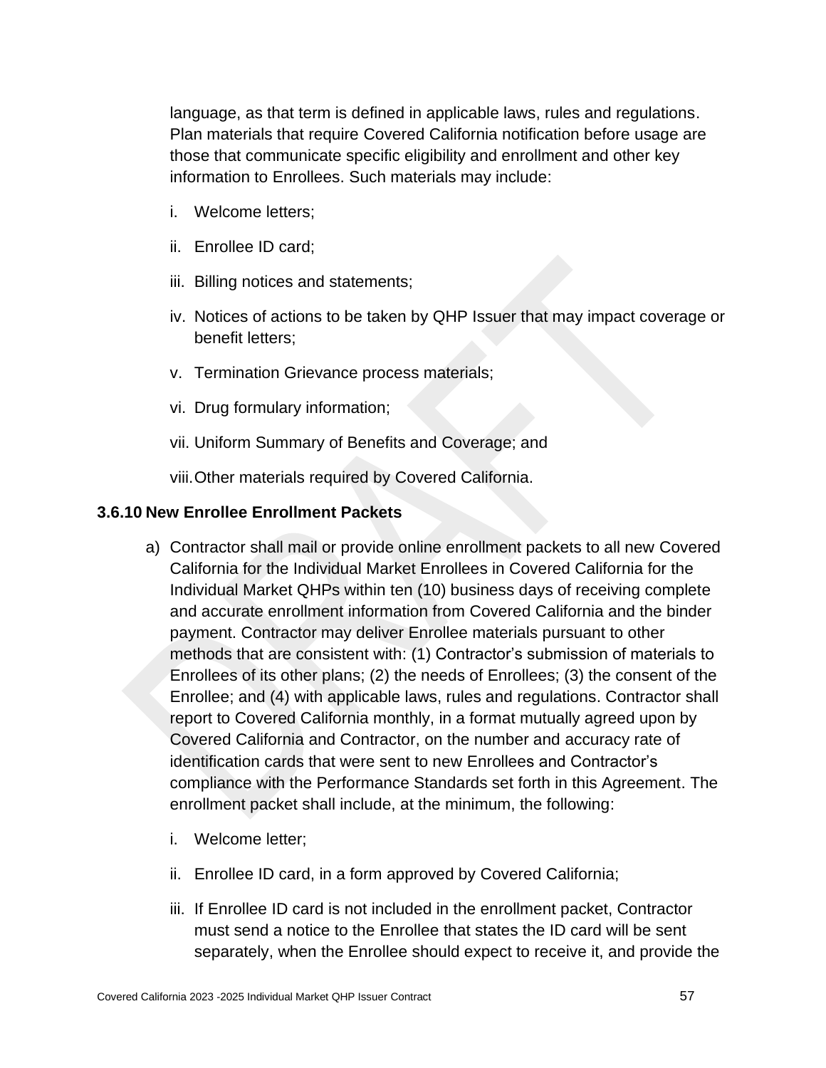language, as that term is defined in applicable laws, rules and regulations. Plan materials that require Covered California notification before usage are those that communicate specific eligibility and enrollment and other key information to Enrollees. Such materials may include:

i. Welcome letters;

ii. Enrollee ID card;

iii. Billing notices and statements;

iv. Notices of actions to be taken by QHP Issuer that may impact coverage or benefit letters;

v. Termination Grievance process materials;

vi. Drug formulary information;

vii. Uniform Summary of Benefits and Coverage; and

viii. Other materials required by Covered California.

### 3.6.10 New Enrollee Enrollment Packets

a) Contractor shall mail or provide online enrollment packets to all new Covered California for the Individual Market Enrollees in Covered California for the Individual Market QHPs within ten (10) business days of receiving complete and accurate enrollment information from Covered California and the binder payment. Contractor may deliver Enrollee materials pursuant to other methods that are consistent with: (1) Contractor's submission of materials to Enrollees of its other plans; (2) the needs of Enrollees; (3) the consent of the Enrollee; and (4) with applicable laws, rules and regulations. Contractor shall report to Covered California monthly, in a format mutually agreed upon by Covered California and Contractor, on the number and accuracy rate of identification cards that were sent to new Enrollees and Contractor's compliance with the Performance Standards set forth in this Agreement. The enrollment packet shall include, at the minimum, the following:

   i. Welcome letter;

   ii. Enrollee ID card, in a form approved by Covered California;

   iii. If Enrollee ID card is not included in the enrollment packet, Contractor must send a notice to the Enrollee that states the ID card will be sent separately, when the Enrollee should expect to receive it, and provide the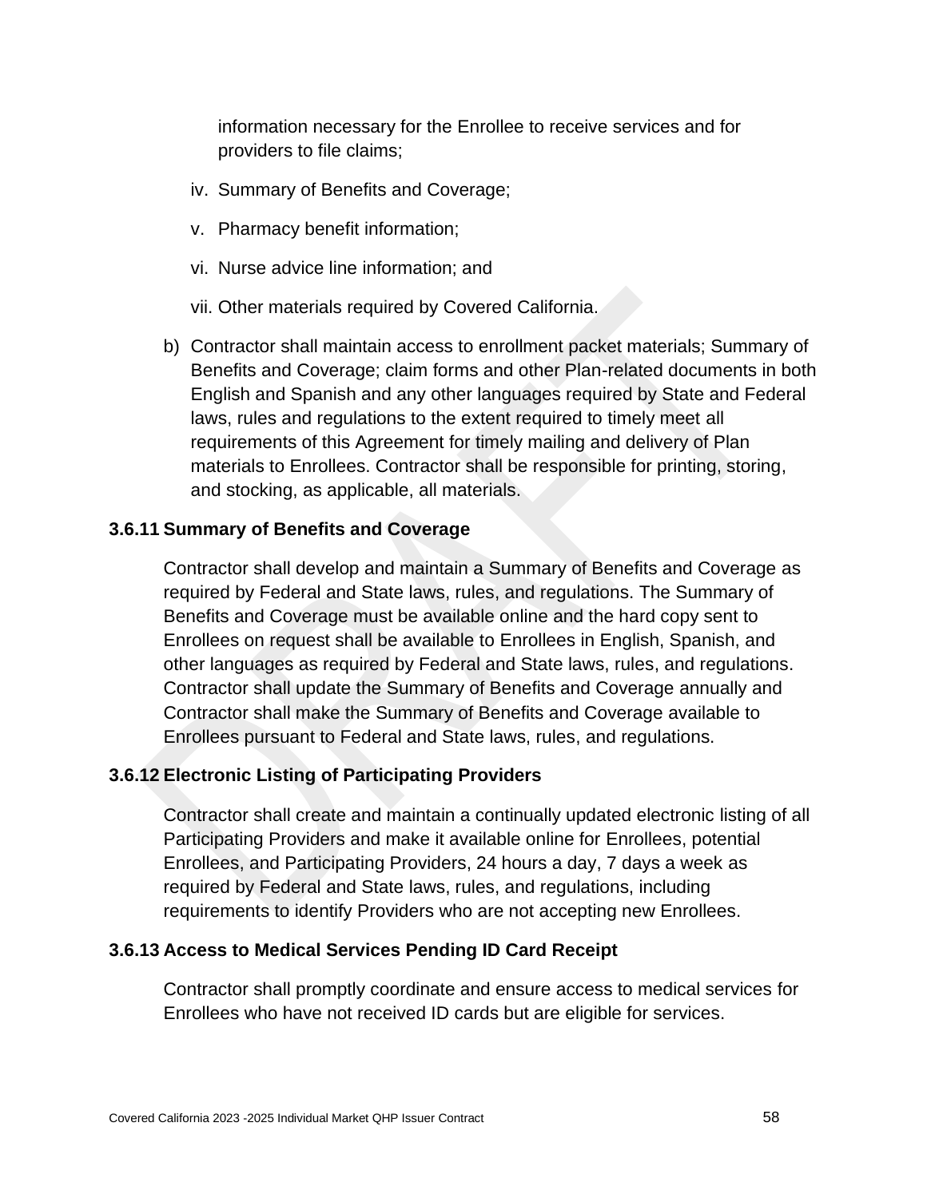information necessary for the Enrollee to receive services and for providers to file claims;

iv. Summary of Benefits and Coverage;

v. Pharmacy benefit information;

vi. Nurse advice line information; and

vii. Other materials required by Covered California.

b) Contractor shall maintain access to enrollment packet materials; Summary of Benefits and Coverage; claim forms and other Plan-related documents in both English and Spanish and any other languages required by State and Federal laws, rules and regulations to the extent required to timely meet all requirements of this Agreement for timely mailing and delivery of Plan materials to Enrollees. Contractor shall be responsible for printing, storing, and stocking, as applicable, all materials.

### 3.6.11 Summary of Benefits and Coverage

Contractor shall develop and maintain a Summary of Benefits and Coverage as required by Federal and State laws, rules, and regulations. The Summary of Benefits and Coverage must be available online and the hard copy sent to Enrollees on request shall be available to Enrollees in English, Spanish, and other languages as required by Federal and State laws, rules, and regulations. Contractor shall update the Summary of Benefits and Coverage annually and Contractor shall make the Summary of Benefits and Coverage available to Enrollees pursuant to Federal and State laws, rules, and regulations.

### 3.6.12 Electronic Listing of Participating Providers

Contractor shall create and maintain a continually updated electronic listing of all Participating Providers and make it available online for Enrollees, potential Enrollees, and Participating Providers, 24 hours a day, 7 days a week as required by Federal and State laws, rules, and regulations, including requirements to identify Providers who are not accepting new Enrollees.

### 3.6.13 Access to Medical Services Pending ID Card Receipt

Contractor shall promptly coordinate and ensure access to medical services for Enrollees who have not received ID cards but are eligible for services.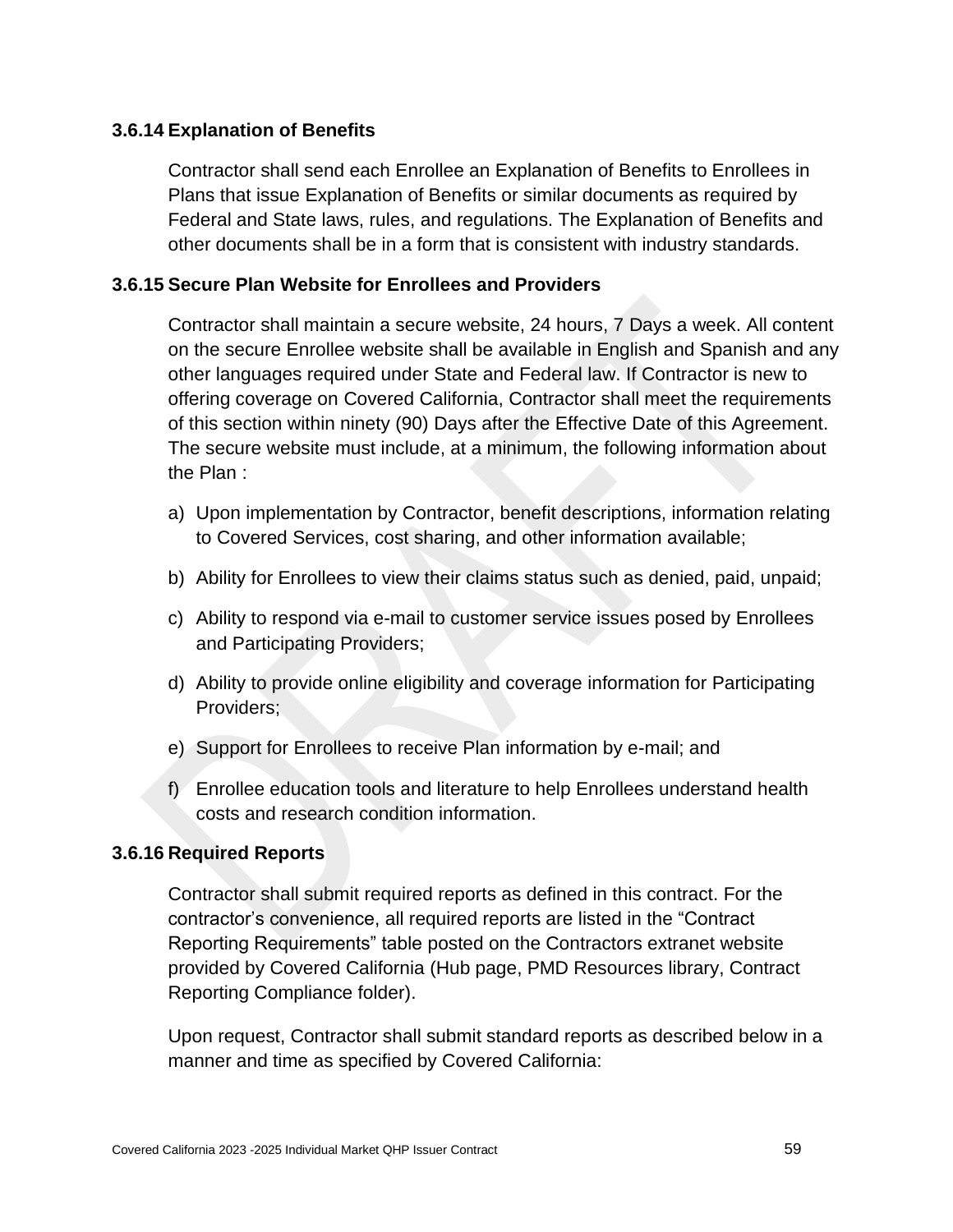### 3.6.14 Explanation of Benefits

Contractor shall send each Enrollee an Explanation of Benefits to Enrollees in Plans that issue Explanation of Benefits or similar documents as required by Federal and State laws, rules, and regulations. The Explanation of Benefits and other documents shall be in a form that is consistent with industry standards.

### 3.6.15 Secure Plan Website for Enrollees and Providers

Contractor shall maintain a secure website, 24 hours, 7 Days a week. All content on the secure Enrollee website shall be available in English and Spanish and any other languages required under State and Federal law. If Contractor is new to offering coverage on Covered California, Contractor shall meet the requirements of this section within ninety (90) Days after the Effective Date of this Agreement. The secure website must include, at a minimum, the following information about the Plan :

a) Upon implementation by Contractor, benefit descriptions, information relating to Covered Services, cost sharing, and other information available;

b) Ability for Enrollees to view their claims status such as denied, paid, unpaid;

c) Ability to respond via e-mail to customer service issues posed by Enrollees and Participating Providers;

d) Ability to provide online eligibility and coverage information for Participating Providers;

e) Support for Enrollees to receive Plan information by e-mail; and

f) Enrollee education tools and literature to help Enrollees understand health costs and research condition information.

### 3.6.16 Required Reports

Contractor shall submit required reports as defined in this contract. For the contractor's convenience, all required reports are listed in the "Contract Reporting Requirements" table posted on the Contractors extranet website provided by Covered California (Hub page, PMD Resources library, Contract Reporting Compliance folder).

Upon request, Contractor shall submit standard reports as described below in a manner and time as specified by Covered California: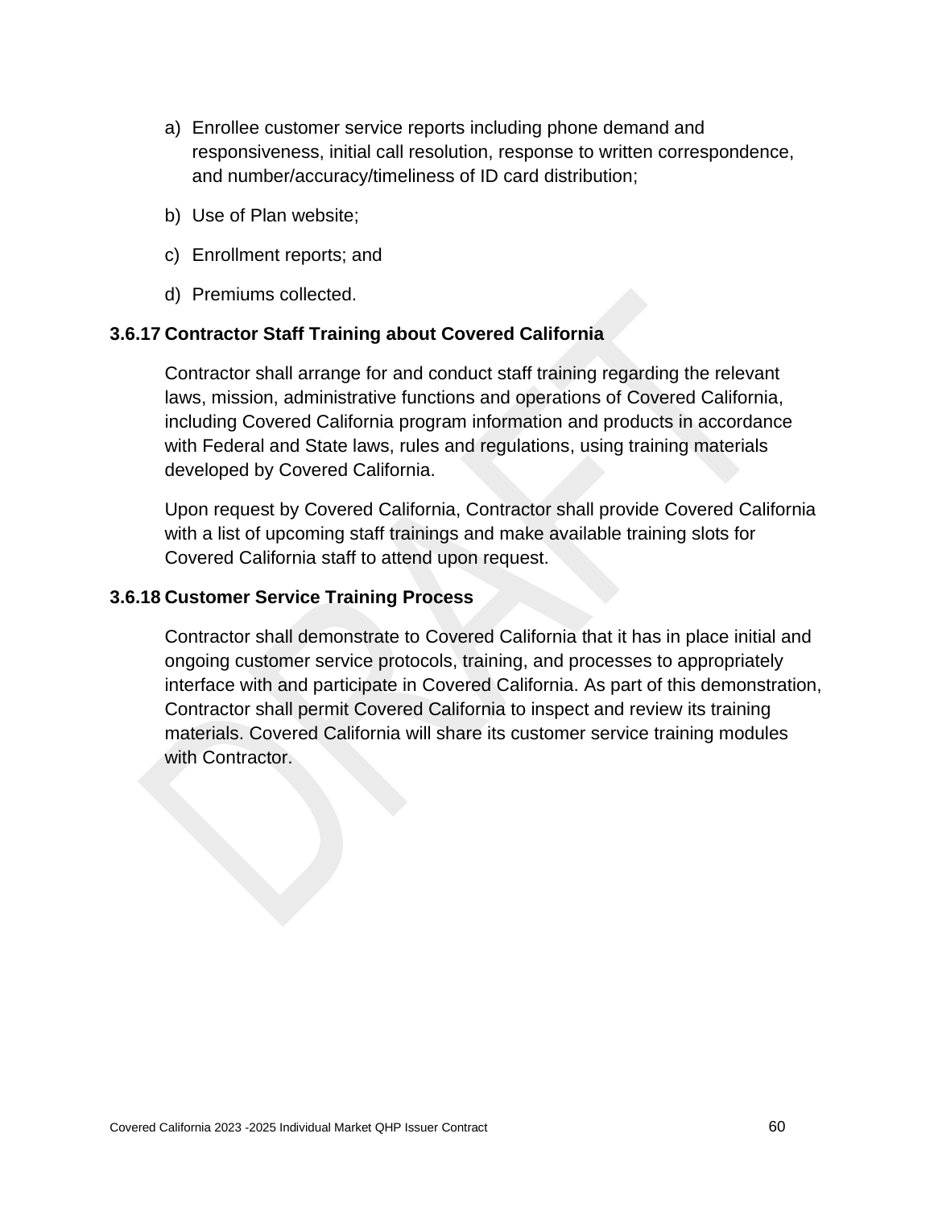a) Enrollee customer service reports including phone demand and responsiveness, initial call resolution, response to written correspondence, and number/accuracy/timeliness of ID card distribution;

b) Use of Plan website;

c) Enrollment reports; and

d) Premiums collected.

### 3.6.17 Contractor Staff Training about Covered California

Contractor shall arrange for and conduct staff training regarding the relevant laws, mission, administrative functions and operations of Covered California, including Covered California program information and products in accordance with Federal and State laws, rules and regulations, using training materials developed by Covered California.

Upon request by Covered California, Contractor shall provide Covered California with a list of upcoming staff trainings and make available training slots for Covered California staff to attend upon request.

### 3.6.18 Customer Service Training Process

Contractor shall demonstrate to Covered California that it has in place initial and ongoing customer service protocols, training, and processes to appropriately interface with and participate in Covered California. As part of this demonstration, Contractor shall permit Covered California to inspect and review its training materials. Covered California will share its customer service training modules with Contractor.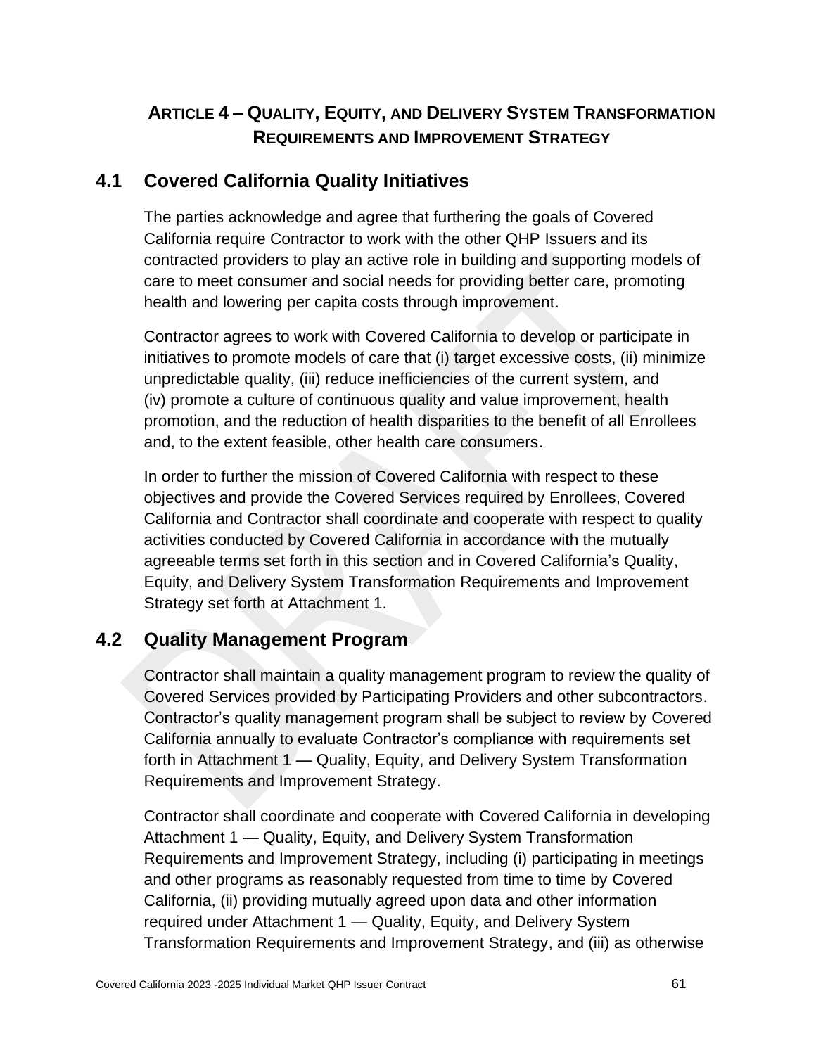# Article 4 – Quality, Equity, and Delivery System Transformation Requirements and Improvement Strategy

## 4.1 Covered California Quality Initiatives

The parties acknowledge and agree that furthering the goals of Covered California require Contractor to work with the other QHP Issuers and its contracted providers to play an active role in building and supporting models of care to meet consumer and social needs for providing better care, promoting health and lowering per capita costs through improvement.

Contractor agrees to work with Covered California to develop or participate in initiatives to promote models of care that (i) target excessive costs, (ii) minimize unpredictable quality, (iii) reduce inefficiencies of the current system, and (iv) promote a culture of continuous quality and value improvement, health promotion, and the reduction of health disparities to the benefit of all Enrollees and, to the extent feasible, other health care consumers.

In order to further the mission of Covered California with respect to these objectives and provide the Covered Services required by Enrollees, Covered California and Contractor shall coordinate and cooperate with respect to quality activities conducted by Covered California in accordance with the mutually agreeable terms set forth in this section and in Covered California's Quality, Equity, and Delivery System Transformation Requirements and Improvement Strategy set forth at Attachment 1.

## 4.2 Quality Management Program

Contractor shall maintain a quality management program to review the quality of Covered Services provided by Participating Providers and other subcontractors. Contractor's quality management program shall be subject to review by Covered California annually to evaluate Contractor's compliance with requirements set forth in Attachment 1 — Quality, Equity, and Delivery System Transformation Requirements and Improvement Strategy.

Contractor shall coordinate and cooperate with Covered California in developing Attachment 1 — Quality, Equity, and Delivery System Transformation Requirements and Improvement Strategy, including (i) participating in meetings and other programs as reasonably requested from time to time by Covered California, (ii) providing mutually agreed upon data and other information required under Attachment 1 — Quality, Equity, and Delivery System Transformation Requirements and Improvement Strategy, and (iii) as otherwise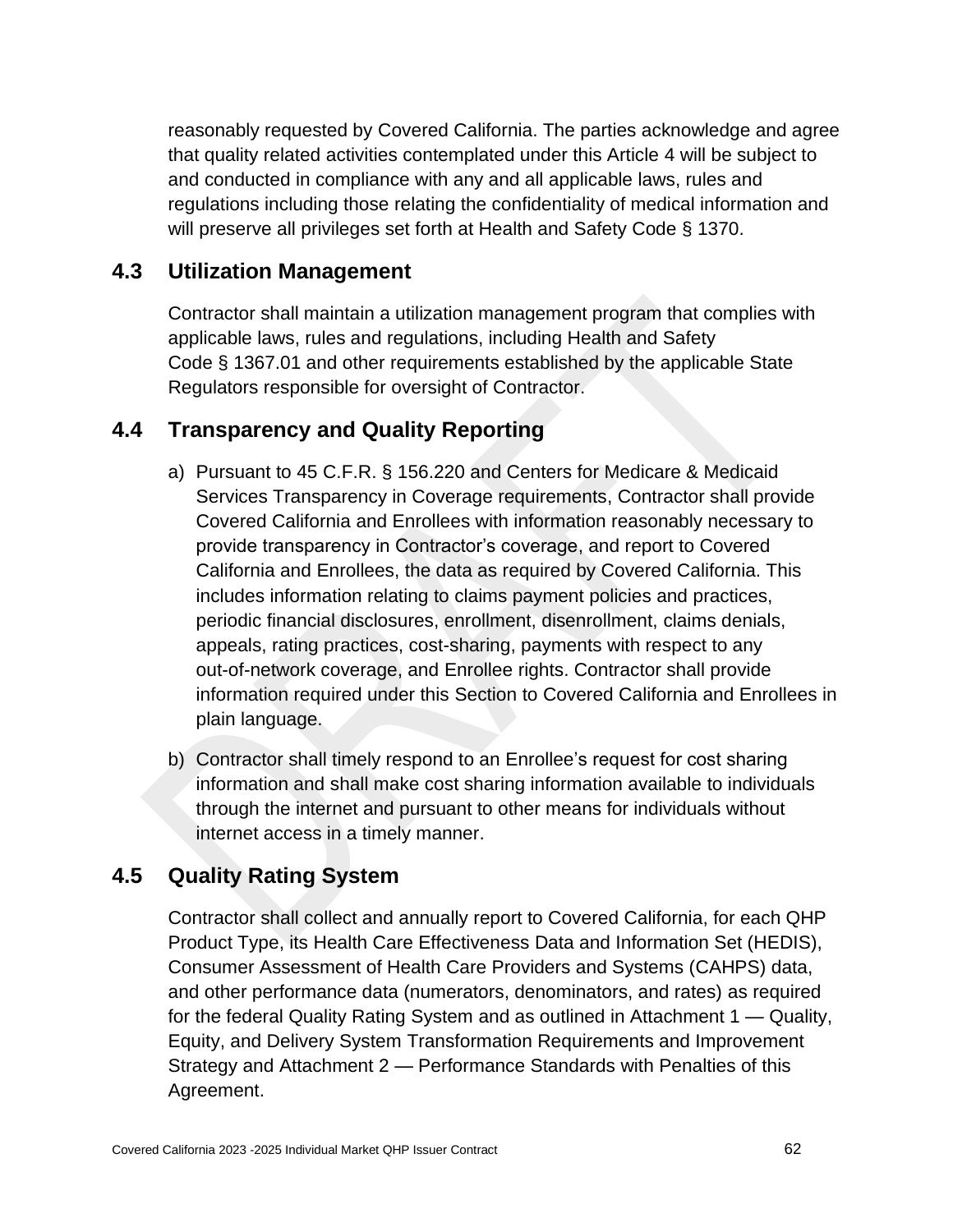reasonably requested by Covered California. The parties acknowledge and agree that quality related activities contemplated under this Article 4 will be subject to and conducted in compliance with any and all applicable laws, rules and regulations including those relating the confidentiality of medical information and will preserve all privileges set forth at Health and Safety Code § 1370.

## 4.3 Utilization Management

Contractor shall maintain a utilization management program that complies with applicable laws, rules and regulations, including Health and Safety Code § 1367.01 and other requirements established by the applicable State Regulators responsible for oversight of Contractor.

## 4.4 Transparency and Quality Reporting

a) Pursuant to 45 C.F.R. § 156.220 and Centers for Medicare & Medicaid Services Transparency in Coverage requirements, Contractor shall provide Covered California and Enrollees with information reasonably necessary to provide transparency in Contractor's coverage, and report to Covered California and Enrollees, the data as required by Covered California. This includes information relating to claims payment policies and practices, periodic financial disclosures, enrollment, disenrollment, claims denials, appeals, rating practices, cost-sharing, payments with respect to any out-of-network coverage, and Enrollee rights. Contractor shall provide information required under this Section to Covered California and Enrollees in plain language.

b) Contractor shall timely respond to an Enrollee's request for cost sharing information and shall make cost sharing information available to individuals through the internet and pursuant to other means for individuals without internet access in a timely manner.

## 4.5 Quality Rating System

Contractor shall collect and annually report to Covered California, for each QHP Product Type, its Health Care Effectiveness Data and Information Set (HEDIS), Consumer Assessment of Health Care Providers and Systems (CAHPS) data, and other performance data (numerators, denominators, and rates) as required for the federal Quality Rating System and as outlined in Attachment 1 — Quality, Equity, and Delivery System Transformation Requirements and Improvement Strategy and Attachment 2 — Performance Standards with Penalties of this Agreement.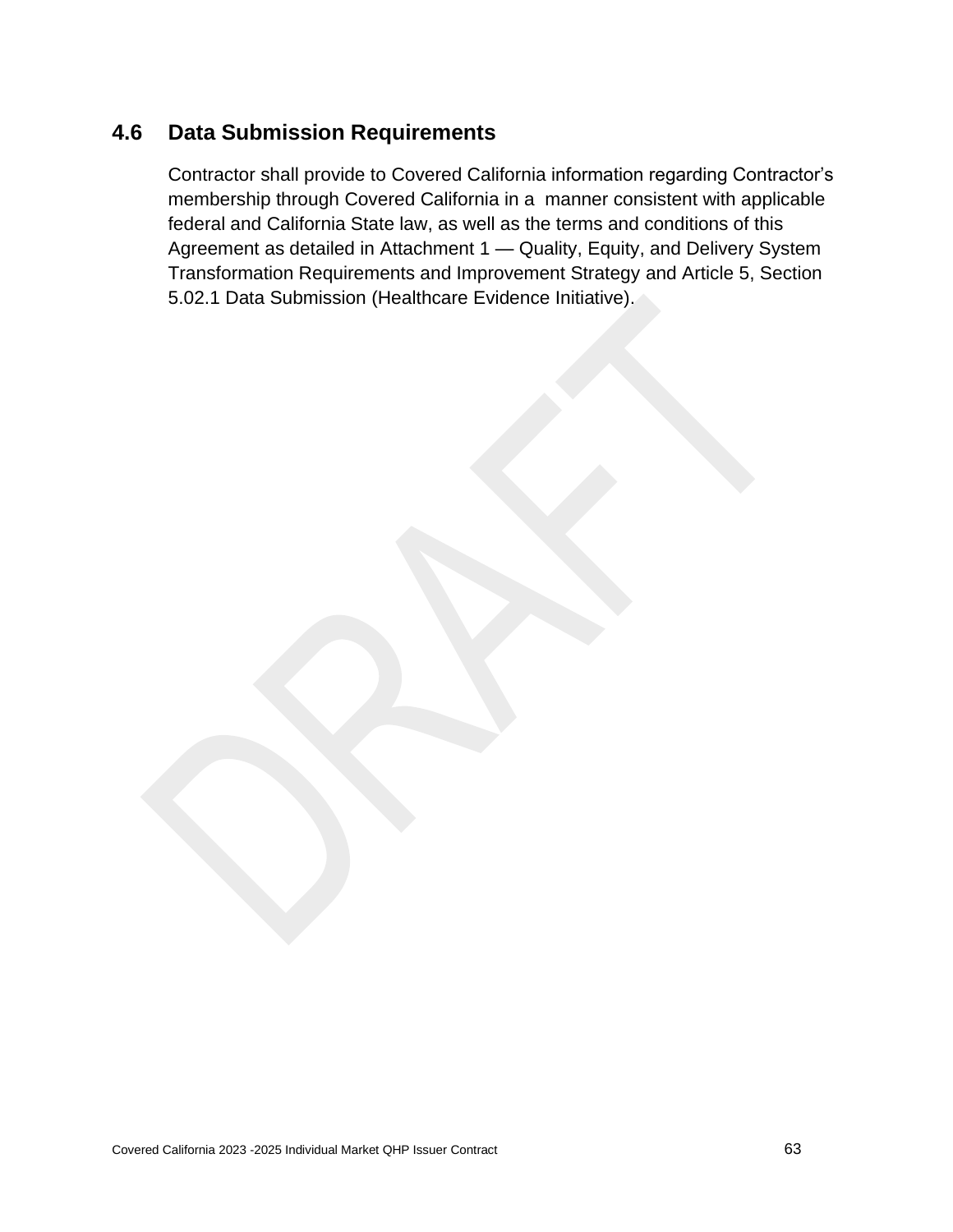## 4.6 Data Submission Requirements

Contractor shall provide to Covered California information regarding Contractor's membership through Covered California in a manner consistent with applicable federal and California State law, as well as the terms and conditions of this Agreement as detailed in Attachment 1 — Quality, Equity, and Delivery System Transformation Requirements and Improvement Strategy and Article 5, Section 5.02.1 Data Submission (Healthcare Evidence Initiative).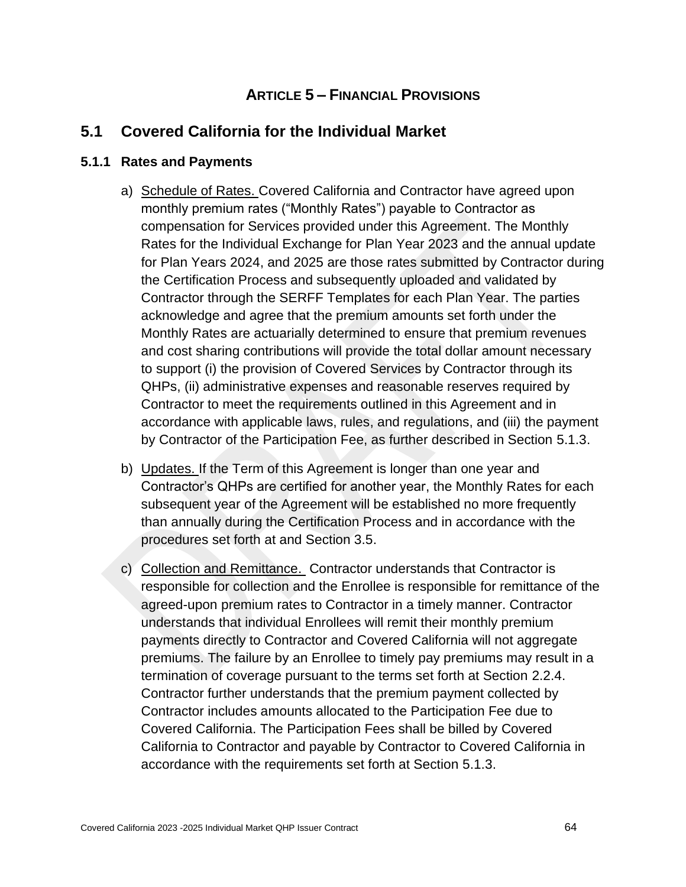## ARTICLE 5 – FINANCIAL PROVISIONS

## 5.1 Covered California for the Individual Market

### 5.1.1 Rates and Payments

a) Schedule of Rates. Covered California and Contractor have agreed upon monthly premium rates ("Monthly Rates") payable to Contractor as compensation for Services provided under this Agreement. The Monthly Rates for the Individual Exchange for Plan Year 2023 and the annual update for Plan Years 2024, and 2025 are those rates submitted by Contractor during the Certification Process and subsequently uploaded and validated by Contractor through the SERFF Templates for each Plan Year. The parties acknowledge and agree that the premium amounts set forth under the Monthly Rates are actuarially determined to ensure that premium revenues and cost sharing contributions will provide the total dollar amount necessary to support (i) the provision of Covered Services by Contractor through its QHPs, (ii) administrative expenses and reasonable reserves required by Contractor to meet the requirements outlined in this Agreement and in accordance with applicable laws, rules, and regulations, and (iii) the payment by Contractor of the Participation Fee, as further described in Section 5.1.3.

b) Updates. If the Term of this Agreement is longer than one year and Contractor's QHPs are certified for another year, the Monthly Rates for each subsequent year of the Agreement will be established no more frequently than annually during the Certification Process and in accordance with the procedures set forth at and Section 3.5.

c) Collection and Remittance. Contractor understands that Contractor is responsible for collection and the Enrollee is responsible for remittance of the agreed-upon premium rates to Contractor in a timely manner. Contractor understands that individual Enrollees will remit their monthly premium payments directly to Contractor and Covered California will not aggregate premiums. The failure by an Enrollee to timely pay premiums may result in a termination of coverage pursuant to the terms set forth at Section 2.2.4. Contractor further understands that the premium payment collected by Contractor includes amounts allocated to the Participation Fee due to Covered California. The Participation Fees shall be billed by Covered California to Contractor and payable by Contractor to Covered California in accordance with the requirements set forth at Section 5.1.3.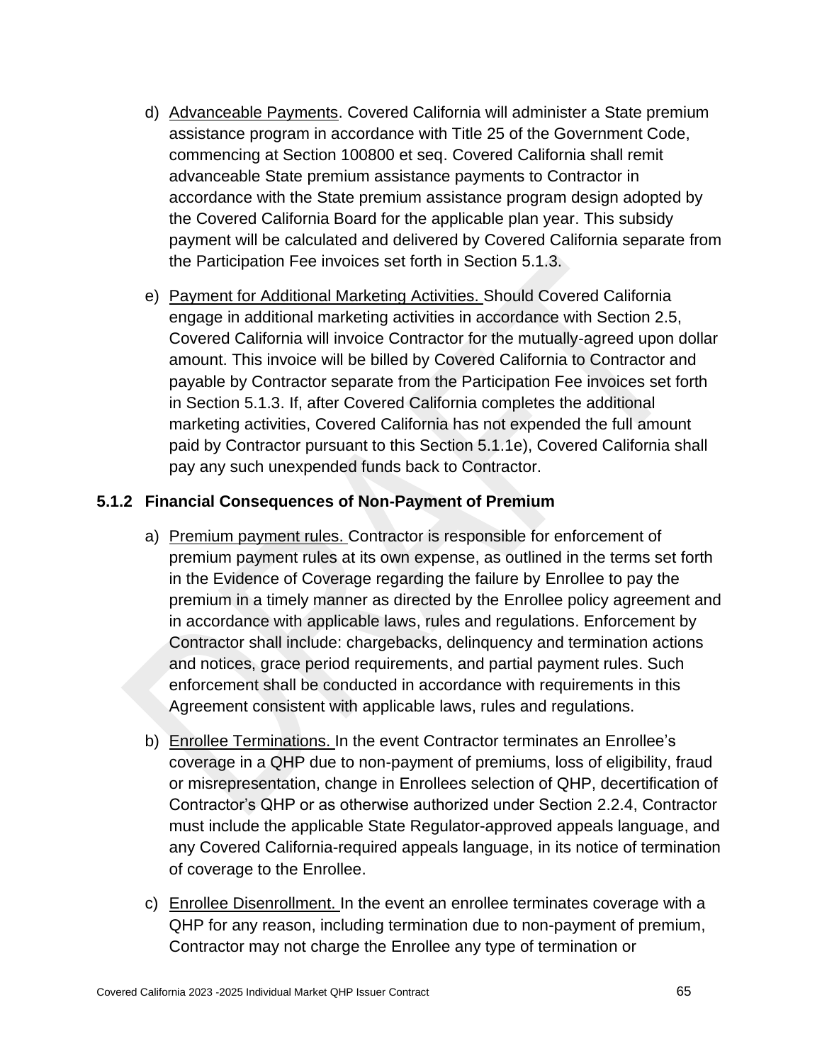d) Advanceable Payments. Covered California will administer a State premium assistance program in accordance with Title 25 of the Government Code, commencing at Section 100800 et seq. Covered California shall remit advanceable State premium assistance payments to Contractor in accordance with the State premium assistance program design adopted by the Covered California Board for the applicable plan year. This subsidy payment will be calculated and delivered by Covered California separate from the Participation Fee invoices set forth in Section 5.1.3.

e) Payment for Additional Marketing Activities. Should Covered California engage in additional marketing activities in accordance with Section 2.5, Covered California will invoice Contractor for the mutually-agreed upon dollar amount. This invoice will be billed by Covered California to Contractor and payable by Contractor separate from the Participation Fee invoices set forth in Section 5.1.3. If, after Covered California completes the additional marketing activities, Covered California has not expended the full amount paid by Contractor pursuant to this Section 5.1.1e), Covered California shall pay any such unexpended funds back to Contractor.

### 5.1.2 Financial Consequences of Non-Payment of Premium

a) Premium payment rules. Contractor is responsible for enforcement of premium payment rules at its own expense, as outlined in the terms set forth in the Evidence of Coverage regarding the failure by Enrollee to pay the premium in a timely manner as directed by the Enrollee policy agreement and in accordance with applicable laws, rules and regulations. Enforcement by Contractor shall include: chargebacks, delinquency and termination actions and notices, grace period requirements, and partial payment rules. Such enforcement shall be conducted in accordance with requirements in this Agreement consistent with applicable laws, rules and regulations.

b) Enrollee Terminations. In the event Contractor terminates an Enrollee's coverage in a QHP due to non-payment of premiums, loss of eligibility, fraud or misrepresentation, change in Enrollees selection of QHP, decertification of Contractor's QHP or as otherwise authorized under Section 2.2.4, Contractor must include the applicable State Regulator-approved appeals language, and any Covered California-required appeals language, in its notice of termination of coverage to the Enrollee.

c) Enrollee Disenrollment. In the event an enrollee terminates coverage with a QHP for any reason, including termination due to non-payment of premium, Contractor may not charge the Enrollee any type of termination or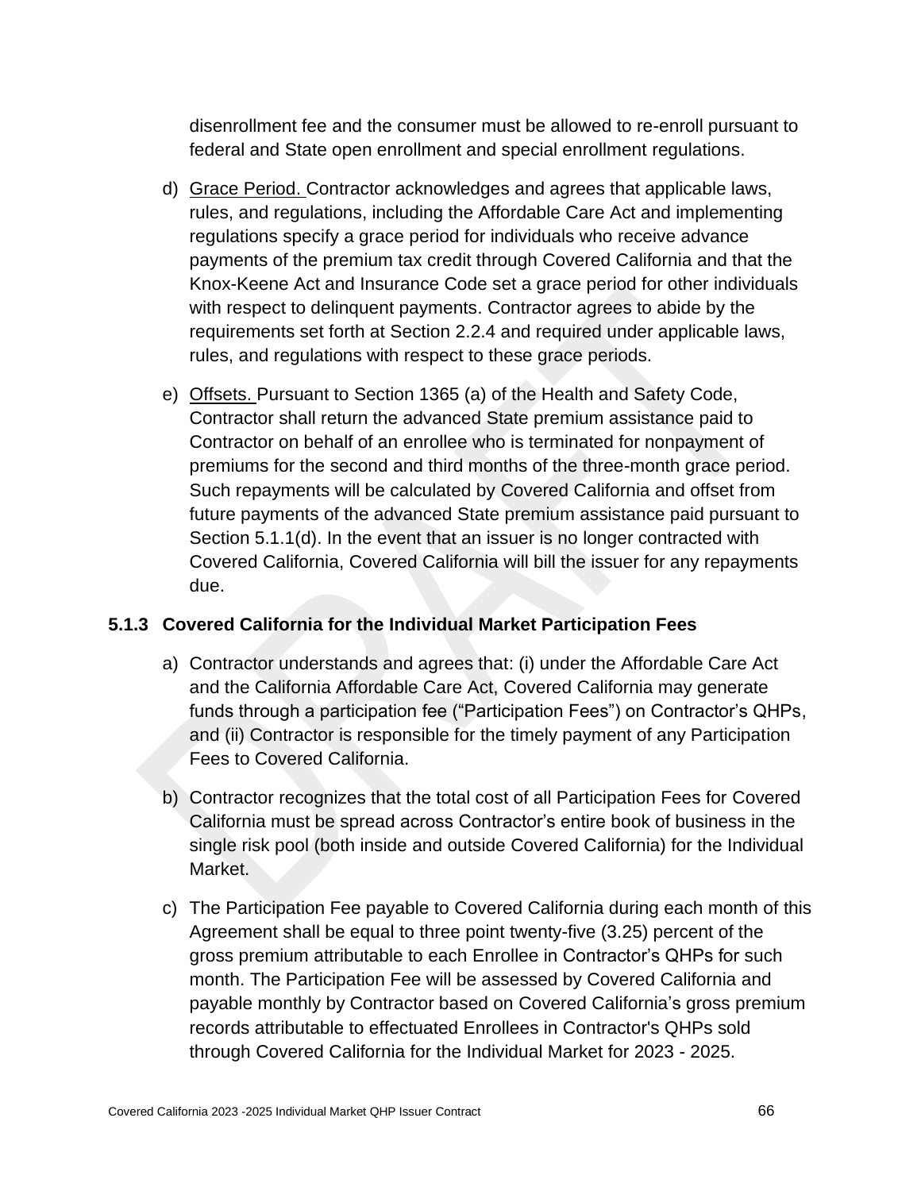disenrollment fee and the consumer must be allowed to re-enroll pursuant to federal and State open enrollment and special enrollment regulations.

d) Grace Period. Contractor acknowledges and agrees that applicable laws, rules, and regulations, including the Affordable Care Act and implementing regulations specify a grace period for individuals who receive advance payments of the premium tax credit through Covered California and that the Knox-Keene Act and Insurance Code set a grace period for other individuals with respect to delinquent payments. Contractor agrees to abide by the requirements set forth at Section 2.2.4 and required under applicable laws, rules, and regulations with respect to these grace periods.

e) Offsets. Pursuant to Section 1365 (a) of the Health and Safety Code, Contractor shall return the advanced State premium assistance paid to Contractor on behalf of an enrollee who is terminated for nonpayment of premiums for the second and third months of the three-month grace period. Such repayments will be calculated by Covered California and offset from future payments of the advanced State premium assistance paid pursuant to Section 5.1.1(d). In the event that an issuer is no longer contracted with Covered California, Covered California will bill the issuer for any repayments due.

### 5.1.3 Covered California for the Individual Market Participation Fees

a) Contractor understands and agrees that: (i) under the Affordable Care Act and the California Affordable Care Act, Covered California may generate funds through a participation fee ("Participation Fees") on Contractor's QHPs, and (ii) Contractor is responsible for the timely payment of any Participation Fees to Covered California.

b) Contractor recognizes that the total cost of all Participation Fees for Covered California must be spread across Contractor's entire book of business in the single risk pool (both inside and outside Covered California) for the Individual Market.

c) The Participation Fee payable to Covered California during each month of this Agreement shall be equal to three point twenty-five (3.25) percent of the gross premium attributable to each Enrollee in Contractor's QHPs for such month. The Participation Fee will be assessed by Covered California and payable monthly by Contractor based on Covered California's gross premium records attributable to effectuated Enrollees in Contractor's QHPs sold through Covered California for the Individual Market for 2023 - 2025.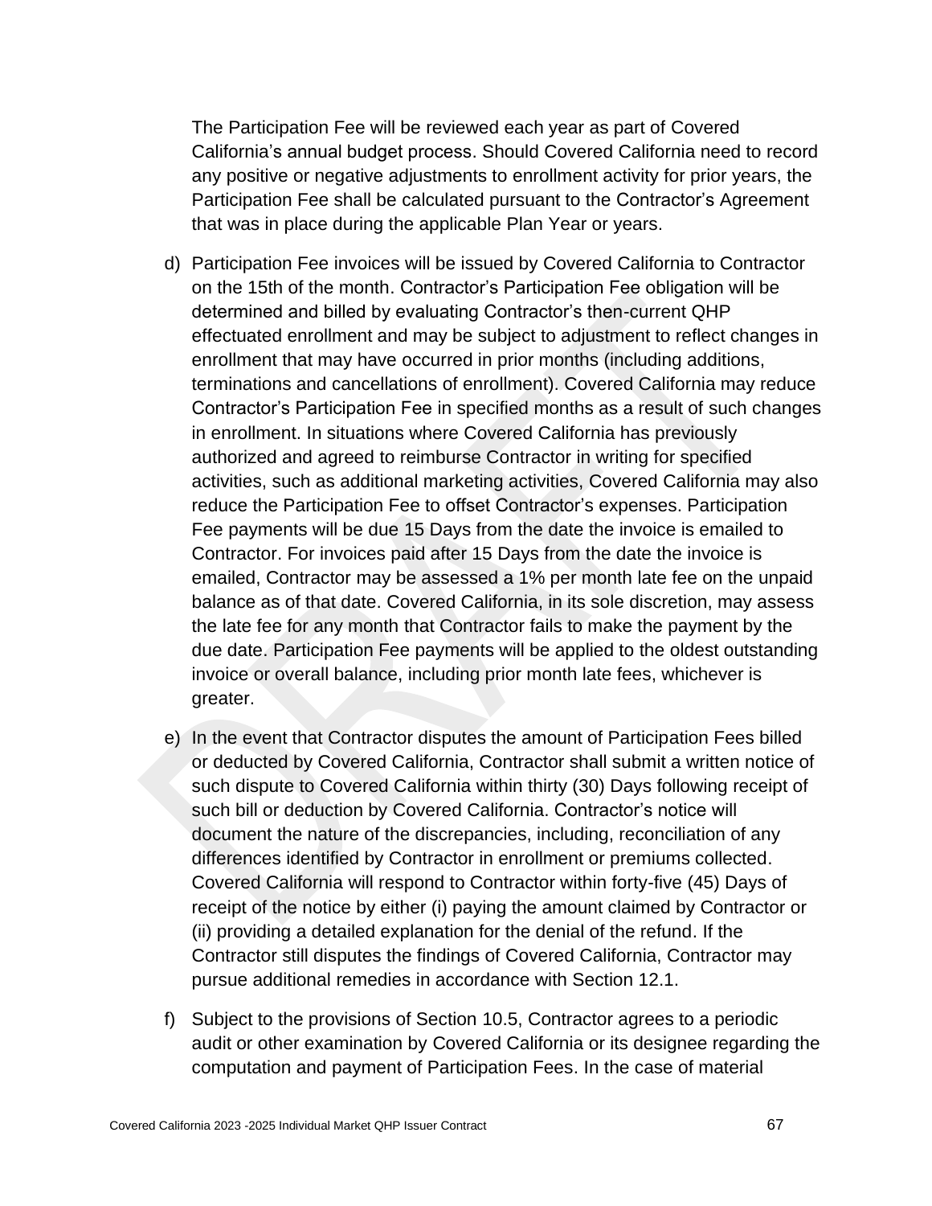The Participation Fee will be reviewed each year as part of Covered California's annual budget process. Should Covered California need to record any positive or negative adjustments to enrollment activity for prior years, the Participation Fee shall be calculated pursuant to the Contractor's Agreement that was in place during the applicable Plan Year or years.

d) Participation Fee invoices will be issued by Covered California to Contractor on the 15th of the month. Contractor's Participation Fee obligation will be determined and billed by evaluating Contractor's then-current QHP effectuated enrollment and may be subject to adjustment to reflect changes in enrollment that may have occurred in prior months (including additions, terminations and cancellations of enrollment). Covered California may reduce Contractor's Participation Fee in specified months as a result of such changes in enrollment. In situations where Covered California has previously authorized and agreed to reimburse Contractor in writing for specified activities, such as additional marketing activities, Covered California may also reduce the Participation Fee to offset Contractor's expenses. Participation Fee payments will be due 15 Days from the date the invoice is emailed to Contractor. For invoices paid after 15 Days from the date the invoice is emailed, Contractor may be assessed a 1% per month late fee on the unpaid balance as of that date. Covered California, in its sole discretion, may assess the late fee for any month that Contractor fails to make the payment by the due date. Participation Fee payments will be applied to the oldest outstanding invoice or overall balance, including prior month late fees, whichever is greater.

e) In the event that Contractor disputes the amount of Participation Fees billed or deducted by Covered California, Contractor shall submit a written notice of such dispute to Covered California within thirty (30) Days following receipt of such bill or deduction by Covered California. Contractor's notice will document the nature of the discrepancies, including, reconciliation of any differences identified by Contractor in enrollment or premiums collected. Covered California will respond to Contractor within forty-five (45) Days of receipt of the notice by either (i) paying the amount claimed by Contractor or (ii) providing a detailed explanation for the denial of the refund. If the Contractor still disputes the findings of Covered California, Contractor may pursue additional remedies in accordance with Section 12.1.

f) Subject to the provisions of Section 10.5, Contractor agrees to a periodic audit or other examination by Covered California or its designee regarding the computation and payment of Participation Fees. In the case of material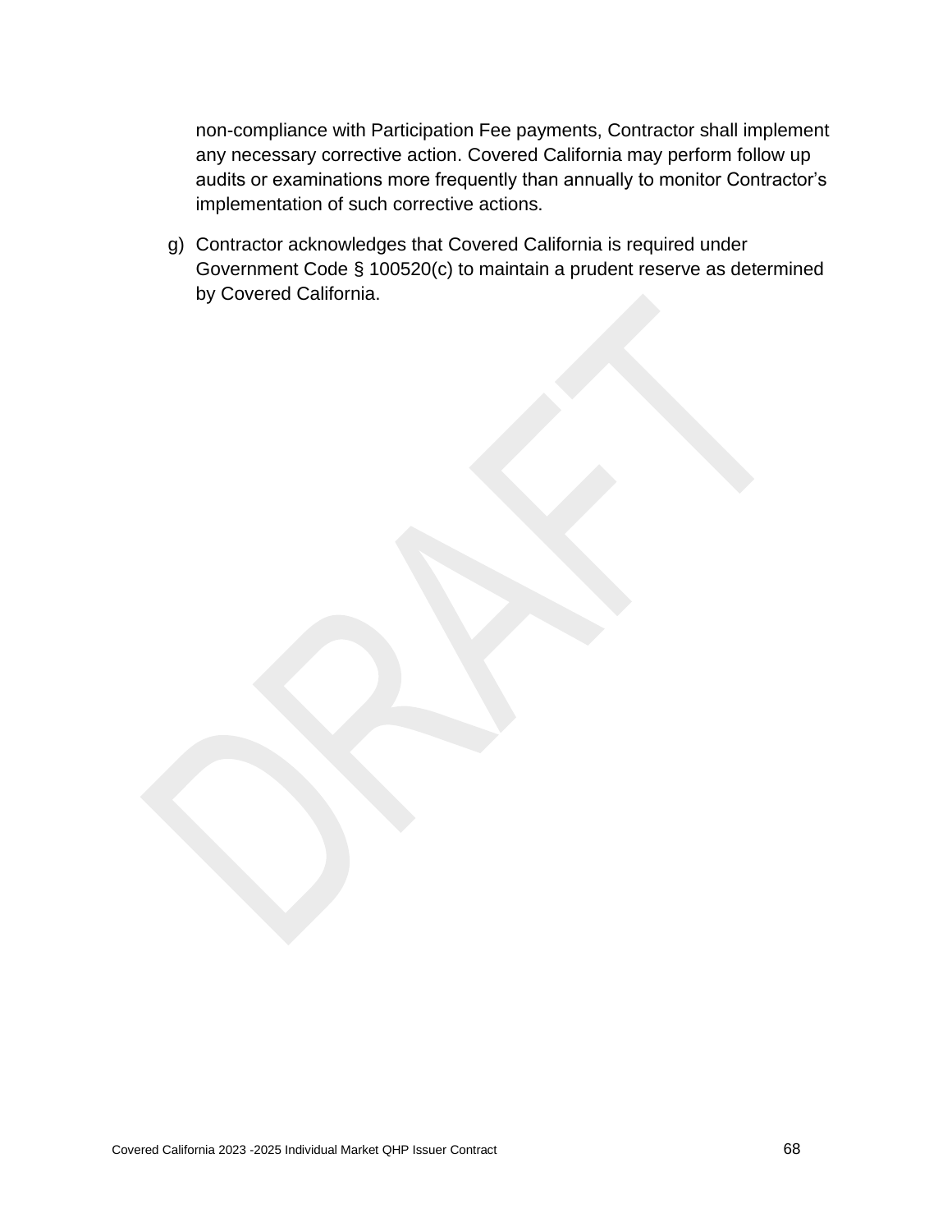non-compliance with Participation Fee payments, Contractor shall implement any necessary corrective action. Covered California may perform follow up audits or examinations more frequently than annually to monitor Contractor's implementation of such corrective actions.

g) Contractor acknowledges that Covered California is required under Government Code § 100520(c) to maintain a prudent reserve as determined by Covered California.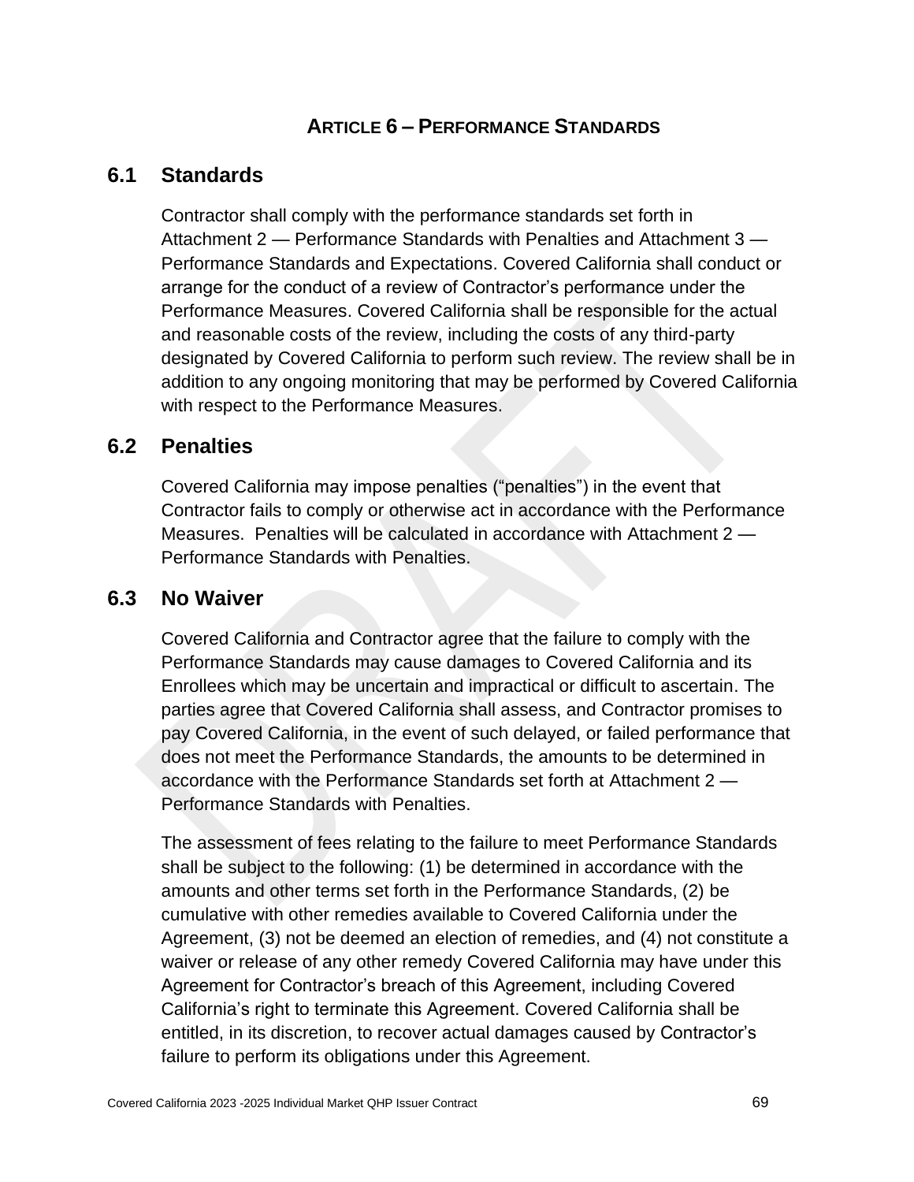# Article 6 – Performance Standards

## 6.1 Standards

Contractor shall comply with the performance standards set forth in Attachment 2 — Performance Standards with Penalties and Attachment 3 — Performance Standards and Expectations. Covered California shall conduct or arrange for the conduct of a review of Contractor's performance under the Performance Measures. Covered California shall be responsible for the actual and reasonable costs of the review, including the costs of any third-party designated by Covered California to perform such review. The review shall be in addition to any ongoing monitoring that may be performed by Covered California with respect to the Performance Measures.

## 6.2 Penalties

Covered California may impose penalties ("penalties") in the event that Contractor fails to comply or otherwise act in accordance with the Performance Measures. Penalties will be calculated in accordance with Attachment 2 — Performance Standards with Penalties.

## 6.3 No Waiver

Covered California and Contractor agree that the failure to comply with the Performance Standards may cause damages to Covered California and its Enrollees which may be uncertain and impractical or difficult to ascertain. The parties agree that Covered California shall assess, and Contractor promises to pay Covered California, in the event of such delayed, or failed performance that does not meet the Performance Standards, the amounts to be determined in accordance with the Performance Standards set forth at Attachment 2 — Performance Standards with Penalties.

The assessment of fees relating to the failure to meet Performance Standards shall be subject to the following: (1) be determined in accordance with the amounts and other terms set forth in the Performance Standards, (2) be cumulative with other remedies available to Covered California under the Agreement, (3) not be deemed an election of remedies, and (4) not constitute a waiver or release of any other remedy Covered California may have under this Agreement for Contractor's breach of this Agreement, including Covered California's right to terminate this Agreement. Covered California shall be entitled, in its discretion, to recover actual damages caused by Contractor's failure to perform its obligations under this Agreement.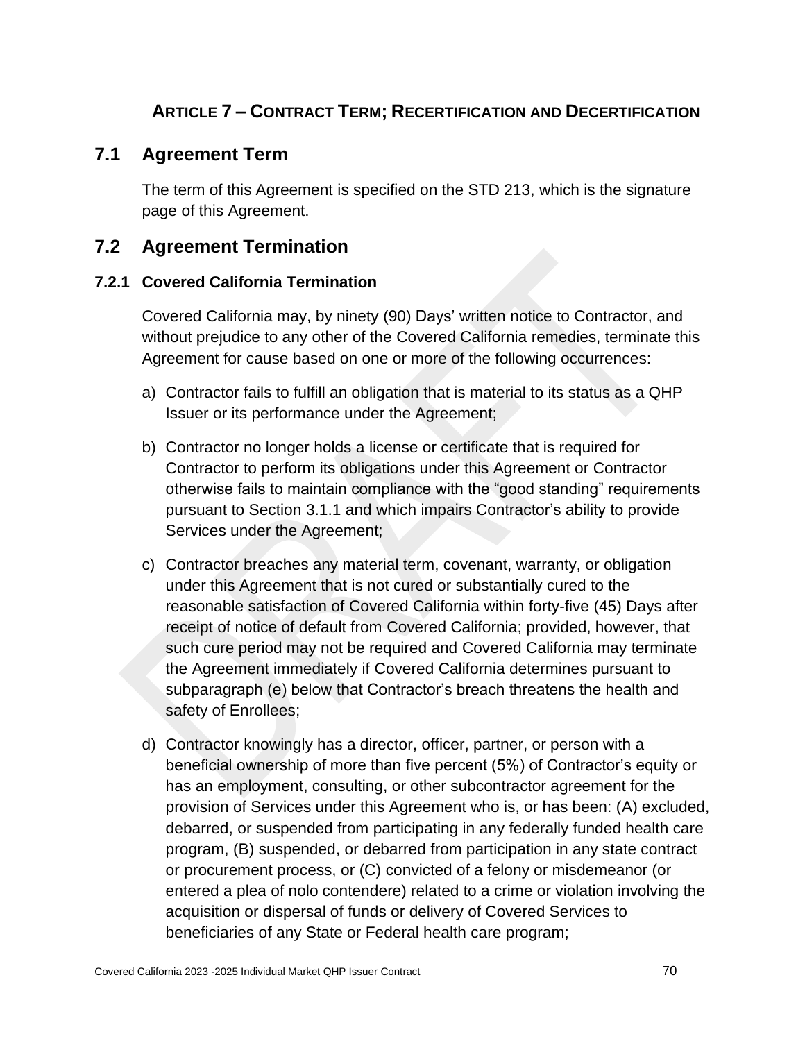## ARTICLE 7 – CONTRACT TERM; RECERTIFICATION AND DECERTIFICATION

### 7.1 Agreement Term

The term of this Agreement is specified on the STD 213, which is the signature page of this Agreement.

### 7.2 Agreement Termination

#### 7.2.1 Covered California Termination

Covered California may, by ninety (90) Days' written notice to Contractor, and without prejudice to any other of the Covered California remedies, terminate this Agreement for cause based on one or more of the following occurrences:

a) Contractor fails to fulfill an obligation that is material to its status as a QHP Issuer or its performance under the Agreement;

b) Contractor no longer holds a license or certificate that is required for Contractor to perform its obligations under this Agreement or Contractor otherwise fails to maintain compliance with the "good standing" requirements pursuant to Section 3.1.1 and which impairs Contractor's ability to provide Services under the Agreement;

c) Contractor breaches any material term, covenant, warranty, or obligation under this Agreement that is not cured or substantially cured to the reasonable satisfaction of Covered California within forty-five (45) Days after receipt of notice of default from Covered California; provided, however, that such cure period may not be required and Covered California may terminate the Agreement immediately if Covered California determines pursuant to subparagraph (e) below that Contractor's breach threatens the health and safety of Enrollees;

d) Contractor knowingly has a director, officer, partner, or person with a beneficial ownership of more than five percent (5%) of Contractor's equity or has an employment, consulting, or other subcontractor agreement for the provision of Services under this Agreement who is, or has been: (A) excluded, debarred, or suspended from participating in any federally funded health care program, (B) suspended, or debarred from participation in any state contract or procurement process, or (C) convicted of a felony or misdemeanor (or entered a plea of nolo contendere) related to a crime or violation involving the acquisition or dispersal of funds or delivery of Covered Services to beneficiaries of any State or Federal health care program;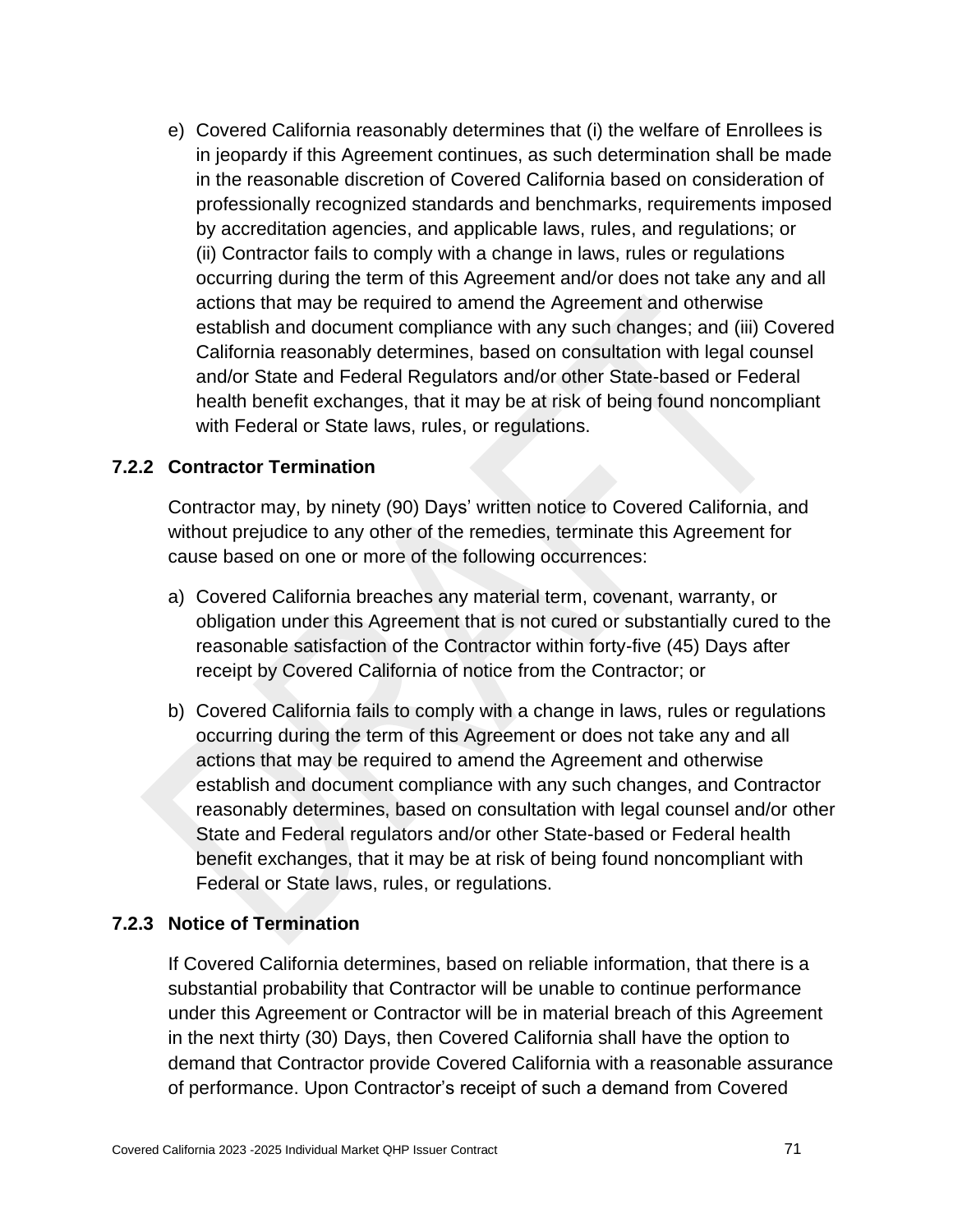e) Covered California reasonably determines that (i) the welfare of Enrollees is in jeopardy if this Agreement continues, as such determination shall be made in the reasonable discretion of Covered California based on consideration of professionally recognized standards and benchmarks, requirements imposed by accreditation agencies, and applicable laws, rules, and regulations; or (ii) Contractor fails to comply with a change in laws, rules or regulations occurring during the term of this Agreement and/or does not take any and all actions that may be required to amend the Agreement and otherwise establish and document compliance with any such changes; and (iii) Covered California reasonably determines, based on consultation with legal counsel and/or State and Federal Regulators and/or other State-based or Federal health benefit exchanges, that it may be at risk of being found noncompliant with Federal or State laws, rules, or regulations.

### 7.2.2 Contractor Termination

Contractor may, by ninety (90) Days' written notice to Covered California, and without prejudice to any other of the remedies, terminate this Agreement for cause based on one or more of the following occurrences:

a) Covered California breaches any material term, covenant, warranty, or obligation under this Agreement that is not cured or substantially cured to the reasonable satisfaction of the Contractor within forty-five (45) Days after receipt by Covered California of notice from the Contractor; or

b) Covered California fails to comply with a change in laws, rules or regulations occurring during the term of this Agreement or does not take any and all actions that may be required to amend the Agreement and otherwise establish and document compliance with any such changes, and Contractor reasonably determines, based on consultation with legal counsel and/or other State and Federal regulators and/or other State-based or Federal health benefit exchanges, that it may be at risk of being found noncompliant with Federal or State laws, rules, or regulations.

### 7.2.3 Notice of Termination

If Covered California determines, based on reliable information, that there is a substantial probability that Contractor will be unable to continue performance under this Agreement or Contractor will be in material breach of this Agreement in the next thirty (30) Days, then Covered California shall have the option to demand that Contractor provide Covered California with a reasonable assurance of performance. Upon Contractor's receipt of such a demand from Covered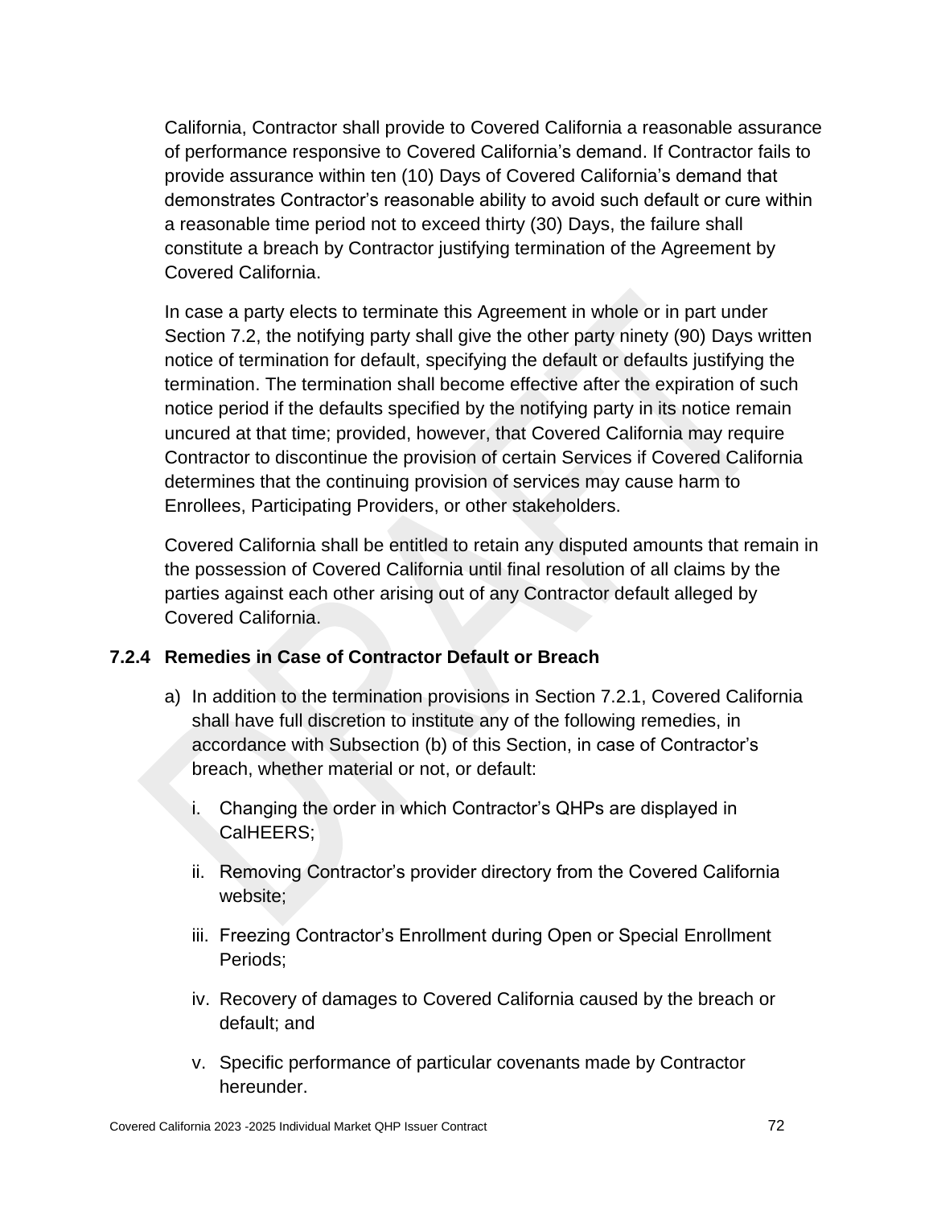California, Contractor shall provide to Covered California a reasonable assurance of performance responsive to Covered California's demand. If Contractor fails to provide assurance within ten (10) Days of Covered California's demand that demonstrates Contractor's reasonable ability to avoid such default or cure within a reasonable time period not to exceed thirty (30) Days, the failure shall constitute a breach by Contractor justifying termination of the Agreement by Covered California.

In case a party elects to terminate this Agreement in whole or in part under Section 7.2, the notifying party shall give the other party ninety (90) Days written notice of termination for default, specifying the default or defaults justifying the termination. The termination shall become effective after the expiration of such notice period if the defaults specified by the notifying party in its notice remain uncured at that time; provided, however, that Covered California may require Contractor to discontinue the provision of certain Services if Covered California determines that the continuing provision of services may cause harm to Enrollees, Participating Providers, or other stakeholders.

Covered California shall be entitled to retain any disputed amounts that remain in the possession of Covered California until final resolution of all claims by the parties against each other arising out of any Contractor default alleged by Covered California.

### 7.2.4 Remedies in Case of Contractor Default or Breach

a) In addition to the termination provisions in Section 7.2.1, Covered California shall have full discretion to institute any of the following remedies, in accordance with Subsection (b) of this Section, in case of Contractor's breach, whether material or not, or default:

   i. Changing the order in which Contractor's QHPs are displayed in CalHEERS;

   ii. Removing Contractor's provider directory from the Covered California website;

   iii. Freezing Contractor's Enrollment during Open or Special Enrollment Periods;

   iv. Recovery of damages to Covered California caused by the breach or default; and

   v. Specific performance of particular covenants made by Contractor hereunder.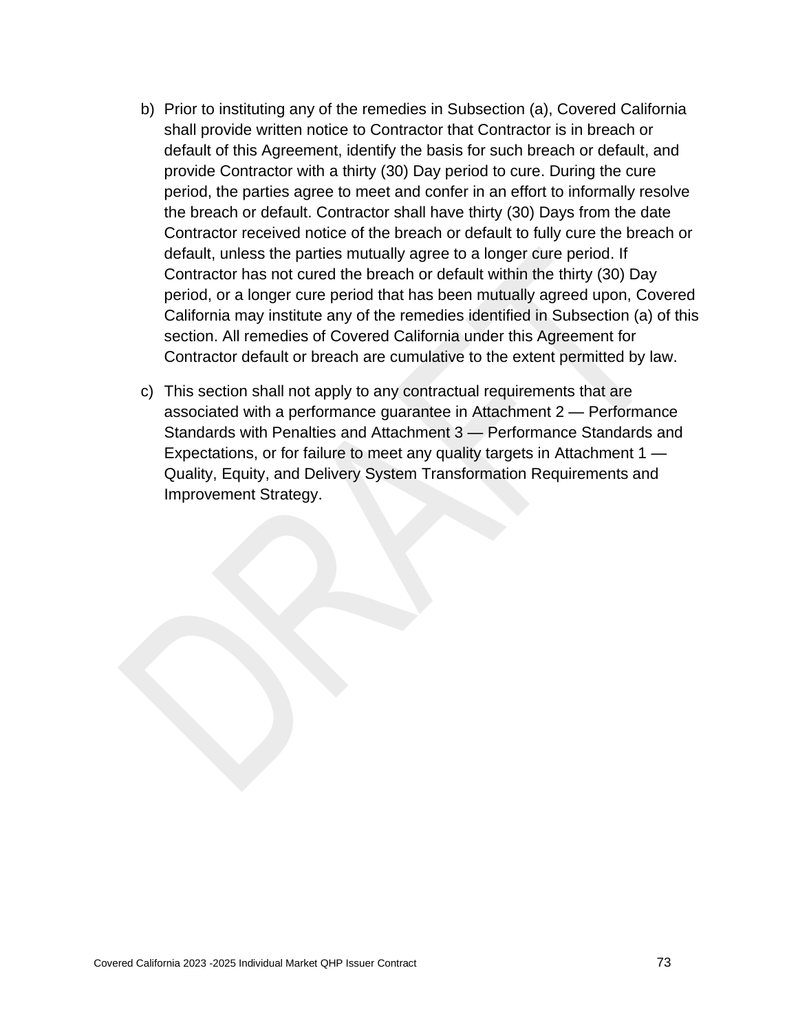b) Prior to instituting any of the remedies in Subsection (a), Covered California shall provide written notice to Contractor that Contractor is in breach or default of this Agreement, identify the basis for such breach or default, and provide Contractor with a thirty (30) Day period to cure. During the cure period, the parties agree to meet and confer in an effort to informally resolve the breach or default. Contractor shall have thirty (30) Days from the date Contractor received notice of the breach or default to fully cure the breach or default, unless the parties mutually agree to a longer cure period. If Contractor has not cured the breach or default within the thirty (30) Day period, or a longer cure period that has been mutually agreed upon, Covered California may institute any of the remedies identified in Subsection (a) of this section. All remedies of Covered California under this Agreement for Contractor default or breach are cumulative to the extent permitted by law.

c) This section shall not apply to any contractual requirements that are associated with a performance guarantee in Attachment 2 — Performance Standards with Penalties and Attachment 3 — Performance Standards and Expectations, or for failure to meet any quality targets in Attachment 1 — Quality, Equity, and Delivery System Transformation Requirements and Improvement Strategy.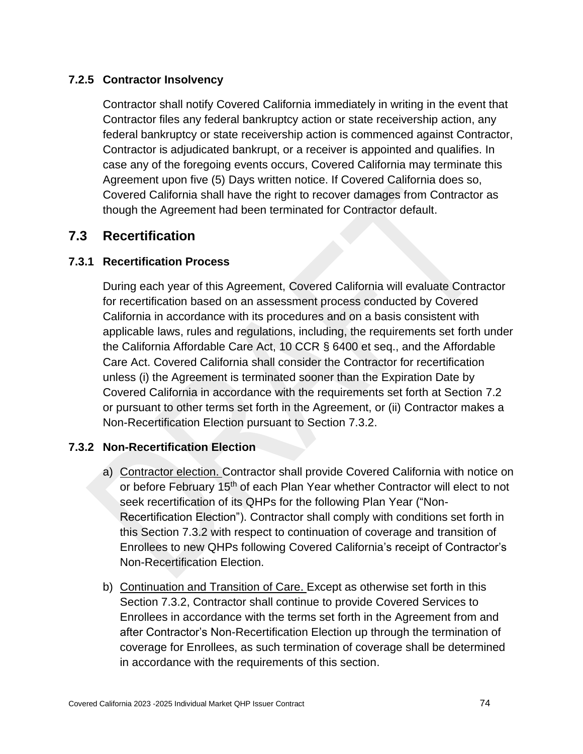### 7.2.5 Contractor Insolvency

Contractor shall notify Covered California immediately in writing in the event that Contractor files any federal bankruptcy action or state receivership action, any federal bankruptcy or state receivership action is commenced against Contractor, Contractor is adjudicated bankrupt, or a receiver is appointed and qualifies. In case any of the foregoing events occurs, Covered California may terminate this Agreement upon five (5) Days written notice. If Covered California does so, Covered California shall have the right to recover damages from Contractor as though the Agreement had been terminated for Contractor default.

## 7.3 Recertification

### 7.3.1 Recertification Process

During each year of this Agreement, Covered California will evaluate Contractor for recertification based on an assessment process conducted by Covered California in accordance with its procedures and on a basis consistent with applicable laws, rules and regulations, including, the requirements set forth under the California Affordable Care Act, 10 CCR § 6400 et seq., and the Affordable Care Act. Covered California shall consider the Contractor for recertification unless (i) the Agreement is terminated sooner than the Expiration Date by Covered California in accordance with the requirements set forth at Section 7.2 or pursuant to other terms set forth in the Agreement, or (ii) Contractor makes a Non-Recertification Election pursuant to Section 7.3.2.

### 7.3.2 Non-Recertification Election

a) Contractor election. Contractor shall provide Covered California with notice on or before February 15th of each Plan Year whether Contractor will elect to not seek recertification of its QHPs for the following Plan Year ("Non-Recertification Election"). Contractor shall comply with conditions set forth in this Section 7.3.2 with respect to continuation of coverage and transition of Enrollees to new QHPs following Covered California's receipt of Contractor's Non-Recertification Election.

b) Continuation and Transition of Care. Except as otherwise set forth in this Section 7.3.2, Contractor shall continue to provide Covered Services to Enrollees in accordance with the terms set forth in the Agreement from and after Contractor's Non-Recertification Election up through the termination of coverage for Enrollees, as such termination of coverage shall be determined in accordance with the requirements of this section.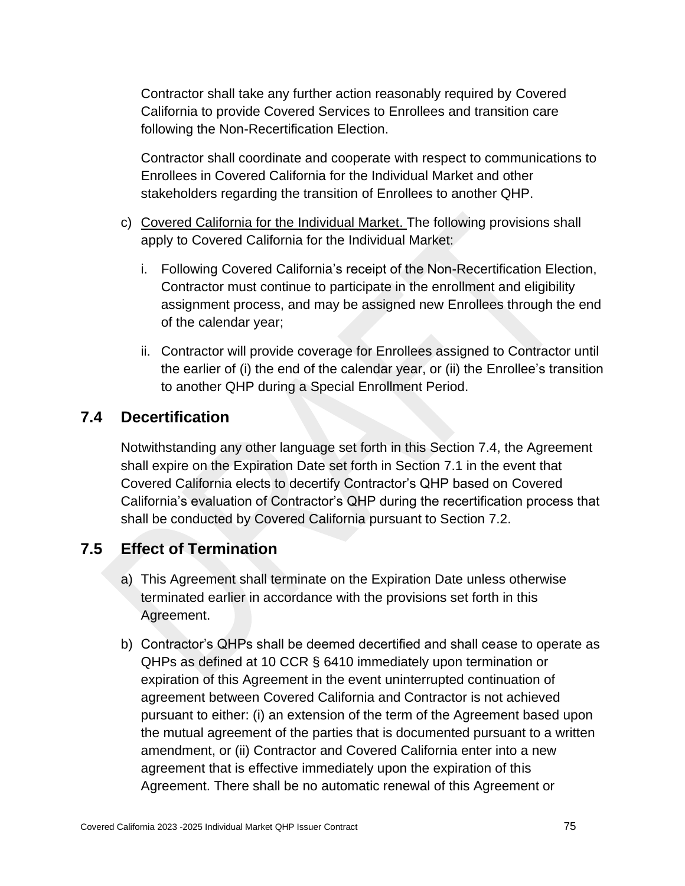Contractor shall take any further action reasonably required by Covered California to provide Covered Services to Enrollees and transition care following the Non-Recertification Election.

Contractor shall coordinate and cooperate with respect to communications to Enrollees in Covered California for the Individual Market and other stakeholders regarding the transition of Enrollees to another QHP.

c) Covered California for the Individual Market. The following provisions shall apply to Covered California for the Individual Market:

   i. Following Covered California's receipt of the Non-Recertification Election, Contractor must continue to participate in the enrollment and eligibility assignment process, and may be assigned new Enrollees through the end of the calendar year;

   ii. Contractor will provide coverage for Enrollees assigned to Contractor until the earlier of (i) the end of the calendar year, or (ii) the Enrollee's transition to another QHP during a Special Enrollment Period.

## 7.4 Decertification

Notwithstanding any other language set forth in this Section 7.4, the Agreement shall expire on the Expiration Date set forth in Section 7.1 in the event that Covered California elects to decertify Contractor's QHP based on Covered California's evaluation of Contractor's QHP during the recertification process that shall be conducted by Covered California pursuant to Section 7.2.

## 7.5 Effect of Termination

a) This Agreement shall terminate on the Expiration Date unless otherwise terminated earlier in accordance with the provisions set forth in this Agreement.

b) Contractor's QHPs shall be deemed decertified and shall cease to operate as QHPs as defined at 10 CCR § 6410 immediately upon termination or expiration of this Agreement in the event uninterrupted continuation of agreement between Covered California and Contractor is not achieved pursuant to either: (i) an extension of the term of the Agreement based upon the mutual agreement of the parties that is documented pursuant to a written amendment, or (ii) Contractor and Covered California enter into a new agreement that is effective immediately upon the expiration of this Agreement. There shall be no automatic renewal of this Agreement or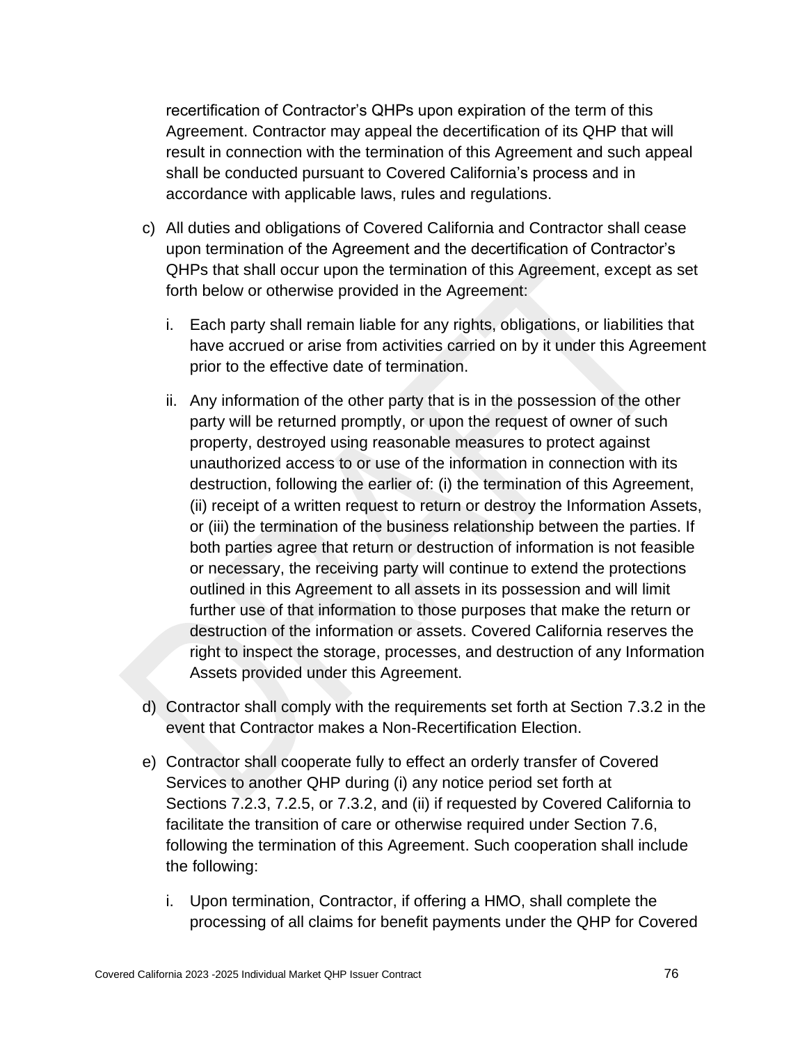recertification of Contractor's QHPs upon expiration of the term of this Agreement. Contractor may appeal the decertification of its QHP that will result in connection with the termination of this Agreement and such appeal shall be conducted pursuant to Covered California's process and in accordance with applicable laws, rules and regulations.

c) All duties and obligations of Covered California and Contractor shall cease upon termination of the Agreement and the decertification of Contractor's QHPs that shall occur upon the termination of this Agreement, except as set forth below or otherwise provided in the Agreement:

   i. Each party shall remain liable for any rights, obligations, or liabilities that have accrued or arise from activities carried on by it under this Agreement prior to the effective date of termination.

   ii. Any information of the other party that is in the possession of the other party will be returned promptly, or upon the request of owner of such property, destroyed using reasonable measures to protect against unauthorized access to or use of the information in connection with its destruction, following the earlier of: (i) the termination of this Agreement, (ii) receipt of a written request to return or destroy the Information Assets, or (iii) the termination of the business relationship between the parties. If both parties agree that return or destruction of information is not feasible or necessary, the receiving party will continue to extend the protections outlined in this Agreement to all assets in its possession and will limit further use of that information to those purposes that make the return or destruction of the information or assets. Covered California reserves the right to inspect the storage, processes, and destruction of any Information Assets provided under this Agreement.

d) Contractor shall comply with the requirements set forth at Section 7.3.2 in the event that Contractor makes a Non-Recertification Election.

e) Contractor shall cooperate fully to effect an orderly transfer of Covered Services to another QHP during (i) any notice period set forth at Sections 7.2.3, 7.2.5, or 7.3.2, and (ii) if requested by Covered California to facilitate the transition of care or otherwise required under Section 7.6, following the termination of this Agreement. Such cooperation shall include the following:

   i. Upon termination, Contractor, if offering a HMO, shall complete the processing of all claims for benefit payments under the QHP for Covered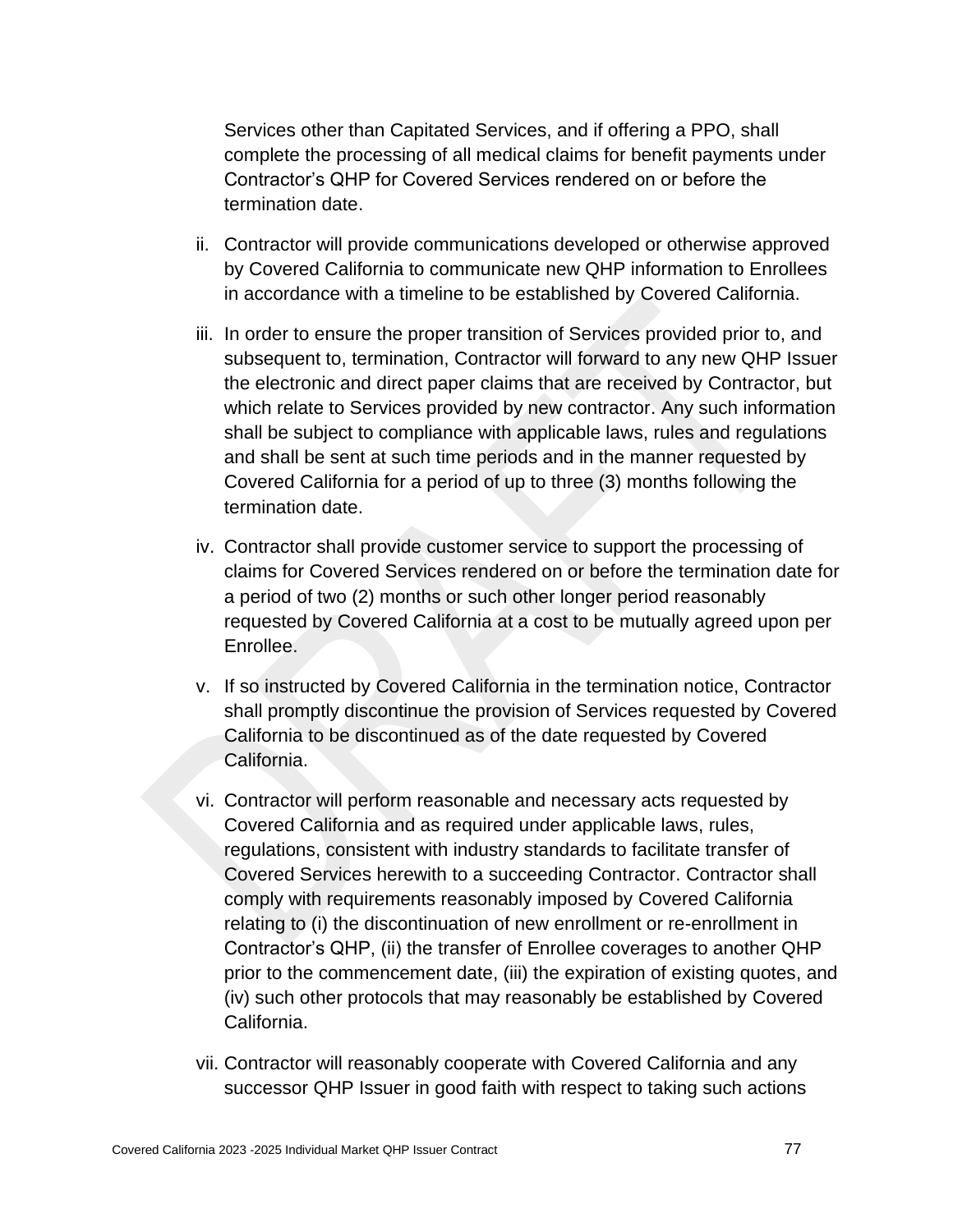Services other than Capitated Services, and if offering a PPO, shall complete the processing of all medical claims for benefit payments under Contractor's QHP for Covered Services rendered on or before the termination date.

ii. Contractor will provide communications developed or otherwise approved by Covered California to communicate new QHP information to Enrollees in accordance with a timeline to be established by Covered California.

iii. In order to ensure the proper transition of Services provided prior to, and subsequent to, termination, Contractor will forward to any new QHP Issuer the electronic and direct paper claims that are received by Contractor, but which relate to Services provided by new contractor. Any such information shall be subject to compliance with applicable laws, rules and regulations and shall be sent at such time periods and in the manner requested by Covered California for a period of up to three (3) months following the termination date.

iv. Contractor shall provide customer service to support the processing of claims for Covered Services rendered on or before the termination date for a period of two (2) months or such other longer period reasonably requested by Covered California at a cost to be mutually agreed upon per Enrollee.

v. If so instructed by Covered California in the termination notice, Contractor shall promptly discontinue the provision of Services requested by Covered California to be discontinued as of the date requested by Covered California.

vi. Contractor will perform reasonable and necessary acts requested by Covered California and as required under applicable laws, rules, regulations, consistent with industry standards to facilitate transfer of Covered Services herewith to a succeeding Contractor. Contractor shall comply with requirements reasonably imposed by Covered California relating to (i) the discontinuation of new enrollment or re-enrollment in Contractor's QHP, (ii) the transfer of Enrollee coverages to another QHP prior to the commencement date, (iii) the expiration of existing quotes, and (iv) such other protocols that may reasonably be established by Covered California.

vii. Contractor will reasonably cooperate with Covered California and any successor QHP Issuer in good faith with respect to taking such actions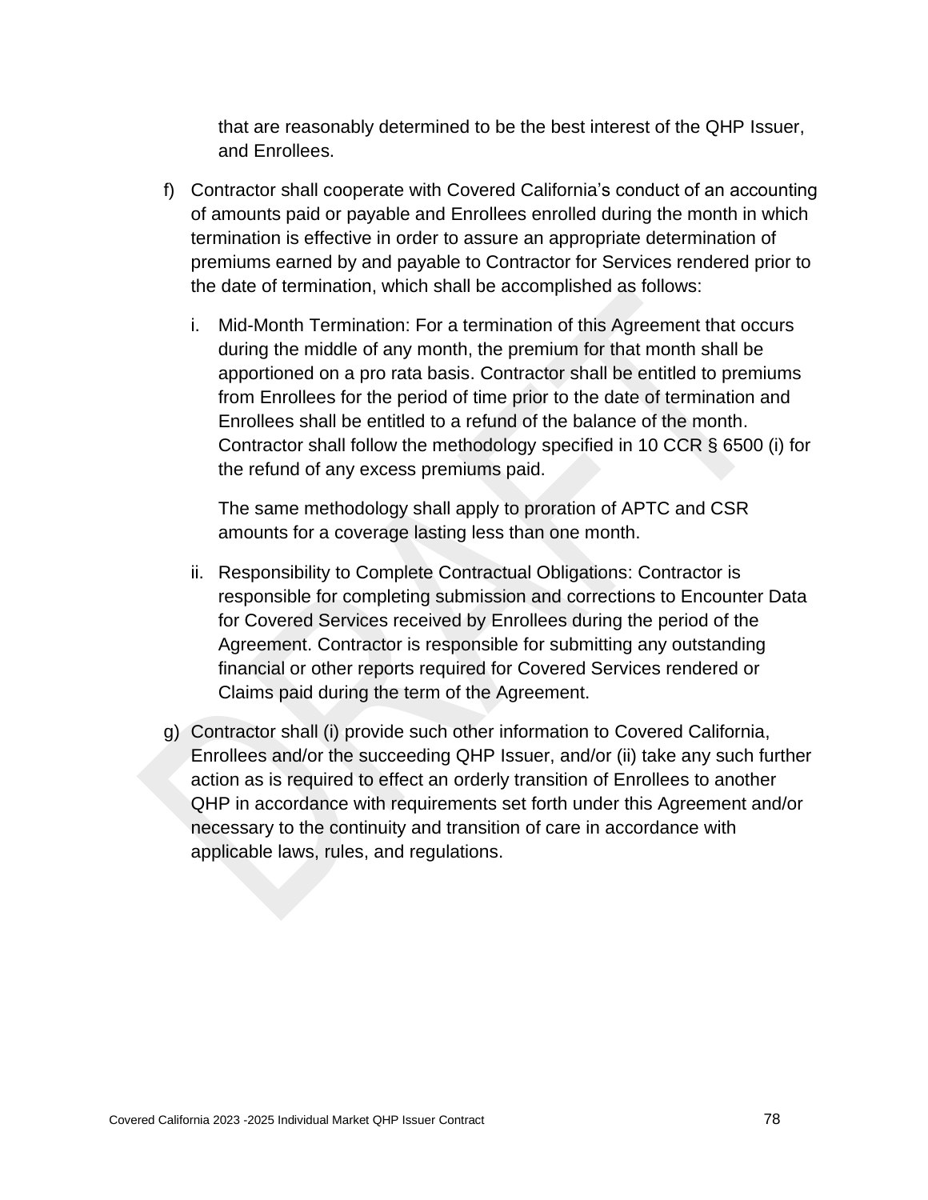that are reasonably determined to be the best interest of the QHP Issuer, and Enrollees.

f) Contractor shall cooperate with Covered California's conduct of an accounting of amounts paid or payable and Enrollees enrolled during the month in which termination is effective in order to assure an appropriate determination of premiums earned by and payable to Contractor for Services rendered prior to the date of termination, which shall be accomplished as follows:

   i. Mid-Month Termination: For a termination of this Agreement that occurs during the middle of any month, the premium for that month shall be apportioned on a pro rata basis. Contractor shall be entitled to premiums from Enrollees for the period of time prior to the date of termination and Enrollees shall be entitled to a refund of the balance of the month. Contractor shall follow the methodology specified in 10 CCR § 6500 (i) for the refund of any excess premiums paid.

      The same methodology shall apply to proration of APTC and CSR amounts for a coverage lasting less than one month.

   ii. Responsibility to Complete Contractual Obligations: Contractor is responsible for completing submission and corrections to Encounter Data for Covered Services received by Enrollees during the period of the Agreement. Contractor is responsible for submitting any outstanding financial or other reports required for Covered Services rendered or Claims paid during the term of the Agreement.

g) Contractor shall (i) provide such other information to Covered California, Enrollees and/or the succeeding QHP Issuer, and/or (ii) take any such further action as is required to effect an orderly transition of Enrollees to another QHP in accordance with requirements set forth under this Agreement and/or necessary to the continuity and transition of care in accordance with applicable laws, rules, and regulations.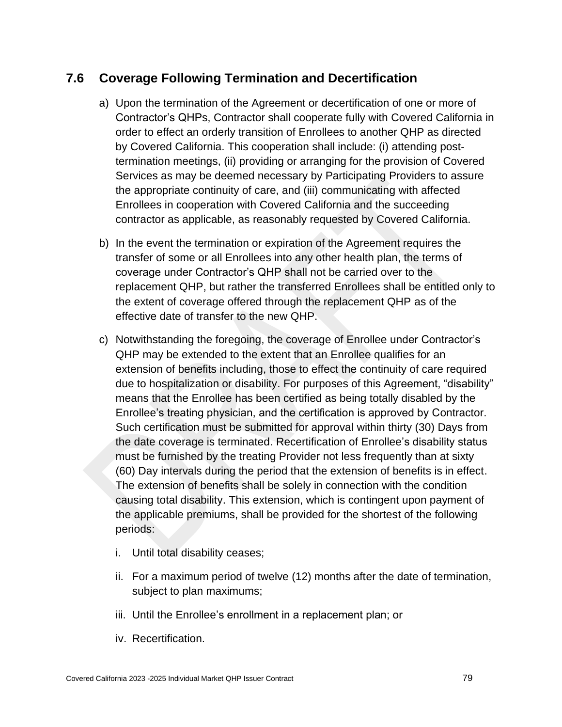## 7.6 Coverage Following Termination and Decertification

a) Upon the termination of the Agreement or decertification of one or more of Contractor's QHPs, Contractor shall cooperate fully with Covered California in order to effect an orderly transition of Enrollees to another QHP as directed by Covered California. This cooperation shall include: (i) attending post-termination meetings, (ii) providing or arranging for the provision of Covered Services as may be deemed necessary by Participating Providers to assure the appropriate continuity of care, and (iii) communicating with affected Enrollees in cooperation with Covered California and the succeeding contractor as applicable, as reasonably requested by Covered California.

b) In the event the termination or expiration of the Agreement requires the transfer of some or all Enrollees into any other health plan, the terms of coverage under Contractor's QHP shall not be carried over to the replacement QHP, but rather the transferred Enrollees shall be entitled only to the extent of coverage offered through the replacement QHP as of the effective date of transfer to the new QHP.

c) Notwithstanding the foregoing, the coverage of Enrollee under Contractor's QHP may be extended to the extent that an Enrollee qualifies for an extension of benefits including, those to effect the continuity of care required due to hospitalization or disability. For purposes of this Agreement, "disability" means that the Enrollee has been certified as being totally disabled by the Enrollee's treating physician, and the certification is approved by Contractor. Such certification must be submitted for approval within thirty (30) Days from the date coverage is terminated. Recertification of Enrollee's disability status must be furnished by the treating Provider not less frequently than at sixty (60) Day intervals during the period that the extension of benefits is in effect. The extension of benefits shall be solely in connection with the condition causing total disability. This extension, which is contingent upon payment of the applicable premiums, shall be provided for the shortest of the following periods:

   i. Until total disability ceases;

   ii. For a maximum period of twelve (12) months after the date of termination, subject to plan maximums;

   iii. Until the Enrollee's enrollment in a replacement plan; or

   iv. Recertification.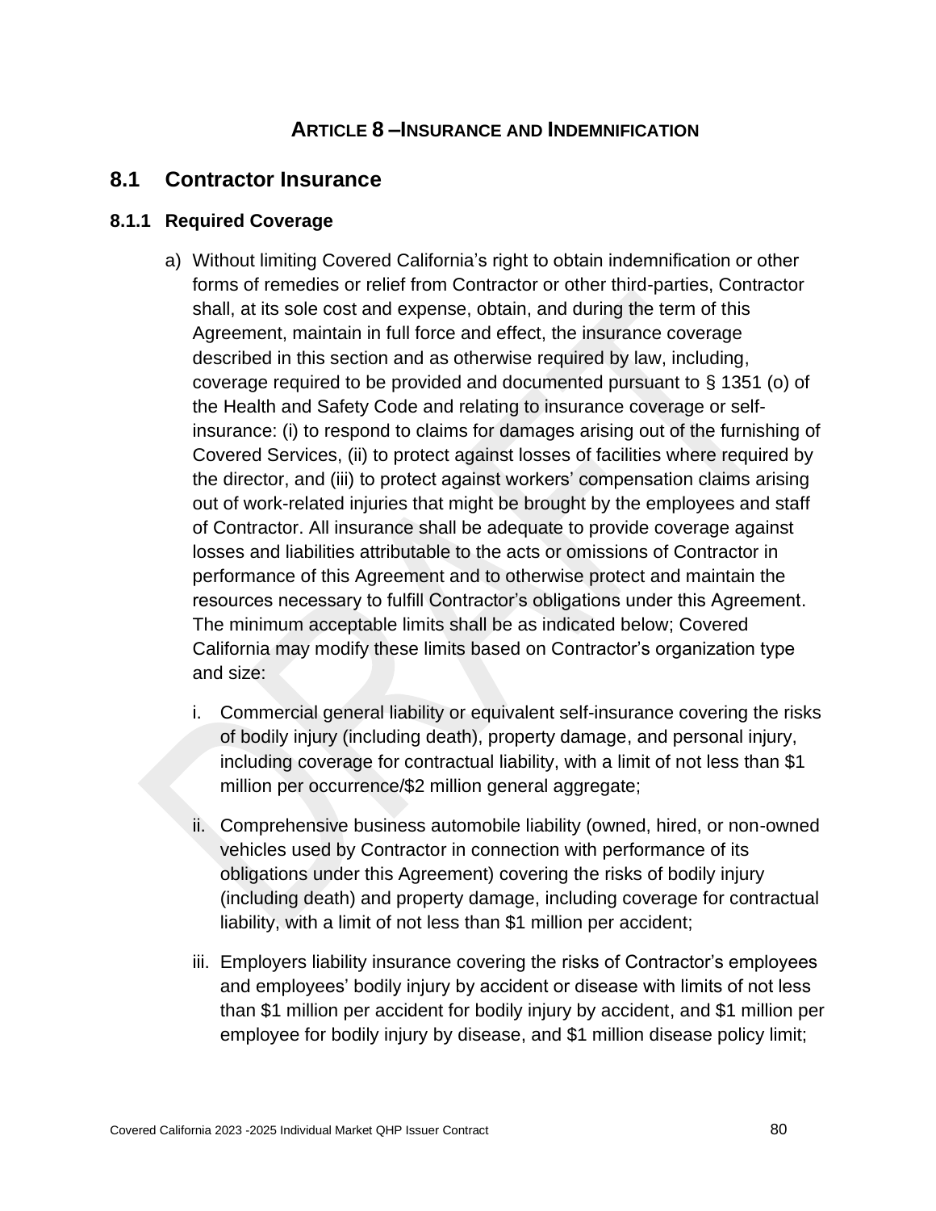## Article 8 – Insurance and Indemnification

## 8.1 Contractor Insurance

### 8.1.1 Required Coverage

a) Without limiting Covered California's right to obtain indemnification or other forms of remedies or relief from Contractor or other third-parties, Contractor shall, at its sole cost and expense, obtain, and during the term of this Agreement, maintain in full force and effect, the insurance coverage described in this section and as otherwise required by law, including, coverage required to be provided and documented pursuant to § 1351 (o) of the Health and Safety Code and relating to insurance coverage or self-insurance: (i) to respond to claims for damages arising out of the furnishing of Covered Services, (ii) to protect against losses of facilities where required by the director, and (iii) to protect against workers' compensation claims arising out of work-related injuries that might be brought by the employees and staff of Contractor. All insurance shall be adequate to provide coverage against losses and liabilities attributable to the acts or omissions of Contractor in performance of this Agreement and to otherwise protect and maintain the resources necessary to fulfill Contractor's obligations under this Agreement. The minimum acceptable limits shall be as indicated below; Covered California may modify these limits based on Contractor's organization type and size:

   i. Commercial general liability or equivalent self-insurance covering the risks of bodily injury (including death), property damage, and personal injury, including coverage for contractual liability, with a limit of not less than $1 million per occurrence/$2 million general aggregate;

   ii. Comprehensive business automobile liability (owned, hired, or non-owned vehicles used by Contractor in connection with performance of its obligations under this Agreement) covering the risks of bodily injury (including death) and property damage, including coverage for contractual liability, with a limit of not less than $1 million per accident;

   iii. Employers liability insurance covering the risks of Contractor's employees and employees' bodily injury by accident or disease with limits of not less than $1 million per accident for bodily injury by accident, and $1 million per employee for bodily injury by disease, and $1 million disease policy limit;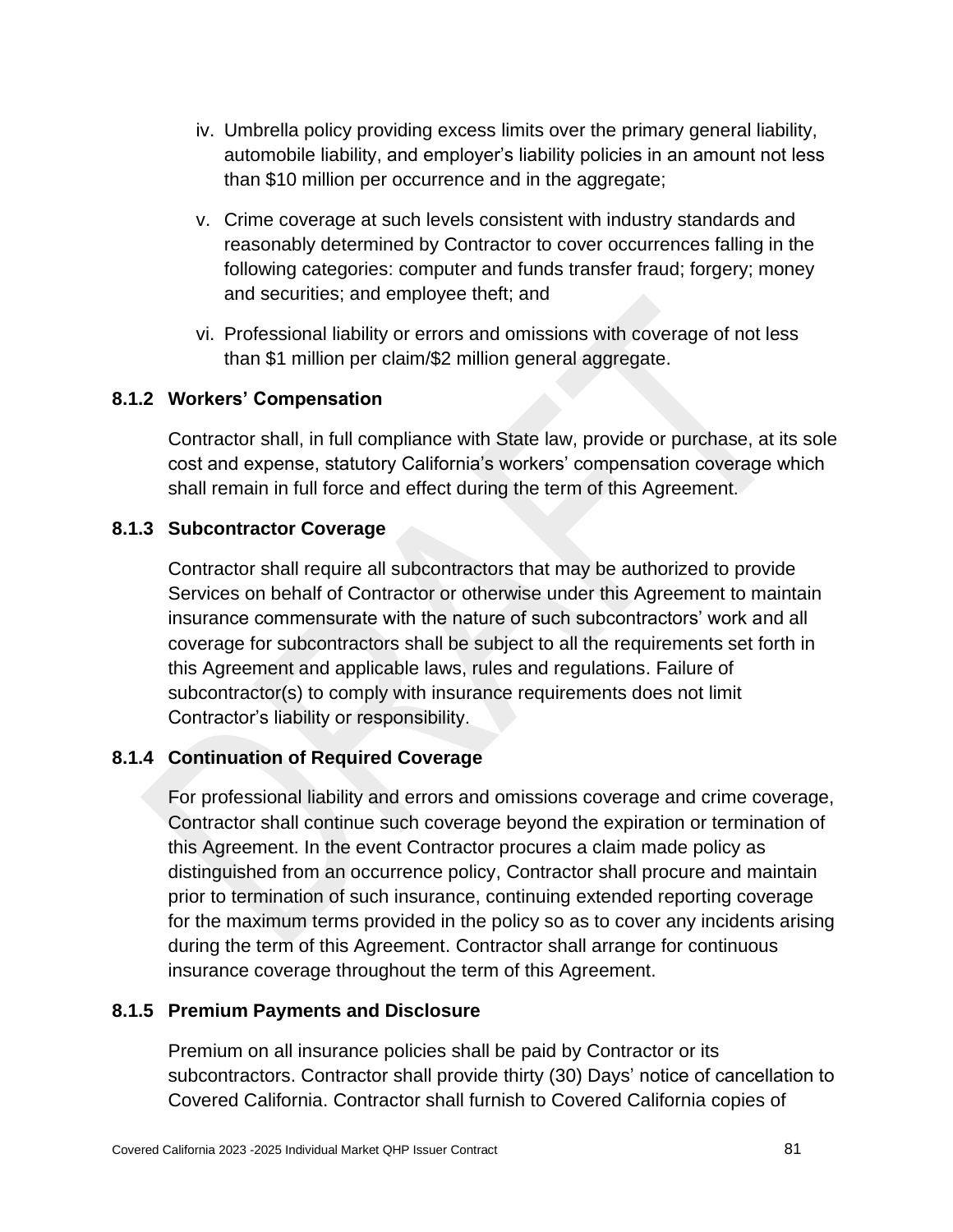iv. Umbrella policy providing excess limits over the primary general liability, automobile liability, and employer's liability policies in an amount not less than $10 million per occurrence and in the aggregate;

v. Crime coverage at such levels consistent with industry standards and reasonably determined by Contractor to cover occurrences falling in the following categories: computer and funds transfer fraud; forgery; money and securities; and employee theft; and

vi. Professional liability or errors and omissions with coverage of not less than $1 million per claim/$2 million general aggregate.

### 8.1.2 Workers' Compensation

Contractor shall, in full compliance with State law, provide or purchase, at its sole cost and expense, statutory California's workers' compensation coverage which shall remain in full force and effect during the term of this Agreement.

### 8.1.3 Subcontractor Coverage

Contractor shall require all subcontractors that may be authorized to provide Services on behalf of Contractor or otherwise under this Agreement to maintain insurance commensurate with the nature of such subcontractors' work and all coverage for subcontractors shall be subject to all the requirements set forth in this Agreement and applicable laws, rules and regulations. Failure of subcontractor(s) to comply with insurance requirements does not limit Contractor's liability or responsibility.

### 8.1.4 Continuation of Required Coverage

For professional liability and errors and omissions coverage and crime coverage, Contractor shall continue such coverage beyond the expiration or termination of this Agreement. In the event Contractor procures a claim made policy as distinguished from an occurrence policy, Contractor shall procure and maintain prior to termination of such insurance, continuing extended reporting coverage for the maximum terms provided in the policy so as to cover any incidents arising during the term of this Agreement. Contractor shall arrange for continuous insurance coverage throughout the term of this Agreement.

### 8.1.5 Premium Payments and Disclosure

Premium on all insurance policies shall be paid by Contractor or its subcontractors. Contractor shall provide thirty (30) Days' notice of cancellation to Covered California. Contractor shall furnish to Covered California copies of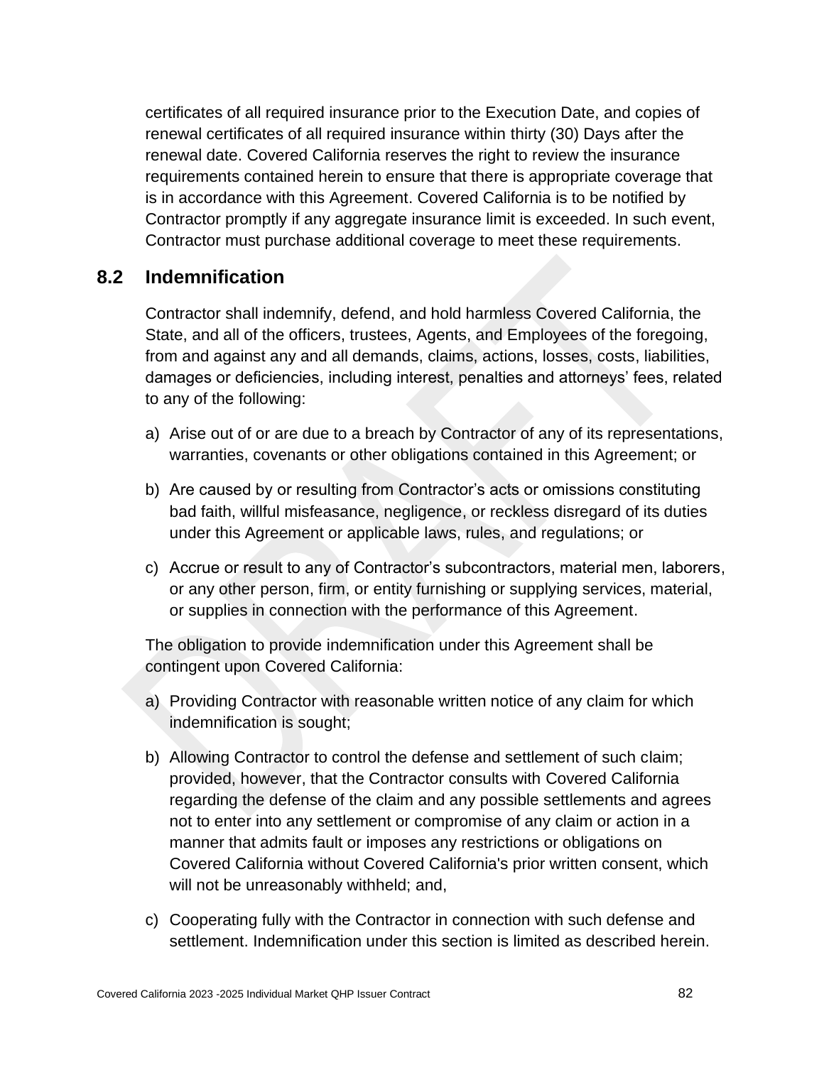certificates of all required insurance prior to the Execution Date, and copies of renewal certificates of all required insurance within thirty (30) Days after the renewal date. Covered California reserves the right to review the insurance requirements contained herein to ensure that there is appropriate coverage that is in accordance with this Agreement. Covered California is to be notified by Contractor promptly if any aggregate insurance limit is exceeded. In such event, Contractor must purchase additional coverage to meet these requirements.

## 8.2 Indemnification

Contractor shall indemnify, defend, and hold harmless Covered California, the State, and all of the officers, trustees, Agents, and Employees of the foregoing, from and against any and all demands, claims, actions, losses, costs, liabilities, damages or deficiencies, including interest, penalties and attorneys' fees, related to any of the following:

a) Arise out of or are due to a breach by Contractor of any of its representations, warranties, covenants or other obligations contained in this Agreement; or

b) Are caused by or resulting from Contractor's acts or omissions constituting bad faith, willful misfeasance, negligence, or reckless disregard of its duties under this Agreement or applicable laws, rules, and regulations; or

c) Accrue or result to any of Contractor's subcontractors, material men, laborers, or any other person, firm, or entity furnishing or supplying services, material, or supplies in connection with the performance of this Agreement.

The obligation to provide indemnification under this Agreement shall be contingent upon Covered California:

a) Providing Contractor with reasonable written notice of any claim for which indemnification is sought;

b) Allowing Contractor to control the defense and settlement of such claim; provided, however, that the Contractor consults with Covered California regarding the defense of the claim and any possible settlements and agrees not to enter into any settlement or compromise of any claim or action in a manner that admits fault or imposes any restrictions or obligations on Covered California without Covered California's prior written consent, which will not be unreasonably withheld; and,

c) Cooperating fully with the Contractor in connection with such defense and settlement. Indemnification under this section is limited as described herein.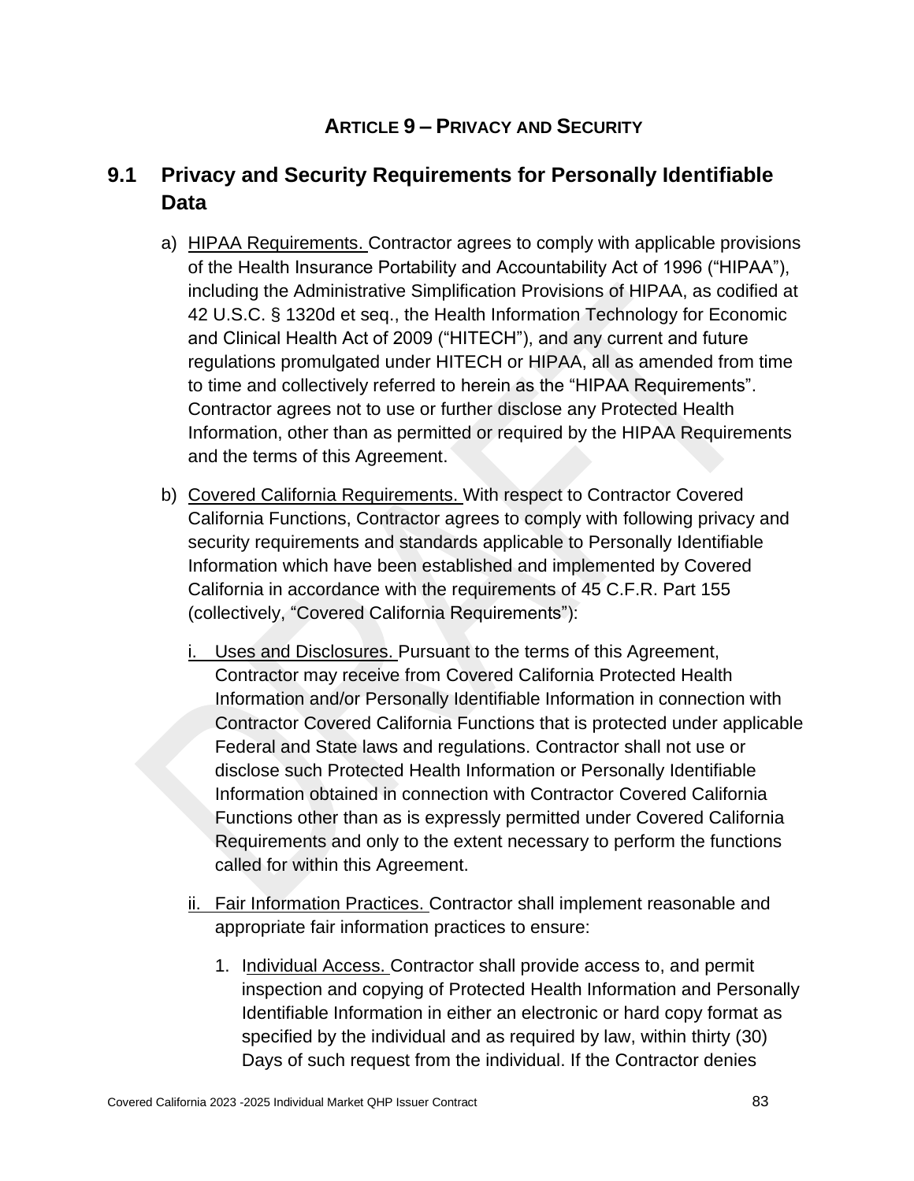## ARTICLE 9 – PRIVACY AND SECURITY

### 9.1 Privacy and Security Requirements for Personally Identifiable Data

a) HIPAA Requirements. Contractor agrees to comply with applicable provisions of the Health Insurance Portability and Accountability Act of 1996 ("HIPAA"), including the Administrative Simplification Provisions of HIPAA, as codified at 42 U.S.C. § 1320d et seq., the Health Information Technology for Economic and Clinical Health Act of 2009 ("HITECH"), and any current and future regulations promulgated under HITECH or HIPAA, all as amended from time to time and collectively referred to herein as the "HIPAA Requirements". Contractor agrees not to use or further disclose any Protected Health Information, other than as permitted or required by the HIPAA Requirements and the terms of this Agreement.

b) Covered California Requirements. With respect to Contractor Covered California Functions, Contractor agrees to comply with following privacy and security requirements and standards applicable to Personally Identifiable Information which have been established and implemented by Covered California in accordance with the requirements of 45 C.F.R. Part 155 (collectively, "Covered California Requirements"):

   i. Uses and Disclosures. Pursuant to the terms of this Agreement, Contractor may receive from Covered California Protected Health Information and/or Personally Identifiable Information in connection with Contractor Covered California Functions that is protected under applicable Federal and State laws and regulations. Contractor shall not use or disclose such Protected Health Information or Personally Identifiable Information obtained in connection with Contractor Covered California Functions other than as is expressly permitted under Covered California Requirements and only to the extent necessary to perform the functions called for within this Agreement.

   ii. Fair Information Practices. Contractor shall implement reasonable and appropriate fair information practices to ensure:

      1. Individual Access. Contractor shall provide access to, and permit inspection and copying of Protected Health Information and Personally Identifiable Information in either an electronic or hard copy format as specified by the individual and as required by law, within thirty (30) Days of such request from the individual. If the Contractor denies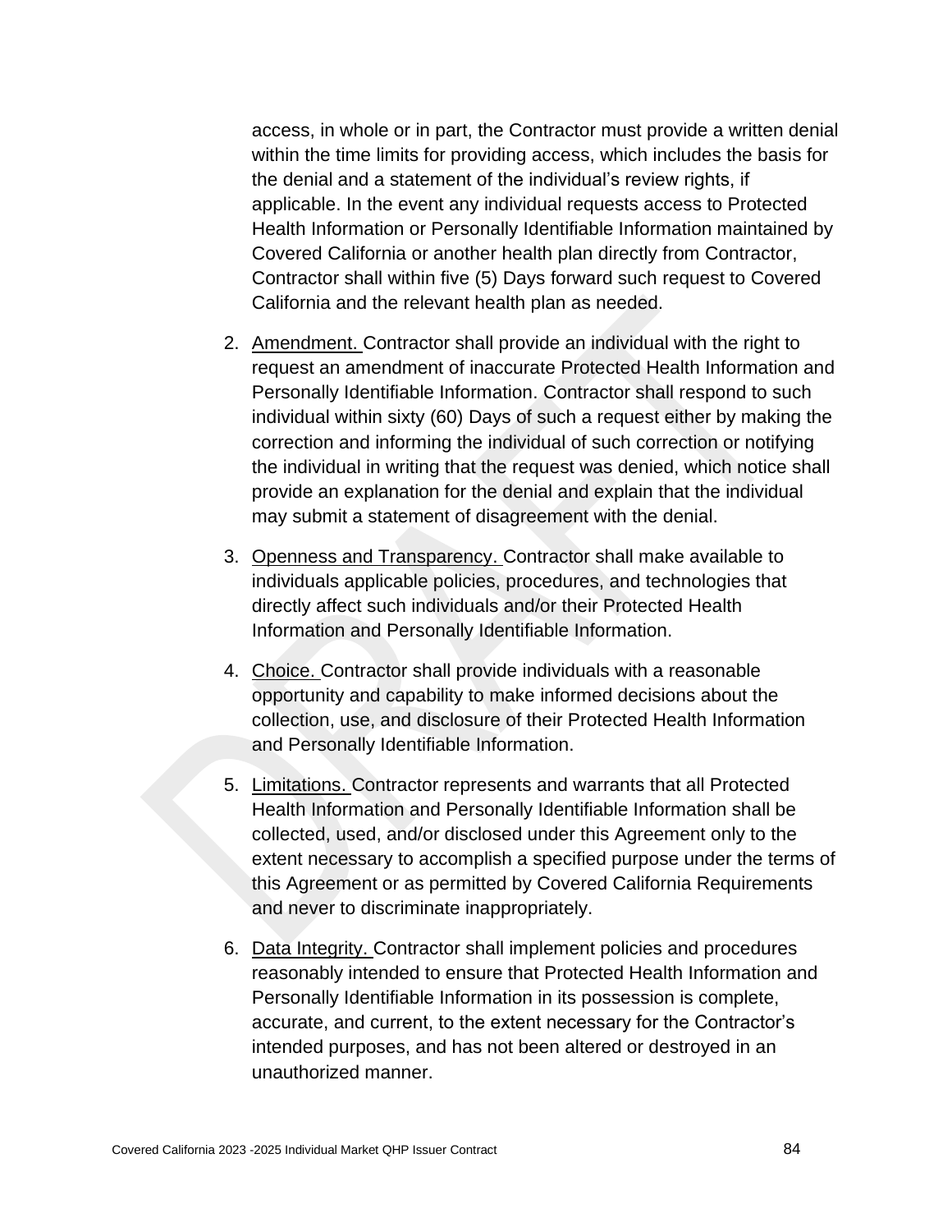access, in whole or in part, the Contractor must provide a written denial within the time limits for providing access, which includes the basis for the denial and a statement of the individual's review rights, if applicable. In the event any individual requests access to Protected Health Information or Personally Identifiable Information maintained by Covered California or another health plan directly from Contractor, Contractor shall within five (5) Days forward such request to Covered California and the relevant health plan as needed.

2. Amendment. Contractor shall provide an individual with the right to request an amendment of inaccurate Protected Health Information and Personally Identifiable Information. Contractor shall respond to such individual within sixty (60) Days of such a request either by making the correction and informing the individual of such correction or notifying the individual in writing that the request was denied, which notice shall provide an explanation for the denial and explain that the individual may submit a statement of disagreement with the denial.

3. Openness and Transparency. Contractor shall make available to individuals applicable policies, procedures, and technologies that directly affect such individuals and/or their Protected Health Information and Personally Identifiable Information.

4. Choice. Contractor shall provide individuals with a reasonable opportunity and capability to make informed decisions about the collection, use, and disclosure of their Protected Health Information and Personally Identifiable Information.

5. Limitations. Contractor represents and warrants that all Protected Health Information and Personally Identifiable Information shall be collected, used, and/or disclosed under this Agreement only to the extent necessary to accomplish a specified purpose under the terms of this Agreement or as permitted by Covered California Requirements and never to discriminate inappropriately.

6. Data Integrity. Contractor shall implement policies and procedures reasonably intended to ensure that Protected Health Information and Personally Identifiable Information in its possession is complete, accurate, and current, to the extent necessary for the Contractor's intended purposes, and has not been altered or destroyed in an unauthorized manner.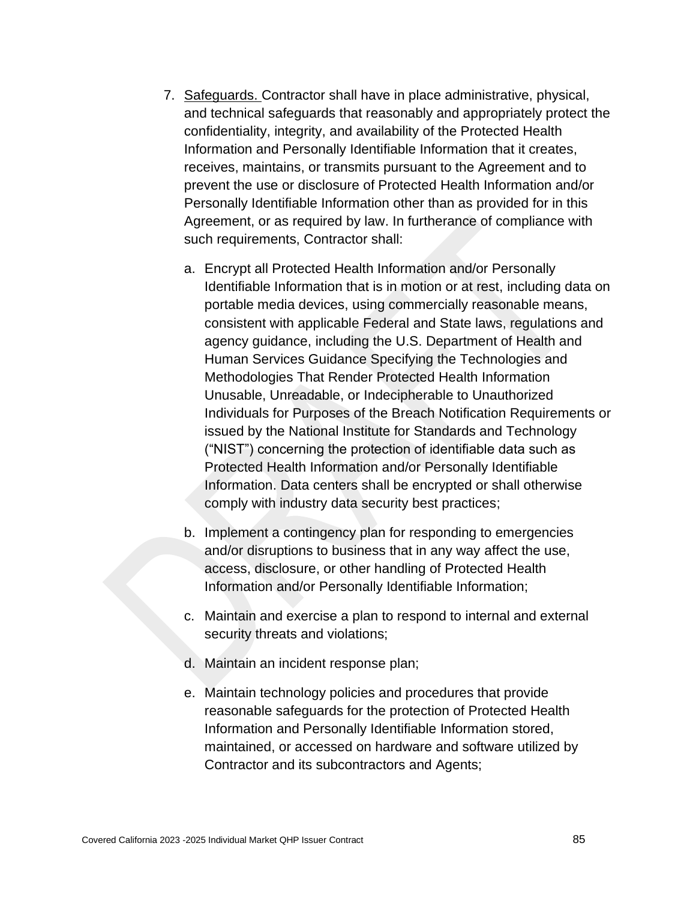7. Safeguards. Contractor shall have in place administrative, physical, and technical safeguards that reasonably and appropriately protect the confidentiality, integrity, and availability of the Protected Health Information and Personally Identifiable Information that it creates, receives, maintains, or transmits pursuant to the Agreement and to prevent the use or disclosure of Protected Health Information and/or Personally Identifiable Information other than as provided for in this Agreement, or as required by law. In furtherance of compliance with such requirements, Contractor shall:

    a. Encrypt all Protected Health Information and/or Personally Identifiable Information that is in motion or at rest, including data on portable media devices, using commercially reasonable means, consistent with applicable Federal and State laws, regulations and agency guidance, including the U.S. Department of Health and Human Services Guidance Specifying the Technologies and Methodologies That Render Protected Health Information Unusable, Unreadable, or Indecipherable to Unauthorized Individuals for Purposes of the Breach Notification Requirements or issued by the National Institute for Standards and Technology ("NIST") concerning the protection of identifiable data such as Protected Health Information and/or Personally Identifiable Information. Data centers shall be encrypted or shall otherwise comply with industry data security best practices;

    b. Implement a contingency plan for responding to emergencies and/or disruptions to business that in any way affect the use, access, disclosure, or other handling of Protected Health Information and/or Personally Identifiable Information;

    c. Maintain and exercise a plan to respond to internal and external security threats and violations;

    d. Maintain an incident response plan;

    e. Maintain technology policies and procedures that provide reasonable safeguards for the protection of Protected Health Information and Personally Identifiable Information stored, maintained, or accessed on hardware and software utilized by Contractor and its subcontractors and Agents;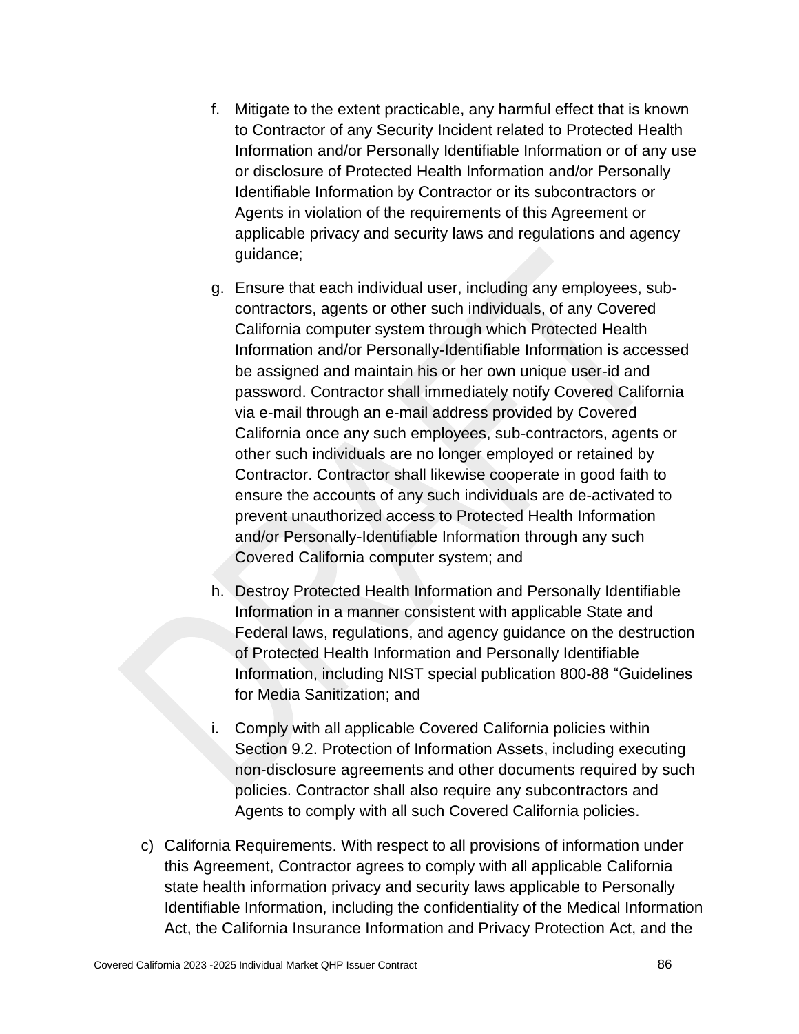f. Mitigate to the extent practicable, any harmful effect that is known to Contractor of any Security Incident related to Protected Health Information and/or Personally Identifiable Information or of any use or disclosure of Protected Health Information and/or Personally Identifiable Information by Contractor or its subcontractors or Agents in violation of the requirements of this Agreement or applicable privacy and security laws and regulations and agency guidance;

g. Ensure that each individual user, including any employees, sub-contractors, agents or other such individuals, of any Covered California computer system through which Protected Health Information and/or Personally-Identifiable Information is accessed be assigned and maintain his or her own unique user-id and password. Contractor shall immediately notify Covered California via e-mail through an e-mail address provided by Covered California once any such employees, sub-contractors, agents or other such individuals are no longer employed or retained by Contractor. Contractor shall likewise cooperate in good faith to ensure the accounts of any such individuals are de-activated to prevent unauthorized access to Protected Health Information and/or Personally-Identifiable Information through any such Covered California computer system; and

h. Destroy Protected Health Information and Personally Identifiable Information in a manner consistent with applicable State and Federal laws, regulations, and agency guidance on the destruction of Protected Health Information and Personally Identifiable Information, including NIST special publication 800-88 "Guidelines for Media Sanitization; and

i. Comply with all applicable Covered California policies within Section 9.2. Protection of Information Assets, including executing non-disclosure agreements and other documents required by such policies. Contractor shall also require any subcontractors and Agents to comply with all such Covered California policies.

c) <u>California Requirements.</u> With respect to all provisions of information under this Agreement, Contractor agrees to comply with all applicable California state health information privacy and security laws applicable to Personally Identifiable Information, including the confidentiality of the Medical Information Act, the California Insurance Information and Privacy Protection Act, and the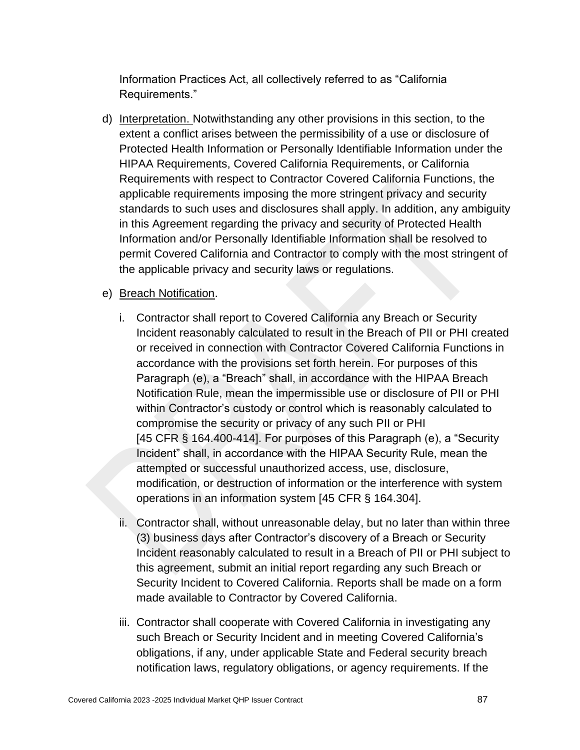Information Practices Act, all collectively referred to as "California Requirements."

d) Interpretation. Notwithstanding any other provisions in this section, to the extent a conflict arises between the permissibility of a use or disclosure of Protected Health Information or Personally Identifiable Information under the HIPAA Requirements, Covered California Requirements, or California Requirements with respect to Contractor Covered California Functions, the applicable requirements imposing the more stringent privacy and security standards to such uses and disclosures shall apply. In addition, any ambiguity in this Agreement regarding the privacy and security of Protected Health Information and/or Personally Identifiable Information shall be resolved to permit Covered California and Contractor to comply with the most stringent of the applicable privacy and security laws or regulations.

e) Breach Notification.

   i. Contractor shall report to Covered California any Breach or Security Incident reasonably calculated to result in the Breach of PII or PHI created or received in connection with Contractor Covered California Functions in accordance with the provisions set forth herein. For purposes of this Paragraph (e), a "Breach" shall, in accordance with the HIPAA Breach Notification Rule, mean the impermissible use or disclosure of PII or PHI within Contractor's custody or control which is reasonably calculated to compromise the security or privacy of any such PII or PHI [45 CFR § 164.400-414]. For purposes of this Paragraph (e), a "Security Incident" shall, in accordance with the HIPAA Security Rule, mean the attempted or successful unauthorized access, use, disclosure, modification, or destruction of information or the interference with system operations in an information system [45 CFR § 164.304].

   ii. Contractor shall, without unreasonable delay, but no later than within three (3) business days after Contractor's discovery of a Breach or Security Incident reasonably calculated to result in a Breach of PII or PHI subject to this agreement, submit an initial report regarding any such Breach or Security Incident to Covered California. Reports shall be made on a form made available to Contractor by Covered California.

   iii. Contractor shall cooperate with Covered California in investigating any such Breach or Security Incident and in meeting Covered California's obligations, if any, under applicable State and Federal security breach notification laws, regulatory obligations, or agency requirements. If the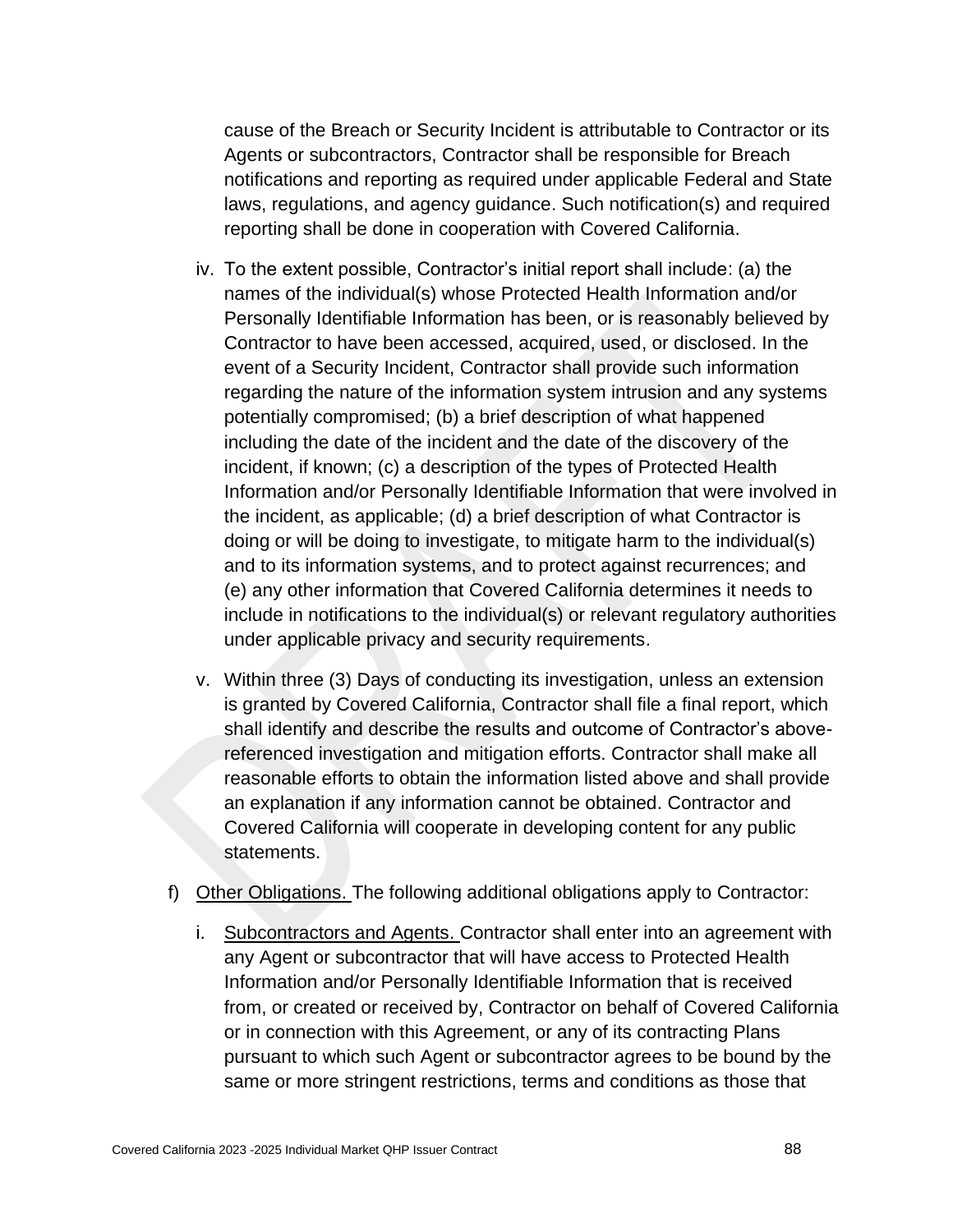cause of the Breach or Security Incident is attributable to Contractor or its Agents or subcontractors, Contractor shall be responsible for Breach notifications and reporting as required under applicable Federal and State laws, regulations, and agency guidance. Such notification(s) and required reporting shall be done in cooperation with Covered California.

iv. To the extent possible, Contractor's initial report shall include: (a) the names of the individual(s) whose Protected Health Information and/or Personally Identifiable Information has been, or is reasonably believed by Contractor to have been accessed, acquired, used, or disclosed. In the event of a Security Incident, Contractor shall provide such information regarding the nature of the information system intrusion and any systems potentially compromised; (b) a brief description of what happened including the date of the incident and the date of the discovery of the incident, if known; (c) a description of the types of Protected Health Information and/or Personally Identifiable Information that were involved in the incident, as applicable; (d) a brief description of what Contractor is doing or will be doing to investigate, to mitigate harm to the individual(s) and to its information systems, and to protect against recurrences; and (e) any other information that Covered California determines it needs to include in notifications to the individual(s) or relevant regulatory authorities under applicable privacy and security requirements.

v. Within three (3) Days of conducting its investigation, unless an extension is granted by Covered California, Contractor shall file a final report, which shall identify and describe the results and outcome of Contractor's above-referenced investigation and mitigation efforts. Contractor shall make all reasonable efforts to obtain the information listed above and shall provide an explanation if any information cannot be obtained. Contractor and Covered California will cooperate in developing content for any public statements.

f) Other Obligations. The following additional obligations apply to Contractor:

i. Subcontractors and Agents. Contractor shall enter into an agreement with any Agent or subcontractor that will have access to Protected Health Information and/or Personally Identifiable Information that is received from, or created or received by, Contractor on behalf of Covered California or in connection with this Agreement, or any of its contracting Plans pursuant to which such Agent or subcontractor agrees to be bound by the same or more stringent restrictions, terms and conditions as those that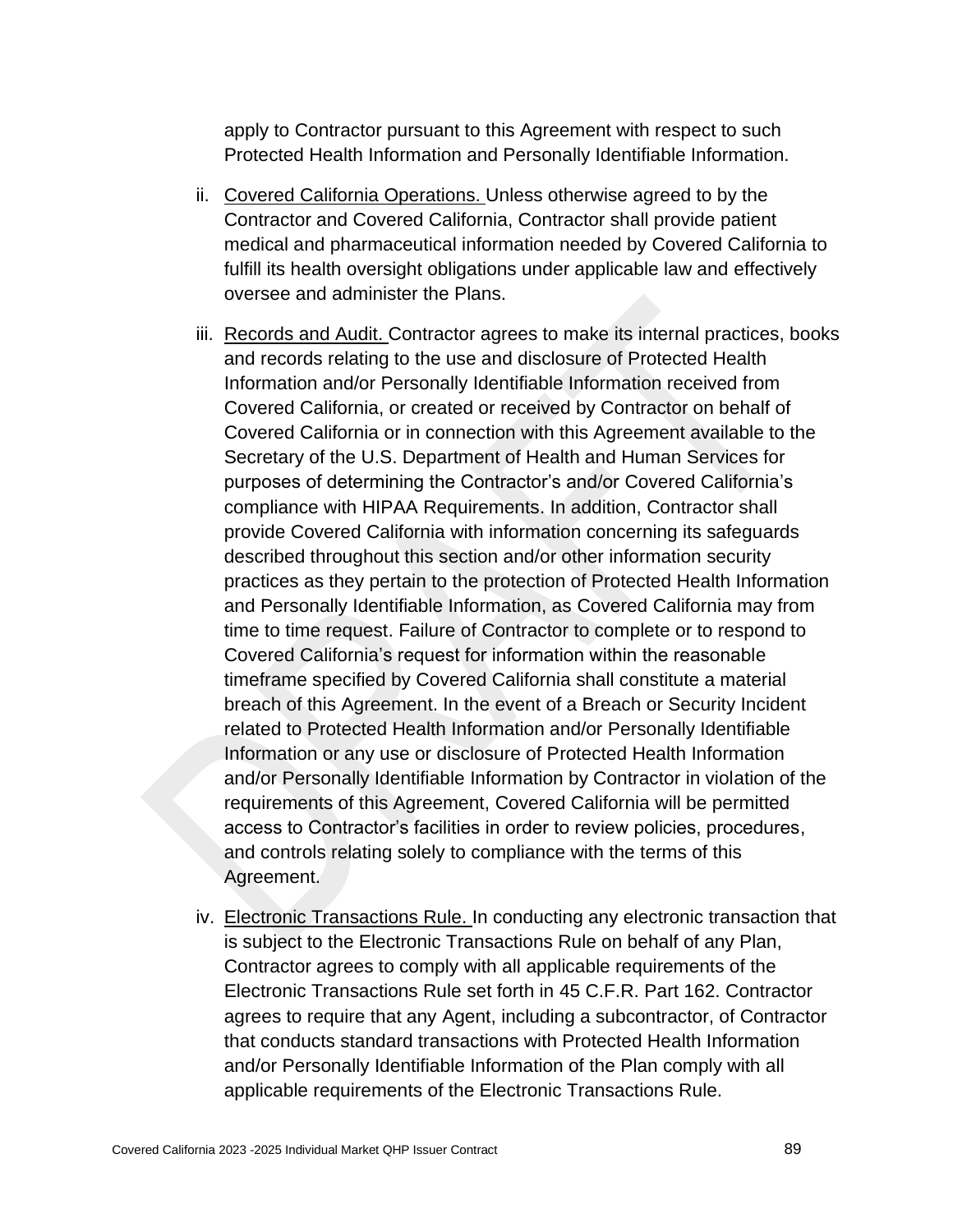apply to Contractor pursuant to this Agreement with respect to such Protected Health Information and Personally Identifiable Information.

ii. Covered California Operations. Unless otherwise agreed to by the Contractor and Covered California, Contractor shall provide patient medical and pharmaceutical information needed by Covered California to fulfill its health oversight obligations under applicable law and effectively oversee and administer the Plans.

iii. Records and Audit. Contractor agrees to make its internal practices, books and records relating to the use and disclosure of Protected Health Information and/or Personally Identifiable Information received from Covered California, or created or received by Contractor on behalf of Covered California or in connection with this Agreement available to the Secretary of the U.S. Department of Health and Human Services for purposes of determining the Contractor's and/or Covered California's compliance with HIPAA Requirements. In addition, Contractor shall provide Covered California with information concerning its safeguards described throughout this section and/or other information security practices as they pertain to the protection of Protected Health Information and Personally Identifiable Information, as Covered California may from time to time request. Failure of Contractor to complete or to respond to Covered California's request for information within the reasonable timeframe specified by Covered California shall constitute a material breach of this Agreement. In the event of a Breach or Security Incident related to Protected Health Information and/or Personally Identifiable Information or any use or disclosure of Protected Health Information and/or Personally Identifiable Information by Contractor in violation of the requirements of this Agreement, Covered California will be permitted access to Contractor's facilities in order to review policies, procedures, and controls relating solely to compliance with the terms of this Agreement.

iv. Electronic Transactions Rule. In conducting any electronic transaction that is subject to the Electronic Transactions Rule on behalf of any Plan, Contractor agrees to comply with all applicable requirements of the Electronic Transactions Rule set forth in 45 C.F.R. Part 162. Contractor agrees to require that any Agent, including a subcontractor, of Contractor that conducts standard transactions with Protected Health Information and/or Personally Identifiable Information of the Plan comply with all applicable requirements of the Electronic Transactions Rule.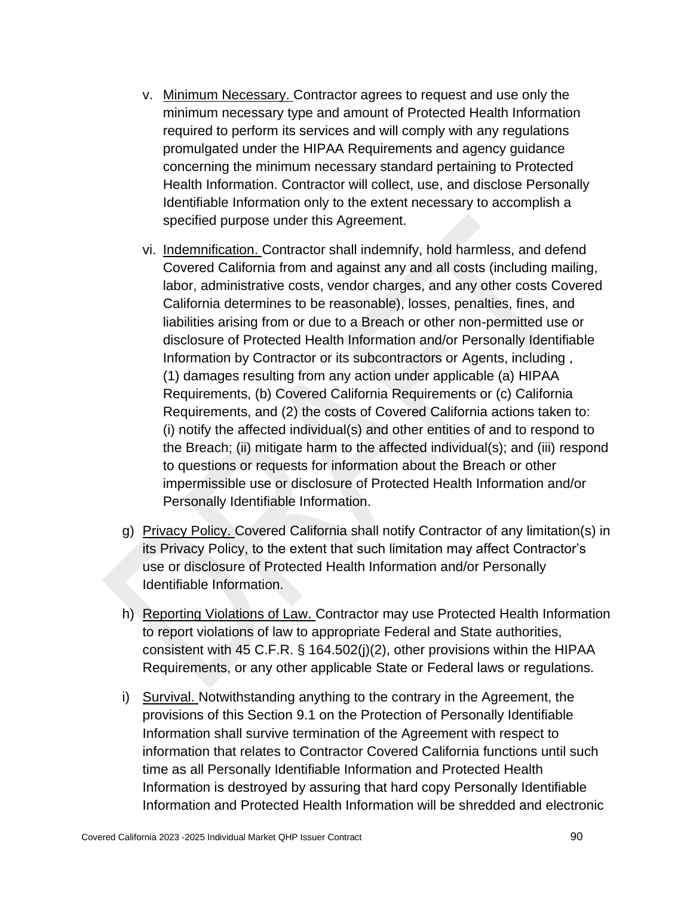v. Minimum Necessary. Contractor agrees to request and use only the minimum necessary type and amount of Protected Health Information required to perform its services and will comply with any regulations promulgated under the HIPAA Requirements and agency guidance concerning the minimum necessary standard pertaining to Protected Health Information. Contractor will collect, use, and disclose Personally Identifiable Information only to the extent necessary to accomplish a specified purpose under this Agreement.

vi. Indemnification. Contractor shall indemnify, hold harmless, and defend Covered California from and against any and all costs (including mailing, labor, administrative costs, vendor charges, and any other costs Covered California determines to be reasonable), losses, penalties, fines, and liabilities arising from or due to a Breach or other non-permitted use or disclosure of Protected Health Information and/or Personally Identifiable Information by Contractor or its subcontractors or Agents, including , (1) damages resulting from any action under applicable (a) HIPAA Requirements, (b) Covered California Requirements or (c) California Requirements, and (2) the costs of Covered California actions taken to: (i) notify the affected individual(s) and other entities of and to respond to the Breach; (ii) mitigate harm to the affected individual(s); and (iii) respond to questions or requests for information about the Breach or other impermissible use or disclosure of Protected Health Information and/or Personally Identifiable Information.

g) Privacy Policy. Covered California shall notify Contractor of any limitation(s) in its Privacy Policy, to the extent that such limitation may affect Contractor's use or disclosure of Protected Health Information and/or Personally Identifiable Information.

h) Reporting Violations of Law. Contractor may use Protected Health Information to report violations of law to appropriate Federal and State authorities, consistent with 45 C.F.R. § 164.502(j)(2), other provisions within the HIPAA Requirements, or any other applicable State or Federal laws or regulations.

i) Survival. Notwithstanding anything to the contrary in the Agreement, the provisions of this Section 9.1 on the Protection of Personally Identifiable Information shall survive termination of the Agreement with respect to information that relates to Contractor Covered California functions until such time as all Personally Identifiable Information and Protected Health Information is destroyed by assuring that hard copy Personally Identifiable Information and Protected Health Information will be shredded and electronic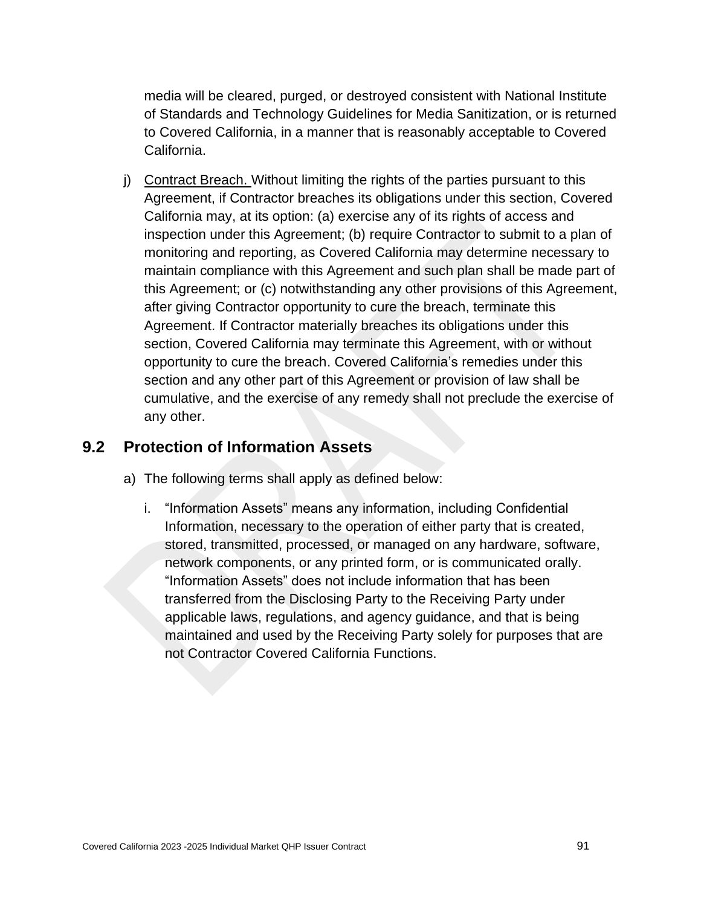media will be cleared, purged, or destroyed consistent with National Institute of Standards and Technology Guidelines for Media Sanitization, or is returned to Covered California, in a manner that is reasonably acceptable to Covered California.

j) Contract Breach. Without limiting the rights of the parties pursuant to this Agreement, if Contractor breaches its obligations under this section, Covered California may, at its option: (a) exercise any of its rights of access and inspection under this Agreement; (b) require Contractor to submit to a plan of monitoring and reporting, as Covered California may determine necessary to maintain compliance with this Agreement and such plan shall be made part of this Agreement; or (c) notwithstanding any other provisions of this Agreement, after giving Contractor opportunity to cure the breach, terminate this Agreement. If Contractor materially breaches its obligations under this section, Covered California may terminate this Agreement, with or without opportunity to cure the breach. Covered California's remedies under this section and any other part of this Agreement or provision of law shall be cumulative, and the exercise of any remedy shall not preclude the exercise of any other.

## 9.2 Protection of Information Assets

a) The following terms shall apply as defined below:

i. "Information Assets" means any information, including Confidential Information, necessary to the operation of either party that is created, stored, transmitted, processed, or managed on any hardware, software, network components, or any printed form, or is communicated orally. "Information Assets" does not include information that has been transferred from the Disclosing Party to the Receiving Party under applicable laws, regulations, and agency guidance, and that is being maintained and used by the Receiving Party solely for purposes that are not Contractor Covered California Functions.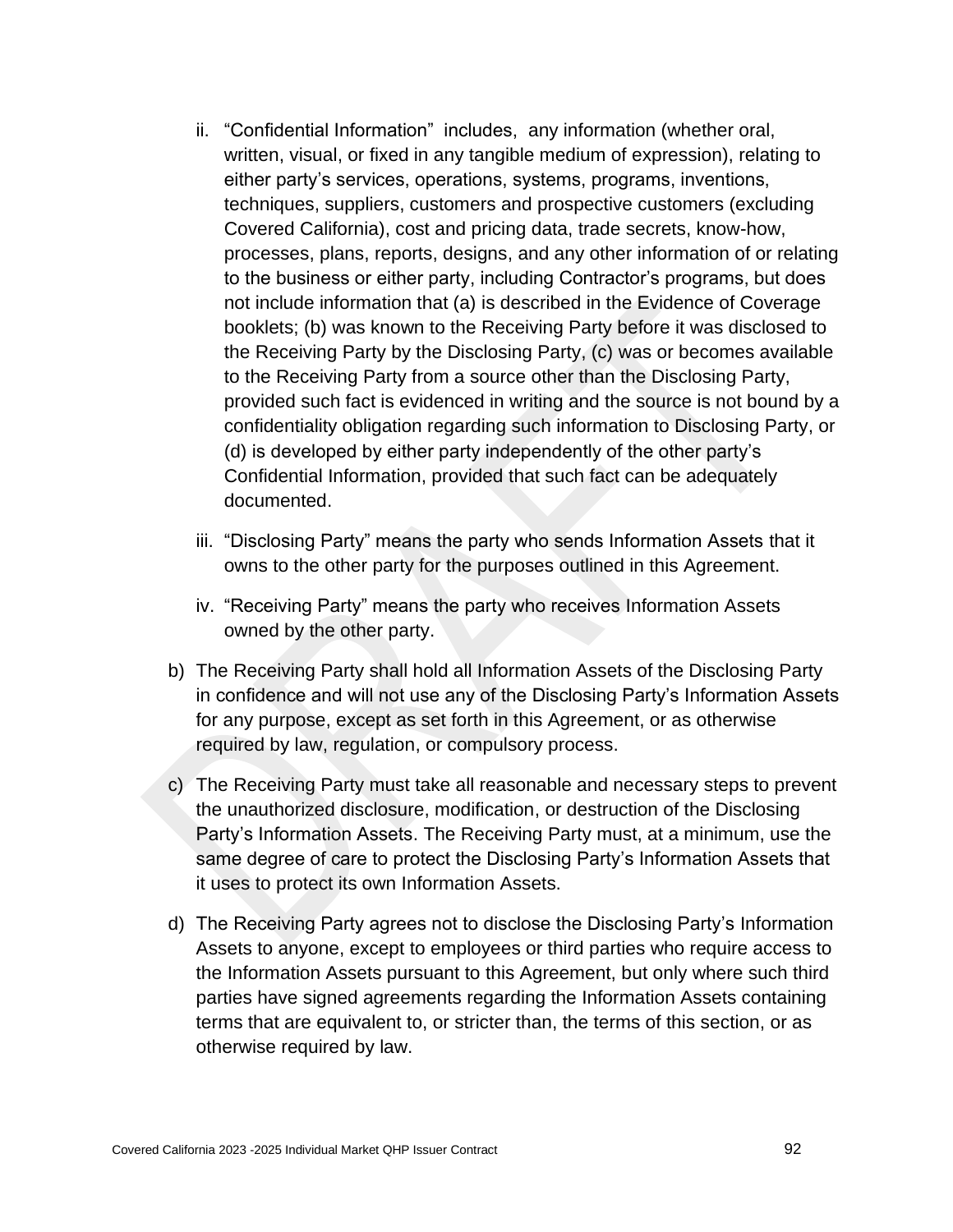ii. “Confidential Information” includes, any information (whether oral, written, visual, or fixed in any tangible medium of expression), relating to either party’s services, operations, systems, programs, inventions, techniques, suppliers, customers and prospective customers (excluding Covered California), cost and pricing data, trade secrets, know-how, processes, plans, reports, designs, and any other information of or relating to the business or either party, including Contractor’s programs, but does not include information that (a) is described in the Evidence of Coverage booklets; (b) was known to the Receiving Party before it was disclosed to the Receiving Party by the Disclosing Party, (c) was or becomes available to the Receiving Party from a source other than the Disclosing Party, provided such fact is evidenced in writing and the source is not bound by a confidentiality obligation regarding such information to Disclosing Party, or (d) is developed by either party independently of the other party’s Confidential Information, provided that such fact can be adequately documented.

iii. “Disclosing Party” means the party who sends Information Assets that it owns to the other party for the purposes outlined in this Agreement.

iv. “Receiving Party” means the party who receives Information Assets owned by the other party.

b) The Receiving Party shall hold all Information Assets of the Disclosing Party in confidence and will not use any of the Disclosing Party’s Information Assets for any purpose, except as set forth in this Agreement, or as otherwise required by law, regulation, or compulsory process.

c) The Receiving Party must take all reasonable and necessary steps to prevent the unauthorized disclosure, modification, or destruction of the Disclosing Party’s Information Assets. The Receiving Party must, at a minimum, use the same degree of care to protect the Disclosing Party’s Information Assets that it uses to protect its own Information Assets.

d) The Receiving Party agrees not to disclose the Disclosing Party’s Information Assets to anyone, except to employees or third parties who require access to the Information Assets pursuant to this Agreement, but only where such third parties have signed agreements regarding the Information Assets containing terms that are equivalent to, or stricter than, the terms of this section, or as otherwise required by law.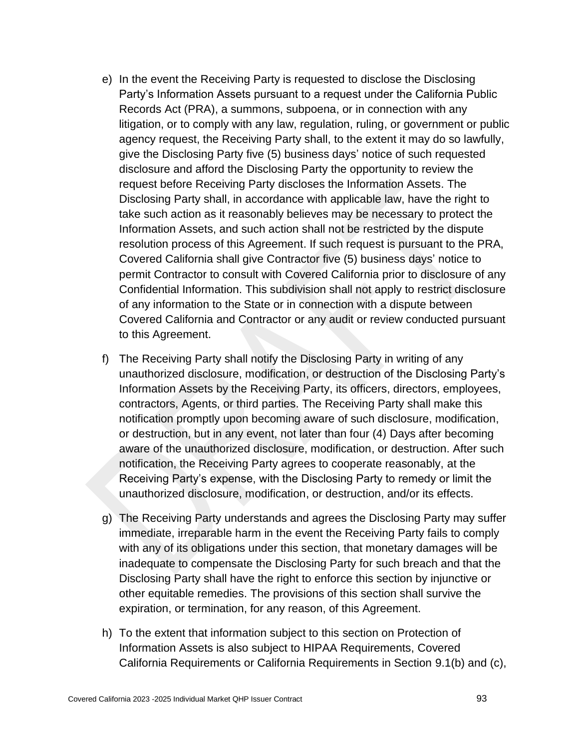e) In the event the Receiving Party is requested to disclose the Disclosing Party's Information Assets pursuant to a request under the California Public Records Act (PRA), a summons, subpoena, or in connection with any litigation, or to comply with any law, regulation, ruling, or government or public agency request, the Receiving Party shall, to the extent it may do so lawfully, give the Disclosing Party five (5) business days' notice of such requested disclosure and afford the Disclosing Party the opportunity to review the request before Receiving Party discloses the Information Assets. The Disclosing Party shall, in accordance with applicable law, have the right to take such action as it reasonably believes may be necessary to protect the Information Assets, and such action shall not be restricted by the dispute resolution process of this Agreement. If such request is pursuant to the PRA, Covered California shall give Contractor five (5) business days' notice to permit Contractor to consult with Covered California prior to disclosure of any Confidential Information. This subdivision shall not apply to restrict disclosure of any information to the State or in connection with a dispute between Covered California and Contractor or any audit or review conducted pursuant to this Agreement.

f) The Receiving Party shall notify the Disclosing Party in writing of any unauthorized disclosure, modification, or destruction of the Disclosing Party's Information Assets by the Receiving Party, its officers, directors, employees, contractors, Agents, or third parties. The Receiving Party shall make this notification promptly upon becoming aware of such disclosure, modification, or destruction, but in any event, not later than four (4) Days after becoming aware of the unauthorized disclosure, modification, or destruction. After such notification, the Receiving Party agrees to cooperate reasonably, at the Receiving Party's expense, with the Disclosing Party to remedy or limit the unauthorized disclosure, modification, or destruction, and/or its effects.

g) The Receiving Party understands and agrees the Disclosing Party may suffer immediate, irreparable harm in the event the Receiving Party fails to comply with any of its obligations under this section, that monetary damages will be inadequate to compensate the Disclosing Party for such breach and that the Disclosing Party shall have the right to enforce this section by injunctive or other equitable remedies. The provisions of this section shall survive the expiration, or termination, for any reason, of this Agreement.

h) To the extent that information subject to this section on Protection of Information Assets is also subject to HIPAA Requirements, Covered California Requirements or California Requirements in Section 9.1(b) and (c),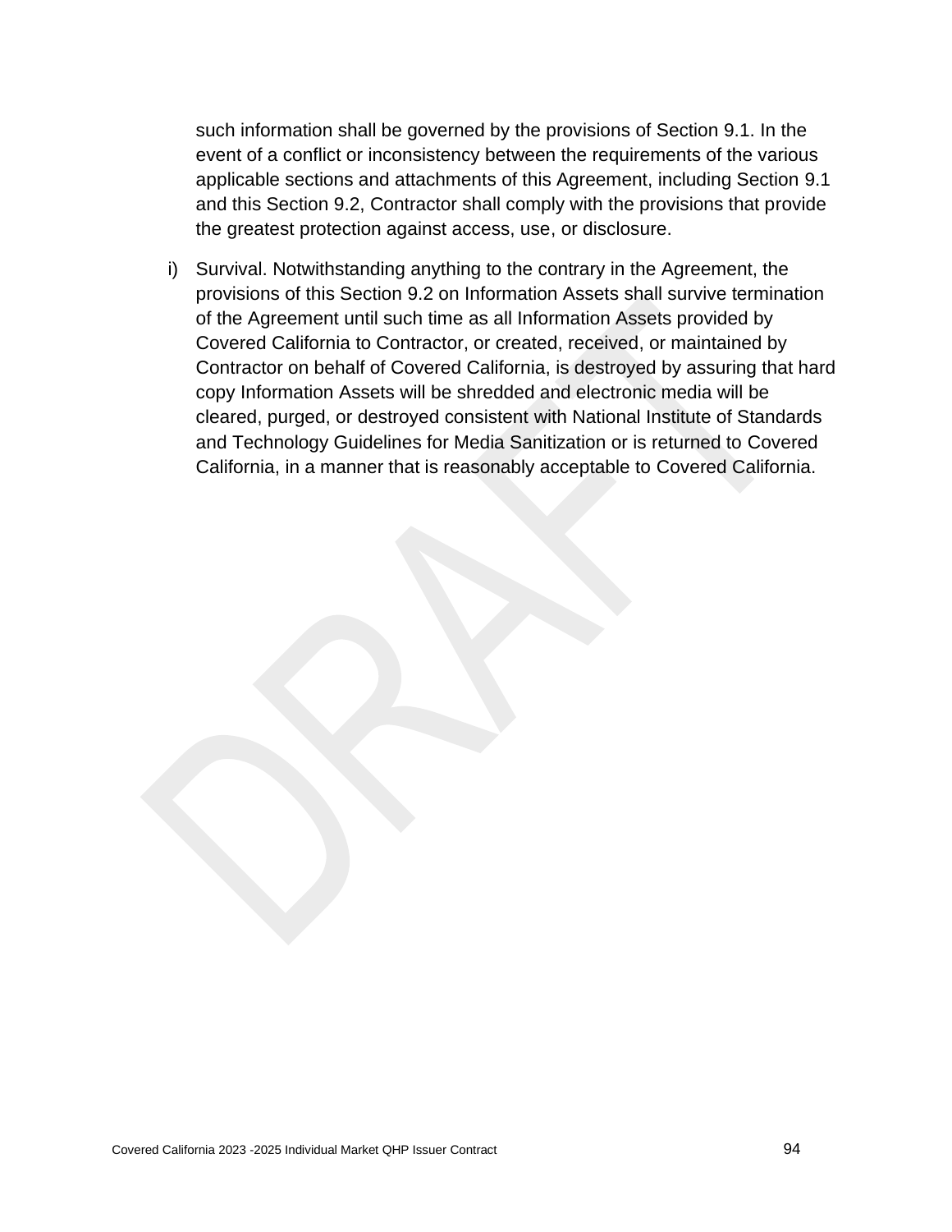such information shall be governed by the provisions of Section 9.1. In the event of a conflict or inconsistency between the requirements of the various applicable sections and attachments of this Agreement, including Section 9.1 and this Section 9.2, Contractor shall comply with the provisions that provide the greatest protection against access, use, or disclosure.

i) Survival. Notwithstanding anything to the contrary in the Agreement, the provisions of this Section 9.2 on Information Assets shall survive termination of the Agreement until such time as all Information Assets provided by Covered California to Contractor, or created, received, or maintained by Contractor on behalf of Covered California, is destroyed by assuring that hard copy Information Assets will be shredded and electronic media will be cleared, purged, or destroyed consistent with National Institute of Standards and Technology Guidelines for Media Sanitization or is returned to Covered California, in a manner that is reasonably acceptable to Covered California.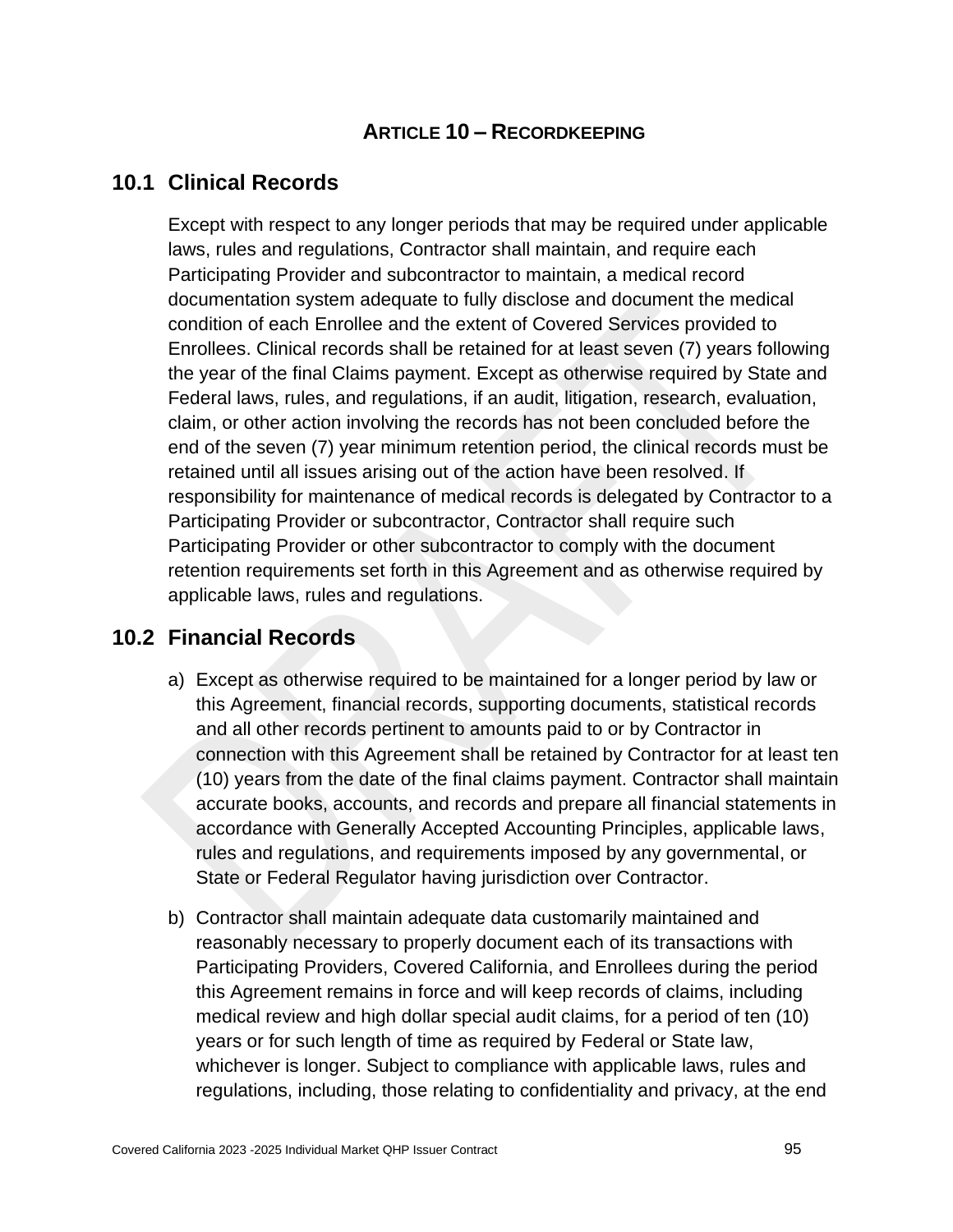# ARTICLE 10 – RECORDKEEPING

## 10.1 Clinical Records

Except with respect to any longer periods that may be required under applicable laws, rules and regulations, Contractor shall maintain, and require each Participating Provider and subcontractor to maintain, a medical record documentation system adequate to fully disclose and document the medical condition of each Enrollee and the extent of Covered Services provided to Enrollees. Clinical records shall be retained for at least seven (7) years following the year of the final Claims payment. Except as otherwise required by State and Federal laws, rules, and regulations, if an audit, litigation, research, evaluation, claim, or other action involving the records has not been concluded before the end of the seven (7) year minimum retention period, the clinical records must be retained until all issues arising out of the action have been resolved. If responsibility for maintenance of medical records is delegated by Contractor to a Participating Provider or subcontractor, Contractor shall require such Participating Provider or other subcontractor to comply with the document retention requirements set forth in this Agreement and as otherwise required by applicable laws, rules and regulations.

## 10.2 Financial Records

a) Except as otherwise required to be maintained for a longer period by law or this Agreement, financial records, supporting documents, statistical records and all other records pertinent to amounts paid to or by Contractor in connection with this Agreement shall be retained by Contractor for at least ten (10) years from the date of the final claims payment. Contractor shall maintain accurate books, accounts, and records and prepare all financial statements in accordance with Generally Accepted Accounting Principles, applicable laws, rules and regulations, and requirements imposed by any governmental, or State or Federal Regulator having jurisdiction over Contractor.

b) Contractor shall maintain adequate data customarily maintained and reasonably necessary to properly document each of its transactions with Participating Providers, Covered California, and Enrollees during the period this Agreement remains in force and will keep records of claims, including medical review and high dollar special audit claims, for a period of ten (10) years or for such length of time as required by Federal or State law, whichever is longer. Subject to compliance with applicable laws, rules and regulations, including, those relating to confidentiality and privacy, at the end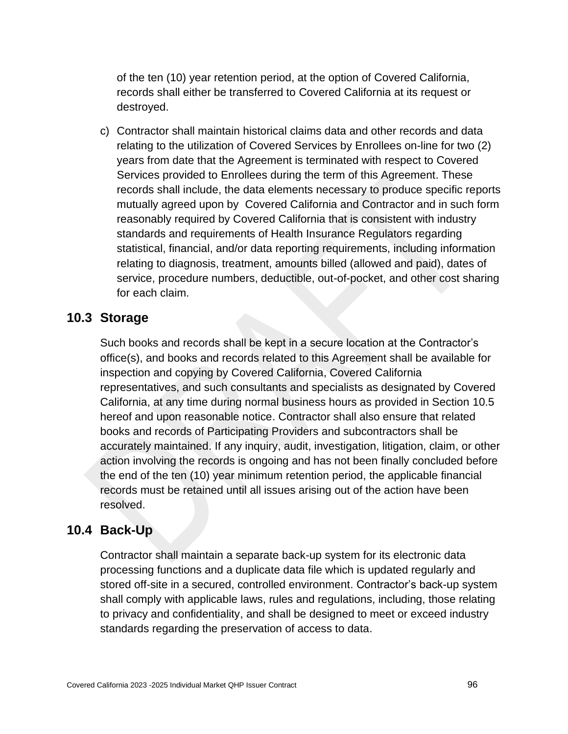of the ten (10) year retention period, at the option of Covered California, records shall either be transferred to Covered California at its request or destroyed.

c) Contractor shall maintain historical claims data and other records and data relating to the utilization of Covered Services by Enrollees on-line for two (2) years from date that the Agreement is terminated with respect to Covered Services provided to Enrollees during the term of this Agreement. These records shall include, the data elements necessary to produce specific reports mutually agreed upon by Covered California and Contractor and in such form reasonably required by Covered California that is consistent with industry standards and requirements of Health Insurance Regulators regarding statistical, financial, and/or data reporting requirements, including information relating to diagnosis, treatment, amounts billed (allowed and paid), dates of service, procedure numbers, deductible, out-of-pocket, and other cost sharing for each claim.

## 10.3 Storage

Such books and records shall be kept in a secure location at the Contractor's office(s), and books and records related to this Agreement shall be available for inspection and copying by Covered California, Covered California representatives, and such consultants and specialists as designated by Covered California, at any time during normal business hours as provided in Section 10.5 hereof and upon reasonable notice. Contractor shall also ensure that related books and records of Participating Providers and subcontractors shall be accurately maintained. If any inquiry, audit, investigation, litigation, claim, or other action involving the records is ongoing and has not been finally concluded before the end of the ten (10) year minimum retention period, the applicable financial records must be retained until all issues arising out of the action have been resolved.

## 10.4 Back-Up

Contractor shall maintain a separate back-up system for its electronic data processing functions and a duplicate data file which is updated regularly and stored off-site in a secured, controlled environment. Contractor's back-up system shall comply with applicable laws, rules and regulations, including, those relating to privacy and confidentiality, and shall be designed to meet or exceed industry standards regarding the preservation of access to data.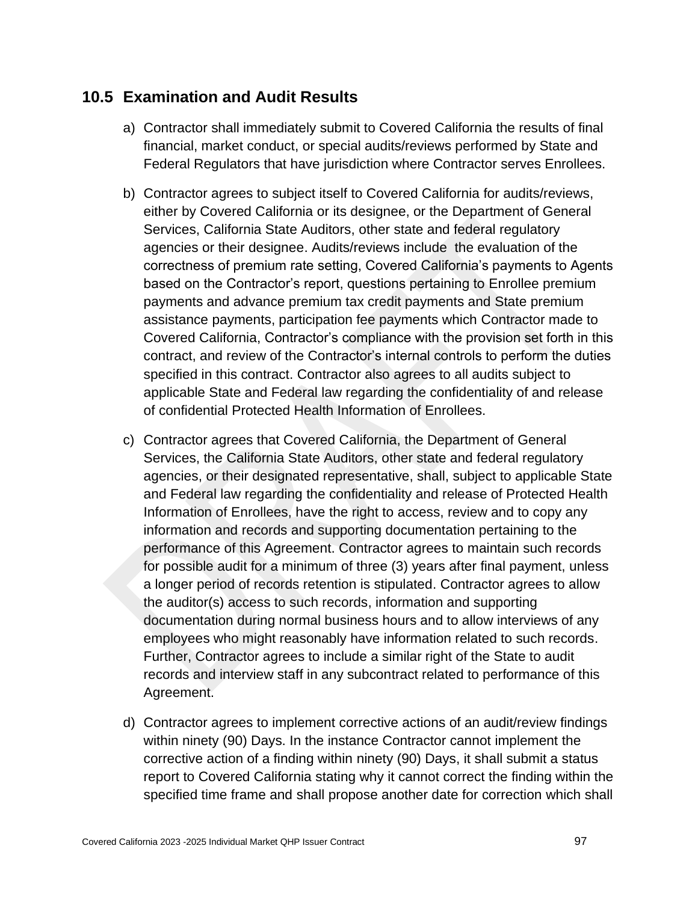## 10.5 Examination and Audit Results

a) Contractor shall immediately submit to Covered California the results of final financial, market conduct, or special audits/reviews performed by State and Federal Regulators that have jurisdiction where Contractor serves Enrollees.

b) Contractor agrees to subject itself to Covered California for audits/reviews, either by Covered California or its designee, or the Department of General Services, California State Auditors, other state and federal regulatory agencies or their designee. Audits/reviews include the evaluation of the correctness of premium rate setting, Covered California's payments to Agents based on the Contractor's report, questions pertaining to Enrollee premium payments and advance premium tax credit payments and State premium assistance payments, participation fee payments which Contractor made to Covered California, Contractor's compliance with the provision set forth in this contract, and review of the Contractor's internal controls to perform the duties specified in this contract. Contractor also agrees to all audits subject to applicable State and Federal law regarding the confidentiality of and release of confidential Protected Health Information of Enrollees.

c) Contractor agrees that Covered California, the Department of General Services, the California State Auditors, other state and federal regulatory agencies, or their designated representative, shall, subject to applicable State and Federal law regarding the confidentiality and release of Protected Health Information of Enrollees, have the right to access, review and to copy any information and records and supporting documentation pertaining to the performance of this Agreement. Contractor agrees to maintain such records for possible audit for a minimum of three (3) years after final payment, unless a longer period of records retention is stipulated. Contractor agrees to allow the auditor(s) access to such records, information and supporting documentation during normal business hours and to allow interviews of any employees who might reasonably have information related to such records. Further, Contractor agrees to include a similar right of the State to audit records and interview staff in any subcontract related to performance of this Agreement.

d) Contractor agrees to implement corrective actions of an audit/review findings within ninety (90) Days. In the instance Contractor cannot implement the corrective action of a finding within ninety (90) Days, it shall submit a status report to Covered California stating why it cannot correct the finding within the specified time frame and shall propose another date for correction which shall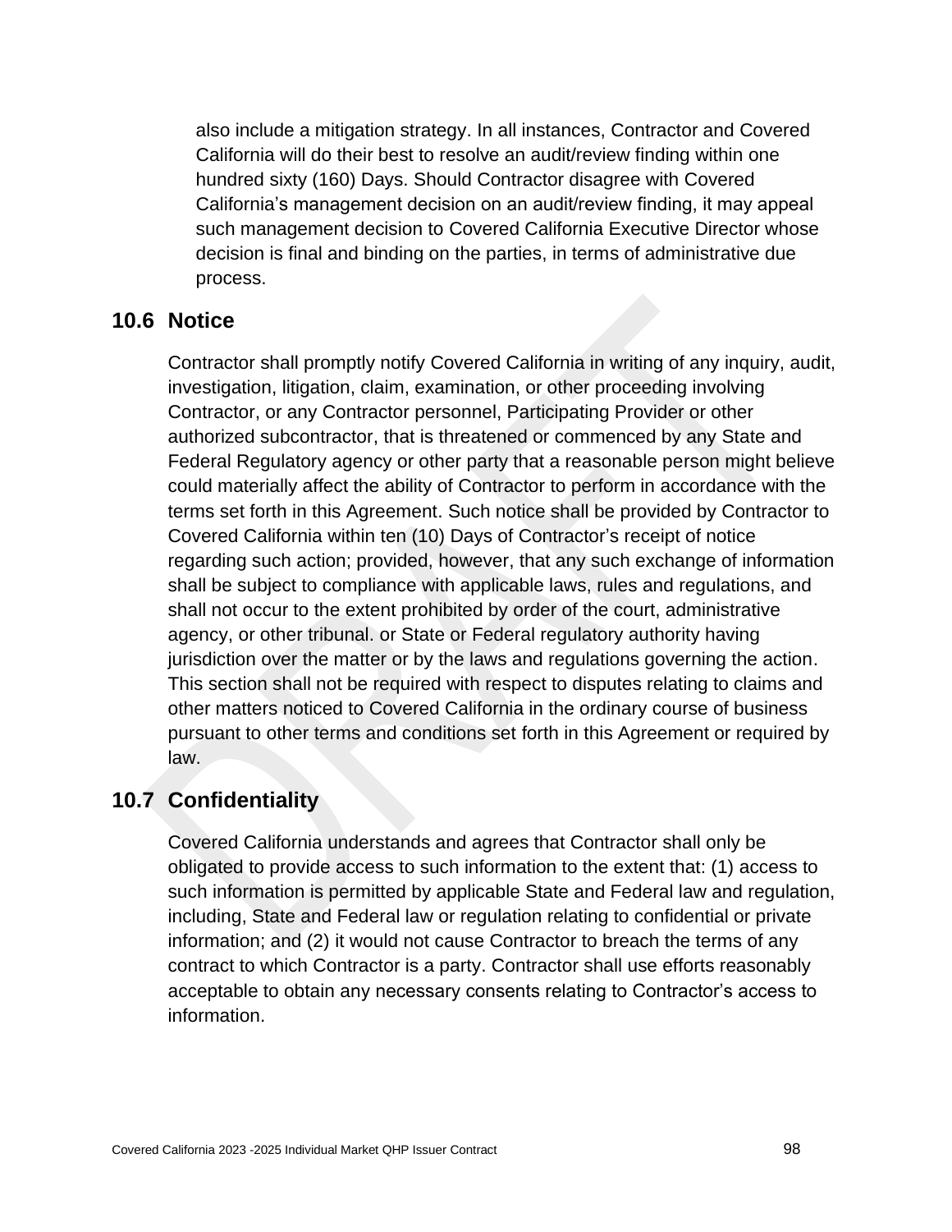also include a mitigation strategy. In all instances, Contractor and Covered California will do their best to resolve an audit/review finding within one hundred sixty (160) Days. Should Contractor disagree with Covered California's management decision on an audit/review finding, it may appeal such management decision to Covered California Executive Director whose decision is final and binding on the parties, in terms of administrative due process.

## 10.6 Notice

Contractor shall promptly notify Covered California in writing of any inquiry, audit, investigation, litigation, claim, examination, or other proceeding involving Contractor, or any Contractor personnel, Participating Provider or other authorized subcontractor, that is threatened or commenced by any State and Federal Regulatory agency or other party that a reasonable person might believe could materially affect the ability of Contractor to perform in accordance with the terms set forth in this Agreement. Such notice shall be provided by Contractor to Covered California within ten (10) Days of Contractor's receipt of notice regarding such action; provided, however, that any such exchange of information shall be subject to compliance with applicable laws, rules and regulations, and shall not occur to the extent prohibited by order of the court, administrative agency, or other tribunal. or State or Federal regulatory authority having jurisdiction over the matter or by the laws and regulations governing the action. This section shall not be required with respect to disputes relating to claims and other matters noticed to Covered California in the ordinary course of business pursuant to other terms and conditions set forth in this Agreement or required by law.

## 10.7 Confidentiality

Covered California understands and agrees that Contractor shall only be obligated to provide access to such information to the extent that: (1) access to such information is permitted by applicable State and Federal law and regulation, including, State and Federal law or regulation relating to confidential or private information; and (2) it would not cause Contractor to breach the terms of any contract to which Contractor is a party. Contractor shall use efforts reasonably acceptable to obtain any necessary consents relating to Contractor's access to information.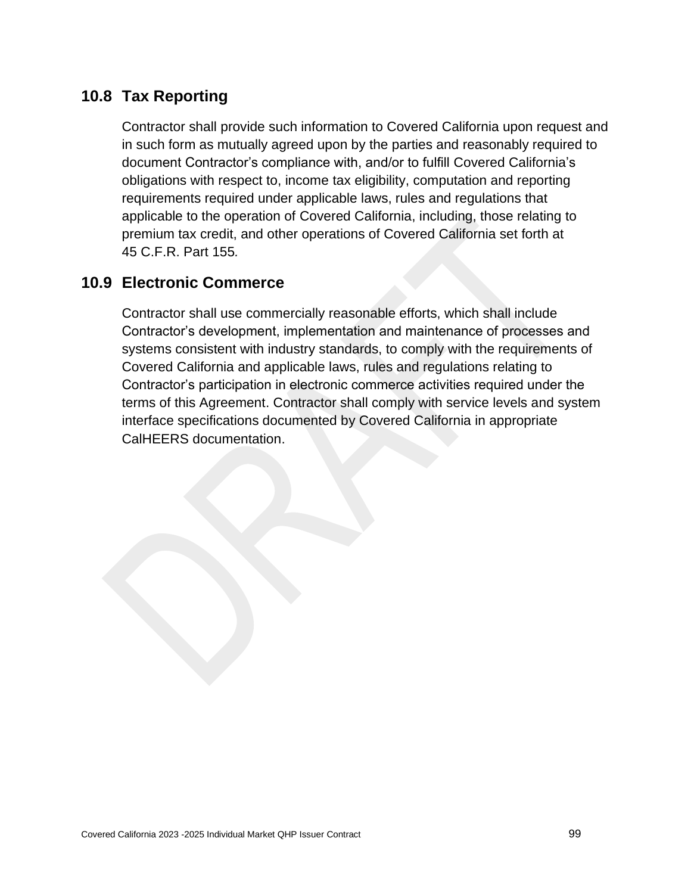## 10.8 Tax Reporting

Contractor shall provide such information to Covered California upon request and in such form as mutually agreed upon by the parties and reasonably required to document Contractor's compliance with, and/or to fulfill Covered California's obligations with respect to, income tax eligibility, computation and reporting requirements required under applicable laws, rules and regulations that applicable to the operation of Covered California, including, those relating to premium tax credit, and other operations of Covered California set forth at 45 C.F.R. Part 155.

## 10.9 Electronic Commerce

Contractor shall use commercially reasonable efforts, which shall include Contractor's development, implementation and maintenance of processes and systems consistent with industry standards, to comply with the requirements of Covered California and applicable laws, rules and regulations relating to Contractor's participation in electronic commerce activities required under the terms of this Agreement. Contractor shall comply with service levels and system interface specifications documented by Covered California in appropriate CalHEERS documentation.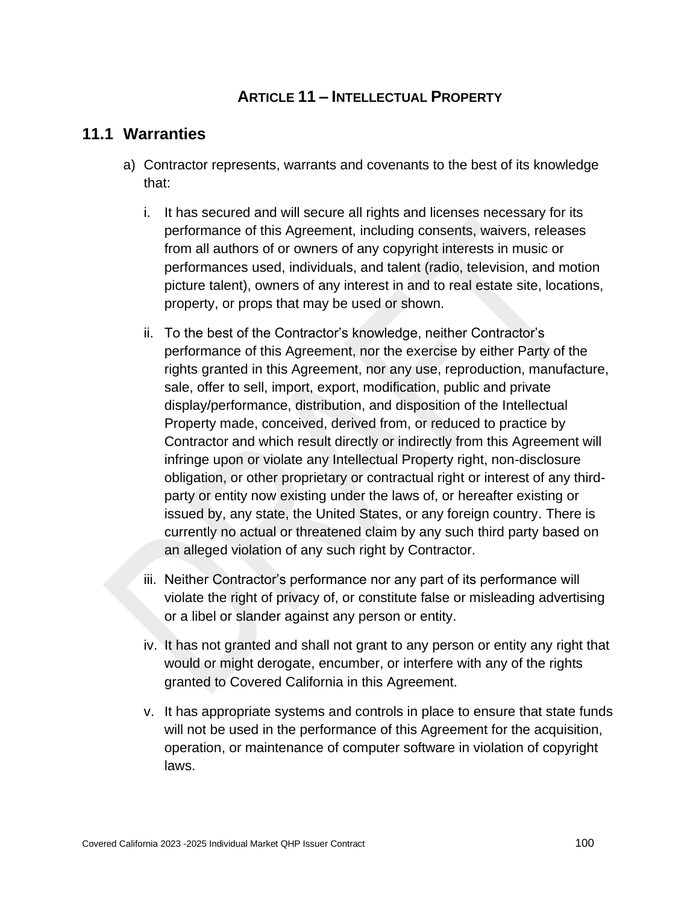# ARTICLE 11 – INTELLECTUAL PROPERTY

## 11.1 Warranties

a) Contractor represents, warrants and covenants to the best of its knowledge that:

   i. It has secured and will secure all rights and licenses necessary for its performance of this Agreement, including consents, waivers, releases from all authors of or owners of any copyright interests in music or performances used, individuals, and talent (radio, television, and motion picture talent), owners of any interest in and to real estate site, locations, property, or props that may be used or shown.

   ii. To the best of the Contractor's knowledge, neither Contractor's performance of this Agreement, nor the exercise by either Party of the rights granted in this Agreement, nor any use, reproduction, manufacture, sale, offer to sell, import, export, modification, public and private display/performance, distribution, and disposition of the Intellectual Property made, conceived, derived from, or reduced to practice by Contractor and which result directly or indirectly from this Agreement will infringe upon or violate any Intellectual Property right, non-disclosure obligation, or other proprietary or contractual right or interest of any third-party or entity now existing under the laws of, or hereafter existing or issued by, any state, the United States, or any foreign country. There is currently no actual or threatened claim by any such third party based on an alleged violation of any such right by Contractor.

   iii. Neither Contractor's performance nor any part of its performance will violate the right of privacy of, or constitute false or misleading advertising or a libel or slander against any person or entity.

   iv. It has not granted and shall not grant to any person or entity any right that would or might derogate, encumber, or interfere with any of the rights granted to Covered California in this Agreement.

   v. It has appropriate systems and controls in place to ensure that state funds will not be used in the performance of this Agreement for the acquisition, operation, or maintenance of computer software in violation of copyright laws.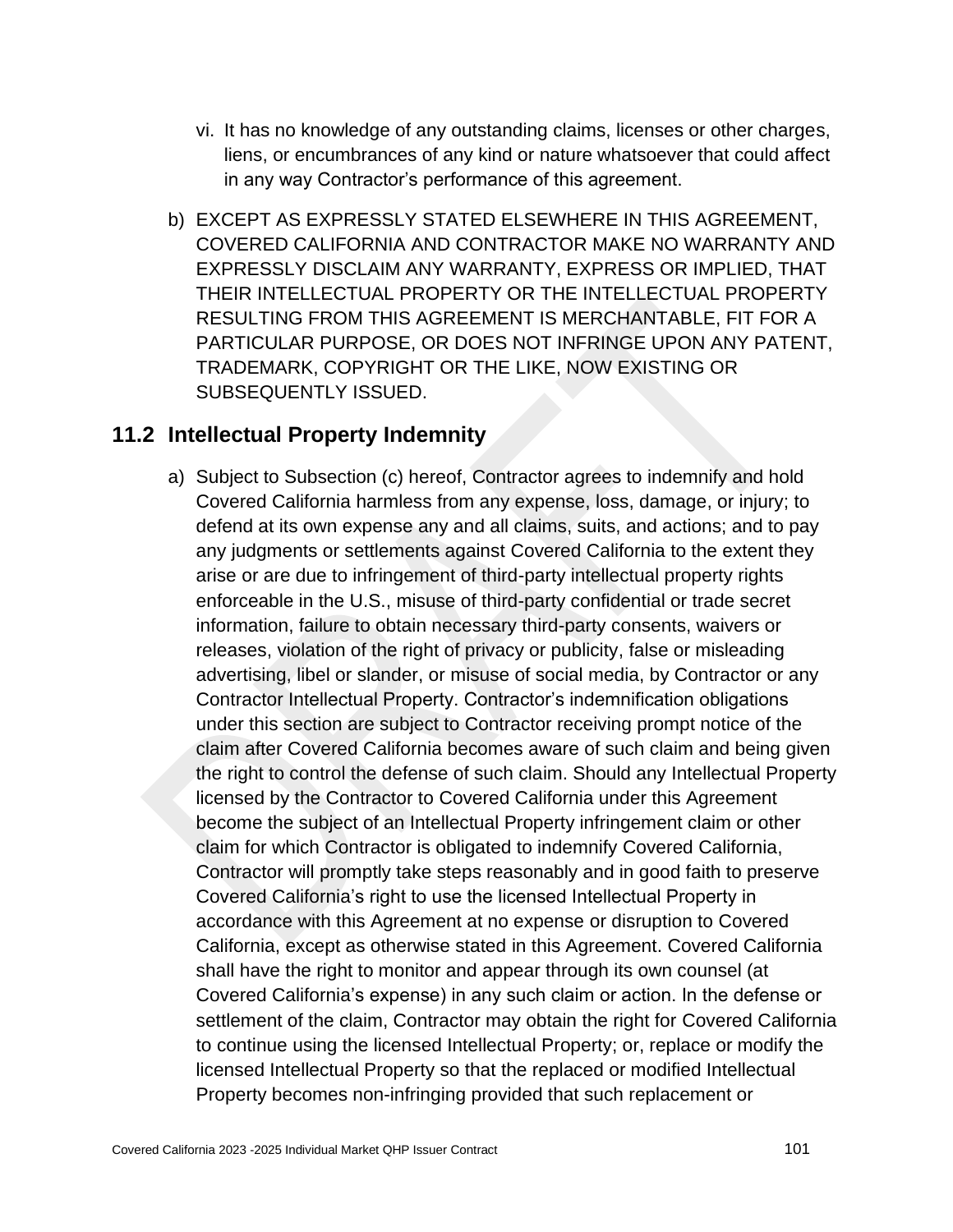vi. It has no knowledge of any outstanding claims, licenses or other charges, liens, or encumbrances of any kind or nature whatsoever that could affect in any way Contractor's performance of this agreement.

b) EXCEPT AS EXPRESSLY STATED ELSEWHERE IN THIS AGREEMENT, COVERED CALIFORNIA AND CONTRACTOR MAKE NO WARRANTY AND EXPRESSLY DISCLAIM ANY WARRANTY, EXPRESS OR IMPLIED, THAT THEIR INTELLECTUAL PROPERTY OR THE INTELLECTUAL PROPERTY RESULTING FROM THIS AGREEMENT IS MERCHANTABLE, FIT FOR A PARTICULAR PURPOSE, OR DOES NOT INFRINGE UPON ANY PATENT, TRADEMARK, COPYRIGHT OR THE LIKE, NOW EXISTING OR SUBSEQUENTLY ISSUED.

## 11.2 Intellectual Property Indemnity

a) Subject to Subsection (c) hereof, Contractor agrees to indemnify and hold Covered California harmless from any expense, loss, damage, or injury; to defend at its own expense any and all claims, suits, and actions; and to pay any judgments or settlements against Covered California to the extent they arise or are due to infringement of third-party intellectual property rights enforceable in the U.S., misuse of third-party confidential or trade secret information, failure to obtain necessary third-party consents, waivers or releases, violation of the right of privacy or publicity, false or misleading advertising, libel or slander, or misuse of social media, by Contractor or any Contractor Intellectual Property. Contractor's indemnification obligations under this section are subject to Contractor receiving prompt notice of the claim after Covered California becomes aware of such claim and being given the right to control the defense of such claim. Should any Intellectual Property licensed by the Contractor to Covered California under this Agreement become the subject of an Intellectual Property infringement claim or other claim for which Contractor is obligated to indemnify Covered California, Contractor will promptly take steps reasonably and in good faith to preserve Covered California's right to use the licensed Intellectual Property in accordance with this Agreement at no expense or disruption to Covered California, except as otherwise stated in this Agreement. Covered California shall have the right to monitor and appear through its own counsel (at Covered California's expense) in any such claim or action. In the defense or settlement of the claim, Contractor may obtain the right for Covered California to continue using the licensed Intellectual Property; or, replace or modify the licensed Intellectual Property so that the replaced or modified Intellectual Property becomes non-infringing provided that such replacement or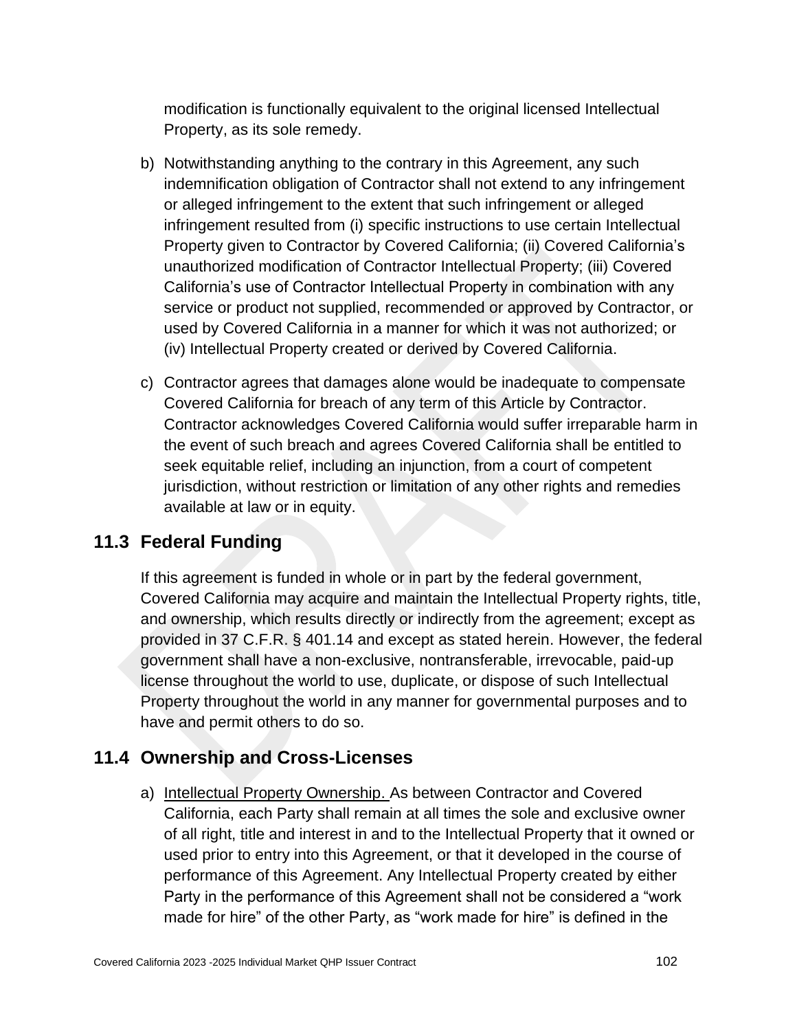modification is functionally equivalent to the original licensed Intellectual Property, as its sole remedy.

b) Notwithstanding anything to the contrary in this Agreement, any such indemnification obligation of Contractor shall not extend to any infringement or alleged infringement to the extent that such infringement or alleged infringement resulted from (i) specific instructions to use certain Intellectual Property given to Contractor by Covered California; (ii) Covered California's unauthorized modification of Contractor Intellectual Property; (iii) Covered California's use of Contractor Intellectual Property in combination with any service or product not supplied, recommended or approved by Contractor, or used by Covered California in a manner for which it was not authorized; or (iv) Intellectual Property created or derived by Covered California.

c) Contractor agrees that damages alone would be inadequate to compensate Covered California for breach of any term of this Article by Contractor. Contractor acknowledges Covered California would suffer irreparable harm in the event of such breach and agrees Covered California shall be entitled to seek equitable relief, including an injunction, from a court of competent jurisdiction, without restriction or limitation of any other rights and remedies available at law or in equity.

## 11.3 Federal Funding

If this agreement is funded in whole or in part by the federal government, Covered California may acquire and maintain the Intellectual Property rights, title, and ownership, which results directly or indirectly from the agreement; except as provided in 37 C.F.R. § 401.14 and except as stated herein. However, the federal government shall have a non-exclusive, nontransferable, irrevocable, paid-up license throughout the world to use, duplicate, or dispose of such Intellectual Property throughout the world in any manner for governmental purposes and to have and permit others to do so.

## 11.4 Ownership and Cross-Licenses

a) Intellectual Property Ownership. As between Contractor and Covered California, each Party shall remain at all times the sole and exclusive owner of all right, title and interest in and to the Intellectual Property that it owned or used prior to entry into this Agreement, or that it developed in the course of performance of this Agreement. Any Intellectual Property created by either Party in the performance of this Agreement shall not be considered a "work made for hire" of the other Party, as "work made for hire" is defined in the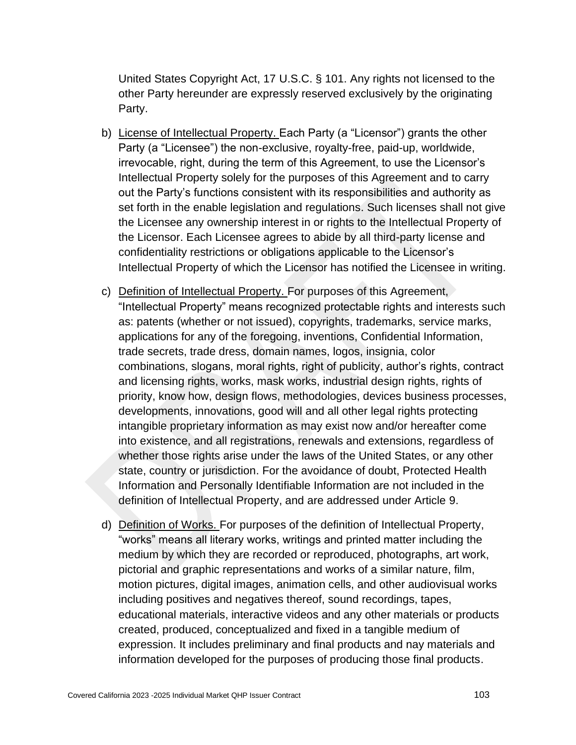United States Copyright Act, 17 U.S.C. § 101. Any rights not licensed to the other Party hereunder are expressly reserved exclusively by the originating Party.

b) License of Intellectual Property. Each Party (a "Licensor") grants the other Party (a "Licensee") the non-exclusive, royalty-free, paid-up, worldwide, irrevocable, right, during the term of this Agreement, to use the Licensor's Intellectual Property solely for the purposes of this Agreement and to carry out the Party's functions consistent with its responsibilities and authority as set forth in the enable legislation and regulations. Such licenses shall not give the Licensee any ownership interest in or rights to the Intellectual Property of the Licensor. Each Licensee agrees to abide by all third-party license and confidentiality restrictions or obligations applicable to the Licensor's Intellectual Property of which the Licensor has notified the Licensee in writing.

c) Definition of Intellectual Property. For purposes of this Agreement, "Intellectual Property" means recognized protectable rights and interests such as: patents (whether or not issued), copyrights, trademarks, service marks, applications for any of the foregoing, inventions, Confidential Information, trade secrets, trade dress, domain names, logos, insignia, color combinations, slogans, moral rights, right of publicity, author's rights, contract and licensing rights, works, mask works, industrial design rights, rights of priority, know how, design flows, methodologies, devices business processes, developments, innovations, good will and all other legal rights protecting intangible proprietary information as may exist now and/or hereafter come into existence, and all registrations, renewals and extensions, regardless of whether those rights arise under the laws of the United States, or any other state, country or jurisdiction. For the avoidance of doubt, Protected Health Information and Personally Identifiable Information are not included in the definition of Intellectual Property, and are addressed under Article 9.

d) Definition of Works. For purposes of the definition of Intellectual Property, "works" means all literary works, writings and printed matter including the medium by which they are recorded or reproduced, photographs, art work, pictorial and graphic representations and works of a similar nature, film, motion pictures, digital images, animation cells, and other audiovisual works including positives and negatives thereof, sound recordings, tapes, educational materials, interactive videos and any other materials or products created, produced, conceptualized and fixed in a tangible medium of expression. It includes preliminary and final products and nay materials and information developed for the purposes of producing those final products.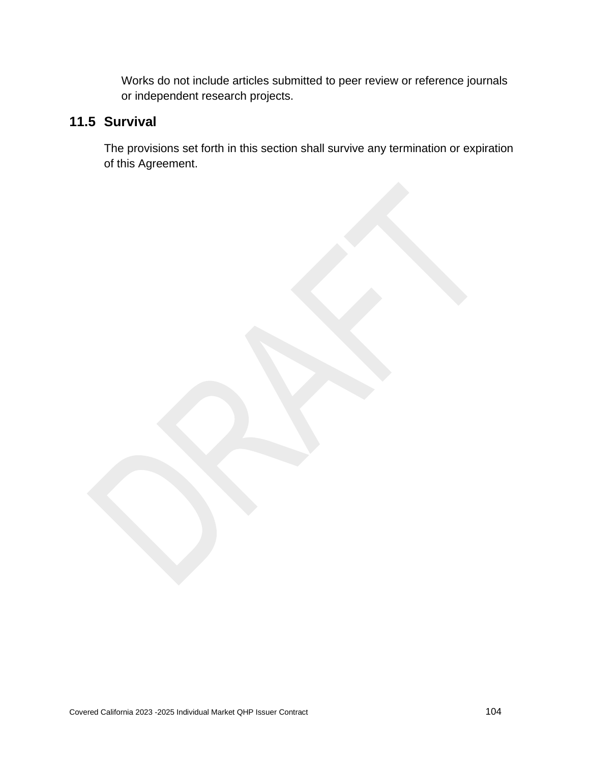Works do not include articles submitted to peer review or reference journals or independent research projects.

### 11.5 Survival

The provisions set forth in this section shall survive any termination or expiration of this Agreement.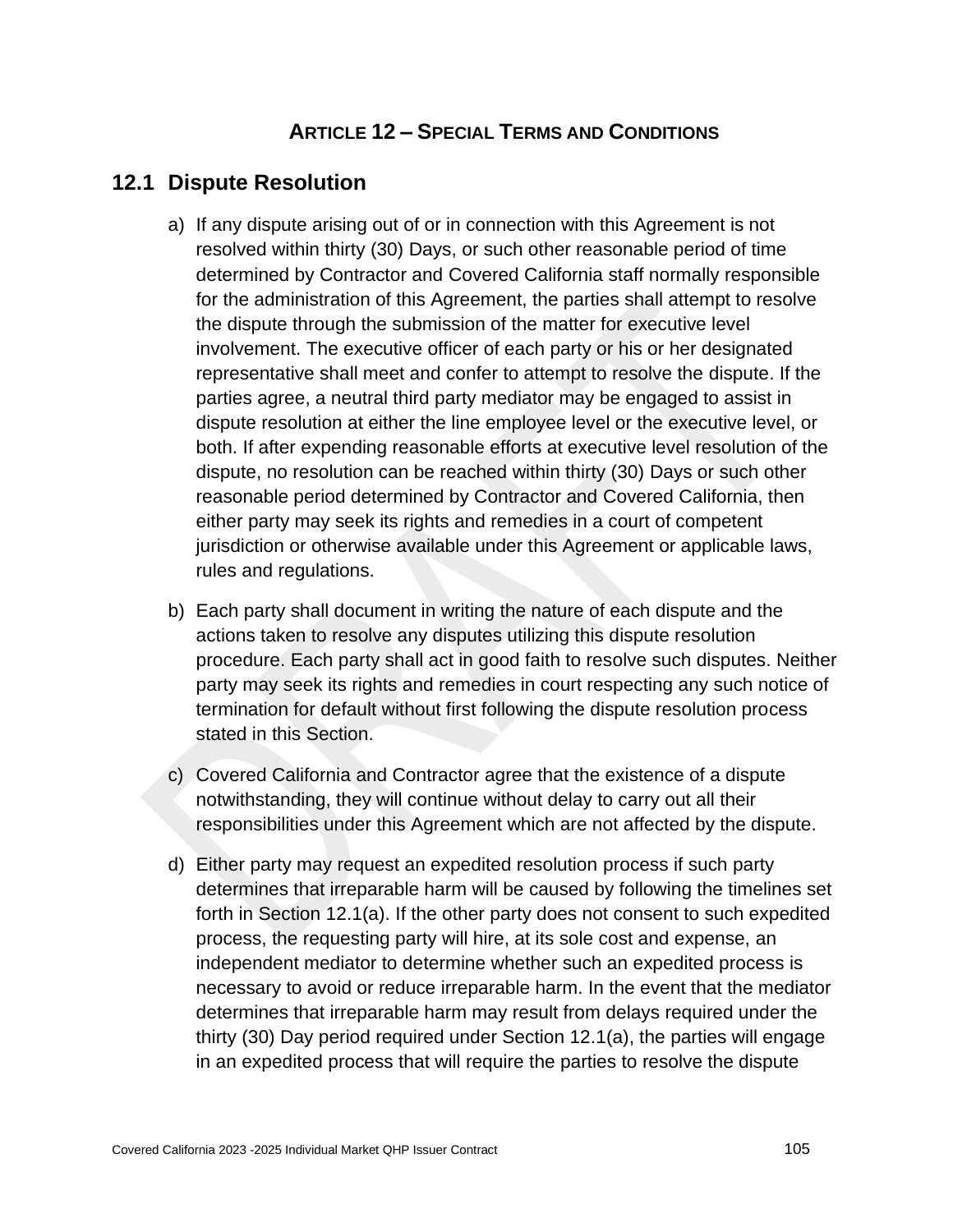# ARTICLE 12 – SPECIAL TERMS AND CONDITIONS

## 12.1 Dispute Resolution

a) If any dispute arising out of or in connection with this Agreement is not resolved within thirty (30) Days, or such other reasonable period of time determined by Contractor and Covered California staff normally responsible for the administration of this Agreement, the parties shall attempt to resolve the dispute through the submission of the matter for executive level involvement. The executive officer of each party or his or her designated representative shall meet and confer to attempt to resolve the dispute. If the parties agree, a neutral third party mediator may be engaged to assist in dispute resolution at either the line employee level or the executive level, or both. If after expending reasonable efforts at executive level resolution of the dispute, no resolution can be reached within thirty (30) Days or such other reasonable period determined by Contractor and Covered California, then either party may seek its rights and remedies in a court of competent jurisdiction or otherwise available under this Agreement or applicable laws, rules and regulations.

b) Each party shall document in writing the nature of each dispute and the actions taken to resolve any disputes utilizing this dispute resolution procedure. Each party shall act in good faith to resolve such disputes. Neither party may seek its rights and remedies in court respecting any such notice of termination for default without first following the dispute resolution process stated in this Section.

c) Covered California and Contractor agree that the existence of a dispute notwithstanding, they will continue without delay to carry out all their responsibilities under this Agreement which are not affected by the dispute.

d) Either party may request an expedited resolution process if such party determines that irreparable harm will be caused by following the timelines set forth in Section 12.1(a). If the other party does not consent to such expedited process, the requesting party will hire, at its sole cost and expense, an independent mediator to determine whether such an expedited process is necessary to avoid or reduce irreparable harm. In the event that the mediator determines that irreparable harm may result from delays required under the thirty (30) Day period required under Section 12.1(a), the parties will engage in an expedited process that will require the parties to resolve the dispute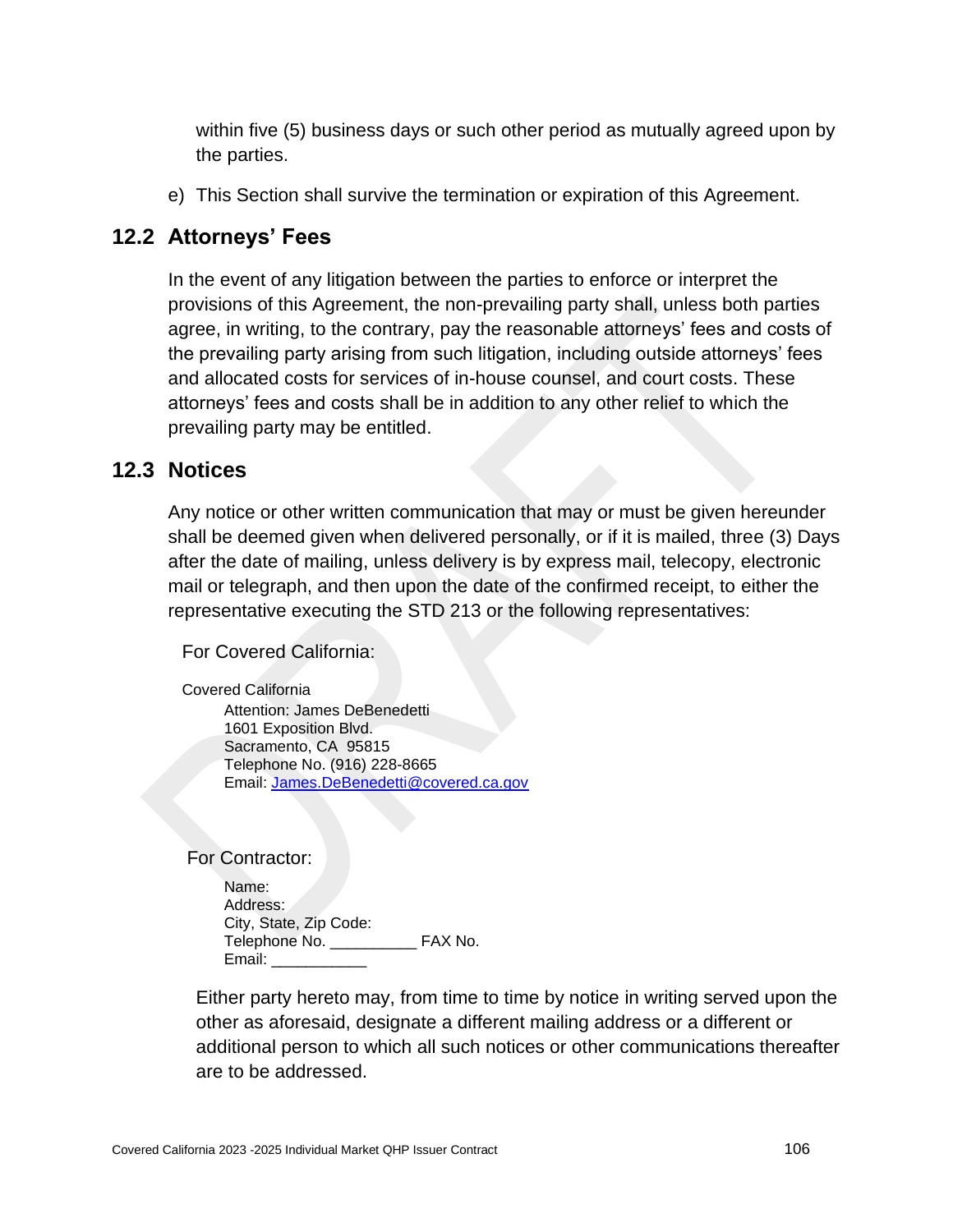within five (5) business days or such other period as mutually agreed upon by the parties.

e) This Section shall survive the termination or expiration of this Agreement.

## 12.2 Attorneys' Fees

In the event of any litigation between the parties to enforce or interpret the provisions of this Agreement, the non-prevailing party shall, unless both parties agree, in writing, to the contrary, pay the reasonable attorneys' fees and costs of the prevailing party arising from such litigation, including outside attorneys' fees and allocated costs for services of in-house counsel, and court costs. These attorneys' fees and costs shall be in addition to any other relief to which the prevailing party may be entitled.

## 12.3 Notices

Any notice or other written communication that may or must be given hereunder shall be deemed given when delivered personally, or if it is mailed, three (3) Days after the date of mailing, unless delivery is by express mail, telecopy, electronic mail or telegraph, and then upon the date of the confirmed receipt, to either the representative executing the STD 213 or the following representatives:

For Covered California:

Covered California
Attention: James DeBenedetti
1601 Exposition Blvd.
Sacramento, CA 95815
Telephone No. (916) 228-8665
Email: James.DeBenedetti@covered.ca.gov

For Contractor:

Name:
Address:
City, State, Zip Code:
Telephone No. __________ FAX No.
Email: ___________

Either party hereto may, from time to time by notice in writing served upon the other as aforesaid, designate a different mailing address or a different or additional person to which all such notices or other communications thereafter are to be addressed.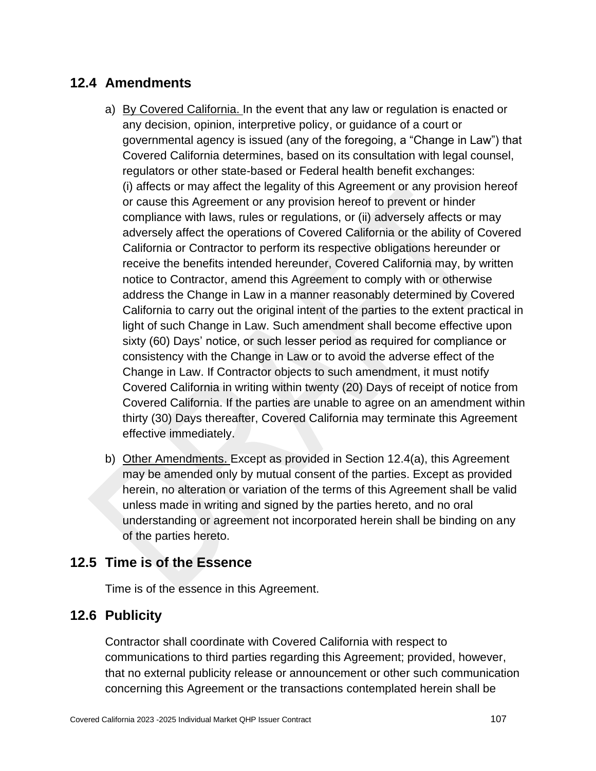## 12.4 Amendments

a) By Covered California. In the event that any law or regulation is enacted or any decision, opinion, interpretive policy, or guidance of a court or governmental agency is issued (any of the foregoing, a "Change in Law") that Covered California determines, based on its consultation with legal counsel, regulators or other state-based or Federal health benefit exchanges: (i) affects or may affect the legality of this Agreement or any provision hereof or cause this Agreement or any provision hereof to prevent or hinder compliance with laws, rules or regulations, or (ii) adversely affects or may adversely affect the operations of Covered California or the ability of Covered California or Contractor to perform its respective obligations hereunder or receive the benefits intended hereunder, Covered California may, by written notice to Contractor, amend this Agreement to comply with or otherwise address the Change in Law in a manner reasonably determined by Covered California to carry out the original intent of the parties to the extent practical in light of such Change in Law. Such amendment shall become effective upon sixty (60) Days' notice, or such lesser period as required for compliance or consistency with the Change in Law or to avoid the adverse effect of the Change in Law. If Contractor objects to such amendment, it must notify Covered California in writing within twenty (20) Days of receipt of notice from Covered California. If the parties are unable to agree on an amendment within thirty (30) Days thereafter, Covered California may terminate this Agreement effective immediately.

b) Other Amendments. Except as provided in Section 12.4(a), this Agreement may be amended only by mutual consent of the parties. Except as provided herein, no alteration or variation of the terms of this Agreement shall be valid unless made in writing and signed by the parties hereto, and no oral understanding or agreement not incorporated herein shall be binding on any of the parties hereto.

## 12.5 Time is of the Essence

Time is of the essence in this Agreement.

## 12.6 Publicity

Contractor shall coordinate with Covered California with respect to communications to third parties regarding this Agreement; provided, however, that no external publicity release or announcement or other such communication concerning this Agreement or the transactions contemplated herein shall be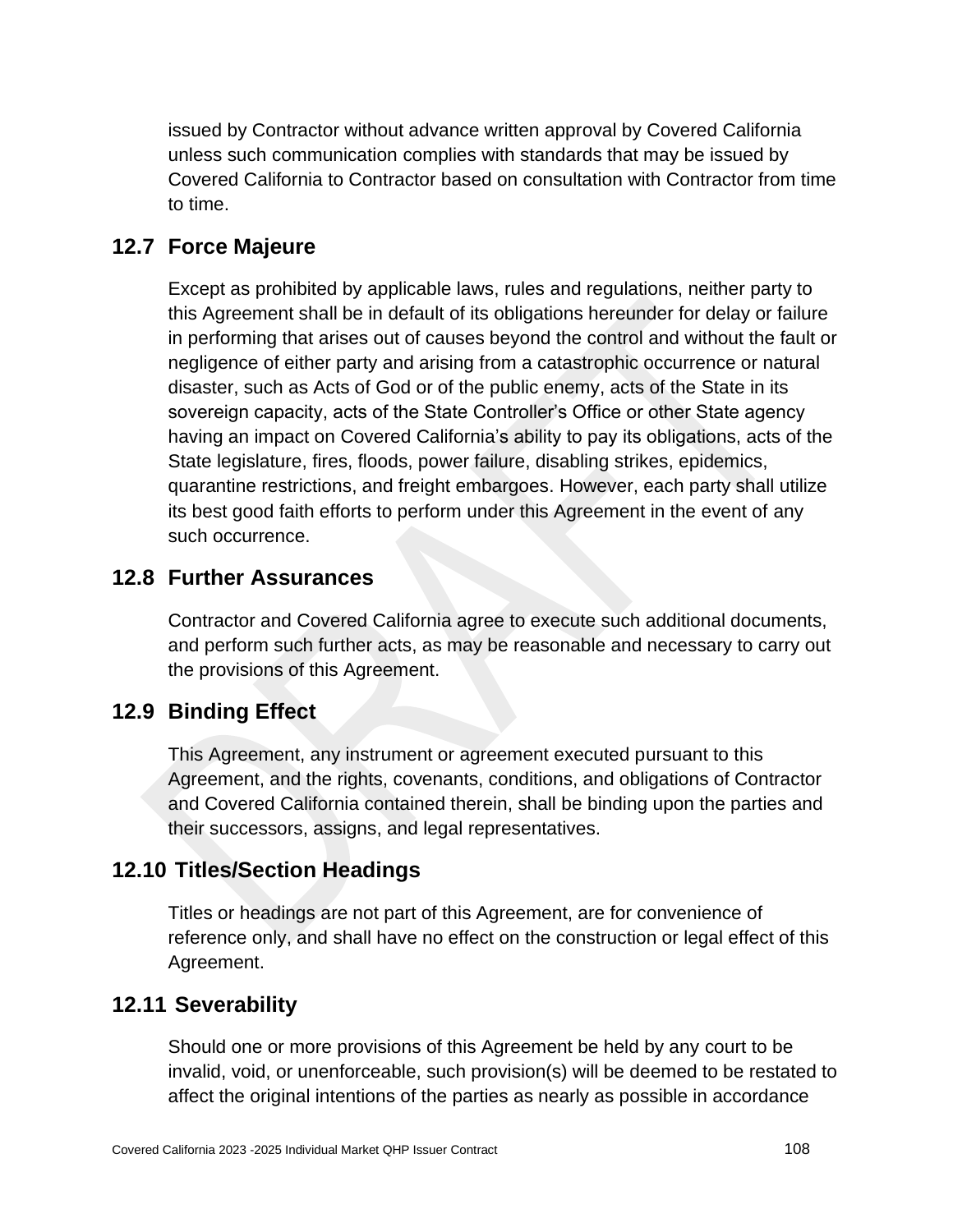issued by Contractor without advance written approval by Covered California unless such communication complies with standards that may be issued by Covered California to Contractor based on consultation with Contractor from time to time.

## 12.7 Force Majeure

Except as prohibited by applicable laws, rules and regulations, neither party to this Agreement shall be in default of its obligations hereunder for delay or failure in performing that arises out of causes beyond the control and without the fault or negligence of either party and arising from a catastrophic occurrence or natural disaster, such as Acts of God or of the public enemy, acts of the State in its sovereign capacity, acts of the State Controller's Office or other State agency having an impact on Covered California's ability to pay its obligations, acts of the State legislature, fires, floods, power failure, disabling strikes, epidemics, quarantine restrictions, and freight embargoes. However, each party shall utilize its best good faith efforts to perform under this Agreement in the event of any such occurrence.

## 12.8 Further Assurances

Contractor and Covered California agree to execute such additional documents, and perform such further acts, as may be reasonable and necessary to carry out the provisions of this Agreement.

## 12.9 Binding Effect

This Agreement, any instrument or agreement executed pursuant to this Agreement, and the rights, covenants, conditions, and obligations of Contractor and Covered California contained therein, shall be binding upon the parties and their successors, assigns, and legal representatives.

## 12.10 Titles/Section Headings

Titles or headings are not part of this Agreement, are for convenience of reference only, and shall have no effect on the construction or legal effect of this Agreement.

## 12.11 Severability

Should one or more provisions of this Agreement be held by any court to be invalid, void, or unenforceable, such provision(s) will be deemed to be restated to affect the original intentions of the parties as nearly as possible in accordance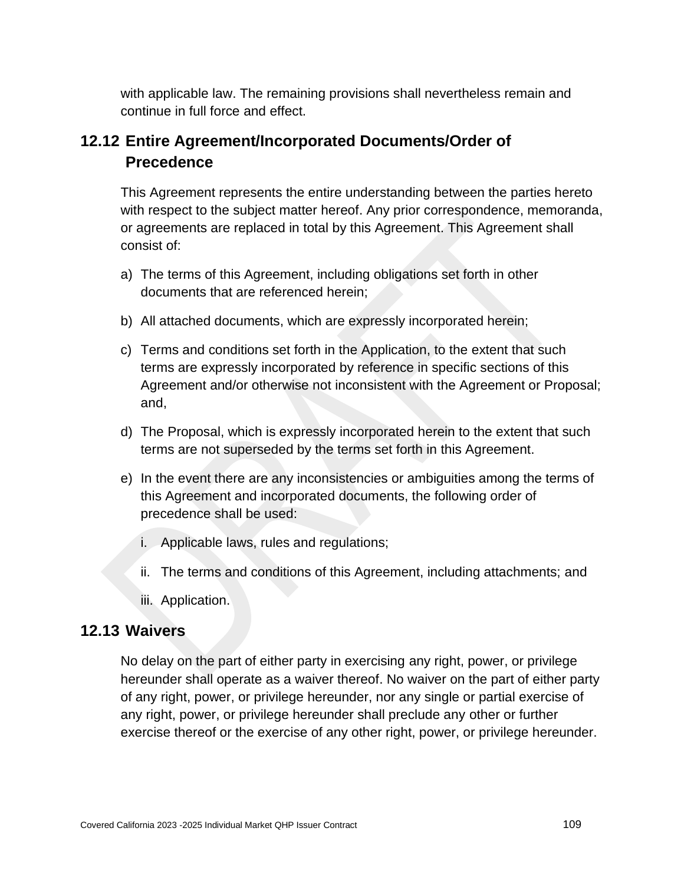with applicable law. The remaining provisions shall nevertheless remain and continue in full force and effect.

## 12.12 Entire Agreement/Incorporated Documents/Order of Precedence

This Agreement represents the entire understanding between the parties hereto with respect to the subject matter hereof. Any prior correspondence, memoranda, or agreements are replaced in total by this Agreement. This Agreement shall consist of:

a) The terms of this Agreement, including obligations set forth in other documents that are referenced herein;

b) All attached documents, which are expressly incorporated herein;

c) Terms and conditions set forth in the Application, to the extent that such terms are expressly incorporated by reference in specific sections of this Agreement and/or otherwise not inconsistent with the Agreement or Proposal; and,

d) The Proposal, which is expressly incorporated herein to the extent that such terms are not superseded by the terms set forth in this Agreement.

e) In the event there are any inconsistencies or ambiguities among the terms of this Agreement and incorporated documents, the following order of precedence shall be used:

   i. Applicable laws, rules and regulations;

   ii. The terms and conditions of this Agreement, including attachments; and

   iii. Application.

## 12.13 Waivers

No delay on the part of either party in exercising any right, power, or privilege hereunder shall operate as a waiver thereof. No waiver on the part of either party of any right, power, or privilege hereunder, nor any single or partial exercise of any right, power, or privilege hereunder shall preclude any other or further exercise thereof or the exercise of any other right, power, or privilege hereunder.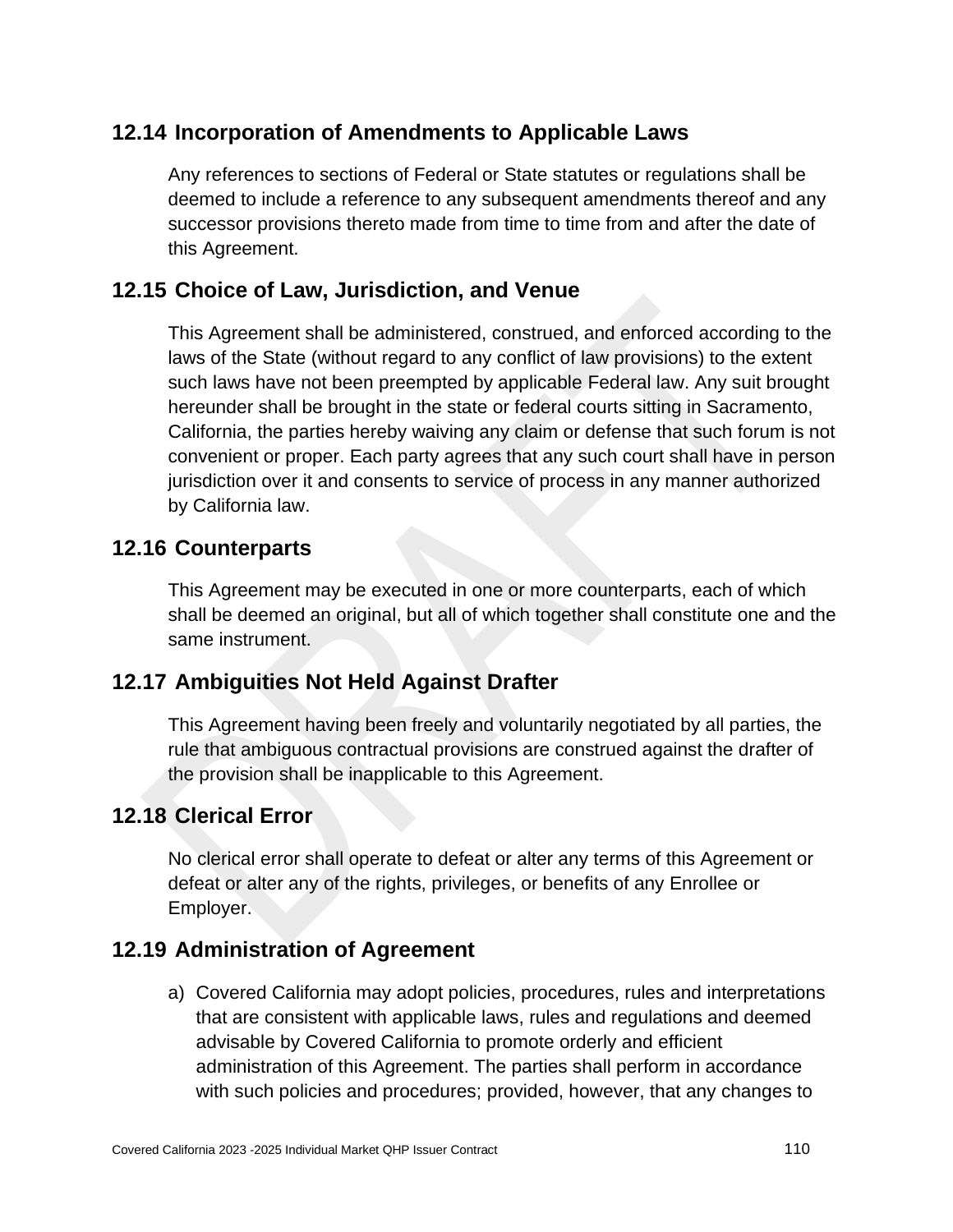## 12.14 Incorporation of Amendments to Applicable Laws

Any references to sections of Federal or State statutes or regulations shall be deemed to include a reference to any subsequent amendments thereof and any successor provisions thereto made from time to time from and after the date of this Agreement.

## 12.15 Choice of Law, Jurisdiction, and Venue

This Agreement shall be administered, construed, and enforced according to the laws of the State (without regard to any conflict of law provisions) to the extent such laws have not been preempted by applicable Federal law. Any suit brought hereunder shall be brought in the state or federal courts sitting in Sacramento, California, the parties hereby waiving any claim or defense that such forum is not convenient or proper. Each party agrees that any such court shall have in person jurisdiction over it and consents to service of process in any manner authorized by California law.

## 12.16 Counterparts

This Agreement may be executed in one or more counterparts, each of which shall be deemed an original, but all of which together shall constitute one and the same instrument.

## 12.17 Ambiguities Not Held Against Drafter

This Agreement having been freely and voluntarily negotiated by all parties, the rule that ambiguous contractual provisions are construed against the drafter of the provision shall be inapplicable to this Agreement.

## 12.18 Clerical Error

No clerical error shall operate to defeat or alter any terms of this Agreement or defeat or alter any of the rights, privileges, or benefits of any Enrollee or Employer.

## 12.19 Administration of Agreement

a) Covered California may adopt policies, procedures, rules and interpretations that are consistent with applicable laws, rules and regulations and deemed advisable by Covered California to promote orderly and efficient administration of this Agreement. The parties shall perform in accordance with such policies and procedures; provided, however, that any changes to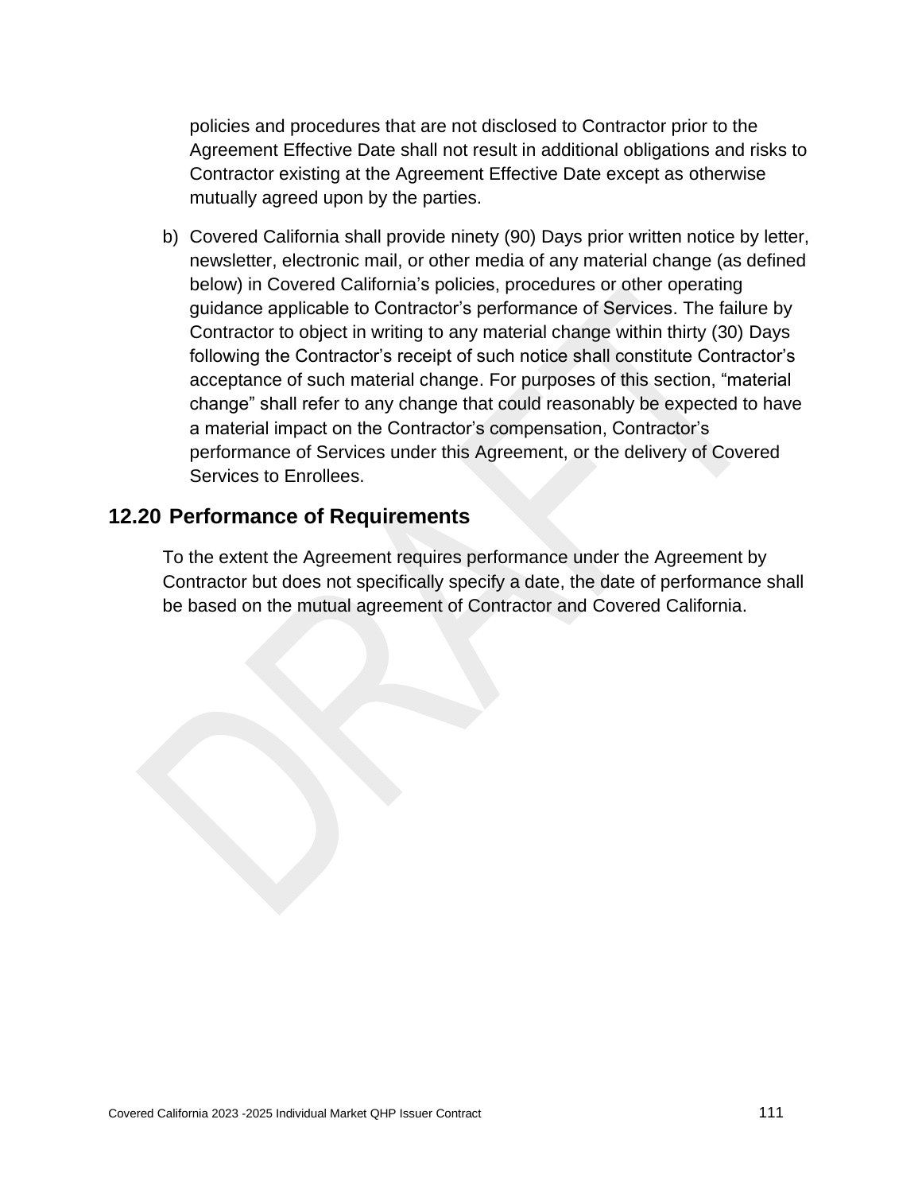policies and procedures that are not disclosed to Contractor prior to the Agreement Effective Date shall not result in additional obligations and risks to Contractor existing at the Agreement Effective Date except as otherwise mutually agreed upon by the parties.

b) Covered California shall provide ninety (90) Days prior written notice by letter, newsletter, electronic mail, or other media of any material change (as defined below) in Covered California's policies, procedures or other operating guidance applicable to Contractor's performance of Services. The failure by Contractor to object in writing to any material change within thirty (30) Days following the Contractor's receipt of such notice shall constitute Contractor's acceptance of such material change. For purposes of this section, "material change" shall refer to any change that could reasonably be expected to have a material impact on the Contractor's compensation, Contractor's performance of Services under this Agreement, or the delivery of Covered Services to Enrollees.

## 12.20 Performance of Requirements

To the extent the Agreement requires performance under the Agreement by Contractor but does not specifically specify a date, the date of performance shall be based on the mutual agreement of Contractor and Covered California.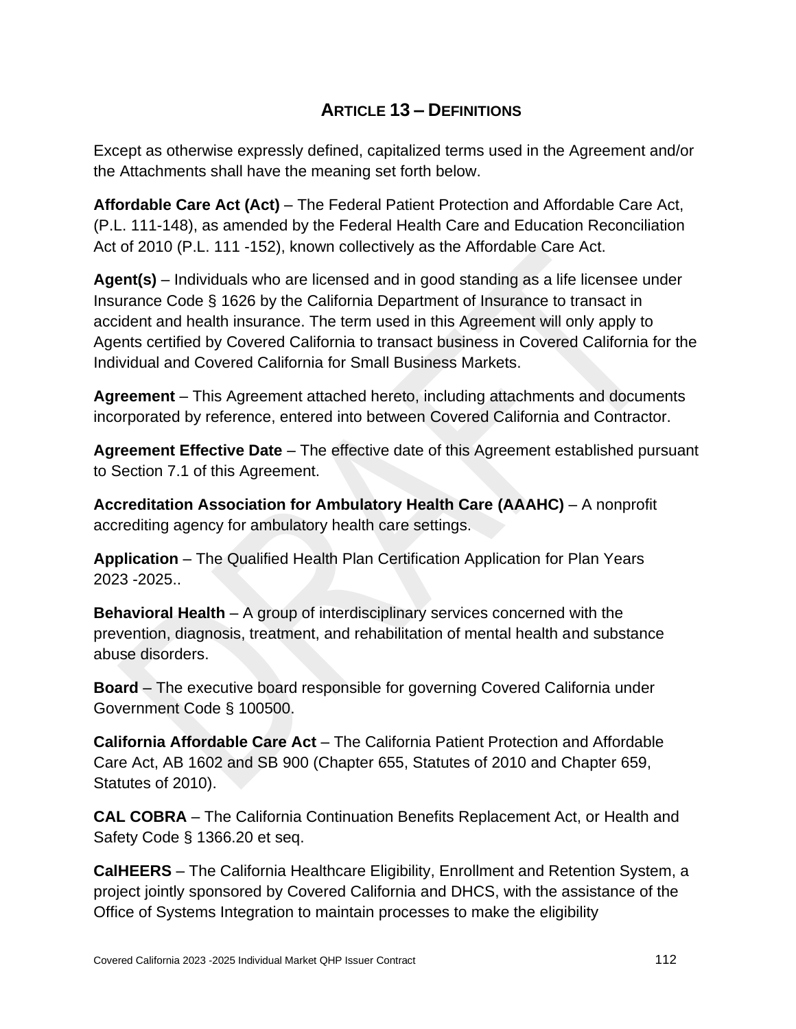## ARTICLE 13 – DEFINITIONS

Except as otherwise expressly defined, capitalized terms used in the Agreement and/or the Attachments shall have the meaning set forth below.

**Affordable Care Act (Act)** – The Federal Patient Protection and Affordable Care Act, (P.L. 111-148), as amended by the Federal Health Care and Education Reconciliation Act of 2010 (P.L. 111 -152), known collectively as the Affordable Care Act.

**Agent(s)** – Individuals who are licensed and in good standing as a life licensee under Insurance Code § 1626 by the California Department of Insurance to transact in accident and health insurance. The term used in this Agreement will only apply to Agents certified by Covered California to transact business in Covered California for the Individual and Covered California for Small Business Markets.

**Agreement** – This Agreement attached hereto, including attachments and documents incorporated by reference, entered into between Covered California and Contractor.

**Agreement Effective Date** – The effective date of this Agreement established pursuant to Section 7.1 of this Agreement.

**Accreditation Association for Ambulatory Health Care (AAAHC)** – A nonprofit accrediting agency for ambulatory health care settings.

**Application** – The Qualified Health Plan Certification Application for Plan Years 2023 -2025..

**Behavioral Health** – A group of interdisciplinary services concerned with the prevention, diagnosis, treatment, and rehabilitation of mental health and substance abuse disorders.

**Board** – The executive board responsible for governing Covered California under Government Code § 100500.

**California Affordable Care Act** – The California Patient Protection and Affordable Care Act, AB 1602 and SB 900 (Chapter 655, Statutes of 2010 and Chapter 659, Statutes of 2010).

**CAL COBRA** – The California Continuation Benefits Replacement Act, or Health and Safety Code § 1366.20 et seq.

**CalHEERS** – The California Healthcare Eligibility, Enrollment and Retention System, a project jointly sponsored by Covered California and DHCS, with the assistance of the Office of Systems Integration to maintain processes to make the eligibility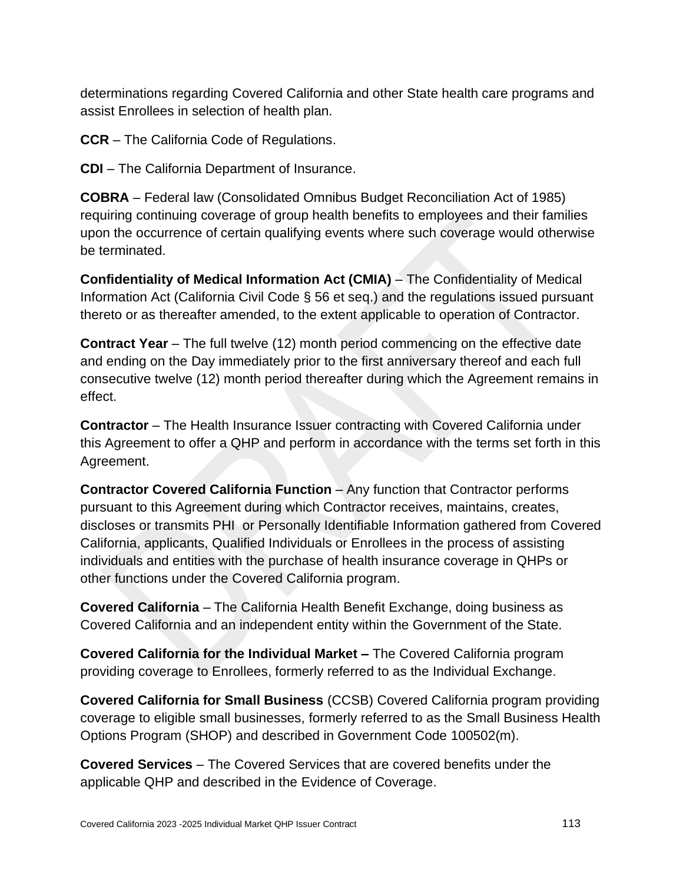determinations regarding Covered California and other State health care programs and assist Enrollees in selection of health plan.

**CCR** – The California Code of Regulations.

**CDI** – The California Department of Insurance.

**COBRA** – Federal law (Consolidated Omnibus Budget Reconciliation Act of 1985) requiring continuing coverage of group health benefits to employees and their families upon the occurrence of certain qualifying events where such coverage would otherwise be terminated.

**Confidentiality of Medical Information Act (CMIA)** – The Confidentiality of Medical Information Act (California Civil Code § 56 et seq.) and the regulations issued pursuant thereto or as thereafter amended, to the extent applicable to operation of Contractor.

**Contract Year** – The full twelve (12) month period commencing on the effective date and ending on the Day immediately prior to the first anniversary thereof and each full consecutive twelve (12) month period thereafter during which the Agreement remains in effect.

**Contractor** – The Health Insurance Issuer contracting with Covered California under this Agreement to offer a QHP and perform in accordance with the terms set forth in this Agreement.

**Contractor Covered California Function** – Any function that Contractor performs pursuant to this Agreement during which Contractor receives, maintains, creates, discloses or transmits PHI or Personally Identifiable Information gathered from Covered California, applicants, Qualified Individuals or Enrollees in the process of assisting individuals and entities with the purchase of health insurance coverage in QHPs or other functions under the Covered California program.

**Covered California** – The California Health Benefit Exchange, doing business as Covered California and an independent entity within the Government of the State.

**Covered California for the Individual Market –** The Covered California program providing coverage to Enrollees, formerly referred to as the Individual Exchange.

**Covered California for Small Business** (CCSB) Covered California program providing coverage to eligible small businesses, formerly referred to as the Small Business Health Options Program (SHOP) and described in Government Code 100502(m).

**Covered Services** – The Covered Services that are covered benefits under the applicable QHP and described in the Evidence of Coverage.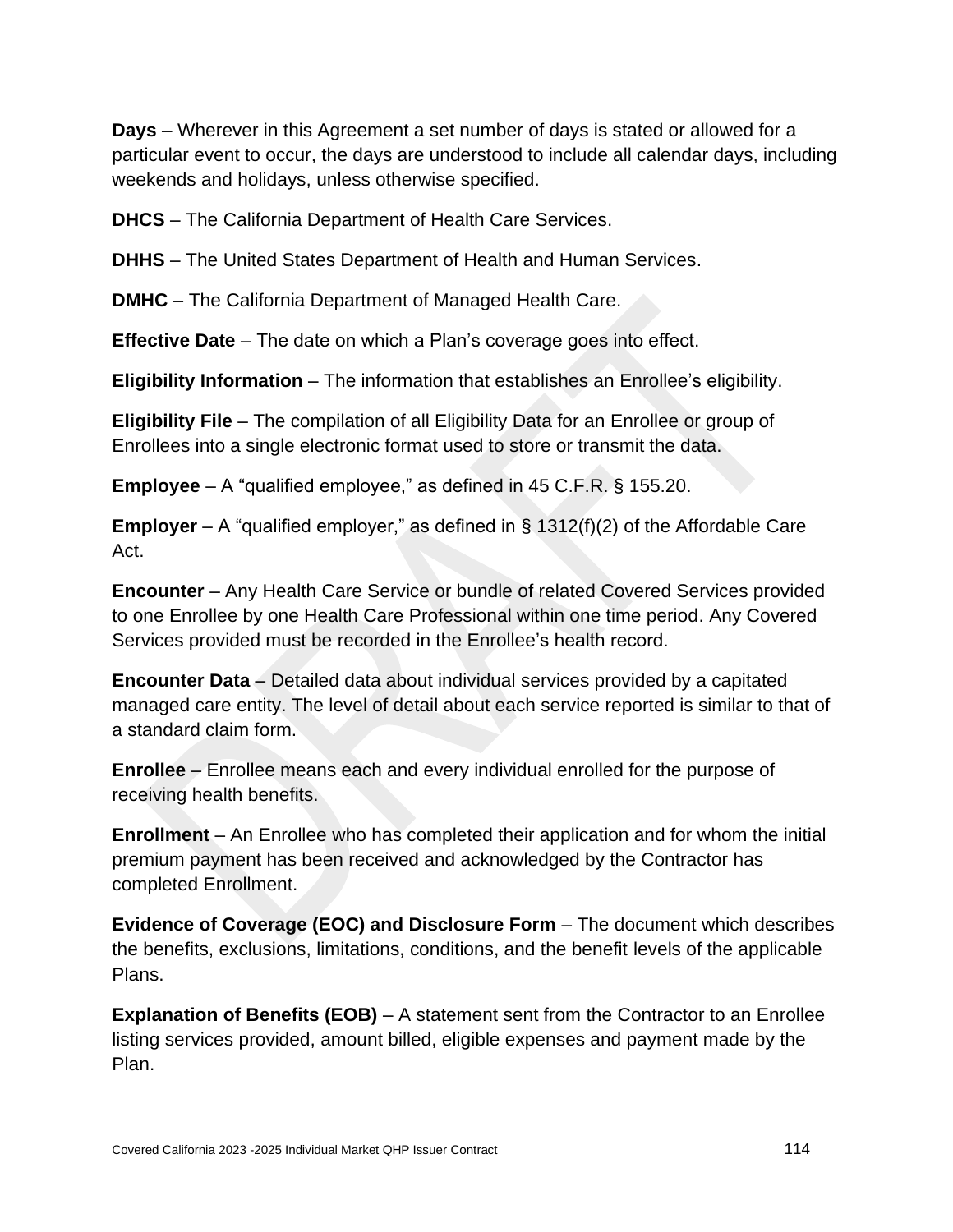**Days** – Wherever in this Agreement a set number of days is stated or allowed for a particular event to occur, the days are understood to include all calendar days, including weekends and holidays, unless otherwise specified.

**DHCS** – The California Department of Health Care Services.

**DHHS** – The United States Department of Health and Human Services.

**DMHC** – The California Department of Managed Health Care.

**Effective Date** – The date on which a Plan's coverage goes into effect.

**Eligibility Information** – The information that establishes an Enrollee's eligibility.

**Eligibility File** – The compilation of all Eligibility Data for an Enrollee or group of Enrollees into a single electronic format used to store or transmit the data.

**Employee** – A "qualified employee," as defined in 45 C.F.R. § 155.20.

**Employer** – A "qualified employer," as defined in § 1312(f)(2) of the Affordable Care Act.

**Encounter** – Any Health Care Service or bundle of related Covered Services provided to one Enrollee by one Health Care Professional within one time period. Any Covered Services provided must be recorded in the Enrollee's health record.

**Encounter Data** – Detailed data about individual services provided by a capitated managed care entity. The level of detail about each service reported is similar to that of a standard claim form.

**Enrollee** – Enrollee means each and every individual enrolled for the purpose of receiving health benefits.

**Enrollment** – An Enrollee who has completed their application and for whom the initial premium payment has been received and acknowledged by the Contractor has completed Enrollment.

**Evidence of Coverage (EOC) and Disclosure Form** – The document which describes the benefits, exclusions, limitations, conditions, and the benefit levels of the applicable Plans.

**Explanation of Benefits (EOB)** – A statement sent from the Contractor to an Enrollee listing services provided, amount billed, eligible expenses and payment made by the Plan.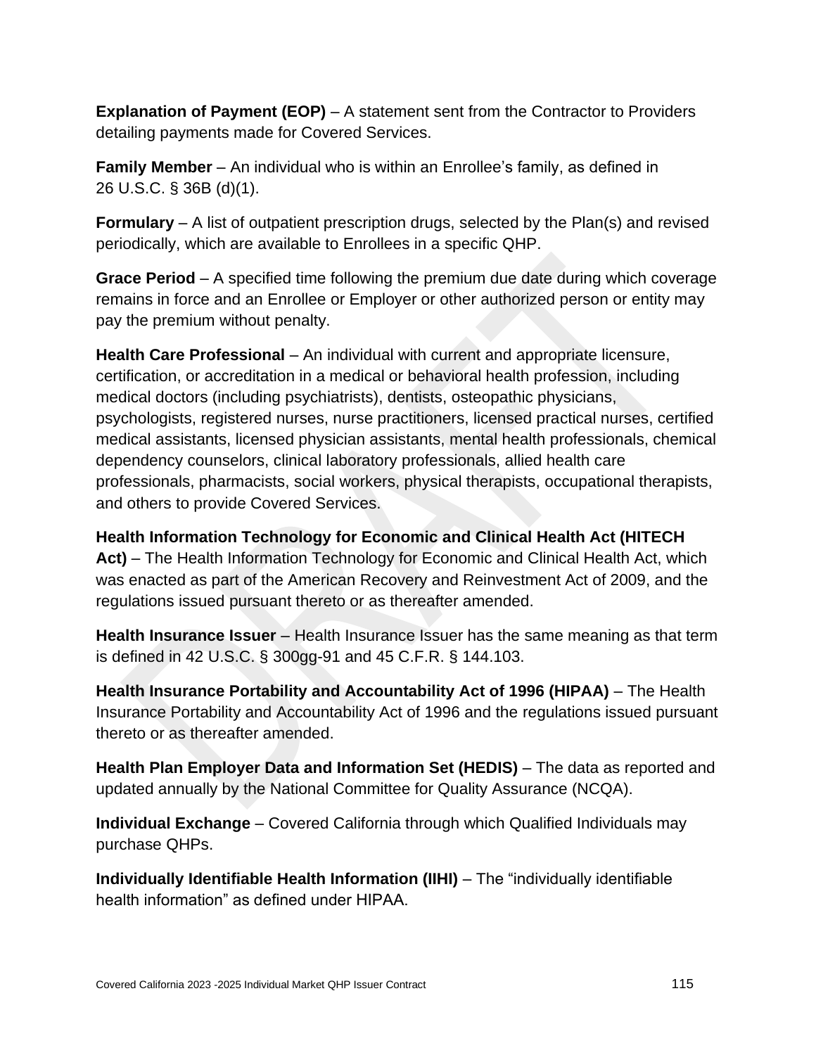**Explanation of Payment (EOP)** – A statement sent from the Contractor to Providers detailing payments made for Covered Services.

**Family Member** – An individual who is within an Enrollee's family, as defined in 26 U.S.C. § 36B (d)(1).

**Formulary** – A list of outpatient prescription drugs, selected by the Plan(s) and revised periodically, which are available to Enrollees in a specific QHP.

**Grace Period** – A specified time following the premium due date during which coverage remains in force and an Enrollee or Employer or other authorized person or entity may pay the premium without penalty.

**Health Care Professional** – An individual with current and appropriate licensure, certification, or accreditation in a medical or behavioral health profession, including medical doctors (including psychiatrists), dentists, osteopathic physicians, psychologists, registered nurses, nurse practitioners, licensed practical nurses, certified medical assistants, licensed physician assistants, mental health professionals, chemical dependency counselors, clinical laboratory professionals, allied health care professionals, pharmacists, social workers, physical therapists, occupational therapists, and others to provide Covered Services.

**Health Information Technology for Economic and Clinical Health Act (HITECH Act)** – The Health Information Technology for Economic and Clinical Health Act, which was enacted as part of the American Recovery and Reinvestment Act of 2009, and the regulations issued pursuant thereto or as thereafter amended.

**Health Insurance Issuer** – Health Insurance Issuer has the same meaning as that term is defined in 42 U.S.C. § 300gg-91 and 45 C.F.R. § 144.103.

**Health Insurance Portability and Accountability Act of 1996 (HIPAA)** – The Health Insurance Portability and Accountability Act of 1996 and the regulations issued pursuant thereto or as thereafter amended.

**Health Plan Employer Data and Information Set (HEDIS)** – The data as reported and updated annually by the National Committee for Quality Assurance (NCQA).

**Individual Exchange** – Covered California through which Qualified Individuals may purchase QHPs.

**Individually Identifiable Health Information (IIHI)** – The "individually identifiable health information" as defined under HIPAA.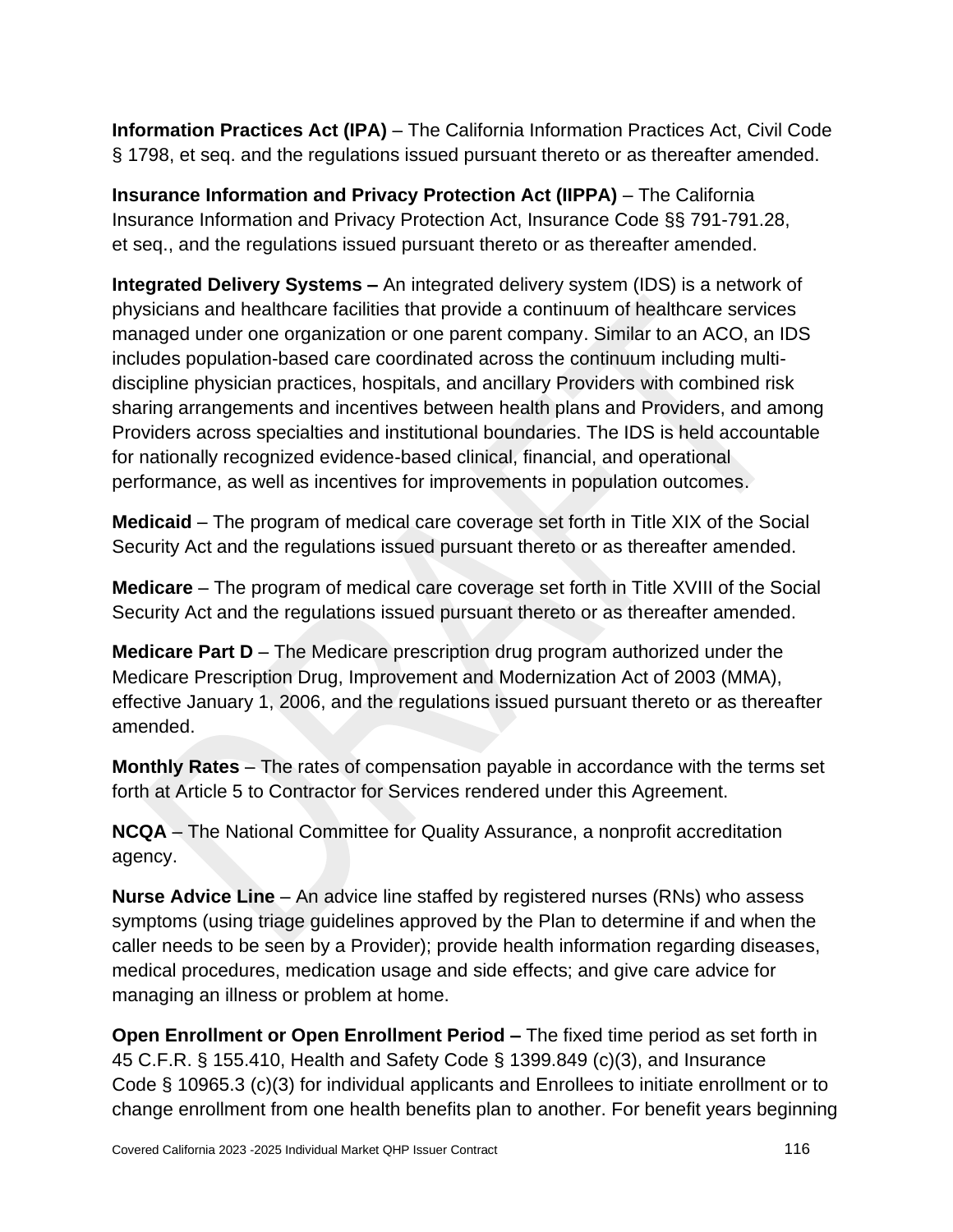**Information Practices Act (IPA)** – The California Information Practices Act, Civil Code § 1798, et seq. and the regulations issued pursuant thereto or as thereafter amended.

**Insurance Information and Privacy Protection Act (IIPPA)** – The California Insurance Information and Privacy Protection Act, Insurance Code §§ 791-791.28, et seq., and the regulations issued pursuant thereto or as thereafter amended.

**Integrated Delivery Systems –** An integrated delivery system (IDS) is a network of physicians and healthcare facilities that provide a continuum of healthcare services managed under one organization or one parent company. Similar to an ACO, an IDS includes population-based care coordinated across the continuum including multi-discipline physician practices, hospitals, and ancillary Providers with combined risk sharing arrangements and incentives between health plans and Providers, and among Providers across specialties and institutional boundaries. The IDS is held accountable for nationally recognized evidence-based clinical, financial, and operational performance, as well as incentives for improvements in population outcomes.

**Medicaid** – The program of medical care coverage set forth in Title XIX of the Social Security Act and the regulations issued pursuant thereto or as thereafter amended.

**Medicare** – The program of medical care coverage set forth in Title XVIII of the Social Security Act and the regulations issued pursuant thereto or as thereafter amended.

**Medicare Part D** – The Medicare prescription drug program authorized under the Medicare Prescription Drug, Improvement and Modernization Act of 2003 (MMA), effective January 1, 2006, and the regulations issued pursuant thereto or as thereafter amended.

**Monthly Rates** – The rates of compensation payable in accordance with the terms set forth at Article 5 to Contractor for Services rendered under this Agreement.

**NCQA** – The National Committee for Quality Assurance, a nonprofit accreditation agency.

**Nurse Advice Line** – An advice line staffed by registered nurses (RNs) who assess symptoms (using triage guidelines approved by the Plan to determine if and when the caller needs to be seen by a Provider); provide health information regarding diseases, medical procedures, medication usage and side effects; and give care advice for managing an illness or problem at home.

**Open Enrollment or Open Enrollment Period –** The fixed time period as set forth in 45 C.F.R. § 155.410, Health and Safety Code § 1399.849 (c)(3), and Insurance Code § 10965.3 (c)(3) for individual applicants and Enrollees to initiate enrollment or to change enrollment from one health benefits plan to another. For benefit years beginning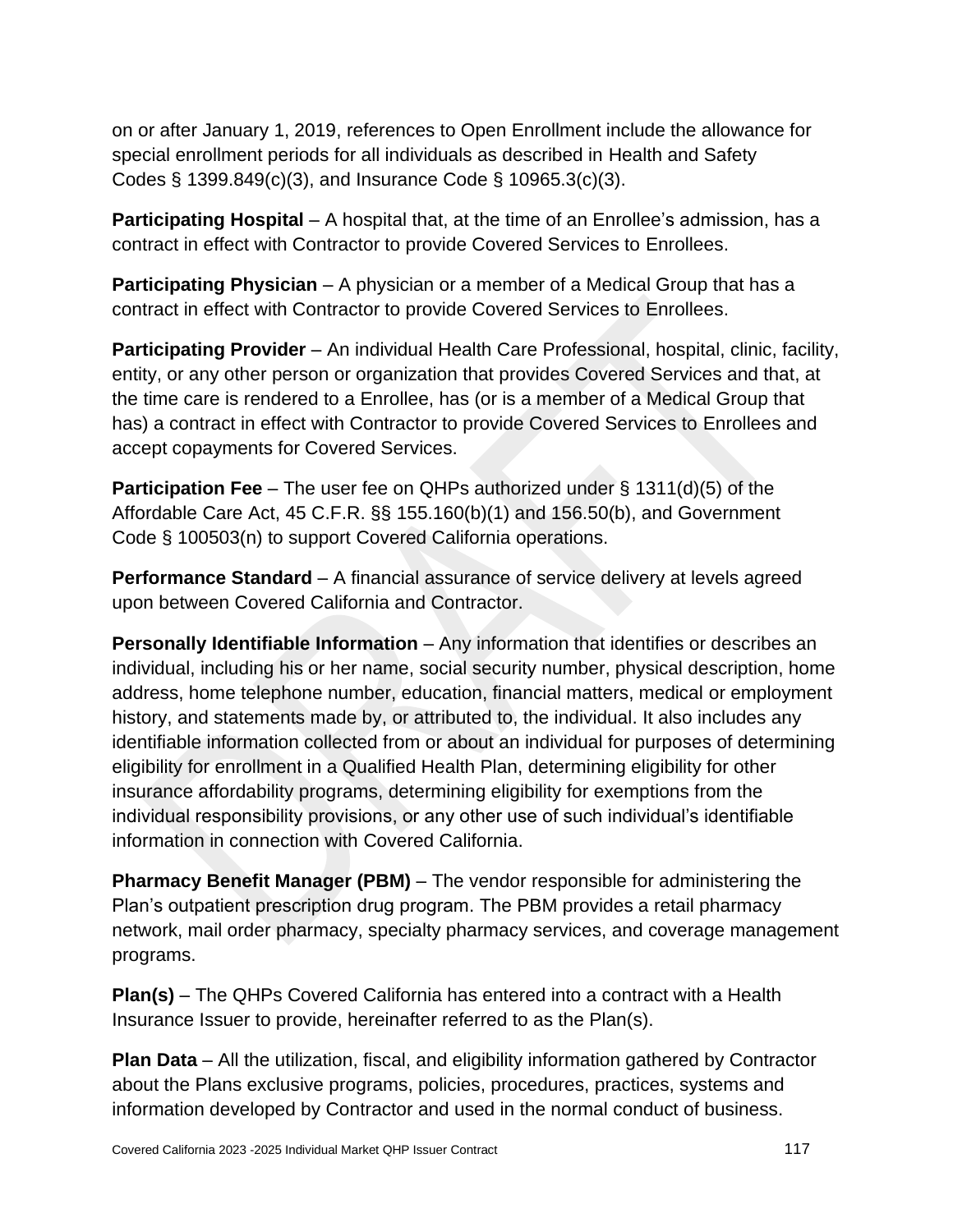on or after January 1, 2019, references to Open Enrollment include the allowance for special enrollment periods for all individuals as described in Health and Safety Codes § 1399.849(c)(3), and Insurance Code § 10965.3(c)(3).

**Participating Hospital** – A hospital that, at the time of an Enrollee's admission, has a contract in effect with Contractor to provide Covered Services to Enrollees.

**Participating Physician** – A physician or a member of a Medical Group that has a contract in effect with Contractor to provide Covered Services to Enrollees.

**Participating Provider** – An individual Health Care Professional, hospital, clinic, facility, entity, or any other person or organization that provides Covered Services and that, at the time care is rendered to a Enrollee, has (or is a member of a Medical Group that has) a contract in effect with Contractor to provide Covered Services to Enrollees and accept copayments for Covered Services.

**Participation Fee** – The user fee on QHPs authorized under § 1311(d)(5) of the Affordable Care Act, 45 C.F.R. §§ 155.160(b)(1) and 156.50(b), and Government Code § 100503(n) to support Covered California operations.

**Performance Standard** – A financial assurance of service delivery at levels agreed upon between Covered California and Contractor.

**Personally Identifiable Information** – Any information that identifies or describes an individual, including his or her name, social security number, physical description, home address, home telephone number, education, financial matters, medical or employment history, and statements made by, or attributed to, the individual. It also includes any identifiable information collected from or about an individual for purposes of determining eligibility for enrollment in a Qualified Health Plan, determining eligibility for other insurance affordability programs, determining eligibility for exemptions from the individual responsibility provisions, or any other use of such individual's identifiable information in connection with Covered California.

**Pharmacy Benefit Manager (PBM)** – The vendor responsible for administering the Plan's outpatient prescription drug program. The PBM provides a retail pharmacy network, mail order pharmacy, specialty pharmacy services, and coverage management programs.

**Plan(s)** – The QHPs Covered California has entered into a contract with a Health Insurance Issuer to provide, hereinafter referred to as the Plan(s).

**Plan Data** – All the utilization, fiscal, and eligibility information gathered by Contractor about the Plans exclusive programs, policies, procedures, practices, systems and information developed by Contractor and used in the normal conduct of business.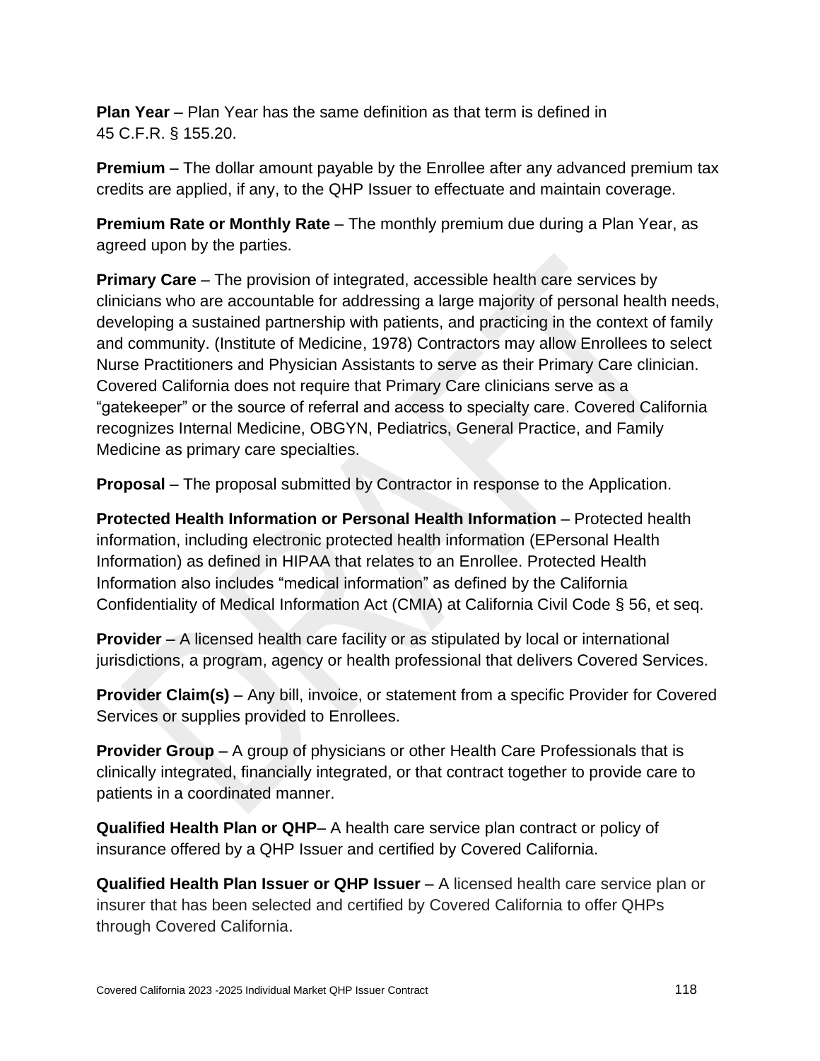**Plan Year** – Plan Year has the same definition as that term is defined in 45 C.F.R. § 155.20.

**Premium** – The dollar amount payable by the Enrollee after any advanced premium tax credits are applied, if any, to the QHP Issuer to effectuate and maintain coverage.

**Premium Rate or Monthly Rate** – The monthly premium due during a Plan Year, as agreed upon by the parties.

**Primary Care** – The provision of integrated, accessible health care services by clinicians who are accountable for addressing a large majority of personal health needs, developing a sustained partnership with patients, and practicing in the context of family and community. (Institute of Medicine, 1978) Contractors may allow Enrollees to select Nurse Practitioners and Physician Assistants to serve as their Primary Care clinician. Covered California does not require that Primary Care clinicians serve as a “gatekeeper” or the source of referral and access to specialty care. Covered California recognizes Internal Medicine, OBGYN, Pediatrics, General Practice, and Family Medicine as primary care specialties.

**Proposal** – The proposal submitted by Contractor in response to the Application.

**Protected Health Information or Personal Health Information** – Protected health information, including electronic protected health information (EPersonal Health Information) as defined in HIPAA that relates to an Enrollee. Protected Health Information also includes “medical information” as defined by the California Confidentiality of Medical Information Act (CMIA) at California Civil Code § 56, et seq.

**Provider** – A licensed health care facility or as stipulated by local or international jurisdictions, a program, agency or health professional that delivers Covered Services.

**Provider Claim(s)** – Any bill, invoice, or statement from a specific Provider for Covered Services or supplies provided to Enrollees.

**Provider Group** – A group of physicians or other Health Care Professionals that is clinically integrated, financially integrated, or that contract together to provide care to patients in a coordinated manner.

**Qualified Health Plan or QHP**– A health care service plan contract or policy of insurance offered by a QHP Issuer and certified by Covered California.

**Qualified Health Plan Issuer or QHP Issuer** – A licensed health care service plan or insurer that has been selected and certified by Covered California to offer QHPs through Covered California.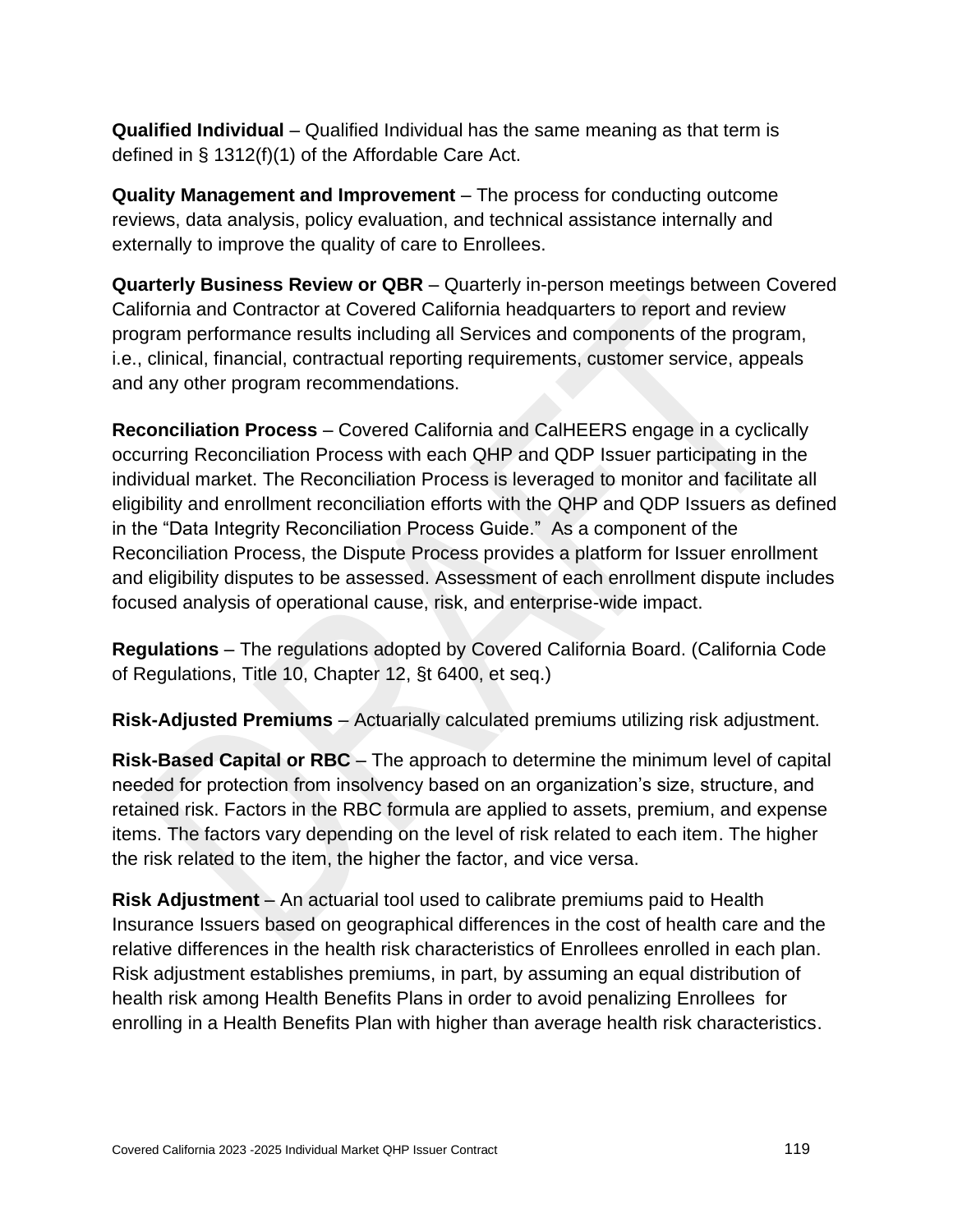**Qualified Individual** – Qualified Individual has the same meaning as that term is defined in § 1312(f)(1) of the Affordable Care Act.

**Quality Management and Improvement** – The process for conducting outcome reviews, data analysis, policy evaluation, and technical assistance internally and externally to improve the quality of care to Enrollees.

**Quarterly Business Review or QBR** – Quarterly in-person meetings between Covered California and Contractor at Covered California headquarters to report and review program performance results including all Services and components of the program, i.e., clinical, financial, contractual reporting requirements, customer service, appeals and any other program recommendations.

**Reconciliation Process** – Covered California and CalHEERS engage in a cyclically occurring Reconciliation Process with each QHP and QDP Issuer participating in the individual market. The Reconciliation Process is leveraged to monitor and facilitate all eligibility and enrollment reconciliation efforts with the QHP and QDP Issuers as defined in the "Data Integrity Reconciliation Process Guide." As a component of the Reconciliation Process, the Dispute Process provides a platform for Issuer enrollment and eligibility disputes to be assessed. Assessment of each enrollment dispute includes focused analysis of operational cause, risk, and enterprise-wide impact.

**Regulations** – The regulations adopted by Covered California Board. (California Code of Regulations, Title 10, Chapter 12, §t 6400, et seq.)

**Risk-Adjusted Premiums** – Actuarially calculated premiums utilizing risk adjustment.

**Risk-Based Capital or RBC** – The approach to determine the minimum level of capital needed for protection from insolvency based on an organization's size, structure, and retained risk. Factors in the RBC formula are applied to assets, premium, and expense items. The factors vary depending on the level of risk related to each item. The higher the risk related to the item, the higher the factor, and vice versa.

**Risk Adjustment** – An actuarial tool used to calibrate premiums paid to Health Insurance Issuers based on geographical differences in the cost of health care and the relative differences in the health risk characteristics of Enrollees enrolled in each plan. Risk adjustment establishes premiums, in part, by assuming an equal distribution of health risk among Health Benefits Plans in order to avoid penalizing Enrollees for enrolling in a Health Benefits Plan with higher than average health risk characteristics.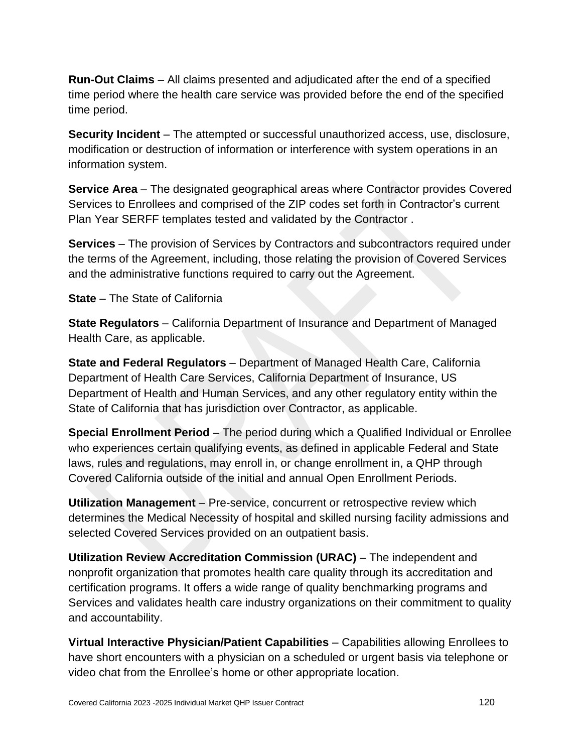**Run-Out Claims** – All claims presented and adjudicated after the end of a specified time period where the health care service was provided before the end of the specified time period.

**Security Incident** – The attempted or successful unauthorized access, use, disclosure, modification or destruction of information or interference with system operations in an information system.

**Service Area** – The designated geographical areas where Contractor provides Covered Services to Enrollees and comprised of the ZIP codes set forth in Contractor's current Plan Year SERFF templates tested and validated by the Contractor .

**Services** – The provision of Services by Contractors and subcontractors required under the terms of the Agreement, including, those relating the provision of Covered Services and the administrative functions required to carry out the Agreement.

**State** – The State of California

**State Regulators** – California Department of Insurance and Department of Managed Health Care, as applicable.

**State and Federal Regulators** – Department of Managed Health Care, California Department of Health Care Services, California Department of Insurance, US Department of Health and Human Services, and any other regulatory entity within the State of California that has jurisdiction over Contractor, as applicable.

**Special Enrollment Period** – The period during which a Qualified Individual or Enrollee who experiences certain qualifying events, as defined in applicable Federal and State laws, rules and regulations, may enroll in, or change enrollment in, a QHP through Covered California outside of the initial and annual Open Enrollment Periods.

**Utilization Management** – Pre-service, concurrent or retrospective review which determines the Medical Necessity of hospital and skilled nursing facility admissions and selected Covered Services provided on an outpatient basis.

**Utilization Review Accreditation Commission (URAC)** – The independent and nonprofit organization that promotes health care quality through its accreditation and certification programs. It offers a wide range of quality benchmarking programs and Services and validates health care industry organizations on their commitment to quality and accountability.

**Virtual Interactive Physician/Patient Capabilities** – Capabilities allowing Enrollees to have short encounters with a physician on a scheduled or urgent basis via telephone or video chat from the Enrollee's home or other appropriate location.